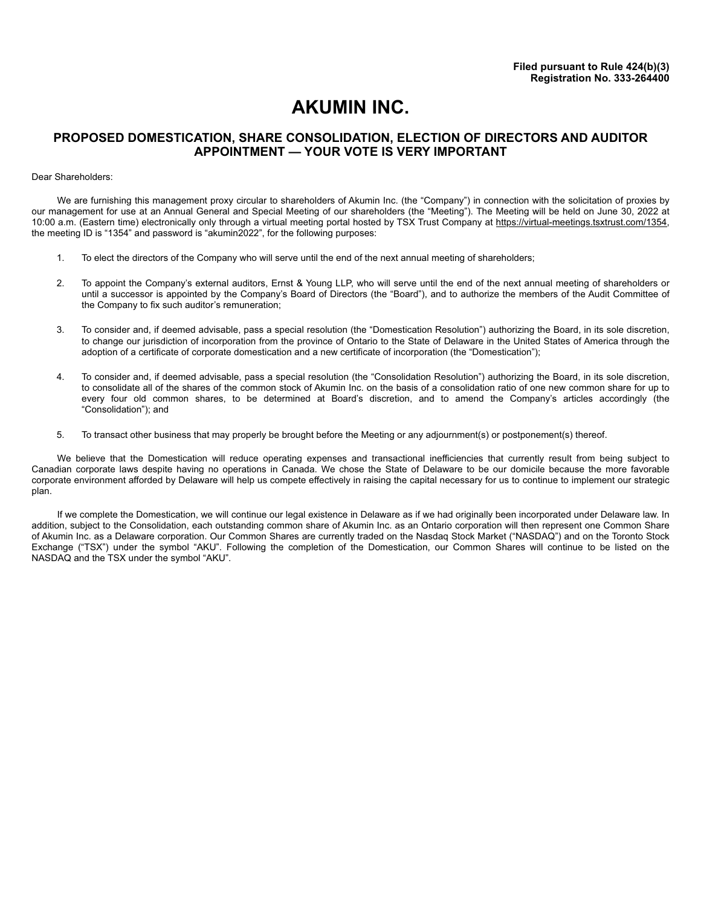**Filed pursuant to Rule 424(b)(3)**
**Registration No. 333-264400**

# AKUMIN INC.

## PROPOSED DOMESTICATION, SHARE CONSOLIDATION, ELECTION OF DIRECTORS AND AUDITOR APPOINTMENT — YOUR VOTE IS VERY IMPORTANT

Dear Shareholders:

We are furnishing this management proxy circular to shareholders of Akumin Inc. (the "Company") in connection with the solicitation of proxies by our management for use at an Annual General and Special Meeting of our shareholders (the "Meeting"). The Meeting will be held on June 30, 2022 at 10:00 a.m. (Eastern time) electronically only through a virtual meeting portal hosted by TSX Trust Company at https://virtual-meetings.tsxtrust.com/1354, the meeting ID is "1354" and password is "akumin2022", for the following purposes:

1. To elect the directors of the Company who will serve until the end of the next annual meeting of shareholders;

2. To appoint the Company's external auditors, Ernst & Young LLP, who will serve until the end of the next annual meeting of shareholders or until a successor is appointed by the Company's Board of Directors (the "Board"), and to authorize the members of the Audit Committee of the Company to fix such auditor's remuneration;

3. To consider and, if deemed advisable, pass a special resolution (the "Domestication Resolution") authorizing the Board, in its sole discretion, to change our jurisdiction of incorporation from the province of Ontario to the State of Delaware in the United States of America through the adoption of a certificate of corporate domestication and a new certificate of incorporation (the "Domestication");

4. To consider and, if deemed advisable, pass a special resolution (the "Consolidation Resolution") authorizing the Board, in its sole discretion, to consolidate all of the shares of the common stock of Akumin Inc. on the basis of a consolidation ratio of one new common share for up to every four old common shares, to be determined at Board's discretion, and to amend the Company's articles accordingly (the "Consolidation"); and

5. To transact other business that may properly be brought before the Meeting or any adjournment(s) or postponement(s) thereof.

We believe that the Domestication will reduce operating expenses and transactional inefficiencies that currently result from being subject to Canadian corporate laws despite having no operations in Canada. We chose the State of Delaware to be our domicile because the more favorable corporate environment afforded by Delaware will help us compete effectively in raising the capital necessary for us to continue to implement our strategic plan.

If we complete the Domestication, we will continue our legal existence in Delaware as if we had originally been incorporated under Delaware law. In addition, subject to the Consolidation, each outstanding common share of Akumin Inc. as an Ontario corporation will then represent one Common Share of Akumin Inc. as a Delaware corporation. Our Common Shares are currently traded on the Nasdaq Stock Market ("NASDAQ") and on the Toronto Stock Exchange ("TSX") under the symbol "AKU". Following the completion of the Domestication, our Common Shares will continue to be listed on the NASDAQ and the TSX under the symbol "AKU".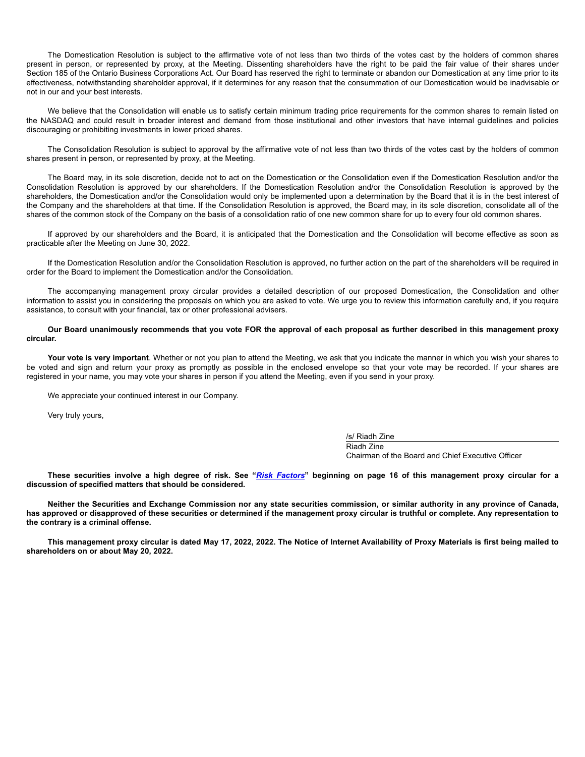The Domestication Resolution is subject to the affirmative vote of not less than two thirds of the votes cast by the holders of common shares present in person, or represented by proxy, at the Meeting. Dissenting shareholders have the right to be paid the fair value of their shares under Section 185 of the Ontario Business Corporations Act. Our Board has reserved the right to terminate or abandon our Domestication at any time prior to its effectiveness, notwithstanding shareholder approval, if it determines for any reason that the consummation of our Domestication would be inadvisable or not in our and your best interests.

We believe that the Consolidation will enable us to satisfy certain minimum trading price requirements for the common shares to remain listed on the NASDAQ and could result in broader interest and demand from those institutional and other investors that have internal guidelines and policies discouraging or prohibiting investments in lower priced shares.

The Consolidation Resolution is subject to approval by the affirmative vote of not less than two thirds of the votes cast by the holders of common shares present in person, or represented by proxy, at the Meeting.

The Board may, in its sole discretion, decide not to act on the Domestication or the Consolidation even if the Domestication Resolution and/or the Consolidation Resolution is approved by our shareholders. If the Domestication Resolution and/or the Consolidation Resolution is approved by the shareholders, the Domestication and/or the Consolidation would only be implemented upon a determination by the Board that it is in the best interest of the Company and the shareholders at that time. If the Consolidation Resolution is approved, the Board may, in its sole discretion, consolidate all of the shares of the common stock of the Company on the basis of a consolidation ratio of one new common share for up to every four old common shares.

If approved by our shareholders and the Board, it is anticipated that the Domestication and the Consolidation will become effective as soon as practicable after the Meeting on June 30, 2022.

If the Domestication Resolution and/or the Consolidation Resolution is approved, no further action on the part of the shareholders will be required in order for the Board to implement the Domestication and/or the Consolidation.

The accompanying management proxy circular provides a detailed description of our proposed Domestication, the Consolidation and other information to assist you in considering the proposals on which you are asked to vote. We urge you to review this information carefully and, if you require assistance, to consult with your financial, tax or other professional advisers.

**Our Board unanimously recommends that you vote FOR the approval of each proposal as further described in this management proxy circular.**

**Your vote is very important**. Whether or not you plan to attend the Meeting, we ask that you indicate the manner in which you wish your shares to be voted and sign and return your proxy as promptly as possible in the enclosed envelope so that your vote may be recorded. If your shares are registered in your name, you may vote your shares in person if you attend the Meeting, even if you send in your proxy.

We appreciate your continued interest in our Company.

Very truly yours,

/s/ Riadh Zine
Riadh Zine
Chairman of the Board and Chief Executive Officer

**These securities involve a high degree of risk. See "*Risk Factors*" beginning on page 16 of this management proxy circular for a discussion of specified matters that should be considered.**

**Neither the Securities and Exchange Commission nor any state securities commission, or similar authority in any province of Canada, has approved or disapproved of these securities or determined if the management proxy circular is truthful or complete. Any representation to the contrary is a criminal offense.**

**This management proxy circular is dated May 17, 2022, 2022. The Notice of Internet Availability of Proxy Materials is first being mailed to shareholders on or about May 20, 2022.**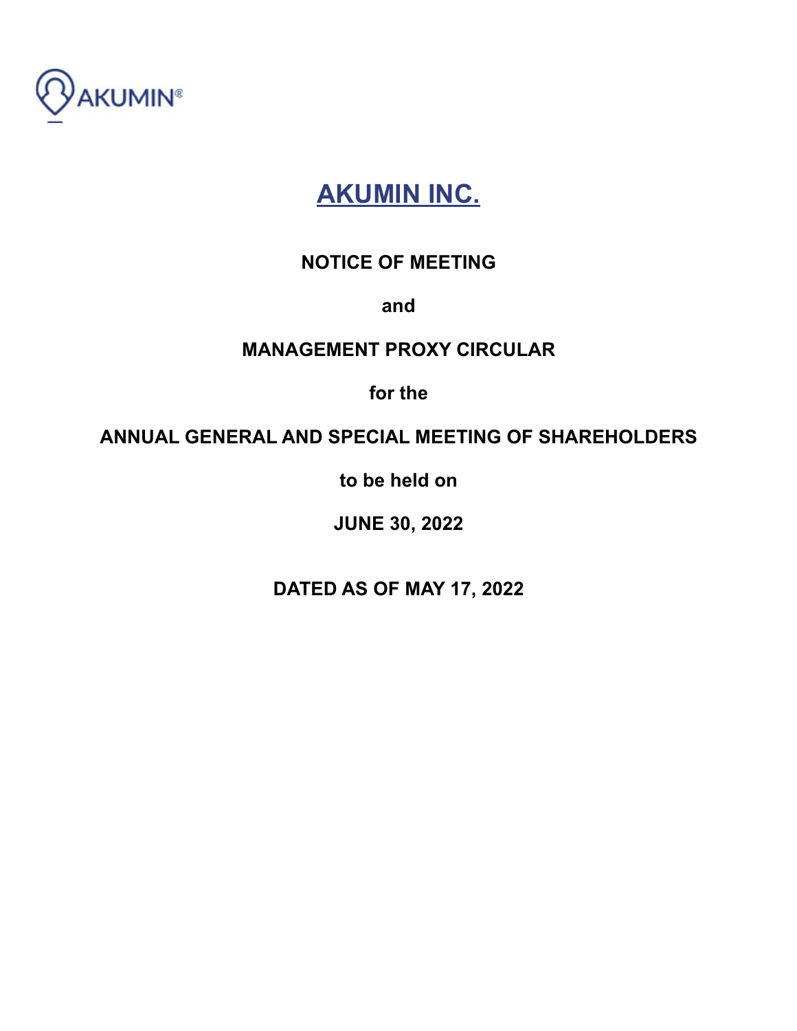AKUMIN®

# AKUMIN INC.

**NOTICE OF MEETING**

**and**

**MANAGEMENT PROXY CIRCULAR**

**for the**

**ANNUAL GENERAL AND SPECIAL MEETING OF SHAREHOLDERS**

**to be held on**

**JUNE 30, 2022**

**DATED AS OF MAY 17, 2022**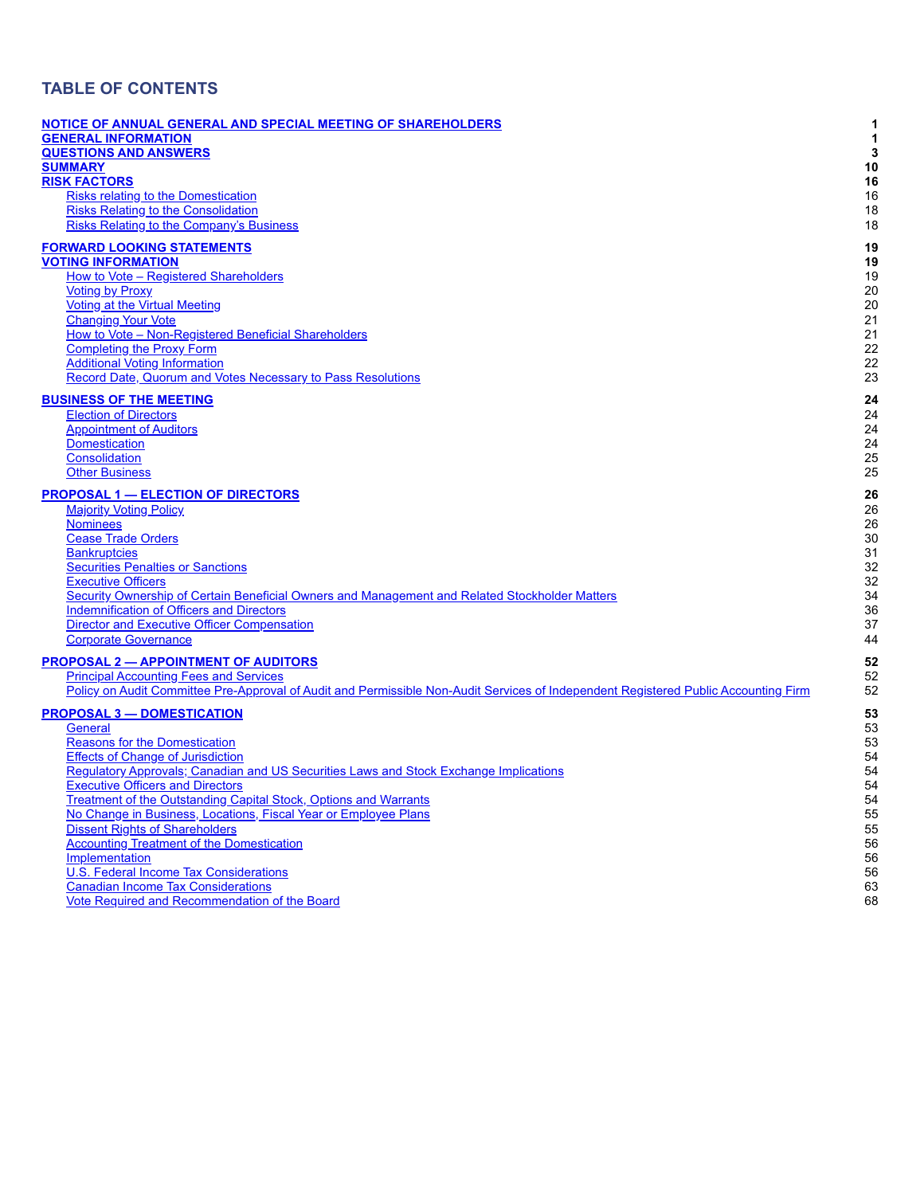# TABLE OF CONTENTS

| | |
|---|---|
| **NOTICE OF ANNUAL GENERAL AND SPECIAL MEETING OF SHAREHOLDERS** | **1** |
| **GENERAL INFORMATION** | **1** |
| **QUESTIONS AND ANSWERS** | **3** |
| **SUMMARY** | **10** |
| **RISK FACTORS** | **16** |
| Risks relating to the Domestication | 16 |
| Risks Relating to the Consolidation | 18 |
| Risks Relating to the Company's Business | 18 |
| **FORWARD LOOKING STATEMENTS** | **19** |
| **VOTING INFORMATION** | **19** |
| How to Vote – Registered Shareholders | 19 |
| Voting by Proxy | 20 |
| Voting at the Virtual Meeting | 20 |
| Changing Your Vote | 21 |
| How to Vote – Non-Registered Beneficial Shareholders | 21 |
| Completing the Proxy Form | 22 |
| Additional Voting Information | 22 |
| Record Date, Quorum and Votes Necessary to Pass Resolutions | 23 |
| **BUSINESS OF THE MEETING** | **24** |
| Election of Directors | 24 |
| Appointment of Auditors | 24 |
| Domestication | 24 |
| Consolidation | 25 |
| Other Business | 25 |
| **PROPOSAL 1 — ELECTION OF DIRECTORS** | **26** |
| Majority Voting Policy | 26 |
| Nominees | 26 |
| Cease Trade Orders | 30 |
| Bankruptcies | 31 |
| Securities Penalties or Sanctions | 32 |
| Executive Officers | 32 |
| Security Ownership of Certain Beneficial Owners and Management and Related Stockholder Matters | 34 |
| Indemnification of Officers and Directors | 36 |
| Director and Executive Officer Compensation | 37 |
| Corporate Governance | 44 |
| **PROPOSAL 2 — APPOINTMENT OF AUDITORS** | **52** |
| Principal Accounting Fees and Services | 52 |
| Policy on Audit Committee Pre-Approval of Audit and Permissible Non-Audit Services of Independent Registered Public Accounting Firm | 52 |
| **PROPOSAL 3 — DOMESTICATION** | **53** |
| General | 53 |
| Reasons for the Domestication | 53 |
| Effects of Change of Jurisdiction | 54 |
| Regulatory Approvals; Canadian and US Securities Laws and Stock Exchange Implications | 54 |
| Executive Officers and Directors | 54 |
| Treatment of the Outstanding Capital Stock, Options and Warrants | 54 |
| No Change in Business, Locations, Fiscal Year or Employee Plans | 55 |
| Dissent Rights of Shareholders | 55 |
| Accounting Treatment of the Domestication | 56 |
| Implementation | 56 |
| U.S. Federal Income Tax Considerations | 56 |
| Canadian Income Tax Considerations | 63 |
| Vote Required and Recommendation of the Board | 68 |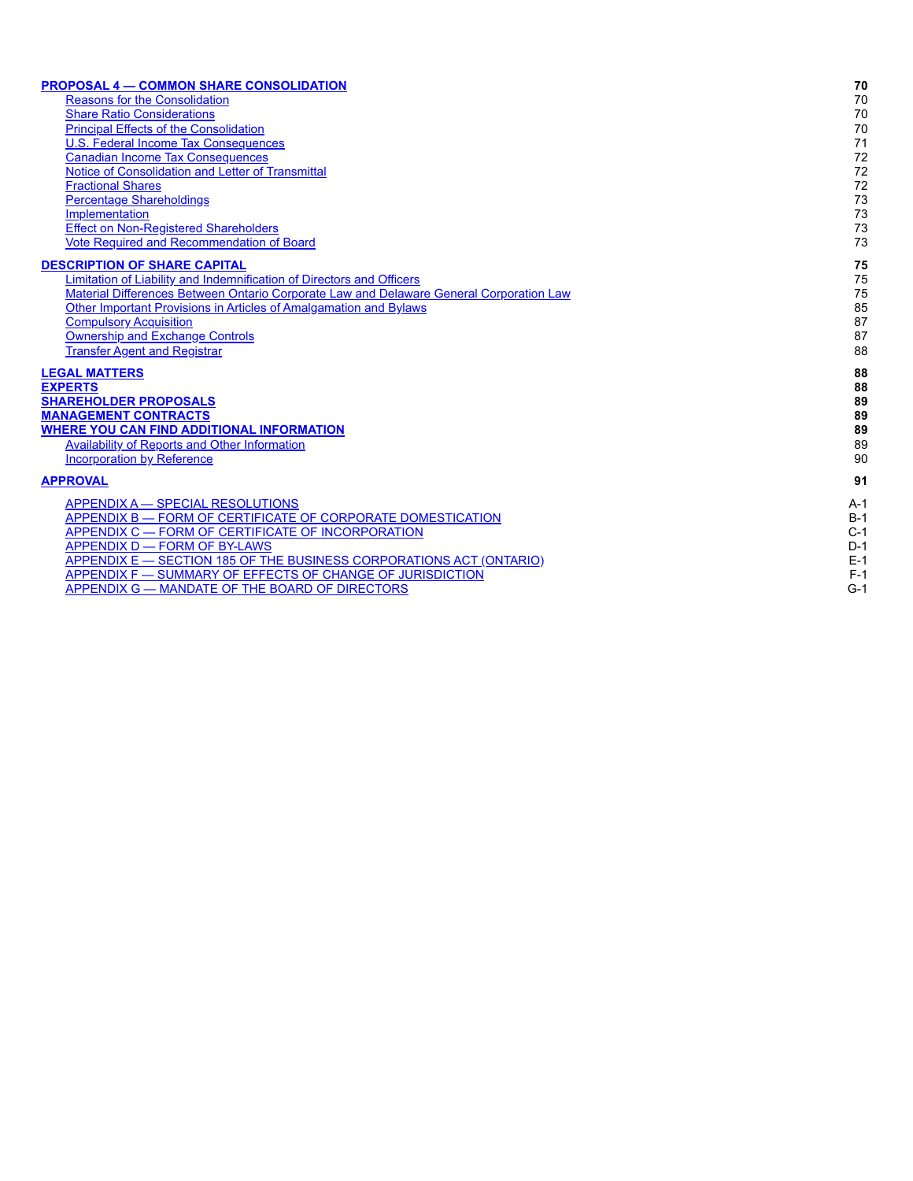| | |
|---|---|
| **PROPOSAL 4 — COMMON SHARE CONSOLIDATION** | **70** |
| Reasons for the Consolidation | 70 |
| Share Ratio Considerations | 70 |
| Principal Effects of the Consolidation | 70 |
| U.S. Federal Income Tax Consequences | 71 |
| Canadian Income Tax Consequences | 72 |
| Notice of Consolidation and Letter of Transmittal | 72 |
| Fractional Shares | 72 |
| Percentage Shareholdings | 73 |
| Implementation | 73 |
| Effect on Non-Registered Shareholders | 73 |
| Vote Required and Recommendation of Board | 73 |
| **DESCRIPTION OF SHARE CAPITAL** | **75** |
| Limitation of Liability and Indemnification of Directors and Officers | 75 |
| Material Differences Between Ontario Corporate Law and Delaware General Corporation Law | 75 |
| Other Important Provisions in Articles of Amalgamation and Bylaws | 85 |
| Compulsory Acquisition | 87 |
| Ownership and Exchange Controls | 87 |
| Transfer Agent and Registrar | 88 |
| **LEGAL MATTERS** | **88** |
| **EXPERTS** | **88** |
| **SHAREHOLDER PROPOSALS** | **89** |
| **MANAGEMENT CONTRACTS** | **89** |
| **WHERE YOU CAN FIND ADDITIONAL INFORMATION** | **89** |
| Availability of Reports and Other Information | 89 |
| Incorporation by Reference | 90 |
| **APPROVAL** | **91** |
| APPENDIX A — SPECIAL RESOLUTIONS | A-1 |
| APPENDIX B — FORM OF CERTIFICATE OF CORPORATE DOMESTICATION | B-1 |
| APPENDIX C — FORM OF CERTIFICATE OF INCORPORATION | C-1 |
| APPENDIX D — FORM OF BY-LAWS | D-1 |
| APPENDIX E — SECTION 185 OF THE BUSINESS CORPORATIONS ACT (ONTARIO) | E-1 |
| APPENDIX F — SUMMARY OF EFFECTS OF CHANGE OF JURISDICTION | F-1 |
| APPENDIX G — MANDATE OF THE BOARD OF DIRECTORS | G-1 |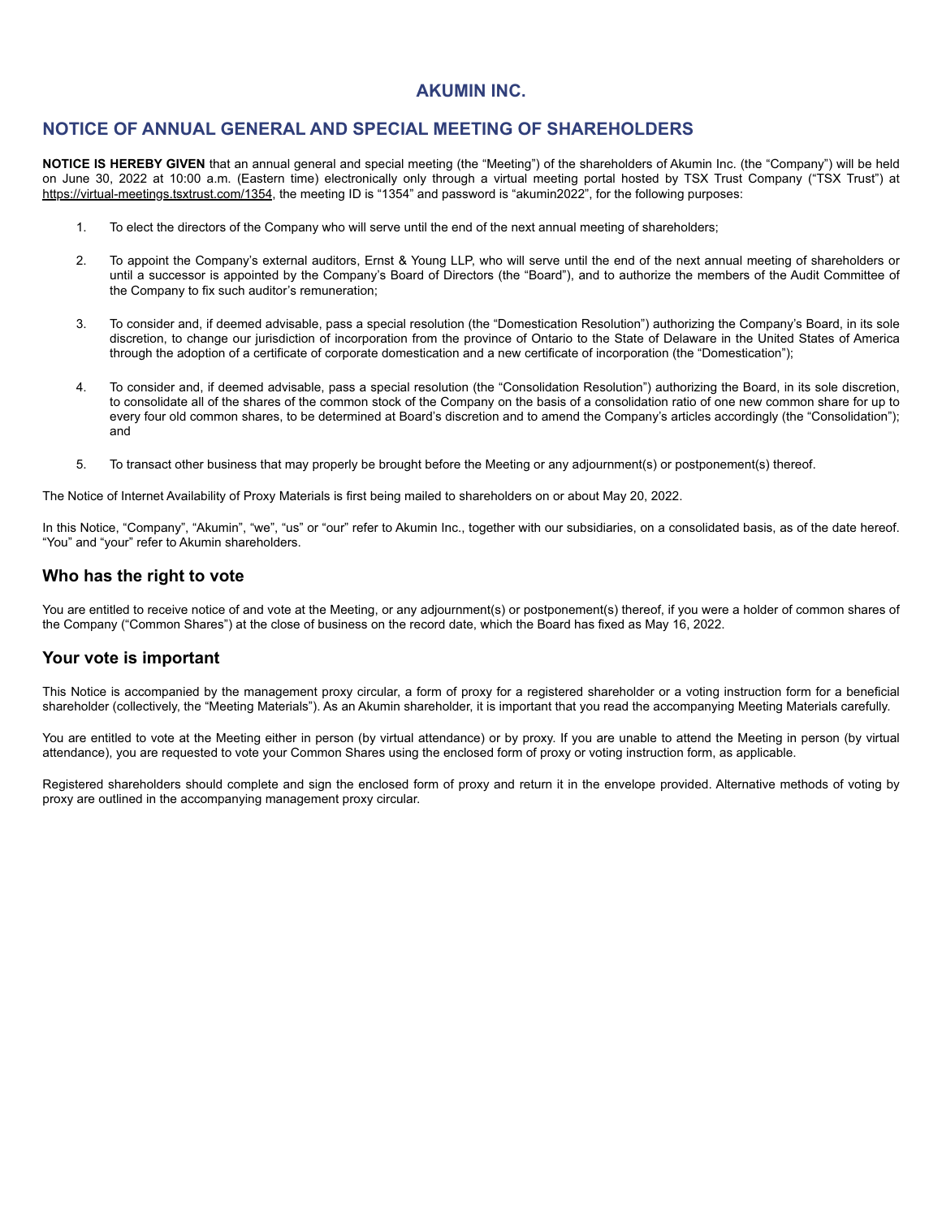# AKUMIN INC.

## NOTICE OF ANNUAL GENERAL AND SPECIAL MEETING OF SHAREHOLDERS

**NOTICE IS HEREBY GIVEN** that an annual general and special meeting (the "Meeting") of the shareholders of Akumin Inc. (the "Company") will be held on June 30, 2022 at 10:00 a.m. (Eastern time) electronically only through a virtual meeting portal hosted by TSX Trust Company ("TSX Trust") at https://virtual-meetings.tsxtrust.com/1354, the meeting ID is "1354" and password is "akumin2022", for the following purposes:

1. To elect the directors of the Company who will serve until the end of the next annual meeting of shareholders;

2. To appoint the Company's external auditors, Ernst & Young LLP, who will serve until the end of the next annual meeting of shareholders or until a successor is appointed by the Company's Board of Directors (the "Board"), and to authorize the members of the Audit Committee of the Company to fix such auditor's remuneration;

3. To consider and, if deemed advisable, pass a special resolution (the "Domestication Resolution") authorizing the Company's Board, in its sole discretion, to change our jurisdiction of incorporation from the province of Ontario to the State of Delaware in the United States of America through the adoption of a certificate of corporate domestication and a new certificate of incorporation (the "Domestication");

4. To consider and, if deemed advisable, pass a special resolution (the "Consolidation Resolution") authorizing the Board, in its sole discretion, to consolidate all of the shares of the common stock of the Company on the basis of a consolidation ratio of one new common share for up to every four old common shares, to be determined at Board's discretion and to amend the Company's articles accordingly (the "Consolidation"); and

5. To transact other business that may properly be brought before the Meeting or any adjournment(s) or postponement(s) thereof.

The Notice of Internet Availability of Proxy Materials is first being mailed to shareholders on or about May 20, 2022.

In this Notice, "Company", "Akumin", "we", "us" or "our" refer to Akumin Inc., together with our subsidiaries, on a consolidated basis, as of the date hereof. "You" and "your" refer to Akumin shareholders.

### Who has the right to vote

You are entitled to receive notice of and vote at the Meeting, or any adjournment(s) or postponement(s) thereof, if you were a holder of common shares of the Company ("Common Shares") at the close of business on the record date, which the Board has fixed as May 16, 2022.

### Your vote is important

This Notice is accompanied by the management proxy circular, a form of proxy for a registered shareholder or a voting instruction form for a beneficial shareholder (collectively, the "Meeting Materials"). As an Akumin shareholder, it is important that you read the accompanying Meeting Materials carefully.

You are entitled to vote at the Meeting either in person (by virtual attendance) or by proxy. If you are unable to attend the Meeting in person (by virtual attendance), you are requested to vote your Common Shares using the enclosed form of proxy or voting instruction form, as applicable.

Registered shareholders should complete and sign the enclosed form of proxy and return it in the envelope provided. Alternative methods of voting by proxy are outlined in the accompanying management proxy circular.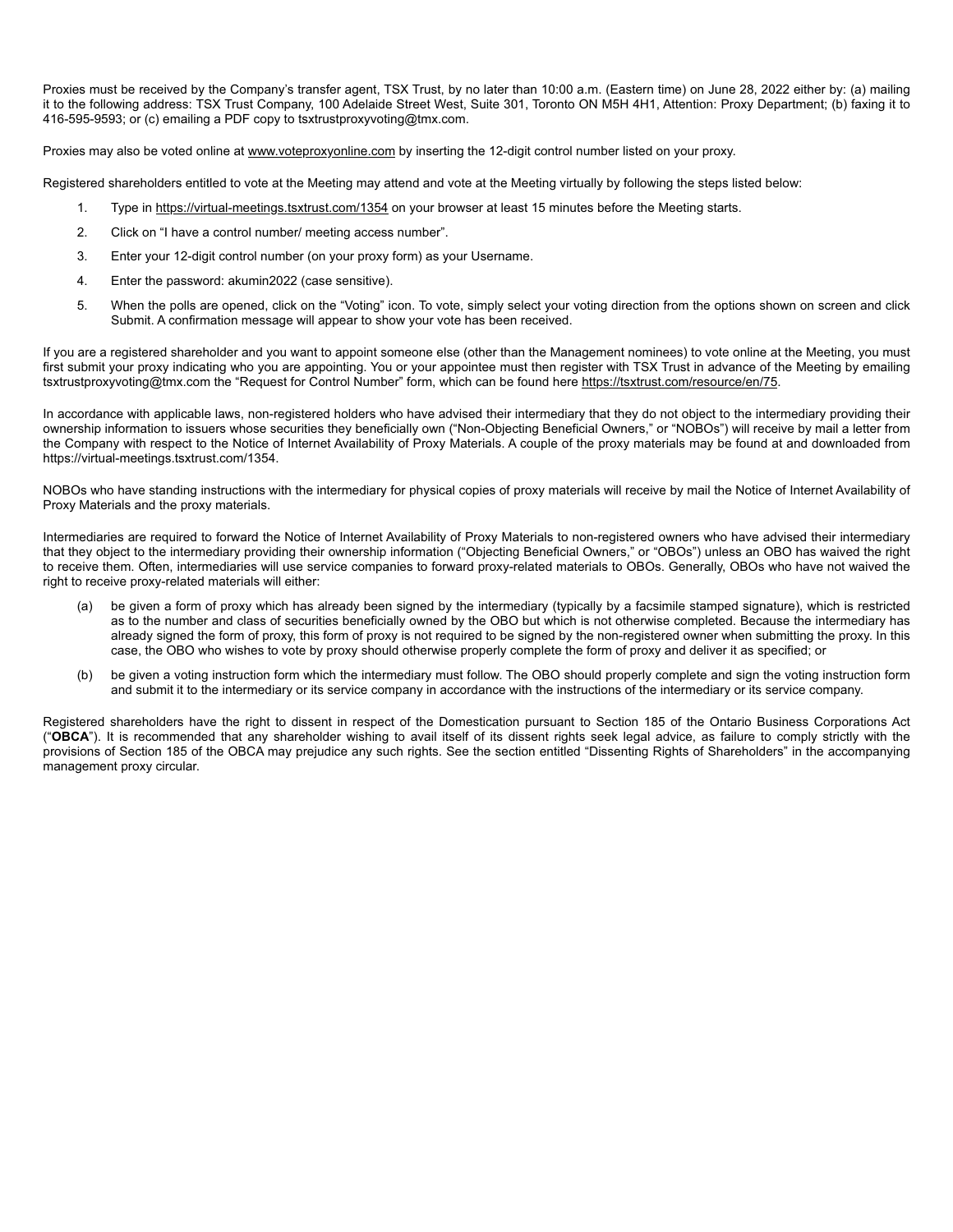Proxies must be received by the Company's transfer agent, TSX Trust, by no later than 10:00 a.m. (Eastern time) on June 28, 2022 either by: (a) mailing it to the following address: TSX Trust Company, 100 Adelaide Street West, Suite 301, Toronto ON M5H 4H1, Attention: Proxy Department; (b) faxing it to 416-595-9593; or (c) emailing a PDF copy to tsxtrustproxyvoting@tmx.com.

Proxies may also be voted online at www.voteproxyonline.com by inserting the 12-digit control number listed on your proxy.

Registered shareholders entitled to vote at the Meeting may attend and vote at the Meeting virtually by following the steps listed below:

1. Type in https://virtual-meetings.tsxtrust.com/1354 on your browser at least 15 minutes before the Meeting starts.
2. Click on "I have a control number/ meeting access number".
3. Enter your 12-digit control number (on your proxy form) as your Username.
4. Enter the password: akumin2022 (case sensitive).
5. When the polls are opened, click on the "Voting" icon. To vote, simply select your voting direction from the options shown on screen and click Submit. A confirmation message will appear to show your vote has been received.

If you are a registered shareholder and you want to appoint someone else (other than the Management nominees) to vote online at the Meeting, you must first submit your proxy indicating who you are appointing. You or your appointee must then register with TSX Trust in advance of the Meeting by emailing tsxtrustproxyvoting@tmx.com the "Request for Control Number" form, which can be found here https://tsxtrust.com/resource/en/75.

In accordance with applicable laws, non-registered holders who have advised their intermediary that they do not object to the intermediary providing their ownership information to issuers whose securities they beneficially own ("Non-Objecting Beneficial Owners," or "NOBOs") will receive by mail a letter from the Company with respect to the Notice of Internet Availability of Proxy Materials. A couple of the proxy materials may be found at and downloaded from https://virtual-meetings.tsxtrust.com/1354.

NOBOs who have standing instructions with the intermediary for physical copies of proxy materials will receive by mail the Notice of Internet Availability of Proxy Materials and the proxy materials.

Intermediaries are required to forward the Notice of Internet Availability of Proxy Materials to non-registered owners who have advised their intermediary that they object to the intermediary providing their ownership information ("Objecting Beneficial Owners," or "OBOs") unless an OBO has waived the right to receive them. Often, intermediaries will use service companies to forward proxy-related materials to OBOs. Generally, OBOs who have not waived the right to receive proxy-related materials will either:

(a) be given a form of proxy which has already been signed by the intermediary (typically by a facsimile stamped signature), which is restricted as to the number and class of securities beneficially owned by the OBO but which is not otherwise completed. Because the intermediary has already signed the form of proxy, this form of proxy is not required to be signed by the non-registered owner when submitting the proxy. In this case, the OBO who wishes to vote by proxy should otherwise properly complete the form of proxy and deliver it as specified; or

(b) be given a voting instruction form which the intermediary must follow. The OBO should properly complete and sign the voting instruction form and submit it to the intermediary or its service company in accordance with the instructions of the intermediary or its service company.

Registered shareholders have the right to dissent in respect of the Domestication pursuant to Section 185 of the Ontario Business Corporations Act ("**OBCA**"). It is recommended that any shareholder wishing to avail itself of its dissent rights seek legal advice, as failure to comply strictly with the provisions of Section 185 of the OBCA may prejudice any such rights. See the section entitled "Dissenting Rights of Shareholders" in the accompanying management proxy circular.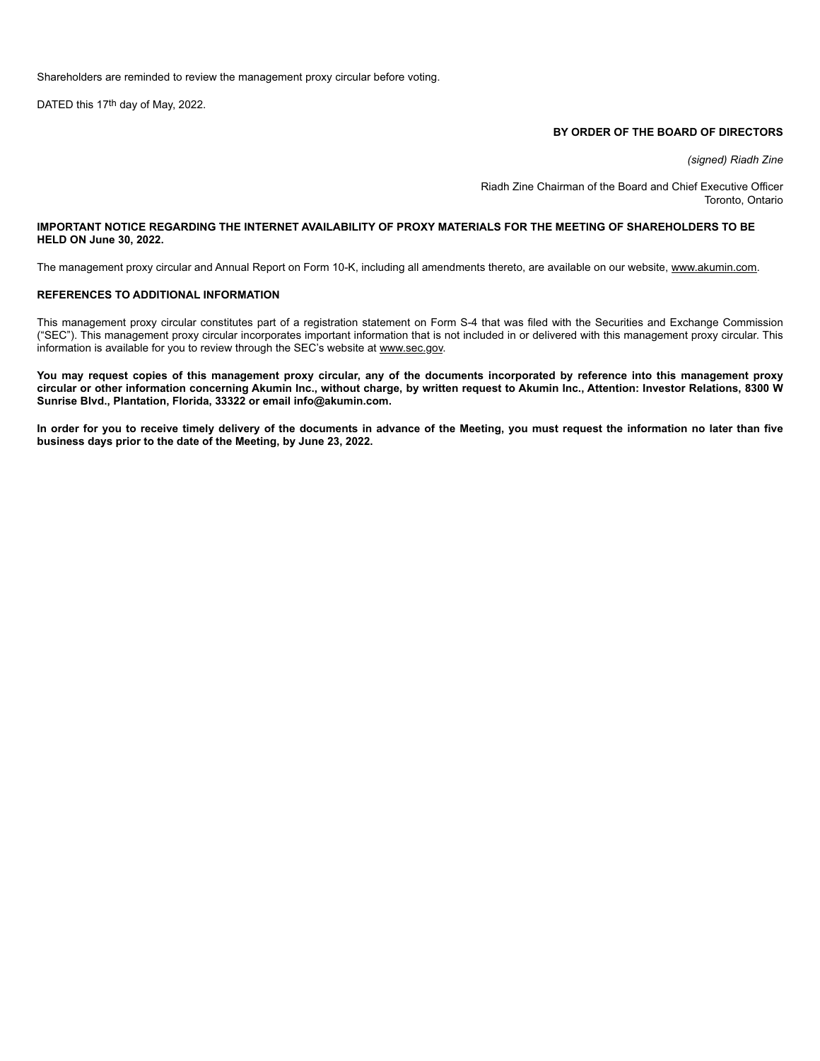Shareholders are reminded to review the management proxy circular before voting.

DATED this 17th day of May, 2022.

**BY ORDER OF THE BOARD OF DIRECTORS**

*(signed) Riadh Zine*

Riadh Zine Chairman of the Board and Chief Executive Officer
Toronto, Ontario

**IMPORTANT NOTICE REGARDING THE INTERNET AVAILABILITY OF PROXY MATERIALS FOR THE MEETING OF SHAREHOLDERS TO BE HELD ON June 30, 2022.**

The management proxy circular and Annual Report on Form 10-K, including all amendments thereto, are available on our website, www.akumin.com.

**REFERENCES TO ADDITIONAL INFORMATION**

This management proxy circular constitutes part of a registration statement on Form S-4 that was filed with the Securities and Exchange Commission ("SEC"). This management proxy circular incorporates important information that is not included in or delivered with this management proxy circular. This information is available for you to review through the SEC's website at www.sec.gov.

**You may request copies of this management proxy circular, any of the documents incorporated by reference into this management proxy circular or other information concerning Akumin Inc., without charge, by written request to Akumin Inc., Attention: Investor Relations, 8300 W Sunrise Blvd., Plantation, Florida, 33322 or email info@akumin.com.**

**In order for you to receive timely delivery of the documents in advance of the Meeting, you must request the information no later than five business days prior to the date of the Meeting, by June 23, 2022.**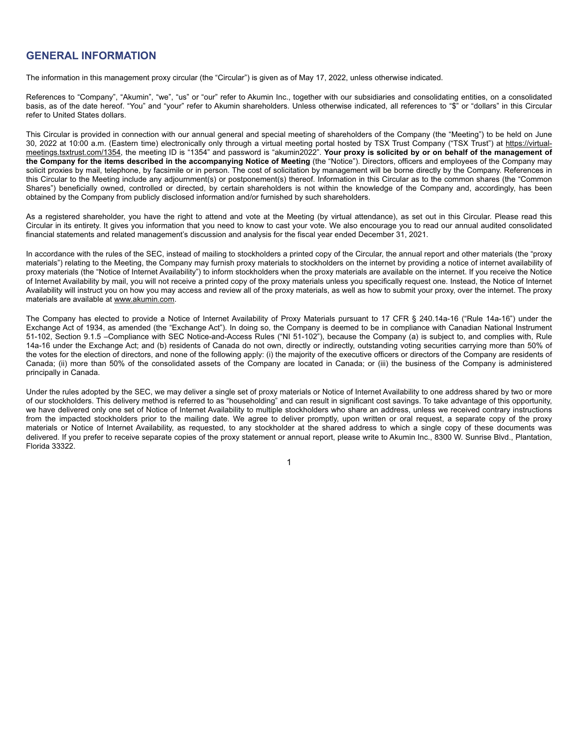## GENERAL INFORMATION

The information in this management proxy circular (the "Circular") is given as of May 17, 2022, unless otherwise indicated.

References to "Company", "Akumin", "we", "us" or "our" refer to Akumin Inc., together with our subsidiaries and consolidating entities, on a consolidated basis, as of the date hereof. "You" and "your" refer to Akumin shareholders. Unless otherwise indicated, all references to "$" or "dollars" in this Circular refer to United States dollars.

This Circular is provided in connection with our annual general and special meeting of shareholders of the Company (the "Meeting") to be held on June 30, 2022 at 10:00 a.m. (Eastern time) electronically only through a virtual meeting portal hosted by TSX Trust Company ("TSX Trust") at https://virtual-meetings.tsxtrust.com/1354, the meeting ID is "1354" and password is "akumin2022". **Your proxy is solicited by or on behalf of the management of the Company for the items described in the accompanying Notice of Meeting** (the "Notice"). Directors, officers and employees of the Company may solicit proxies by mail, telephone, by facsimile or in person. The cost of solicitation by management will be borne directly by the Company. References in this Circular to the Meeting include any adjournment(s) or postponement(s) thereof. Information in this Circular as to the common shares (the "Common Shares") beneficially owned, controlled or directed, by certain shareholders is not within the knowledge of the Company and, accordingly, has been obtained by the Company from publicly disclosed information and/or furnished by such shareholders.

As a registered shareholder, you have the right to attend and vote at the Meeting (by virtual attendance), as set out in this Circular. Please read this Circular in its entirety. It gives you information that you need to know to cast your vote. We also encourage you to read our annual audited consolidated financial statements and related management's discussion and analysis for the fiscal year ended December 31, 2021.

In accordance with the rules of the SEC, instead of mailing to stockholders a printed copy of the Circular, the annual report and other materials (the "proxy materials") relating to the Meeting, the Company may furnish proxy materials to stockholders on the internet by providing a notice of internet availability of proxy materials (the "Notice of Internet Availability") to inform stockholders when the proxy materials are available on the internet. If you receive the Notice of Internet Availability by mail, you will not receive a printed copy of the proxy materials unless you specifically request one. Instead, the Notice of Internet Availability will instruct you on how you may access and review all of the proxy materials, as well as how to submit your proxy, over the internet. The proxy materials are available at www.akumin.com.

The Company has elected to provide a Notice of Internet Availability of Proxy Materials pursuant to 17 CFR § 240.14a-16 ("Rule 14a-16") under the Exchange Act of 1934, as amended (the "Exchange Act"). In doing so, the Company is deemed to be in compliance with Canadian National Instrument 51-102, Section 9.1.5 –Compliance with SEC Notice-and-Access Rules ("NI 51-102"), because the Company (a) is subject to, and complies with, Rule 14a-16 under the Exchange Act; and (b) residents of Canada do not own, directly or indirectly, outstanding voting securities carrying more than 50% of the votes for the election of directors, and none of the following apply: (i) the majority of the executive officers or directors of the Company are residents of Canada; (ii) more than 50% of the consolidated assets of the Company are located in Canada; or (iii) the business of the Company is administered principally in Canada.

Under the rules adopted by the SEC, we may deliver a single set of proxy materials or Notice of Internet Availability to one address shared by two or more of our stockholders. This delivery method is referred to as "householding" and can result in significant cost savings. To take advantage of this opportunity, we have delivered only one set of Notice of Internet Availability to multiple stockholders who share an address, unless we received contrary instructions from the impacted stockholders prior to the mailing date. We agree to deliver promptly, upon written or oral request, a separate copy of the proxy materials or Notice of Internet Availability, as requested, to any stockholder at the shared address to which a single copy of these documents was delivered. If you prefer to receive separate copies of the proxy statement or annual report, please write to Akumin Inc., 8300 W. Sunrise Blvd., Plantation, Florida 33322.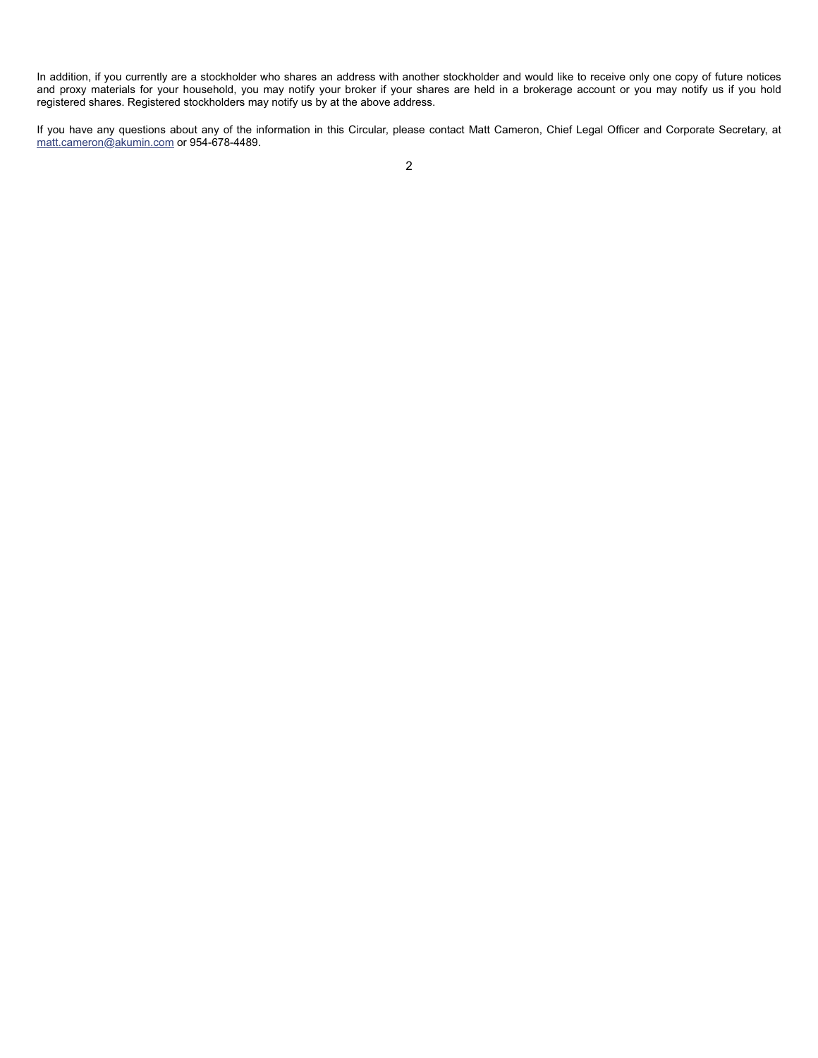In addition, if you currently are a stockholder who shares an address with another stockholder and would like to receive only one copy of future notices and proxy materials for your household, you may notify your broker if your shares are held in a brokerage account or you may notify us if you hold registered shares. Registered stockholders may notify us by at the above address.

If you have any questions about any of the information in this Circular, please contact Matt Cameron, Chief Legal Officer and Corporate Secretary, at matt.cameron@akumin.com or 954-678-4489.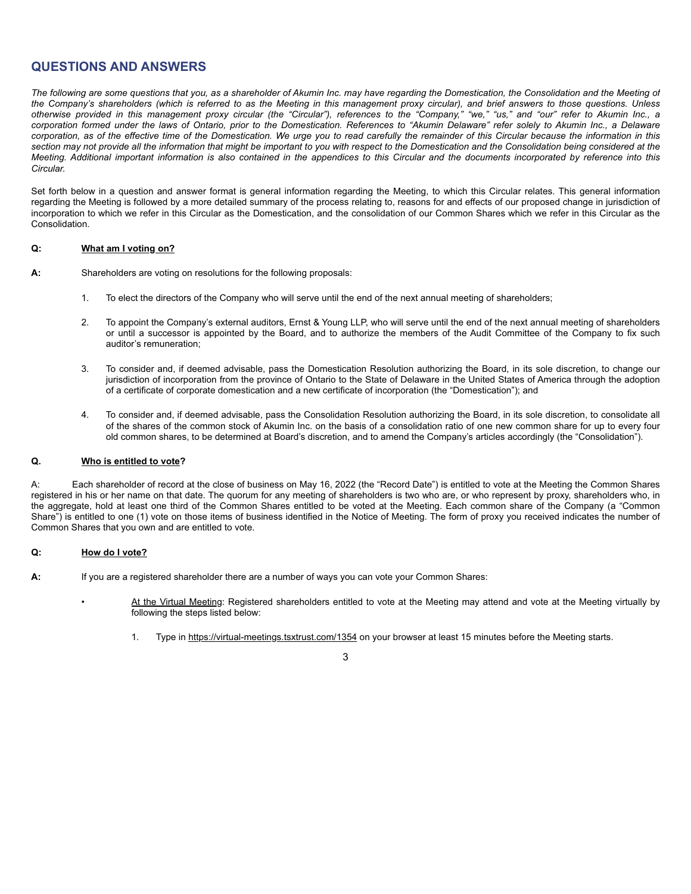## QUESTIONS AND ANSWERS

*The following are some questions that you, as a shareholder of Akumin Inc. may have regarding the Domestication, the Consolidation and the Meeting of the Company's shareholders (which is referred to as the Meeting in this management proxy circular), and brief answers to those questions. Unless otherwise provided in this management proxy circular (the "Circular"), references to the "Company," "we," "us," and "our" refer to Akumin Inc., a corporation formed under the laws of Ontario, prior to the Domestication. References to "Akumin Delaware" refer solely to Akumin Inc., a Delaware corporation, as of the effective time of the Domestication. We urge you to read carefully the remainder of this Circular because the information in this section may not provide all the information that might be important to you with respect to the Domestication and the Consolidation being considered at the Meeting. Additional important information is also contained in the appendices to this Circular and the documents incorporated by reference into this Circular.*

Set forth below in a question and answer format is general information regarding the Meeting, to which this Circular relates. This general information regarding the Meeting is followed by a more detailed summary of the process relating to, reasons for and effects of our proposed change in jurisdiction of incorporation to which we refer in this Circular as the Domestication, and the consolidation of our Common Shares which we refer in this Circular as the Consolidation.

**Q: What am I voting on?**

**A:** Shareholders are voting on resolutions for the following proposals:

1. To elect the directors of the Company who will serve until the end of the next annual meeting of shareholders;

2. To appoint the Company's external auditors, Ernst & Young LLP, who will serve until the end of the next annual meeting of shareholders or until a successor is appointed by the Board, and to authorize the members of the Audit Committee of the Company to fix such auditor's remuneration;

3. To consider and, if deemed advisable, pass the Domestication Resolution authorizing the Board, in its sole discretion, to change our jurisdiction of incorporation from the province of Ontario to the State of Delaware in the United States of America through the adoption of a certificate of corporate domestication and a new certificate of incorporation (the "Domestication"); and

4. To consider and, if deemed advisable, pass the Consolidation Resolution authorizing the Board, in its sole discretion, to consolidate all of the shares of the common stock of Akumin Inc. on the basis of a consolidation ratio of one new common share for up to every four old common shares, to be determined at Board's discretion, and to amend the Company's articles accordingly (the "Consolidation").

**Q. Who is entitled to vote?**

A: Each shareholder of record at the close of business on May 16, 2022 (the "Record Date") is entitled to vote at the Meeting the Common Shares registered in his or her name on that date. The quorum for any meeting of shareholders is two who are, or who represent by proxy, shareholders who, in the aggregate, hold at least one third of the Common Shares entitled to be voted at the Meeting. Each common share of the Company (a "Common Share") is entitled to one (1) vote on those items of business identified in the Notice of Meeting. The form of proxy you received indicates the number of Common Shares that you own and are entitled to vote.

**Q: How do I vote?**

**A:** If you are a registered shareholder there are a number of ways you can vote your Common Shares:

- At the Virtual Meeting: Registered shareholders entitled to vote at the Meeting may attend and vote at the Meeting virtually by following the steps listed below:

  1. Type in https://virtual-meetings.tsxtrust.com/1354 on your browser at least 15 minutes before the Meeting starts.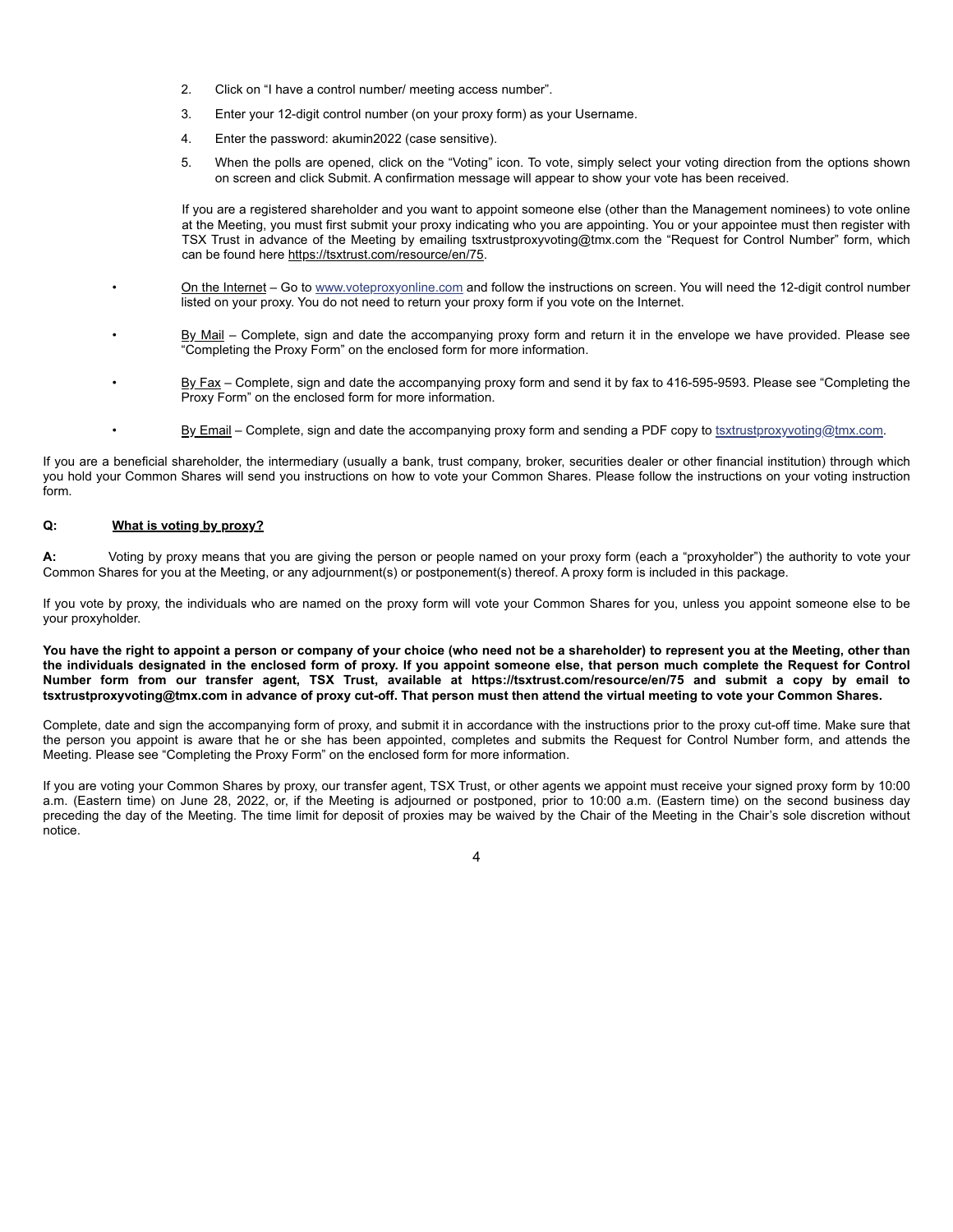2. Click on "I have a control number/ meeting access number".

3. Enter your 12-digit control number (on your proxy form) as your Username.

4. Enter the password: akumin2022 (case sensitive).

5. When the polls are opened, click on the "Voting" icon. To vote, simply select your voting direction from the options shown on screen and click Submit. A confirmation message will appear to show your vote has been received.

If you are a registered shareholder and you want to appoint someone else (other than the Management nominees) to vote online at the Meeting, you must first submit your proxy indicating who you are appointing. You or your appointee must then register with TSX Trust in advance of the Meeting by emailing tsxtrustproxyvoting@tmx.com the "Request for Control Number" form, which can be found here https://tsxtrust.com/resource/en/75.

- On the Internet – Go to www.voteproxyonline.com and follow the instructions on screen. You will need the 12-digit control number listed on your proxy. You do not need to return your proxy form if you vote on the Internet.

- By Mail – Complete, sign and date the accompanying proxy form and return it in the envelope we have provided. Please see "Completing the Proxy Form" on the enclosed form for more information.

- By Fax – Complete, sign and date the accompanying proxy form and send it by fax to 416-595-9593. Please see "Completing the Proxy Form" on the enclosed form for more information.

- By Email – Complete, sign and date the accompanying proxy form and sending a PDF copy to tsxtrustproxyvoting@tmx.com.

If you are a beneficial shareholder, the intermediary (usually a bank, trust company, broker, securities dealer or other financial institution) through which you hold your Common Shares will send you instructions on how to vote your Common Shares. Please follow the instructions on your voting instruction form.

**Q: What is voting by proxy?**

**A:** Voting by proxy means that you are giving the person or people named on your proxy form (each a "proxyholder") the authority to vote your Common Shares for you at the Meeting, or any adjournment(s) or postponement(s) thereof. A proxy form is included in this package.

If you vote by proxy, the individuals who are named on the proxy form will vote your Common Shares for you, unless you appoint someone else to be your proxyholder.

**You have the right to appoint a person or company of your choice (who need not be a shareholder) to represent you at the Meeting, other than the individuals designated in the enclosed form of proxy. If you appoint someone else, that person much complete the Request for Control Number form from our transfer agent, TSX Trust, available at https://tsxtrust.com/resource/en/75 and submit a copy by email to tsxtrustproxyvoting@tmx.com in advance of proxy cut-off. That person must then attend the virtual meeting to vote your Common Shares.**

Complete, date and sign the accompanying form of proxy, and submit it in accordance with the instructions prior to the proxy cut-off time. Make sure that the person you appoint is aware that he or she has been appointed, completes and submits the Request for Control Number form, and attends the Meeting. Please see "Completing the Proxy Form" on the enclosed form for more information.

If you are voting your Common Shares by proxy, our transfer agent, TSX Trust, or other agents we appoint must receive your signed proxy form by 10:00 a.m. (Eastern time) on June 28, 2022, or, if the Meeting is adjourned or postponed, prior to 10:00 a.m. (Eastern time) on the second business day preceding the day of the Meeting. The time limit for deposit of proxies may be waived by the Chair of the Meeting in the Chair's sole discretion without notice.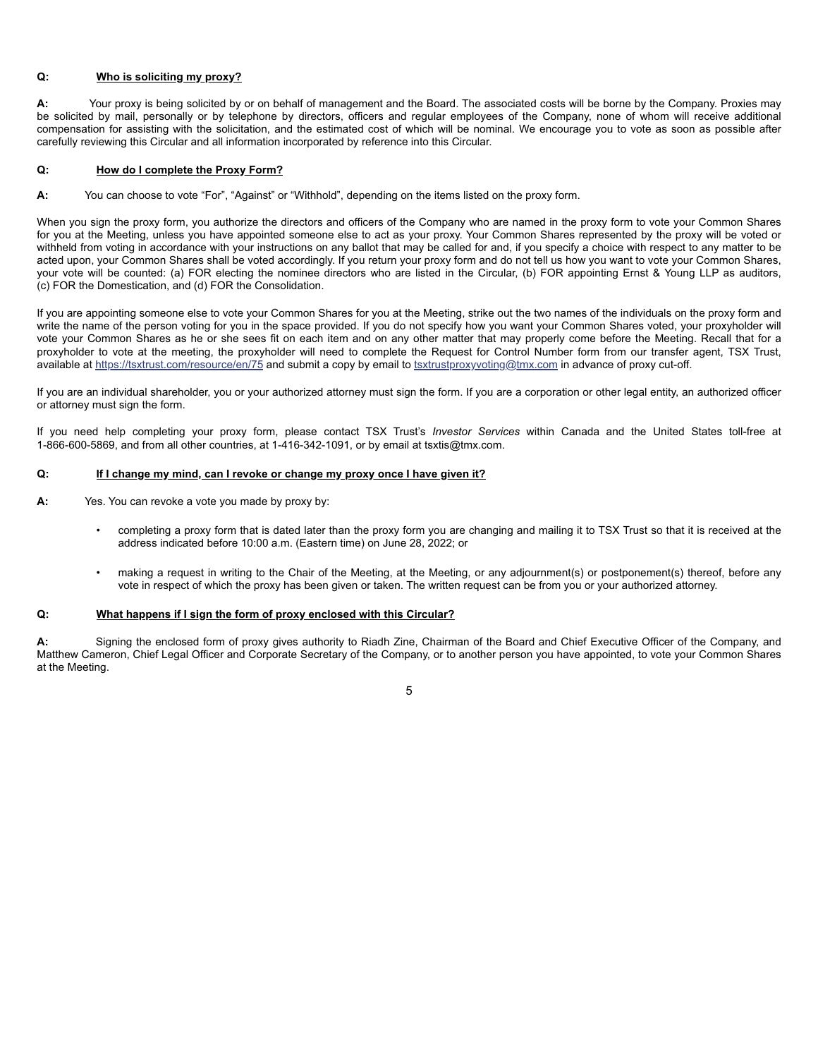**Q: <u>Who is soliciting my proxy?</u>**

**A:** Your proxy is being solicited by or on behalf of management and the Board. The associated costs will be borne by the Company. Proxies may be solicited by mail, personally or by telephone by directors, officers and regular employees of the Company, none of whom will receive additional compensation for assisting with the solicitation, and the estimated cost of which will be nominal. We encourage you to vote as soon as possible after carefully reviewing this Circular and all information incorporated by reference into this Circular.

**Q: <u>How do I complete the Proxy Form?</u>**

**A:** You can choose to vote "For", "Against" or "Withhold", depending on the items listed on the proxy form.

When you sign the proxy form, you authorize the directors and officers of the Company who are named in the proxy form to vote your Common Shares for you at the Meeting, unless you have appointed someone else to act as your proxy. Your Common Shares represented by the proxy will be voted or withheld from voting in accordance with your instructions on any ballot that may be called for and, if you specify a choice with respect to any matter to be acted upon, your Common Shares shall be voted accordingly. If you return your proxy form and do not tell us how you want to vote your Common Shares, your vote will be counted: (a) FOR electing the nominee directors who are listed in the Circular, (b) FOR appointing Ernst & Young LLP as auditors, (c) FOR the Domestication, and (d) FOR the Consolidation.

If you are appointing someone else to vote your Common Shares for you at the Meeting, strike out the two names of the individuals on the proxy form and write the name of the person voting for you in the space provided. If you do not specify how you want your Common Shares voted, your proxyholder will vote your Common Shares as he or she sees fit on each item and on any other matter that may properly come before the Meeting. Recall that for a proxyholder to vote at the meeting, the proxyholder will need to complete the Request for Control Number form from our transfer agent, TSX Trust, available at https://tsxtrust.com/resource/en/75 and submit a copy by email to tsxtrustproxyvoting@tmx.com in advance of proxy cut-off.

If you are an individual shareholder, you or your authorized attorney must sign the form. If you are a corporation or other legal entity, an authorized officer or attorney must sign the form.

If you need help completing your proxy form, please contact TSX Trust's *Investor Services* within Canada and the United States toll-free at 1-866-600-5869, and from all other countries, at 1-416-342-1091, or by email at tsxtis@tmx.com.

**Q: <u>If I change my mind, can I revoke or change my proxy once I have given it?</u>**

**A:** Yes. You can revoke a vote you made by proxy by:

- completing a proxy form that is dated later than the proxy form you are changing and mailing it to TSX Trust so that it is received at the address indicated before 10:00 a.m. (Eastern time) on June 28, 2022; or
- making a request in writing to the Chair of the Meeting, at the Meeting, or any adjournment(s) or postponement(s) thereof, before any vote in respect of which the proxy has been given or taken. The written request can be from you or your authorized attorney.

**Q: <u>What happens if I sign the form of proxy enclosed with this Circular?</u>**

**A:** Signing the enclosed form of proxy gives authority to Riadh Zine, Chairman of the Board and Chief Executive Officer of the Company, and Matthew Cameron, Chief Legal Officer and Corporate Secretary of the Company, or to another person you have appointed, to vote your Common Shares at the Meeting.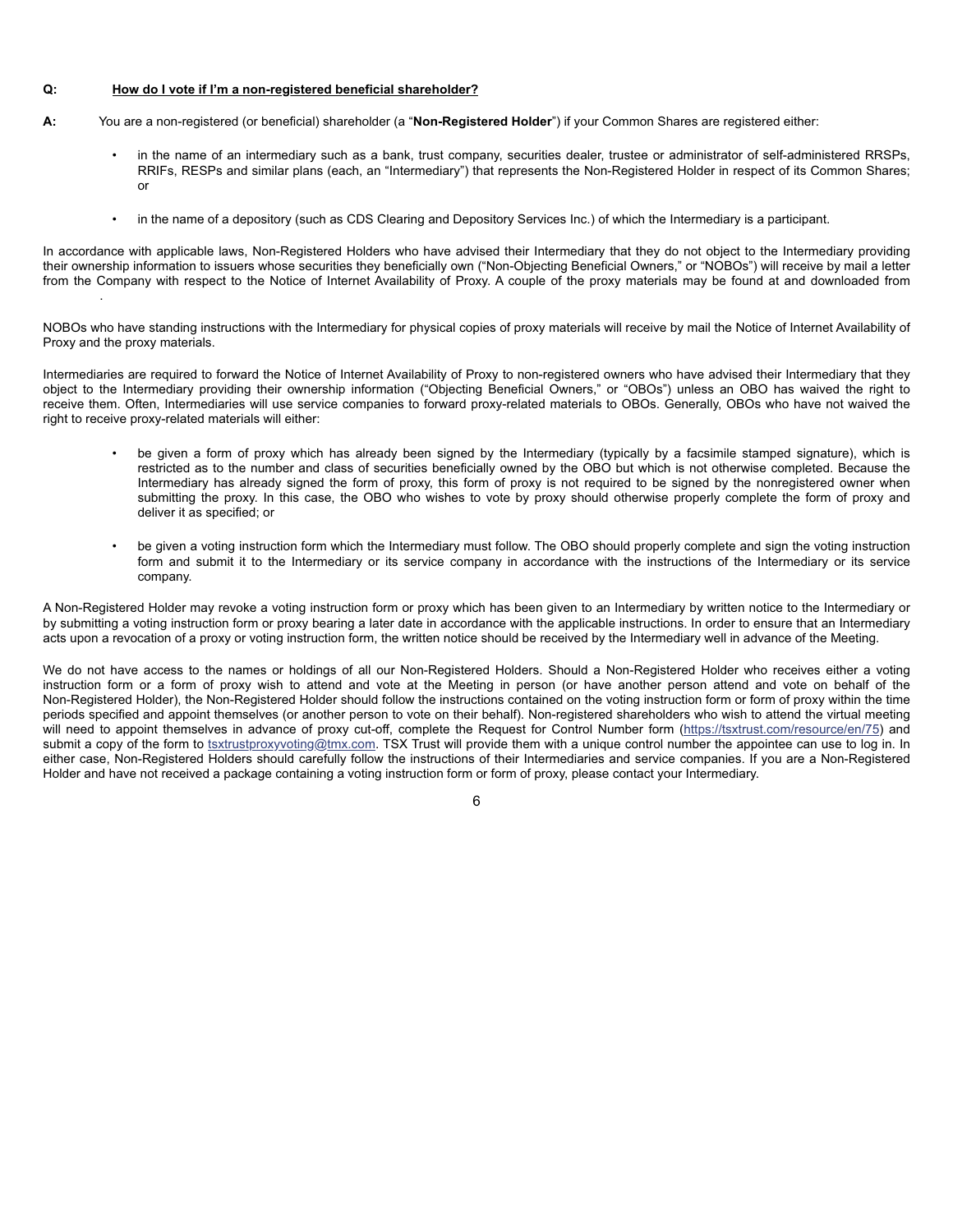**Q:** **<u>How do I vote if I'm a non-registered beneficial shareholder?</u>**

**A:** You are a non-registered (or beneficial) shareholder (a "**Non-Registered Holder**") if your Common Shares are registered either:

- in the name of an intermediary such as a bank, trust company, securities dealer, trustee or administrator of self-administered RRSPs, RRIFs, RESPs and similar plans (each, an "Intermediary") that represents the Non-Registered Holder in respect of its Common Shares; or

- in the name of a depository (such as CDS Clearing and Depository Services Inc.) of which the Intermediary is a participant.

In accordance with applicable laws, Non-Registered Holders who have advised their Intermediary that they do not object to the Intermediary providing their ownership information to issuers whose securities they beneficially own ("Non-Objecting Beneficial Owners," or "NOBOs") will receive by mail a letter from the Company with respect to the Notice of Internet Availability of Proxy. A couple of the proxy materials may be found at and downloaded from .

NOBOs who have standing instructions with the Intermediary for physical copies of proxy materials will receive by mail the Notice of Internet Availability of Proxy and the proxy materials.

Intermediaries are required to forward the Notice of Internet Availability of Proxy to non-registered owners who have advised their Intermediary that they object to the Intermediary providing their ownership information ("Objecting Beneficial Owners," or "OBOs") unless an OBO has waived the right to receive them. Often, Intermediaries will use service companies to forward proxy-related materials to OBOs. Generally, OBOs who have not waived the right to receive proxy-related materials will either:

- be given a form of proxy which has already been signed by the Intermediary (typically by a facsimile stamped signature), which is restricted as to the number and class of securities beneficially owned by the OBO but which is not otherwise completed. Because the Intermediary has already signed the form of proxy, this form of proxy is not required to be signed by the nonregistered owner when submitting the proxy. In this case, the OBO who wishes to vote by proxy should otherwise properly complete the form of proxy and deliver it as specified; or

- be given a voting instruction form which the Intermediary must follow. The OBO should properly complete and sign the voting instruction form and submit it to the Intermediary or its service company in accordance with the instructions of the Intermediary or its service company.

A Non-Registered Holder may revoke a voting instruction form or proxy which has been given to an Intermediary by written notice to the Intermediary or by submitting a voting instruction form or proxy bearing a later date in accordance with the applicable instructions. In order to ensure that an Intermediary acts upon a revocation of a proxy or voting instruction form, the written notice should be received by the Intermediary well in advance of the Meeting.

We do not have access to the names or holdings of all our Non-Registered Holders. Should a Non-Registered Holder who receives either a voting instruction form or a form of proxy wish to attend and vote at the Meeting in person (or have another person attend and vote on behalf of the Non-Registered Holder), the Non-Registered Holder should follow the instructions contained on the voting instruction form or form of proxy within the time periods specified and appoint themselves (or another person to vote on their behalf). Non-registered shareholders who wish to attend the virtual meeting will need to appoint themselves in advance of proxy cut-off, complete the Request for Control Number form (https://tsxtrust.com/resource/en/75) and submit a copy of the form to tsxtrustproxyvoting@tmx.com. TSX Trust will provide them with a unique control number the appointee can use to log in. In either case, Non-Registered Holders should carefully follow the instructions of their Intermediaries and service companies. If you are a Non-Registered Holder and have not received a package containing a voting instruction form or form of proxy, please contact your Intermediary.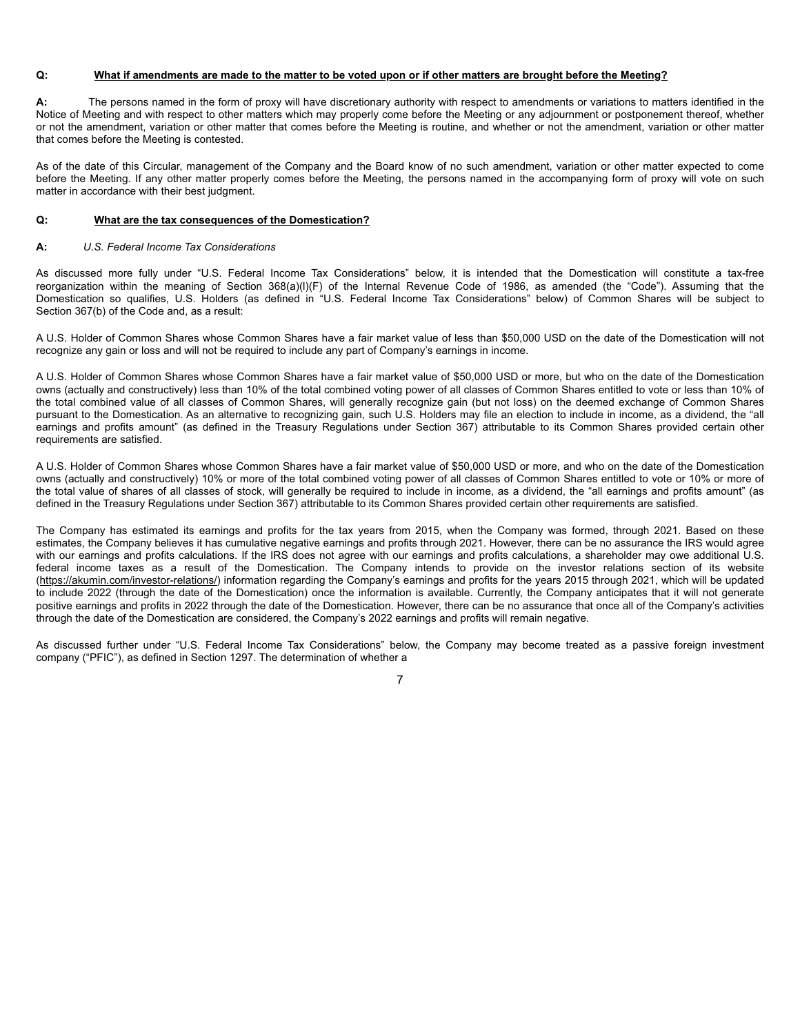**Q: What if amendments are made to the matter to be voted upon or if other matters are brought before the Meeting?**

**A:** The persons named in the form of proxy will have discretionary authority with respect to amendments or variations to matters identified in the Notice of Meeting and with respect to other matters which may properly come before the Meeting or any adjournment or postponement thereof, whether or not the amendment, variation or other matter that comes before the Meeting is routine, and whether or not the amendment, variation or other matter that comes before the Meeting is contested.

As of the date of this Circular, management of the Company and the Board know of no such amendment, variation or other matter expected to come before the Meeting. If any other matter properly comes before the Meeting, the persons named in the accompanying form of proxy will vote on such matter in accordance with their best judgment.

**Q: What are the tax consequences of the Domestication?**

**A:** *U.S. Federal Income Tax Considerations*

As discussed more fully under "U.S. Federal Income Tax Considerations" below, it is intended that the Domestication will constitute a tax-free reorganization within the meaning of Section 368(a)(l)(F) of the Internal Revenue Code of 1986, as amended (the "Code"). Assuming that the Domestication so qualifies, U.S. Holders (as defined in "U.S. Federal Income Tax Considerations" below) of Common Shares will be subject to Section 367(b) of the Code and, as a result:

A U.S. Holder of Common Shares whose Common Shares have a fair market value of less than $50,000 USD on the date of the Domestication will not recognize any gain or loss and will not be required to include any part of Company's earnings in income.

A U.S. Holder of Common Shares whose Common Shares have a fair market value of $50,000 USD or more, but who on the date of the Domestication owns (actually and constructively) less than 10% of the total combined voting power of all classes of Common Shares entitled to vote or less than 10% of the total combined value of all classes of Common Shares, will generally recognize gain (but not loss) on the deemed exchange of Common Shares pursuant to the Domestication. As an alternative to recognizing gain, such U.S. Holders may file an election to include in income, as a dividend, the "all earnings and profits amount" (as defined in the Treasury Regulations under Section 367) attributable to its Common Shares provided certain other requirements are satisfied.

A U.S. Holder of Common Shares whose Common Shares have a fair market value of $50,000 USD or more, and who on the date of the Domestication owns (actually and constructively) 10% or more of the total combined voting power of all classes of Common Shares entitled to vote or 10% or more of the total value of shares of all classes of stock, will generally be required to include in income, as a dividend, the "all earnings and profits amount" (as defined in the Treasury Regulations under Section 367) attributable to its Common Shares provided certain other requirements are satisfied.

The Company has estimated its earnings and profits for the tax years from 2015, when the Company was formed, through 2021. Based on these estimates, the Company believes it has cumulative negative earnings and profits through 2021. However, there can be no assurance the IRS would agree with our earnings and profits calculations. If the IRS does not agree with our earnings and profits calculations, a shareholder may owe additional U.S. federal income taxes as a result of the Domestication. The Company intends to provide on the investor relations section of its website (https://akumin.com/investor-relations/) information regarding the Company's earnings and profits for the years 2015 through 2021, which will be updated to include 2022 (through the date of the Domestication) once the information is available. Currently, the Company anticipates that it will not generate positive earnings and profits in 2022 through the date of the Domestication. However, there can be no assurance that once all of the Company's activities through the date of the Domestication are considered, the Company's 2022 earnings and profits will remain negative.

As discussed further under "U.S. Federal Income Tax Considerations" below, the Company may become treated as a passive foreign investment company ("PFIC"), as defined in Section 1297. The determination of whether a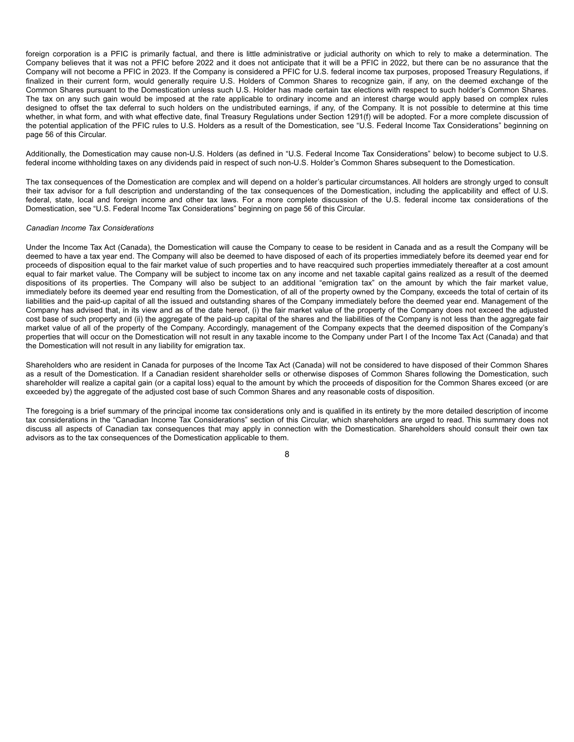foreign corporation is a PFIC is primarily factual, and there is little administrative or judicial authority on which to rely to make a determination. The Company believes that it was not a PFIC before 2022 and it does not anticipate that it will be a PFIC in 2022, but there can be no assurance that the Company will not become a PFIC in 2023. If the Company is considered a PFIC for U.S. federal income tax purposes, proposed Treasury Regulations, if finalized in their current form, would generally require U.S. Holders of Common Shares to recognize gain, if any, on the deemed exchange of the Common Shares pursuant to the Domestication unless such U.S. Holder has made certain tax elections with respect to such holder's Common Shares. The tax on any such gain would be imposed at the rate applicable to ordinary income and an interest charge would apply based on complex rules designed to offset the tax deferral to such holders on the undistributed earnings, if any, of the Company. It is not possible to determine at this time whether, in what form, and with what effective date, final Treasury Regulations under Section 1291(f) will be adopted. For a more complete discussion of the potential application of the PFIC rules to U.S. Holders as a result of the Domestication, see "U.S. Federal Income Tax Considerations" beginning on page 56 of this Circular.

Additionally, the Domestication may cause non-U.S. Holders (as defined in "U.S. Federal Income Tax Considerations" below) to become subject to U.S. federal income withholding taxes on any dividends paid in respect of such non-U.S. Holder's Common Shares subsequent to the Domestication.

The tax consequences of the Domestication are complex and will depend on a holder's particular circumstances. All holders are strongly urged to consult their tax advisor for a full description and understanding of the tax consequences of the Domestication, including the applicability and effect of U.S. federal, state, local and foreign income and other tax laws. For a more complete discussion of the U.S. federal income tax considerations of the Domestication, see "U.S. Federal Income Tax Considerations" beginning on page 56 of this Circular.

*Canadian Income Tax Considerations*

Under the Income Tax Act (Canada), the Domestication will cause the Company to cease to be resident in Canada and as a result the Company will be deemed to have a tax year end. The Company will also be deemed to have disposed of each of its properties immediately before its deemed year end for proceeds of disposition equal to the fair market value of such properties and to have reacquired such properties immediately thereafter at a cost amount equal to fair market value. The Company will be subject to income tax on any income and net taxable capital gains realized as a result of the deemed dispositions of its properties. The Company will also be subject to an additional "emigration tax" on the amount by which the fair market value, immediately before its deemed year end resulting from the Domestication, of all of the property owned by the Company, exceeds the total of certain of its liabilities and the paid-up capital of all the issued and outstanding shares of the Company immediately before the deemed year end. Management of the Company has advised that, in its view and as of the date hereof, (i) the fair market value of the property of the Company does not exceed the adjusted cost base of such property and (ii) the aggregate of the paid-up capital of the shares and the liabilities of the Company is not less than the aggregate fair market value of all of the property of the Company. Accordingly, management of the Company expects that the deemed disposition of the Company's properties that will occur on the Domestication will not result in any taxable income to the Company under Part I of the Income Tax Act (Canada) and that the Domestication will not result in any liability for emigration tax.

Shareholders who are resident in Canada for purposes of the Income Tax Act (Canada) will not be considered to have disposed of their Common Shares as a result of the Domestication. If a Canadian resident shareholder sells or otherwise disposes of Common Shares following the Domestication, such shareholder will realize a capital gain (or a capital loss) equal to the amount by which the proceeds of disposition for the Common Shares exceed (or are exceeded by) the aggregate of the adjusted cost base of such Common Shares and any reasonable costs of disposition.

The foregoing is a brief summary of the principal income tax considerations only and is qualified in its entirety by the more detailed description of income tax considerations in the "Canadian Income Tax Considerations" section of this Circular, which shareholders are urged to read. This summary does not discuss all aspects of Canadian tax consequences that may apply in connection with the Domestication. Shareholders should consult their own tax advisors as to the tax consequences of the Domestication applicable to them.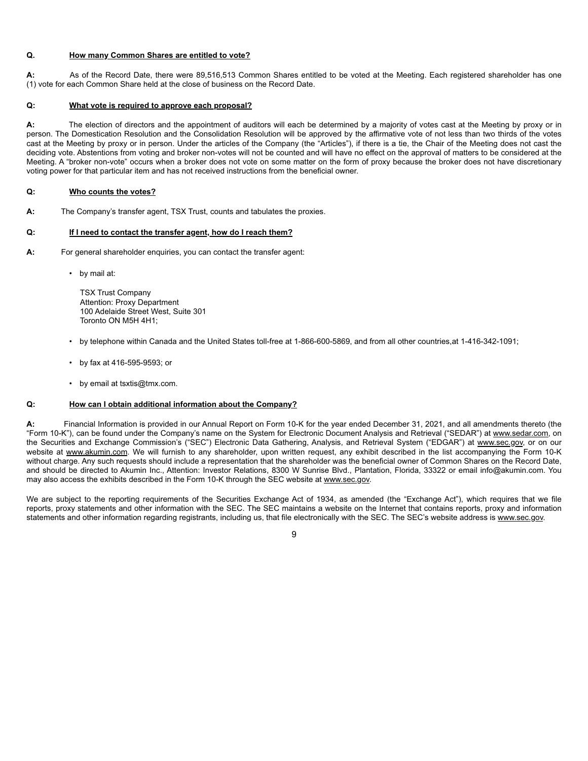**Q. How many Common Shares are entitled to vote?**

**A:** As of the Record Date, there were 89,516,513 Common Shares entitled to be voted at the Meeting. Each registered shareholder has one (1) vote for each Common Share held at the close of business on the Record Date.

**Q: What vote is required to approve each proposal?**

**A:** The election of directors and the appointment of auditors will each be determined by a majority of votes cast at the Meeting by proxy or in person. The Domestication Resolution and the Consolidation Resolution will be approved by the affirmative vote of not less than two thirds of the votes cast at the Meeting by proxy or in person. Under the articles of the Company (the "Articles"), if there is a tie, the Chair of the Meeting does not cast the deciding vote. Abstentions from voting and broker non-votes will not be counted and will have no effect on the approval of matters to be considered at the Meeting. A "broker non-vote" occurs when a broker does not vote on some matter on the form of proxy because the broker does not have discretionary voting power for that particular item and has not received instructions from the beneficial owner.

**Q: Who counts the votes?**

**A:** The Company's transfer agent, TSX Trust, counts and tabulates the proxies.

**Q: If I need to contact the transfer agent, how do I reach them?**

**A:** For general shareholder enquiries, you can contact the transfer agent:

- by mail at:

  TSX Trust Company
  Attention: Proxy Department
  100 Adelaide Street West, Suite 301
  Toronto ON M5H 4H1;

- by telephone within Canada and the United States toll-free at 1-866-600-5869, and from all other countries,at 1-416-342-1091;
- by fax at 416-595-9593; or
- by email at tsxtis@tmx.com.

**Q: How can I obtain additional information about the Company?**

**A:** Financial Information is provided in our Annual Report on Form 10-K for the year ended December 31, 2021, and all amendments thereto (the "Form 10-K"), can be found under the Company's name on the System for Electronic Document Analysis and Retrieval ("SEDAR") at www.sedar.com, on the Securities and Exchange Commission's ("SEC") Electronic Data Gathering, Analysis, and Retrieval System ("EDGAR") at www.sec.gov, or on our website at www.akumin.com. We will furnish to any shareholder, upon written request, any exhibit described in the list accompanying the Form 10-K without charge. Any such requests should include a representation that the shareholder was the beneficial owner of Common Shares on the Record Date, and should be directed to Akumin Inc., Attention: Investor Relations, 8300 W Sunrise Blvd., Plantation, Florida, 33322 or email info@akumin.com. You may also access the exhibits described in the Form 10-K through the SEC website at www.sec.gov.

We are subject to the reporting requirements of the Securities Exchange Act of 1934, as amended (the "Exchange Act"), which requires that we file reports, proxy statements and other information with the SEC. The SEC maintains a website on the Internet that contains reports, proxy and information statements and other information regarding registrants, including us, that file electronically with the SEC. The SEC's website address is www.sec.gov.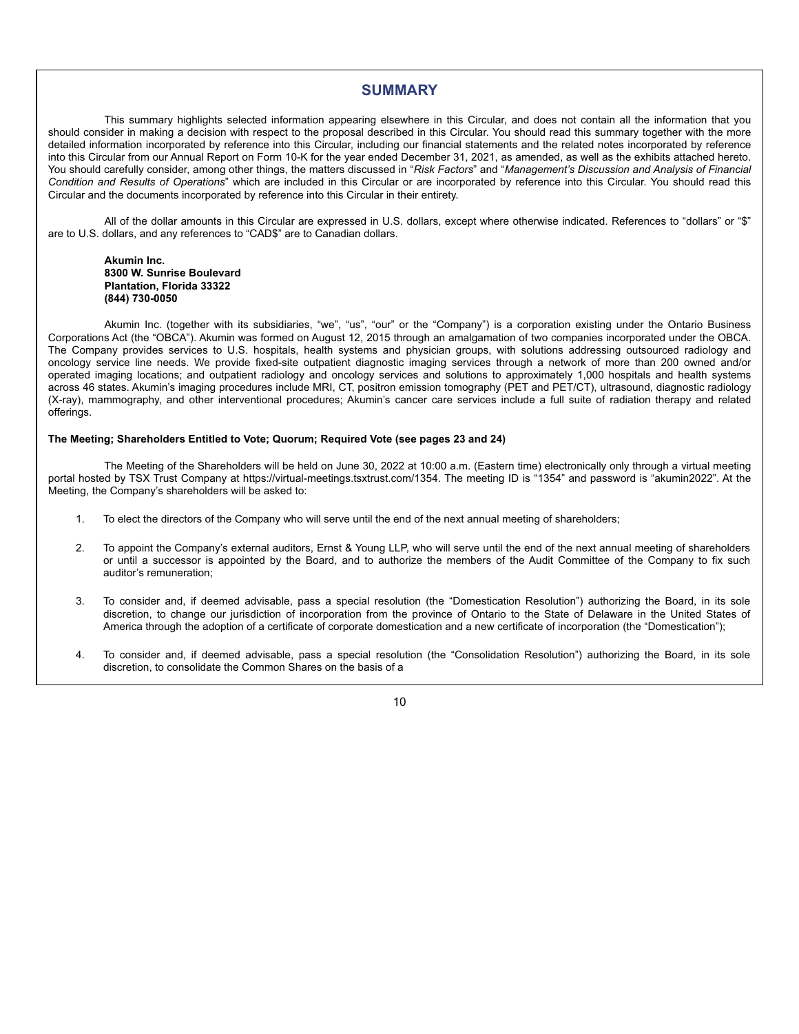## SUMMARY

This summary highlights selected information appearing elsewhere in this Circular, and does not contain all the information that you should consider in making a decision with respect to the proposal described in this Circular. You should read this summary together with the more detailed information incorporated by reference into this Circular, including our financial statements and the related notes incorporated by reference into this Circular from our Annual Report on Form 10-K for the year ended December 31, 2021, as amended, as well as the exhibits attached hereto. You should carefully consider, among other things, the matters discussed in "*Risk Factors*" and "*Management's Discussion and Analysis of Financial Condition and Results of Operations*" which are included in this Circular or are incorporated by reference into this Circular. You should read this Circular and the documents incorporated by reference into this Circular in their entirety.

All of the dollar amounts in this Circular are expressed in U.S. dollars, except where otherwise indicated. References to "dollars" or "$" are to U.S. dollars, and any references to "CAD$" are to Canadian dollars.

**Akumin Inc.**
**8300 W. Sunrise Boulevard**
**Plantation, Florida 33322**
**(844) 730-0050**

Akumin Inc. (together with its subsidiaries, "we", "us", "our" or the "Company") is a corporation existing under the Ontario Business Corporations Act (the "OBCA"). Akumin was formed on August 12, 2015 through an amalgamation of two companies incorporated under the OBCA. The Company provides services to U.S. hospitals, health systems and physician groups, with solutions addressing outsourced radiology and oncology service line needs. We provide fixed-site outpatient diagnostic imaging services through a network of more than 200 owned and/or operated imaging locations; and outpatient radiology and oncology services and solutions to approximately 1,000 hospitals and health systems across 46 states. Akumin's imaging procedures include MRI, CT, positron emission tomography (PET and PET/CT), ultrasound, diagnostic radiology (X-ray), mammography, and other interventional procedures; Akumin's cancer care services include a full suite of radiation therapy and related offerings.

**The Meeting; Shareholders Entitled to Vote; Quorum; Required Vote (see pages 23 and 24)**

The Meeting of the Shareholders will be held on June 30, 2022 at 10:00 a.m. (Eastern time) electronically only through a virtual meeting portal hosted by TSX Trust Company at https://virtual-meetings.tsxtrust.com/1354. The meeting ID is "1354" and password is "akumin2022". At the Meeting, the Company's shareholders will be asked to:

1. To elect the directors of the Company who will serve until the end of the next annual meeting of shareholders;

2. To appoint the Company's external auditors, Ernst & Young LLP, who will serve until the end of the next annual meeting of shareholders or until a successor is appointed by the Board, and to authorize the members of the Audit Committee of the Company to fix such auditor's remuneration;

3. To consider and, if deemed advisable, pass a special resolution (the "Domestication Resolution") authorizing the Board, in its sole discretion, to change our jurisdiction of incorporation from the province of Ontario to the State of Delaware in the United States of America through the adoption of a certificate of corporate domestication and a new certificate of incorporation (the "Domestication");

4. To consider and, if deemed advisable, pass a special resolution (the "Consolidation Resolution") authorizing the Board, in its sole discretion, to consolidate the Common Shares on the basis of a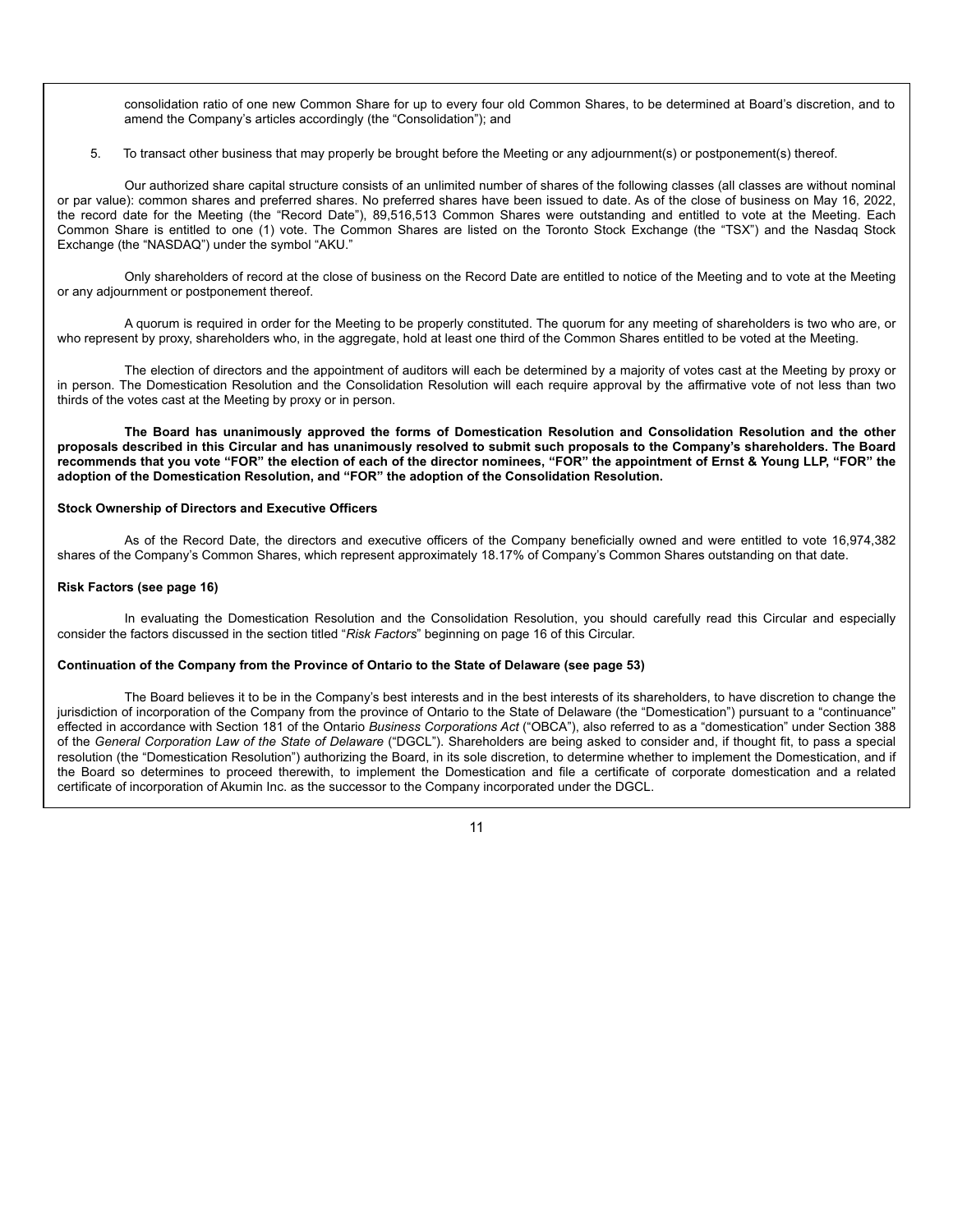consolidation ratio of one new Common Share for up to every four old Common Shares, to be determined at Board's discretion, and to amend the Company's articles accordingly (the "Consolidation"); and

5. To transact other business that may properly be brought before the Meeting or any adjournment(s) or postponement(s) thereof.

Our authorized share capital structure consists of an unlimited number of shares of the following classes (all classes are without nominal or par value): common shares and preferred shares. No preferred shares have been issued to date. As of the close of business on May 16, 2022, the record date for the Meeting (the "Record Date"), 89,516,513 Common Shares were outstanding and entitled to vote at the Meeting. Each Common Share is entitled to one (1) vote. The Common Shares are listed on the Toronto Stock Exchange (the "TSX") and the Nasdaq Stock Exchange (the "NASDAQ") under the symbol "AKU."

Only shareholders of record at the close of business on the Record Date are entitled to notice of the Meeting and to vote at the Meeting or any adjournment or postponement thereof.

A quorum is required in order for the Meeting to be properly constituted. The quorum for any meeting of shareholders is two who are, or who represent by proxy, shareholders who, in the aggregate, hold at least one third of the Common Shares entitled to be voted at the Meeting.

The election of directors and the appointment of auditors will each be determined by a majority of votes cast at the Meeting by proxy or in person. The Domestication Resolution and the Consolidation Resolution will each require approval by the affirmative vote of not less than two thirds of the votes cast at the Meeting by proxy or in person.

**The Board has unanimously approved the forms of Domestication Resolution and Consolidation Resolution and the other proposals described in this Circular and has unanimously resolved to submit such proposals to the Company's shareholders. The Board recommends that you vote "FOR" the election of each of the director nominees, "FOR" the appointment of Ernst & Young LLP, "FOR" the adoption of the Domestication Resolution, and "FOR" the adoption of the Consolidation Resolution.**

**Stock Ownership of Directors and Executive Officers**

As of the Record Date, the directors and executive officers of the Company beneficially owned and were entitled to vote 16,974,382 shares of the Company's Common Shares, which represent approximately 18.17% of Company's Common Shares outstanding on that date.

**Risk Factors (see page 16)**

In evaluating the Domestication Resolution and the Consolidation Resolution, you should carefully read this Circular and especially consider the factors discussed in the section titled "*Risk Factors*" beginning on page 16 of this Circular.

**Continuation of the Company from the Province of Ontario to the State of Delaware (see page 53)**

The Board believes it to be in the Company's best interests and in the best interests of its shareholders, to have discretion to change the jurisdiction of incorporation of the Company from the province of Ontario to the State of Delaware (the "Domestication") pursuant to a "continuance" effected in accordance with Section 181 of the Ontario *Business Corporations Act* ("OBCA"), also referred to as a "domestication" under Section 388 of the *General Corporation Law of the State of Delaware* ("DGCL"). Shareholders are being asked to consider and, if thought fit, to pass a special resolution (the "Domestication Resolution") authorizing the Board, in its sole discretion, to determine whether to implement the Domestication, and if the Board so determines to proceed therewith, to implement the Domestication and file a certificate of corporate domestication and a related certificate of incorporation of Akumin Inc. as the successor to the Company incorporated under the DGCL.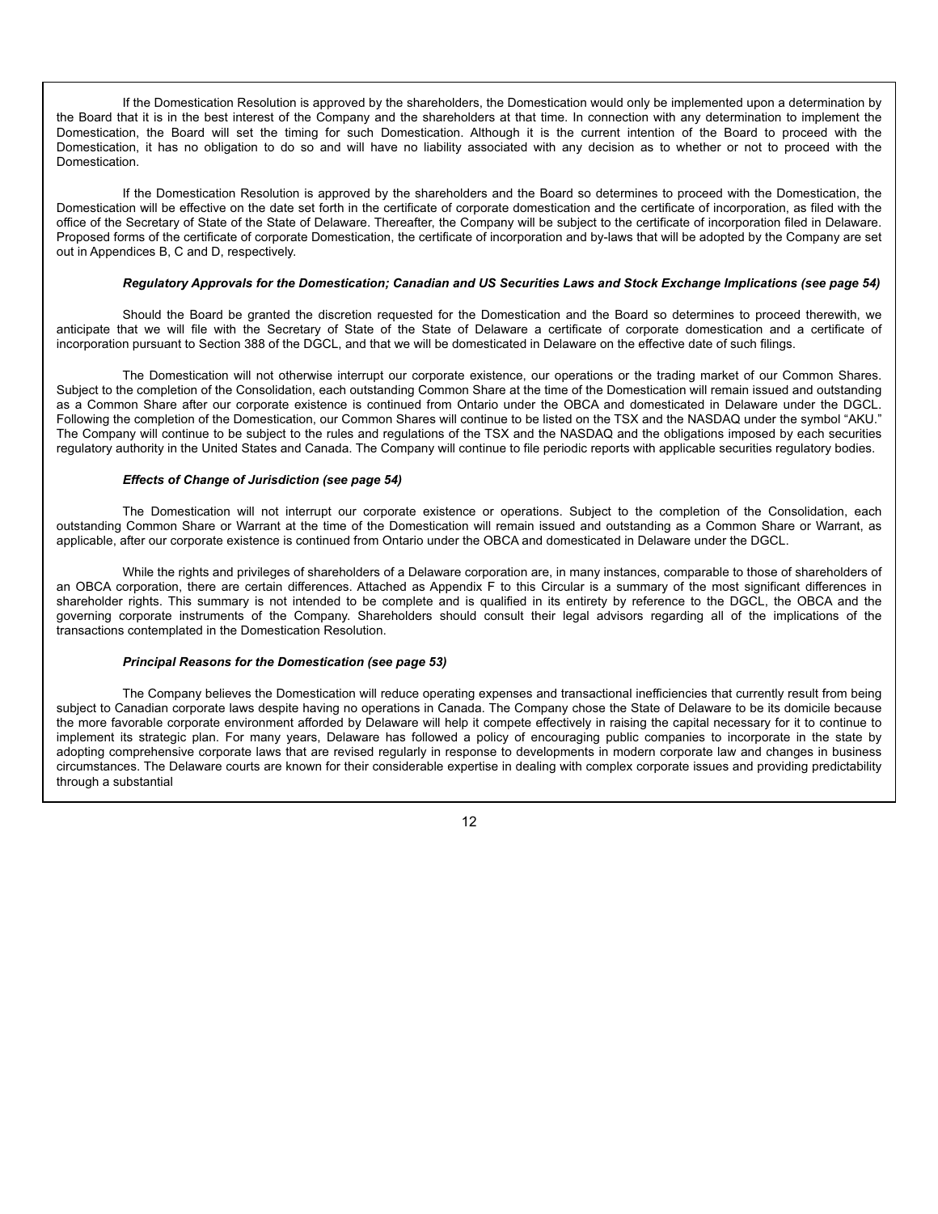If the Domestication Resolution is approved by the shareholders, the Domestication would only be implemented upon a determination by the Board that it is in the best interest of the Company and the shareholders at that time. In connection with any determination to implement the Domestication, the Board will set the timing for such Domestication. Although it is the current intention of the Board to proceed with the Domestication, it has no obligation to do so and will have no liability associated with any decision as to whether or not to proceed with the Domestication.

If the Domestication Resolution is approved by the shareholders and the Board so determines to proceed with the Domestication, the Domestication will be effective on the date set forth in the certificate of corporate domestication and the certificate of incorporation, as filed with the office of the Secretary of State of the State of Delaware. Thereafter, the Company will be subject to the certificate of incorporation filed in Delaware. Proposed forms of the certificate of corporate Domestication, the certificate of incorporation and by-laws that will be adopted by the Company are set out in Appendices B, C and D, respectively.

***Regulatory Approvals for the Domestication; Canadian and US Securities Laws and Stock Exchange Implications (see page 54)***

Should the Board be granted the discretion requested for the Domestication and the Board so determines to proceed therewith, we anticipate that we will file with the Secretary of State of the State of Delaware a certificate of corporate domestication and a certificate of incorporation pursuant to Section 388 of the DGCL, and that we will be domesticated in Delaware on the effective date of such filings.

The Domestication will not otherwise interrupt our corporate existence, our operations or the trading market of our Common Shares. Subject to the completion of the Consolidation, each outstanding Common Share at the time of the Domestication will remain issued and outstanding as a Common Share after our corporate existence is continued from Ontario under the OBCA and domesticated in Delaware under the DGCL. Following the completion of the Domestication, our Common Shares will continue to be listed on the TSX and the NASDAQ under the symbol "AKU." The Company will continue to be subject to the rules and regulations of the TSX and the NASDAQ and the obligations imposed by each securities regulatory authority in the United States and Canada. The Company will continue to file periodic reports with applicable securities regulatory bodies.

***Effects of Change of Jurisdiction (see page 54)***

The Domestication will not interrupt our corporate existence or operations. Subject to the completion of the Consolidation, each outstanding Common Share or Warrant at the time of the Domestication will remain issued and outstanding as a Common Share or Warrant, as applicable, after our corporate existence is continued from Ontario under the OBCA and domesticated in Delaware under the DGCL.

While the rights and privileges of shareholders of a Delaware corporation are, in many instances, comparable to those of shareholders of an OBCA corporation, there are certain differences. Attached as Appendix F to this Circular is a summary of the most significant differences in shareholder rights. This summary is not intended to be complete and is qualified in its entirety by reference to the DGCL, the OBCA and the governing corporate instruments of the Company. Shareholders should consult their legal advisors regarding all of the implications of the transactions contemplated in the Domestication Resolution.

***Principal Reasons for the Domestication (see page 53)***

The Company believes the Domestication will reduce operating expenses and transactional inefficiencies that currently result from being subject to Canadian corporate laws despite having no operations in Canada. The Company chose the State of Delaware to be its domicile because the more favorable corporate environment afforded by Delaware will help it compete effectively in raising the capital necessary for it to continue to implement its strategic plan. For many years, Delaware has followed a policy of encouraging public companies to incorporate in the state by adopting comprehensive corporate laws that are revised regularly in response to developments in modern corporate law and changes in business circumstances. The Delaware courts are known for their considerable expertise in dealing with complex corporate issues and providing predictability through a substantial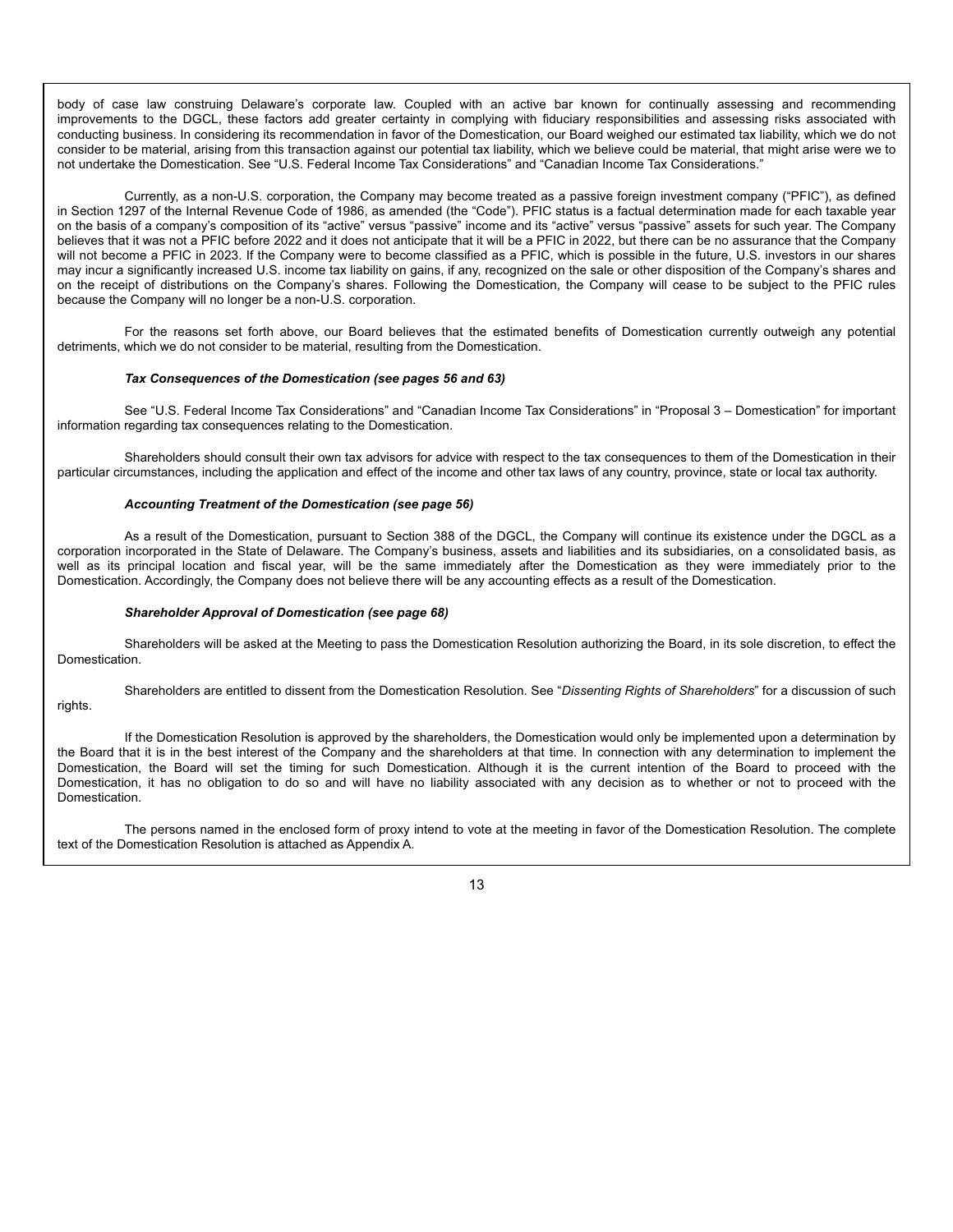body of case law construing Delaware's corporate law. Coupled with an active bar known for continually assessing and recommending improvements to the DGCL, these factors add greater certainty in complying with fiduciary responsibilities and assessing risks associated with conducting business. In considering its recommendation in favor of the Domestication, our Board weighed our estimated tax liability, which we do not consider to be material, arising from this transaction against our potential tax liability, which we believe could be material, that might arise were we to not undertake the Domestication. See "U.S. Federal Income Tax Considerations" and "Canadian Income Tax Considerations."

Currently, as a non-U.S. corporation, the Company may become treated as a passive foreign investment company ("PFIC"), as defined in Section 1297 of the Internal Revenue Code of 1986, as amended (the "Code"). PFIC status is a factual determination made for each taxable year on the basis of a company's composition of its "active" versus "passive" income and its "active" versus "passive" assets for such year. The Company believes that it was not a PFIC before 2022 and it does not anticipate that it will be a PFIC in 2022, but there can be no assurance that the Company will not become a PFIC in 2023. If the Company were to become classified as a PFIC, which is possible in the future, U.S. investors in our shares may incur a significantly increased U.S. income tax liability on gains, if any, recognized on the sale or other disposition of the Company's shares and on the receipt of distributions on the Company's shares. Following the Domestication, the Company will cease to be subject to the PFIC rules because the Company will no longer be a non-U.S. corporation.

For the reasons set forth above, our Board believes that the estimated benefits of Domestication currently outweigh any potential detriments, which we do not consider to be material, resulting from the Domestication.

***Tax Consequences of the Domestication (see pages 56 and 63)***

See "U.S. Federal Income Tax Considerations" and "Canadian Income Tax Considerations" in "Proposal 3 – Domestication" for important information regarding tax consequences relating to the Domestication.

Shareholders should consult their own tax advisors for advice with respect to the tax consequences to them of the Domestication in their particular circumstances, including the application and effect of the income and other tax laws of any country, province, state or local tax authority.

***Accounting Treatment of the Domestication (see page 56)***

As a result of the Domestication, pursuant to Section 388 of the DGCL, the Company will continue its existence under the DGCL as a corporation incorporated in the State of Delaware. The Company's business, assets and liabilities and its subsidiaries, on a consolidated basis, as well as its principal location and fiscal year, will be the same immediately after the Domestication as they were immediately prior to the Domestication. Accordingly, the Company does not believe there will be any accounting effects as a result of the Domestication.

***Shareholder Approval of Domestication (see page 68)***

Shareholders will be asked at the Meeting to pass the Domestication Resolution authorizing the Board, in its sole discretion, to effect the Domestication.

Shareholders are entitled to dissent from the Domestication Resolution. See "*Dissenting Rights of Shareholders*" for a discussion of such rights.

If the Domestication Resolution is approved by the shareholders, the Domestication would only be implemented upon a determination by the Board that it is in the best interest of the Company and the shareholders at that time. In connection with any determination to implement the Domestication, the Board will set the timing for such Domestication. Although it is the current intention of the Board to proceed with the Domestication, it has no obligation to do so and will have no liability associated with any decision as to whether or not to proceed with the Domestication.

The persons named in the enclosed form of proxy intend to vote at the meeting in favor of the Domestication Resolution. The complete text of the Domestication Resolution is attached as Appendix A.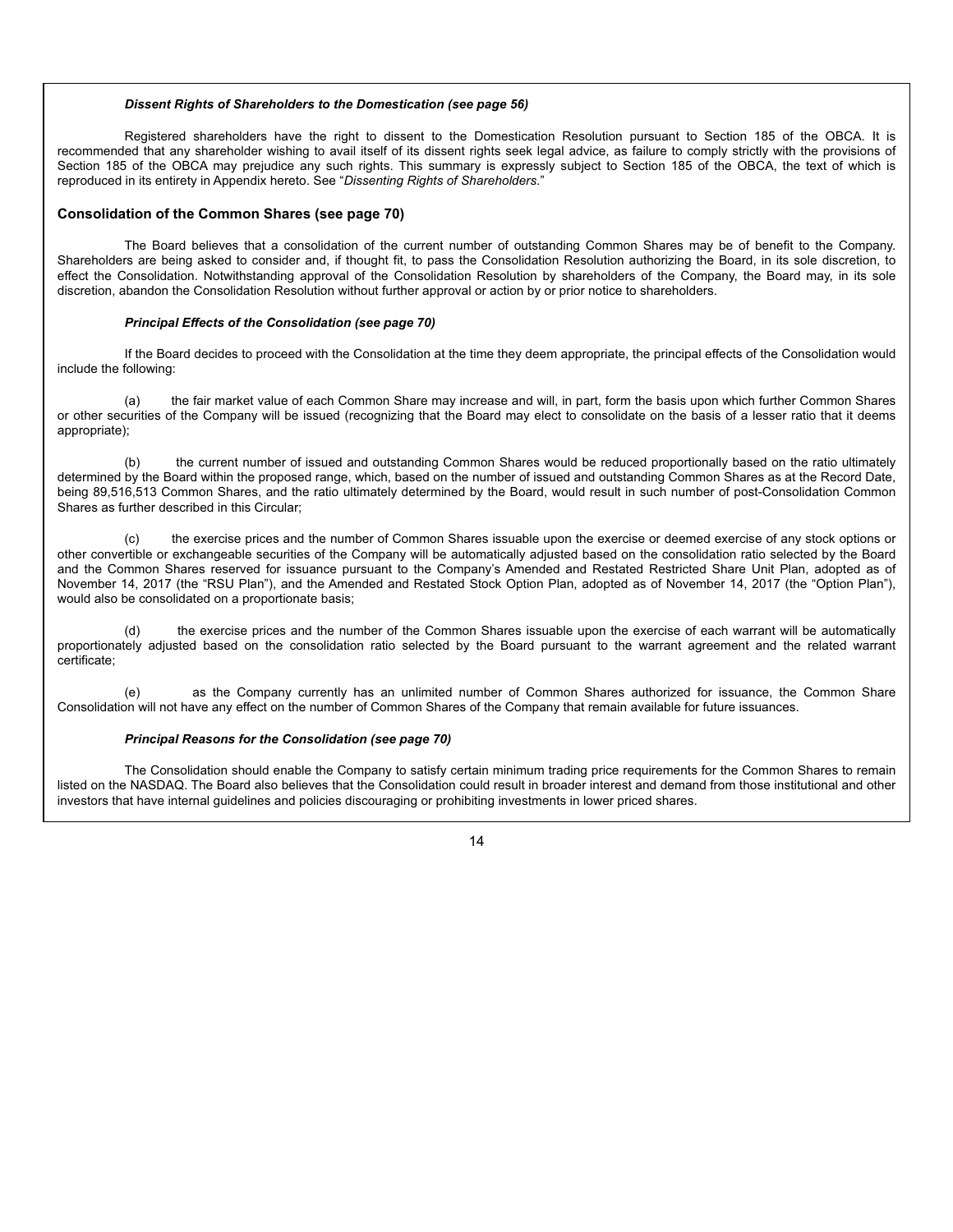#### *Dissent Rights of Shareholders to the Domestication (see page 56)*

Registered shareholders have the right to dissent to the Domestication Resolution pursuant to Section 185 of the OBCA. It is recommended that any shareholder wishing to avail itself of its dissent rights seek legal advice, as failure to comply strictly with the provisions of Section 185 of the OBCA may prejudice any such rights. This summary is expressly subject to Section 185 of the OBCA, the text of which is reproduced in its entirety in Appendix hereto. See "*Dissenting Rights of Shareholders*."

### Consolidation of the Common Shares (see page 70)

The Board believes that a consolidation of the current number of outstanding Common Shares may be of benefit to the Company. Shareholders are being asked to consider and, if thought fit, to pass the Consolidation Resolution authorizing the Board, in its sole discretion, to effect the Consolidation. Notwithstanding approval of the Consolidation Resolution by shareholders of the Company, the Board may, in its sole discretion, abandon the Consolidation Resolution without further approval or action by or prior notice to shareholders.

#### *Principal Effects of the Consolidation (see page 70)*

If the Board decides to proceed with the Consolidation at the time they deem appropriate, the principal effects of the Consolidation would include the following:

(a) the fair market value of each Common Share may increase and will, in part, form the basis upon which further Common Shares or other securities of the Company will be issued (recognizing that the Board may elect to consolidate on the basis of a lesser ratio that it deems appropriate);

(b) the current number of issued and outstanding Common Shares would be reduced proportionally based on the ratio ultimately determined by the Board within the proposed range, which, based on the number of issued and outstanding Common Shares as at the Record Date, being 89,516,513 Common Shares, and the ratio ultimately determined by the Board, would result in such number of post-Consolidation Common Shares as further described in this Circular;

(c) the exercise prices and the number of Common Shares issuable upon the exercise or deemed exercise of any stock options or other convertible or exchangeable securities of the Company will be automatically adjusted based on the consolidation ratio selected by the Board and the Common Shares reserved for issuance pursuant to the Company's Amended and Restated Restricted Share Unit Plan, adopted as of November 14, 2017 (the "RSU Plan"), and the Amended and Restated Stock Option Plan, adopted as of November 14, 2017 (the "Option Plan"), would also be consolidated on a proportionate basis;

(d) the exercise prices and the number of the Common Shares issuable upon the exercise of each warrant will be automatically proportionately adjusted based on the consolidation ratio selected by the Board pursuant to the warrant agreement and the related warrant certificate;

(e) as the Company currently has an unlimited number of Common Shares authorized for issuance, the Common Share Consolidation will not have any effect on the number of Common Shares of the Company that remain available for future issuances.

#### *Principal Reasons for the Consolidation (see page 70)*

The Consolidation should enable the Company to satisfy certain minimum trading price requirements for the Common Shares to remain listed on the NASDAQ. The Board also believes that the Consolidation could result in broader interest and demand from those institutional and other investors that have internal guidelines and policies discouraging or prohibiting investments in lower priced shares.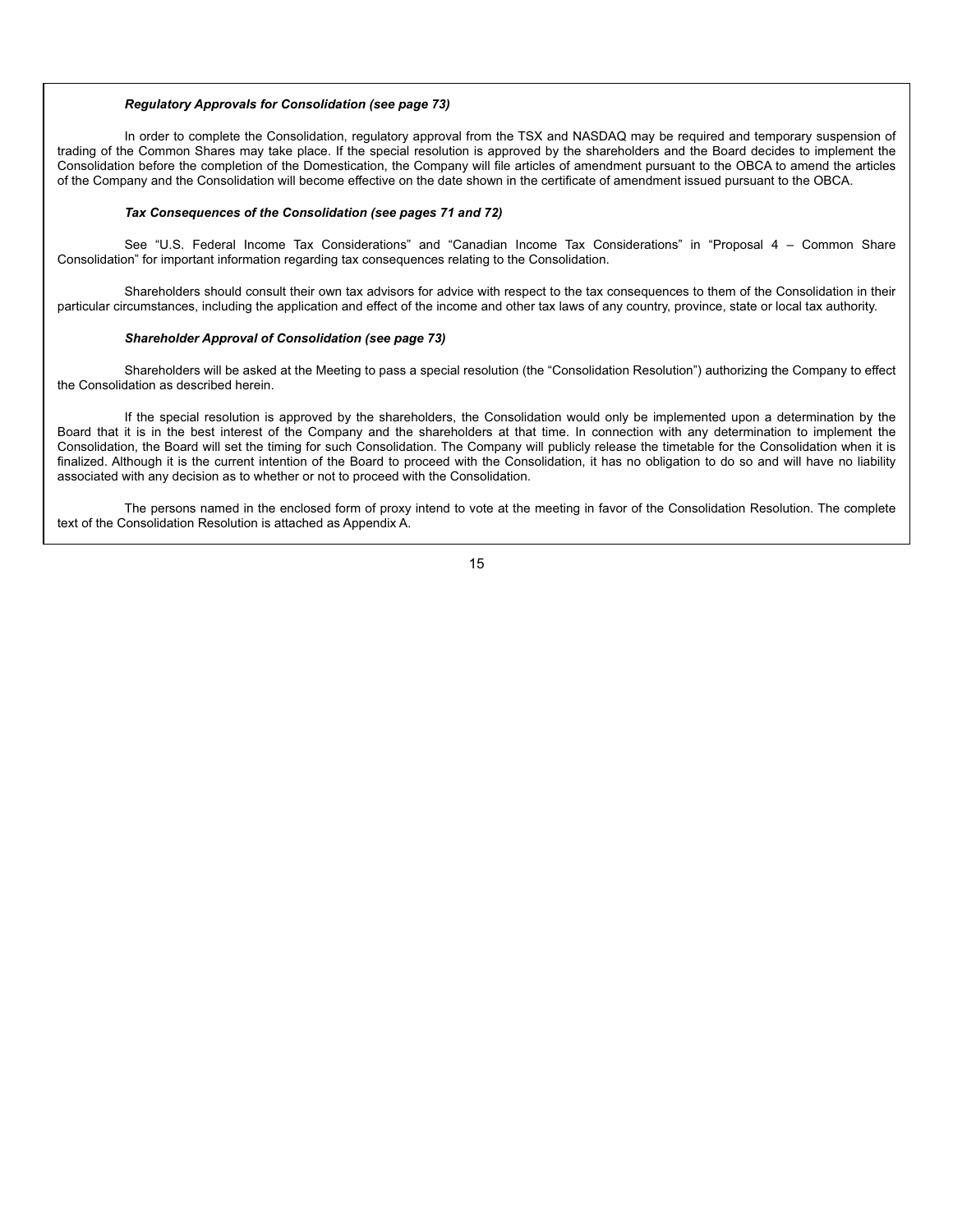***Regulatory Approvals for Consolidation (see page 73)***

In order to complete the Consolidation, regulatory approval from the TSX and NASDAQ may be required and temporary suspension of trading of the Common Shares may take place. If the special resolution is approved by the shareholders and the Board decides to implement the Consolidation before the completion of the Domestication, the Company will file articles of amendment pursuant to the OBCA to amend the articles of the Company and the Consolidation will become effective on the date shown in the certificate of amendment issued pursuant to the OBCA.

***Tax Consequences of the Consolidation (see pages 71 and 72)***

See "U.S. Federal Income Tax Considerations" and "Canadian Income Tax Considerations" in "Proposal 4 – Common Share Consolidation" for important information regarding tax consequences relating to the Consolidation.

Shareholders should consult their own tax advisors for advice with respect to the tax consequences to them of the Consolidation in their particular circumstances, including the application and effect of the income and other tax laws of any country, province, state or local tax authority.

***Shareholder Approval of Consolidation (see page 73)***

Shareholders will be asked at the Meeting to pass a special resolution (the "Consolidation Resolution") authorizing the Company to effect the Consolidation as described herein.

If the special resolution is approved by the shareholders, the Consolidation would only be implemented upon a determination by the Board that it is in the best interest of the Company and the shareholders at that time. In connection with any determination to implement the Consolidation, the Board will set the timing for such Consolidation. The Company will publicly release the timetable for the Consolidation when it is finalized. Although it is the current intention of the Board to proceed with the Consolidation, it has no obligation to do so and will have no liability associated with any decision as to whether or not to proceed with the Consolidation.

The persons named in the enclosed form of proxy intend to vote at the meeting in favor of the Consolidation Resolution. The complete text of the Consolidation Resolution is attached as Appendix A.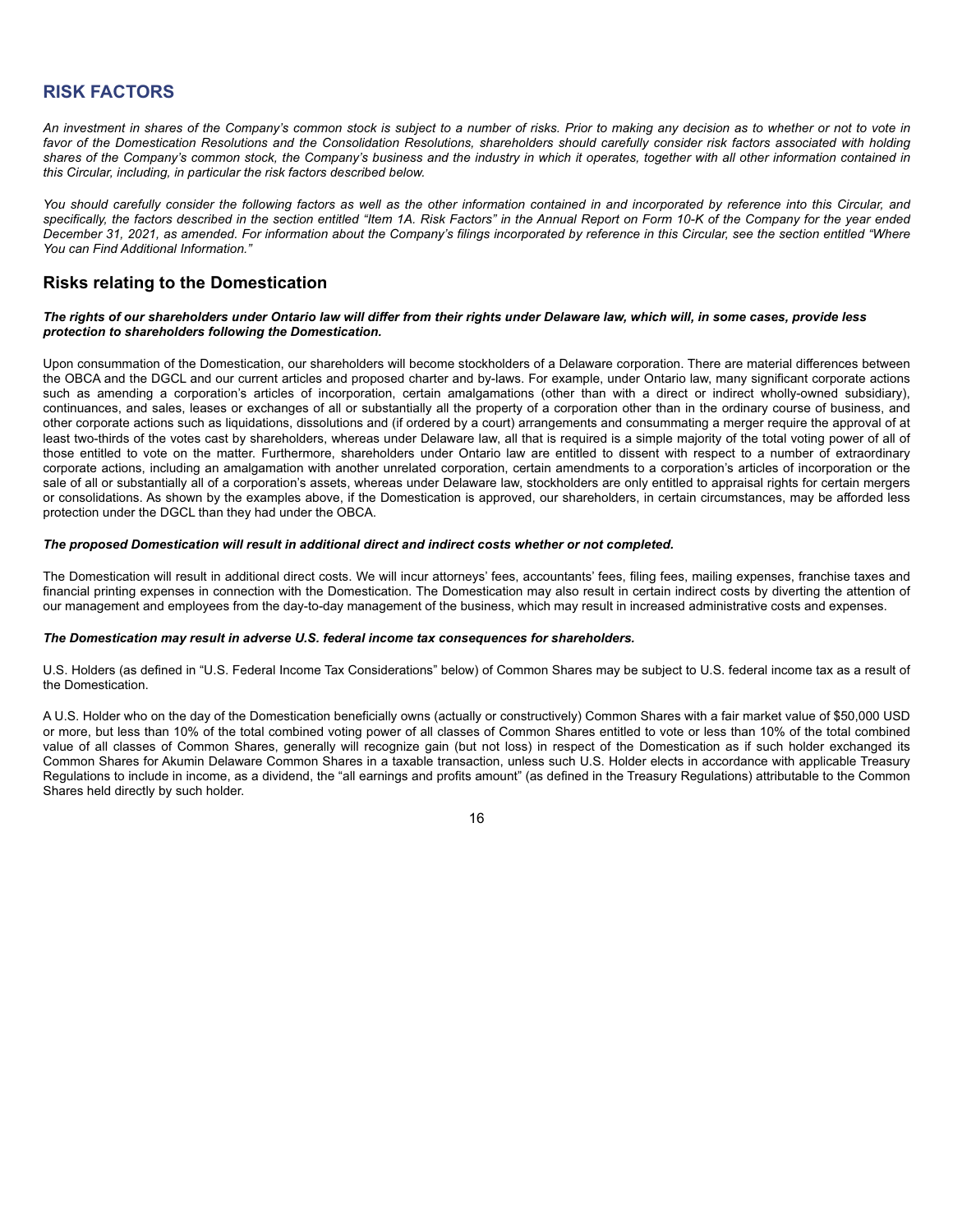## RISK FACTORS

*An investment in shares of the Company's common stock is subject to a number of risks. Prior to making any decision as to whether or not to vote in favor of the Domestication Resolutions and the Consolidation Resolutions, shareholders should carefully consider risk factors associated with holding shares of the Company's common stock, the Company's business and the industry in which it operates, together with all other information contained in this Circular, including, in particular the risk factors described below.*

*You should carefully consider the following factors as well as the other information contained in and incorporated by reference into this Circular, and specifically, the factors described in the section entitled "Item 1A. Risk Factors" in the Annual Report on Form 10-K of the Company for the year ended December 31, 2021, as amended. For information about the Company's filings incorporated by reference in this Circular, see the section entitled "Where You can Find Additional Information."*

### Risks relating to the Domestication

***The rights of our shareholders under Ontario law will differ from their rights under Delaware law, which will, in some cases, provide less protection to shareholders following the Domestication.***

Upon consummation of the Domestication, our shareholders will become stockholders of a Delaware corporation. There are material differences between the OBCA and the DGCL and our current articles and proposed charter and by-laws. For example, under Ontario law, many significant corporate actions such as amending a corporation's articles of incorporation, certain amalgamations (other than with a direct or indirect wholly-owned subsidiary), continuances, and sales, leases or exchanges of all or substantially all the property of a corporation other than in the ordinary course of business, and other corporate actions such as liquidations, dissolutions and (if ordered by a court) arrangements and consummating a merger require the approval of at least two-thirds of the votes cast by shareholders, whereas under Delaware law, all that is required is a simple majority of the total voting power of all of those entitled to vote on the matter. Furthermore, shareholders under Ontario law are entitled to dissent with respect to a number of extraordinary corporate actions, including an amalgamation with another unrelated corporation, certain amendments to a corporation's articles of incorporation or the sale of all or substantially all of a corporation's assets, whereas under Delaware law, stockholders are only entitled to appraisal rights for certain mergers or consolidations. As shown by the examples above, if the Domestication is approved, our shareholders, in certain circumstances, may be afforded less protection under the DGCL than they had under the OBCA.

***The proposed Domestication will result in additional direct and indirect costs whether or not completed.***

The Domestication will result in additional direct costs. We will incur attorneys' fees, accountants' fees, filing fees, mailing expenses, franchise taxes and financial printing expenses in connection with the Domestication. The Domestication may also result in certain indirect costs by diverting the attention of our management and employees from the day-to-day management of the business, which may result in increased administrative costs and expenses.

***The Domestication may result in adverse U.S. federal income tax consequences for shareholders.***

U.S. Holders (as defined in "U.S. Federal Income Tax Considerations" below) of Common Shares may be subject to U.S. federal income tax as a result of the Domestication.

A U.S. Holder who on the day of the Domestication beneficially owns (actually or constructively) Common Shares with a fair market value of $50,000 USD or more, but less than 10% of the total combined voting power of all classes of Common Shares entitled to vote or less than 10% of the total combined value of all classes of Common Shares, generally will recognize gain (but not loss) in respect of the Domestication as if such holder exchanged its Common Shares for Akumin Delaware Common Shares in a taxable transaction, unless such U.S. Holder elects in accordance with applicable Treasury Regulations to include in income, as a dividend, the "all earnings and profits amount" (as defined in the Treasury Regulations) attributable to the Common Shares held directly by such holder.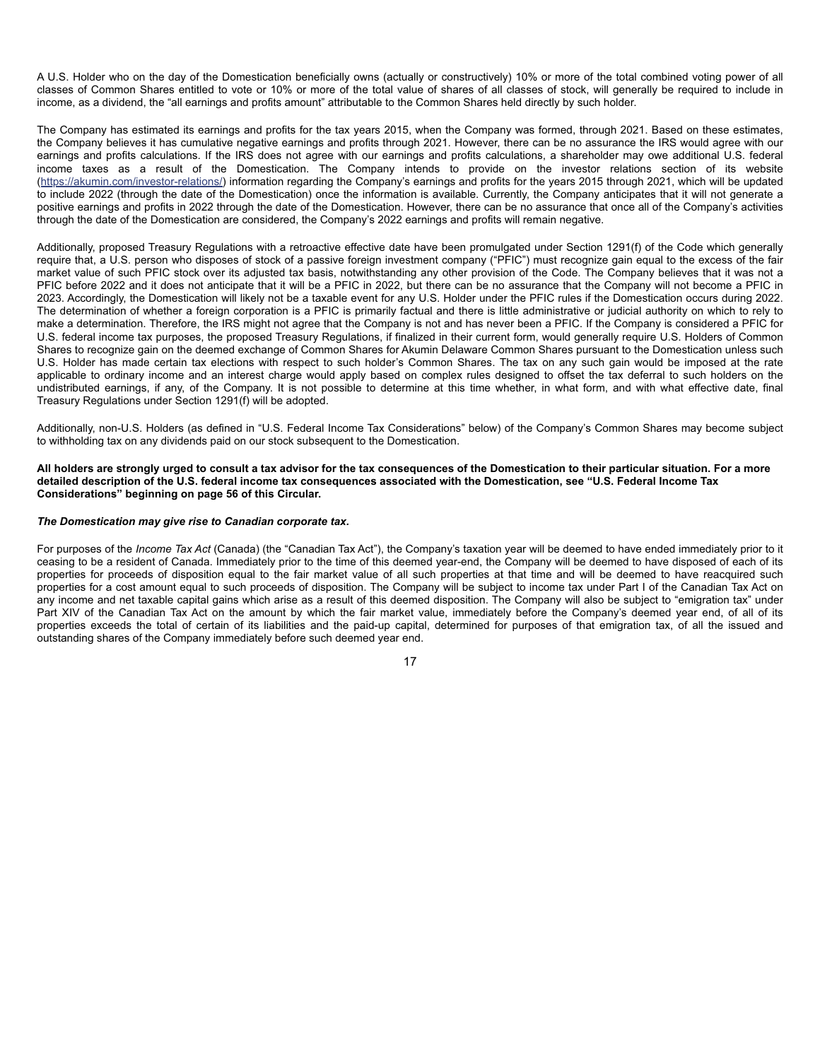A U.S. Holder who on the day of the Domestication beneficially owns (actually or constructively) 10% or more of the total combined voting power of all classes of Common Shares entitled to vote or 10% or more of the total value of shares of all classes of stock, will generally be required to include in income, as a dividend, the “all earnings and profits amount” attributable to the Common Shares held directly by such holder.

The Company has estimated its earnings and profits for the tax years 2015, when the Company was formed, through 2021. Based on these estimates, the Company believes it has cumulative negative earnings and profits through 2021. However, there can be no assurance the IRS would agree with our earnings and profits calculations. If the IRS does not agree with our earnings and profits calculations, a shareholder may owe additional U.S. federal income taxes as a result of the Domestication. The Company intends to provide on the investor relations section of its website (https://akumin.com/investor-relations/) information regarding the Company’s earnings and profits for the years 2015 through 2021, which will be updated to include 2022 (through the date of the Domestication) once the information is available. Currently, the Company anticipates that it will not generate a positive earnings and profits in 2022 through the date of the Domestication. However, there can be no assurance that once all of the Company’s activities through the date of the Domestication are considered, the Company’s 2022 earnings and profits will remain negative.

Additionally, proposed Treasury Regulations with a retroactive effective date have been promulgated under Section 1291(f) of the Code which generally require that, a U.S. person who disposes of stock of a passive foreign investment company (“PFIC”) must recognize gain equal to the excess of the fair market value of such PFIC stock over its adjusted tax basis, notwithstanding any other provision of the Code. The Company believes that it was not a PFIC before 2022 and it does not anticipate that it will be a PFIC in 2022, but there can be no assurance that the Company will not become a PFIC in 2023. Accordingly, the Domestication will likely not be a taxable event for any U.S. Holder under the PFIC rules if the Domestication occurs during 2022. The determination of whether a foreign corporation is a PFIC is primarily factual and there is little administrative or judicial authority on which to rely to make a determination. Therefore, the IRS might not agree that the Company is not and has never been a PFIC. If the Company is considered a PFIC for U.S. federal income tax purposes, the proposed Treasury Regulations, if finalized in their current form, would generally require U.S. Holders of Common Shares to recognize gain on the deemed exchange of Common Shares for Akumin Delaware Common Shares pursuant to the Domestication unless such U.S. Holder has made certain tax elections with respect to such holder’s Common Shares. The tax on any such gain would be imposed at the rate applicable to ordinary income and an interest charge would apply based on complex rules designed to offset the tax deferral to such holders on the undistributed earnings, if any, of the Company. It is not possible to determine at this time whether, in what form, and with what effective date, final Treasury Regulations under Section 1291(f) will be adopted.

Additionally, non-U.S. Holders (as defined in “U.S. Federal Income Tax Considerations” below) of the Company’s Common Shares may become subject to withholding tax on any dividends paid on our stock subsequent to the Domestication.

**All holders are strongly urged to consult a tax advisor for the tax consequences of the Domestication to their particular situation. For a more detailed description of the U.S. federal income tax consequences associated with the Domestication, see “U.S. Federal Income Tax Considerations” beginning on page 56 of this Circular.**

***The Domestication may give rise to Canadian corporate tax.***

For purposes of the *Income Tax Act* (Canada) (the “Canadian Tax Act”), the Company’s taxation year will be deemed to have ended immediately prior to it ceasing to be a resident of Canada. Immediately prior to the time of this deemed year-end, the Company will be deemed to have disposed of each of its properties for proceeds of disposition equal to the fair market value of all such properties at that time and will be deemed to have reacquired such properties for a cost amount equal to such proceeds of disposition. The Company will be subject to income tax under Part I of the Canadian Tax Act on any income and net taxable capital gains which arise as a result of this deemed disposition. The Company will also be subject to “emigration tax” under Part XIV of the Canadian Tax Act on the amount by which the fair market value, immediately before the Company’s deemed year end, of all of its properties exceeds the total of certain of its liabilities and the paid-up capital, determined for purposes of that emigration tax, of all the issued and outstanding shares of the Company immediately before such deemed year end.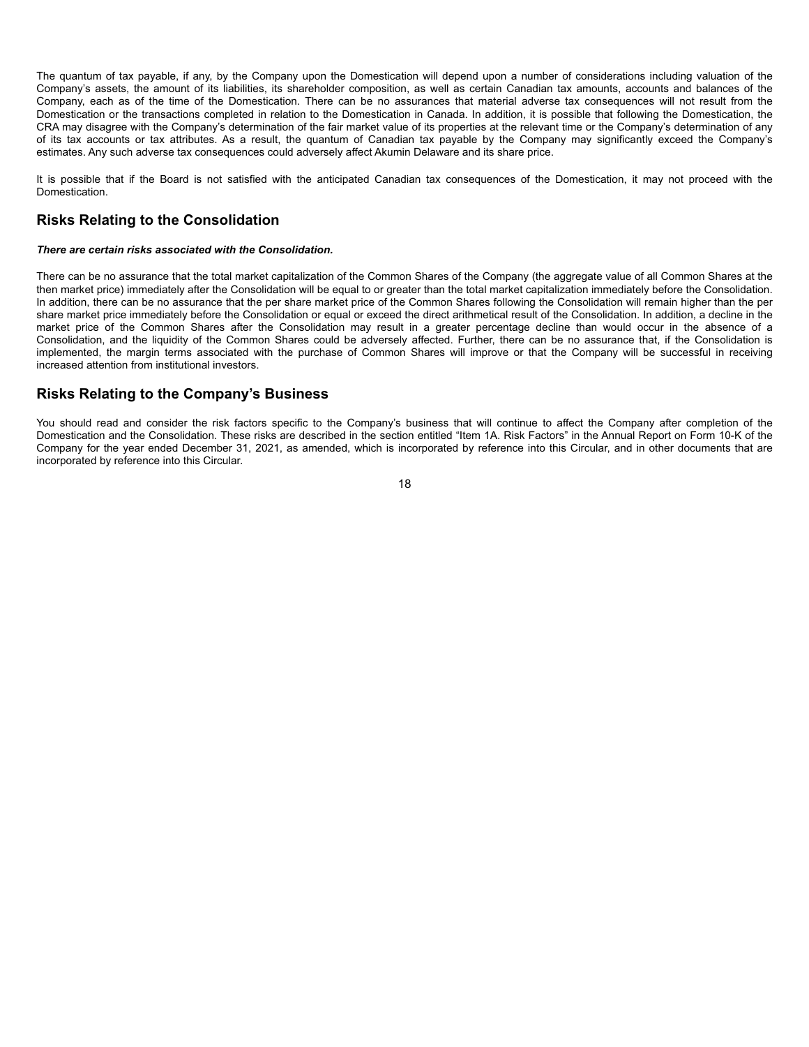The quantum of tax payable, if any, by the Company upon the Domestication will depend upon a number of considerations including valuation of the Company's assets, the amount of its liabilities, its shareholder composition, as well as certain Canadian tax amounts, accounts and balances of the Company, each as of the time of the Domestication. There can be no assurances that material adverse tax consequences will not result from the Domestication or the transactions completed in relation to the Domestication in Canada. In addition, it is possible that following the Domestication, the CRA may disagree with the Company's determination of the fair market value of its properties at the relevant time or the Company's determination of any of its tax accounts or tax attributes. As a result, the quantum of Canadian tax payable by the Company may significantly exceed the Company's estimates. Any such adverse tax consequences could adversely affect Akumin Delaware and its share price.

It is possible that if the Board is not satisfied with the anticipated Canadian tax consequences of the Domestication, it may not proceed with the Domestication.

## Risks Relating to the Consolidation

***There are certain risks associated with the Consolidation.***

There can be no assurance that the total market capitalization of the Common Shares of the Company (the aggregate value of all Common Shares at the then market price) immediately after the Consolidation will be equal to or greater than the total market capitalization immediately before the Consolidation. In addition, there can be no assurance that the per share market price of the Common Shares following the Consolidation will remain higher than the per share market price immediately before the Consolidation or equal or exceed the direct arithmetical result of the Consolidation. In addition, a decline in the market price of the Common Shares after the Consolidation may result in a greater percentage decline than would occur in the absence of a Consolidation, and the liquidity of the Common Shares could be adversely affected. Further, there can be no assurance that, if the Consolidation is implemented, the margin terms associated with the purchase of Common Shares will improve or that the Company will be successful in receiving increased attention from institutional investors.

## Risks Relating to the Company's Business

You should read and consider the risk factors specific to the Company's business that will continue to affect the Company after completion of the Domestication and the Consolidation. These risks are described in the section entitled "Item 1A. Risk Factors" in the Annual Report on Form 10-K of the Company for the year ended December 31, 2021, as amended, which is incorporated by reference into this Circular, and in other documents that are incorporated by reference into this Circular.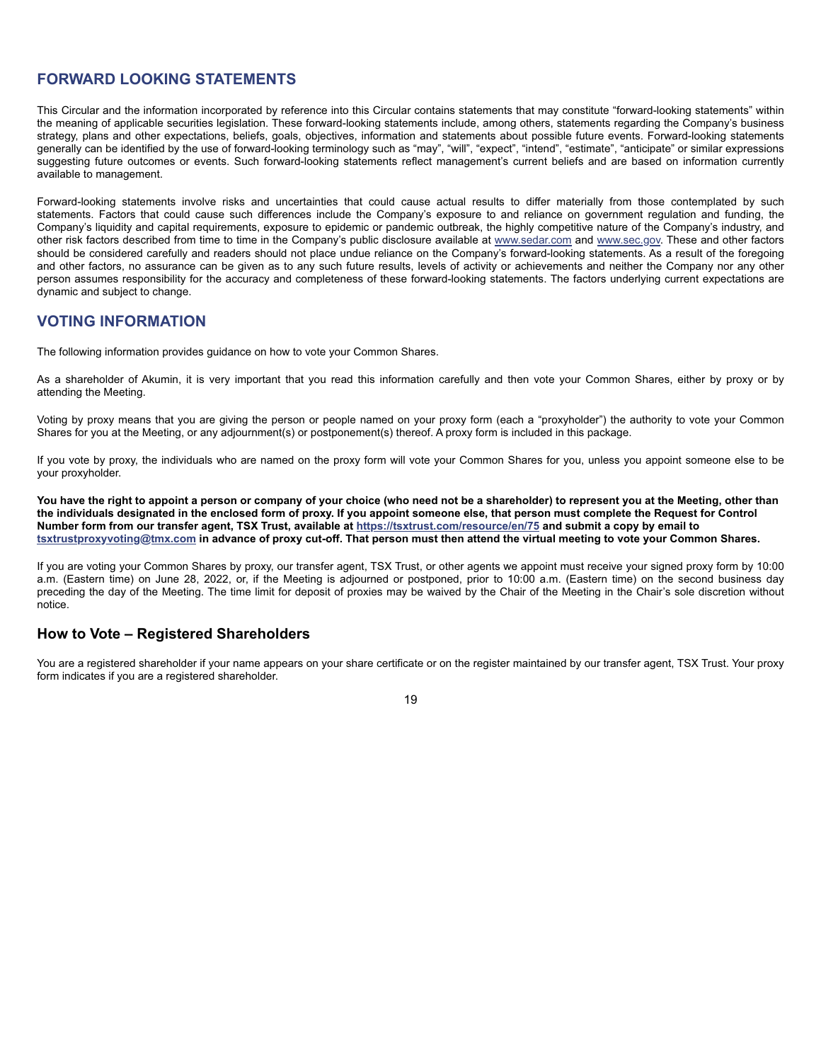## FORWARD LOOKING STATEMENTS

This Circular and the information incorporated by reference into this Circular contains statements that may constitute "forward-looking statements" within the meaning of applicable securities legislation. These forward-looking statements include, among others, statements regarding the Company's business strategy, plans and other expectations, beliefs, goals, objectives, information and statements about possible future events. Forward-looking statements generally can be identified by the use of forward-looking terminology such as "may", "will", "expect", "intend", "estimate", "anticipate" or similar expressions suggesting future outcomes or events. Such forward-looking statements reflect management's current beliefs and are based on information currently available to management.

Forward-looking statements involve risks and uncertainties that could cause actual results to differ materially from those contemplated by such statements. Factors that could cause such differences include the Company's exposure to and reliance on government regulation and funding, the Company's liquidity and capital requirements, exposure to epidemic or pandemic outbreak, the highly competitive nature of the Company's industry, and other risk factors described from time to time in the Company's public disclosure available at www.sedar.com and www.sec.gov. These and other factors should be considered carefully and readers should not place undue reliance on the Company's forward-looking statements. As a result of the foregoing and other factors, no assurance can be given as to any such future results, levels of activity or achievements and neither the Company nor any other person assumes responsibility for the accuracy and completeness of these forward-looking statements. The factors underlying current expectations are dynamic and subject to change.

## VOTING INFORMATION

The following information provides guidance on how to vote your Common Shares.

As a shareholder of Akumin, it is very important that you read this information carefully and then vote your Common Shares, either by proxy or by attending the Meeting.

Voting by proxy means that you are giving the person or people named on your proxy form (each a "proxyholder") the authority to vote your Common Shares for you at the Meeting, or any adjournment(s) or postponement(s) thereof. A proxy form is included in this package.

If you vote by proxy, the individuals who are named on the proxy form will vote your Common Shares for you, unless you appoint someone else to be your proxyholder.

**You have the right to appoint a person or company of your choice (who need not be a shareholder) to represent you at the Meeting, other than the individuals designated in the enclosed form of proxy. If you appoint someone else, that person must complete the Request for Control Number form from our transfer agent, TSX Trust, available at https://tsxtrust.com/resource/en/75 and submit a copy by email to tsxtrustproxyvoting@tmx.com in advance of proxy cut-off. That person must then attend the virtual meeting to vote your Common Shares.**

If you are voting your Common Shares by proxy, our transfer agent, TSX Trust, or other agents we appoint must receive your signed proxy form by 10:00 a.m. (Eastern time) on June 28, 2022, or, if the Meeting is adjourned or postponed, prior to 10:00 a.m. (Eastern time) on the second business day preceding the day of the Meeting. The time limit for deposit of proxies may be waived by the Chair of the Meeting in the Chair's sole discretion without notice.

### How to Vote – Registered Shareholders

You are a registered shareholder if your name appears on your share certificate or on the register maintained by our transfer agent, TSX Trust. Your proxy form indicates if you are a registered shareholder.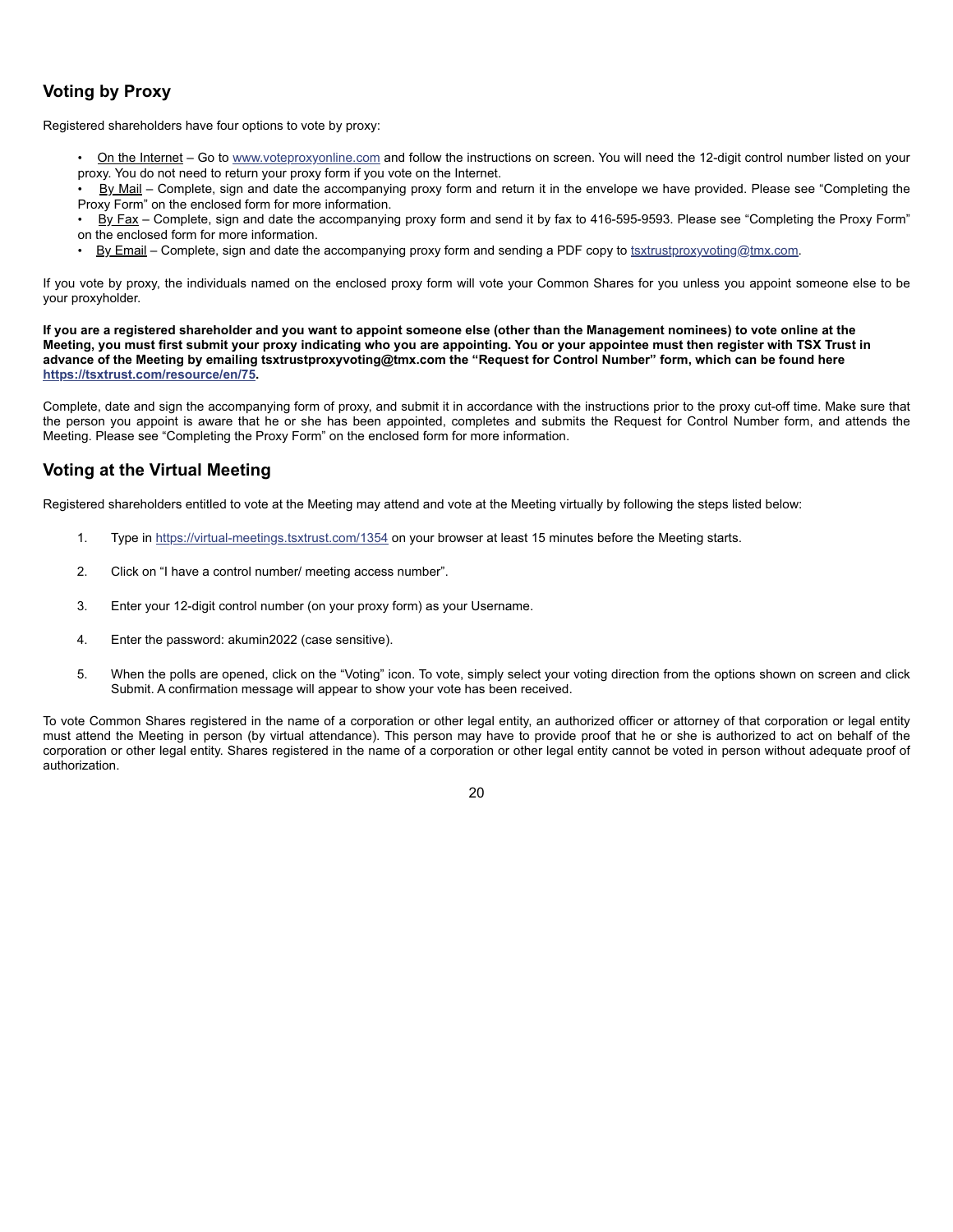## Voting by Proxy

Registered shareholders have four options to vote by proxy:

- On the Internet – Go to www.voteproxyonline.com and follow the instructions on screen. You will need the 12-digit control number listed on your proxy. You do not need to return your proxy form if you vote on the Internet.
- By Mail – Complete, sign and date the accompanying proxy form and return it in the envelope we have provided. Please see "Completing the Proxy Form" on the enclosed form for more information.
- By Fax – Complete, sign and date the accompanying proxy form and send it by fax to 416-595-9593. Please see "Completing the Proxy Form" on the enclosed form for more information.
- By Email – Complete, sign and date the accompanying proxy form and sending a PDF copy to tsxtrustproxyvoting@tmx.com.

If you vote by proxy, the individuals named on the enclosed proxy form will vote your Common Shares for you unless you appoint someone else to be your proxyholder.

**If you are a registered shareholder and you want to appoint someone else (other than the Management nominees) to vote online at the Meeting, you must first submit your proxy indicating who you are appointing. You or your appointee must then register with TSX Trust in advance of the Meeting by emailing tsxtrustproxyvoting@tmx.com the "Request for Control Number" form, which can be found here https://tsxtrust.com/resource/en/75.**

Complete, date and sign the accompanying form of proxy, and submit it in accordance with the instructions prior to the proxy cut-off time. Make sure that the person you appoint is aware that he or she has been appointed, completes and submits the Request for Control Number form, and attends the Meeting. Please see "Completing the Proxy Form" on the enclosed form for more information.

## Voting at the Virtual Meeting

Registered shareholders entitled to vote at the Meeting may attend and vote at the Meeting virtually by following the steps listed below:

1. Type in https://virtual-meetings.tsxtrust.com/1354 on your browser at least 15 minutes before the Meeting starts.
2. Click on "I have a control number/ meeting access number".
3. Enter your 12-digit control number (on your proxy form) as your Username.
4. Enter the password: akumin2022 (case sensitive).
5. When the polls are opened, click on the "Voting" icon. To vote, simply select your voting direction from the options shown on screen and click Submit. A confirmation message will appear to show your vote has been received.

To vote Common Shares registered in the name of a corporation or other legal entity, an authorized officer or attorney of that corporation or legal entity must attend the Meeting in person (by virtual attendance). This person may have to provide proof that he or she is authorized to act on behalf of the corporation or other legal entity. Shares registered in the name of a corporation or other legal entity cannot be voted in person without adequate proof of authorization.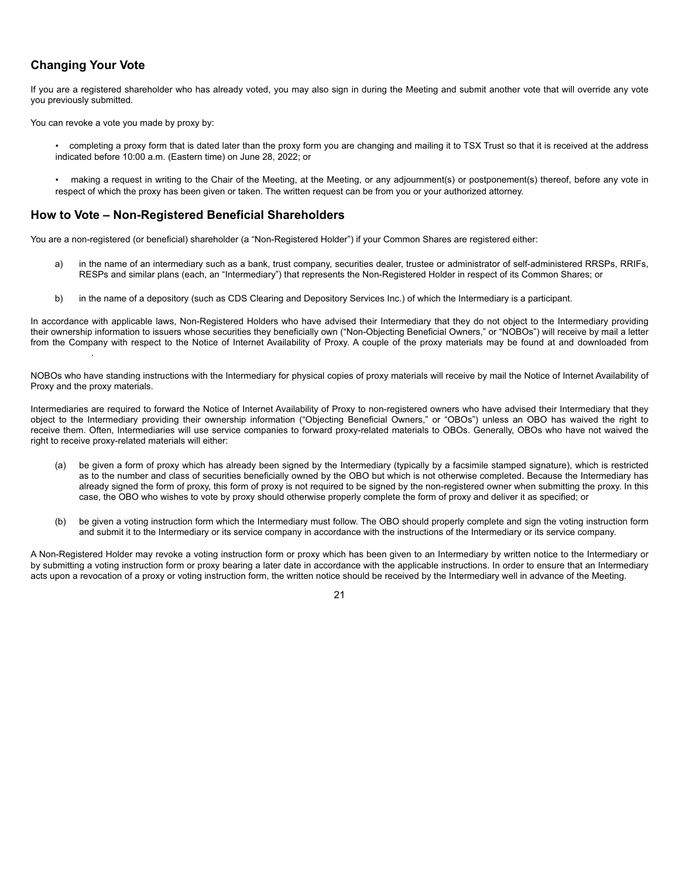## Changing Your Vote

If you are a registered shareholder who has already voted, you may also sign in during the Meeting and submit another vote that will override any vote you previously submitted.

You can revoke a vote you made by proxy by:

- completing a proxy form that is dated later than the proxy form you are changing and mailing it to TSX Trust so that it is received at the address indicated before 10:00 a.m. (Eastern time) on June 28, 2022; or

- making a request in writing to the Chair of the Meeting, at the Meeting, or any adjournment(s) or postponement(s) thereof, before any vote in respect of which the proxy has been given or taken. The written request can be from you or your authorized attorney.

## How to Vote – Non-Registered Beneficial Shareholders

You are a non-registered (or beneficial) shareholder (a "Non-Registered Holder") if your Common Shares are registered either:

a) in the name of an intermediary such as a bank, trust company, securities dealer, trustee or administrator of self-administered RRSPs, RRIFs, RESPs and similar plans (each, an "Intermediary") that represents the Non-Registered Holder in respect of its Common Shares; or

b) in the name of a depository (such as CDS Clearing and Depository Services Inc.) of which the Intermediary is a participant.

In accordance with applicable laws, Non-Registered Holders who have advised their Intermediary that they do not object to the Intermediary providing their ownership information to issuers whose securities they beneficially own ("Non-Objecting Beneficial Owners," or "NOBOs") will receive by mail a letter from the Company with respect to the Notice of Internet Availability of Proxy. A couple of the proxy materials may be found at and downloaded from .

NOBOs who have standing instructions with the Intermediary for physical copies of proxy materials will receive by mail the Notice of Internet Availability of Proxy and the proxy materials.

Intermediaries are required to forward the Notice of Internet Availability of Proxy to non-registered owners who have advised their Intermediary that they object to the Intermediary providing their ownership information ("Objecting Beneficial Owners," or "OBOs") unless an OBO has waived the right to receive them. Often, Intermediaries will use service companies to forward proxy-related materials to OBOs. Generally, OBOs who have not waived the right to receive proxy-related materials will either:

(a) be given a form of proxy which has already been signed by the Intermediary (typically by a facsimile stamped signature), which is restricted as to the number and class of securities beneficially owned by the OBO but which is not otherwise completed. Because the Intermediary has already signed the form of proxy, this form of proxy is not required to be signed by the non-registered owner when submitting the proxy. In this case, the OBO who wishes to vote by proxy should otherwise properly complete the form of proxy and deliver it as specified; or

(b) be given a voting instruction form which the Intermediary must follow. The OBO should properly complete and sign the voting instruction form and submit it to the Intermediary or its service company in accordance with the instructions of the Intermediary or its service company.

A Non-Registered Holder may revoke a voting instruction form or proxy which has been given to an Intermediary by written notice to the Intermediary or by submitting a voting instruction form or proxy bearing a later date in accordance with the applicable instructions. In order to ensure that an Intermediary acts upon a revocation of a proxy or voting instruction form, the written notice should be received by the Intermediary well in advance of the Meeting.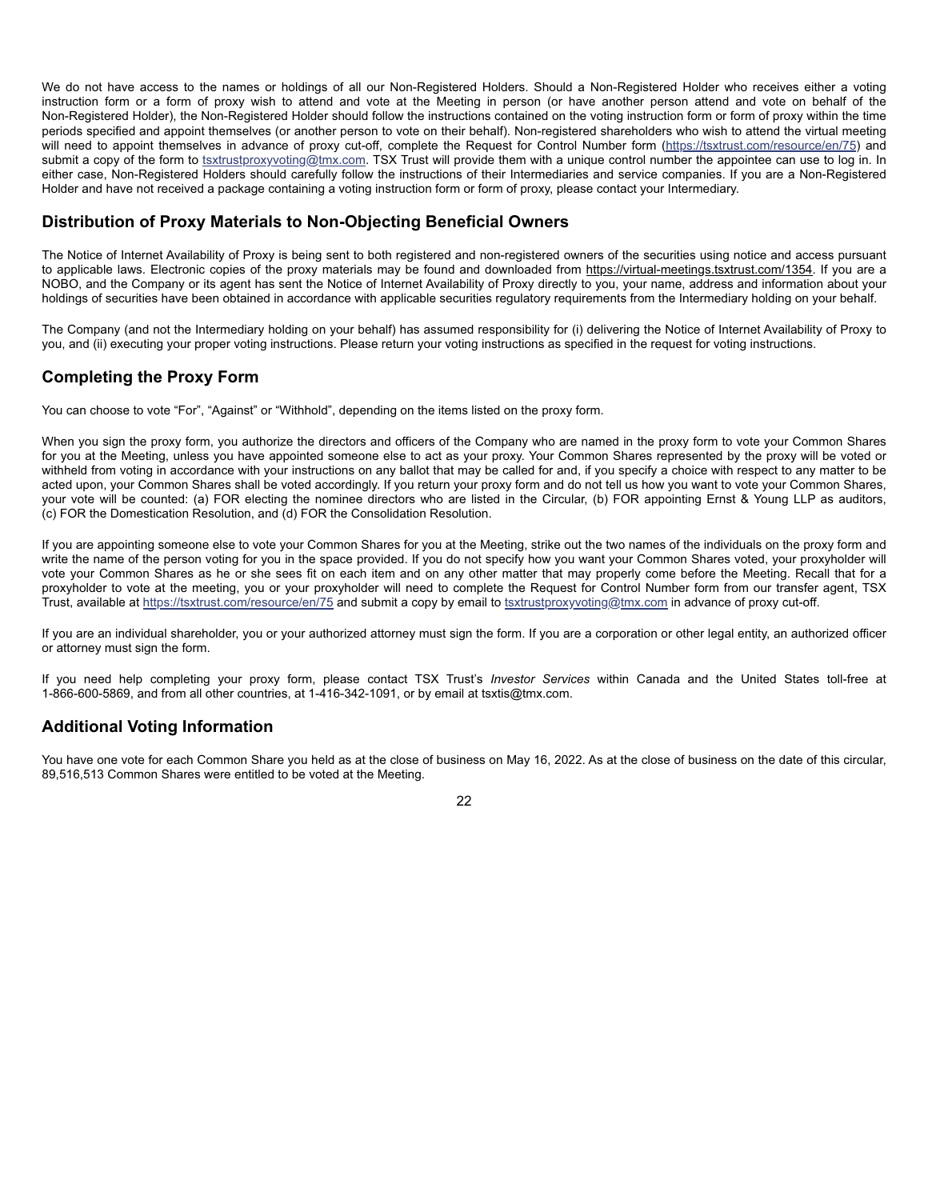We do not have access to the names or holdings of all our Non-Registered Holders. Should a Non-Registered Holder who receives either a voting instruction form or a form of proxy wish to attend and vote at the Meeting in person (or have another person attend and vote on behalf of the Non-Registered Holder), the Non-Registered Holder should follow the instructions contained on the voting instruction form or form of proxy within the time periods specified and appoint themselves (or another person to vote on their behalf). Non-registered shareholders who wish to attend the virtual meeting will need to appoint themselves in advance of proxy cut-off, complete the Request for Control Number form (https://tsxtrust.com/resource/en/75) and submit a copy of the form to tsxtrustproxyvoting@tmx.com. TSX Trust will provide them with a unique control number the appointee can use to log in. In either case, Non-Registered Holders should carefully follow the instructions of their Intermediaries and service companies. If you are a Non-Registered Holder and have not received a package containing a voting instruction form or form of proxy, please contact your Intermediary.

## Distribution of Proxy Materials to Non-Objecting Beneficial Owners

The Notice of Internet Availability of Proxy is being sent to both registered and non-registered owners of the securities using notice and access pursuant to applicable laws. Electronic copies of the proxy materials may be found and downloaded from https://virtual-meetings.tsxtrust.com/1354. If you are a NOBO, and the Company or its agent has sent the Notice of Internet Availability of Proxy directly to you, your name, address and information about your holdings of securities have been obtained in accordance with applicable securities regulatory requirements from the Intermediary holding on your behalf.

The Company (and not the Intermediary holding on your behalf) has assumed responsibility for (i) delivering the Notice of Internet Availability of Proxy to you, and (ii) executing your proper voting instructions. Please return your voting instructions as specified in the request for voting instructions.

## Completing the Proxy Form

You can choose to vote "For", "Against" or "Withhold", depending on the items listed on the proxy form.

When you sign the proxy form, you authorize the directors and officers of the Company who are named in the proxy form to vote your Common Shares for you at the Meeting, unless you have appointed someone else to act as your proxy. Your Common Shares represented by the proxy will be voted or withheld from voting in accordance with your instructions on any ballot that may be called for and, if you specify a choice with respect to any matter to be acted upon, your Common Shares shall be voted accordingly. If you return your proxy form and do not tell us how you want to vote your Common Shares, your vote will be counted: (a) FOR electing the nominee directors who are listed in the Circular, (b) FOR appointing Ernst & Young LLP as auditors, (c) FOR the Domestication Resolution, and (d) FOR the Consolidation Resolution.

If you are appointing someone else to vote your Common Shares for you at the Meeting, strike out the two names of the individuals on the proxy form and write the name of the person voting for you in the space provided. If you do not specify how you want your Common Shares voted, your proxyholder will vote your Common Shares as he or she sees fit on each item and on any other matter that may properly come before the Meeting. Recall that for a proxyholder to vote at the meeting, you or your proxyholder will need to complete the Request for Control Number form from our transfer agent, TSX Trust, available at https://tsxtrust.com/resource/en/75 and submit a copy by email to tsxtrustproxyvoting@tmx.com in advance of proxy cut-off.

If you are an individual shareholder, you or your authorized attorney must sign the form. If you are a corporation or other legal entity, an authorized officer or attorney must sign the form.

If you need help completing your proxy form, please contact TSX Trust's *Investor Services* within Canada and the United States toll-free at 1-866-600-5869, and from all other countries, at 1-416-342-1091, or by email at tsxtis@tmx.com.

## Additional Voting Information

You have one vote for each Common Share you held as at the close of business on May 16, 2022. As at the close of business on the date of this circular, 89,516,513 Common Shares were entitled to be voted at the Meeting.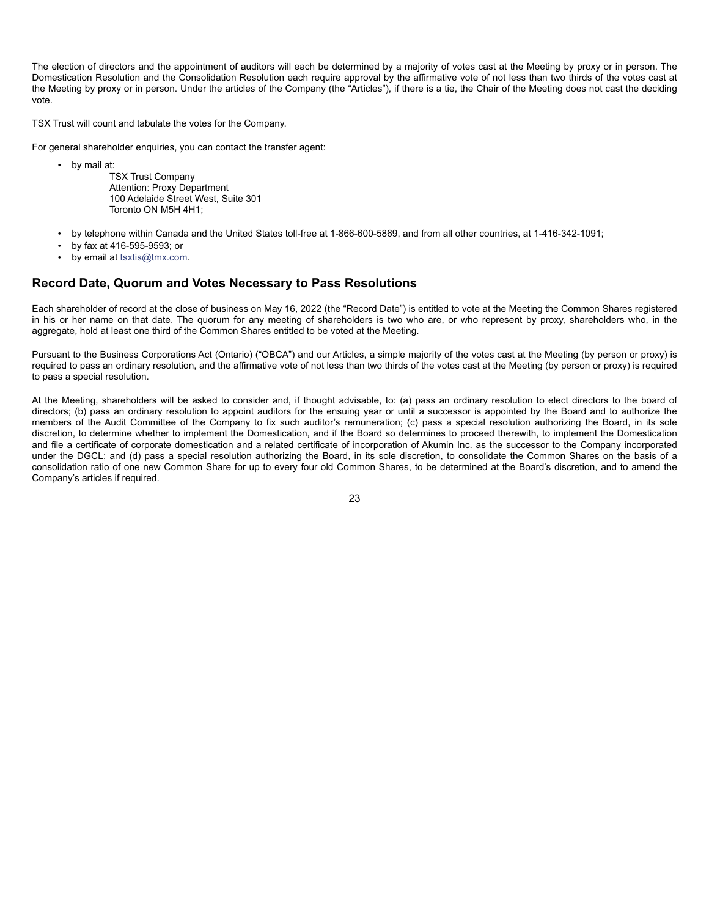The election of directors and the appointment of auditors will each be determined by a majority of votes cast at the Meeting by proxy or in person. The Domestication Resolution and the Consolidation Resolution each require approval by the affirmative vote of not less than two thirds of the votes cast at the Meeting by proxy or in person. Under the articles of the Company (the "Articles"), if there is a tie, the Chair of the Meeting does not cast the deciding vote.

TSX Trust will count and tabulate the votes for the Company.

For general shareholder enquiries, you can contact the transfer agent:

- by mail at:
  TSX Trust Company
  Attention: Proxy Department
  100 Adelaide Street West, Suite 301
  Toronto ON M5H 4H1;
- by telephone within Canada and the United States toll-free at 1-866-600-5869, and from all other countries, at 1-416-342-1091;
- by fax at 416-595-9593; or
- by email at tsxtis@tmx.com.

## Record Date, Quorum and Votes Necessary to Pass Resolutions

Each shareholder of record at the close of business on May 16, 2022 (the "Record Date") is entitled to vote at the Meeting the Common Shares registered in his or her name on that date. The quorum for any meeting of shareholders is two who are, or who represent by proxy, shareholders who, in the aggregate, hold at least one third of the Common Shares entitled to be voted at the Meeting.

Pursuant to the Business Corporations Act (Ontario) ("OBCA") and our Articles, a simple majority of the votes cast at the Meeting (by person or proxy) is required to pass an ordinary resolution, and the affirmative vote of not less than two thirds of the votes cast at the Meeting (by person or proxy) is required to pass a special resolution.

At the Meeting, shareholders will be asked to consider and, if thought advisable, to: (a) pass an ordinary resolution to elect directors to the board of directors; (b) pass an ordinary resolution to appoint auditors for the ensuing year or until a successor is appointed by the Board and to authorize the members of the Audit Committee of the Company to fix such auditor's remuneration; (c) pass a special resolution authorizing the Board, in its sole discretion, to determine whether to implement the Domestication, and if the Board so determines to proceed therewith, to implement the Domestication and file a certificate of corporate domestication and a related certificate of incorporation of Akumin Inc. as the successor to the Company incorporated under the DGCL; and (d) pass a special resolution authorizing the Board, in its sole discretion, to consolidate the Common Shares on the basis of a consolidation ratio of one new Common Share for up to every four old Common Shares, to be determined at the Board's discretion, and to amend the Company's articles if required.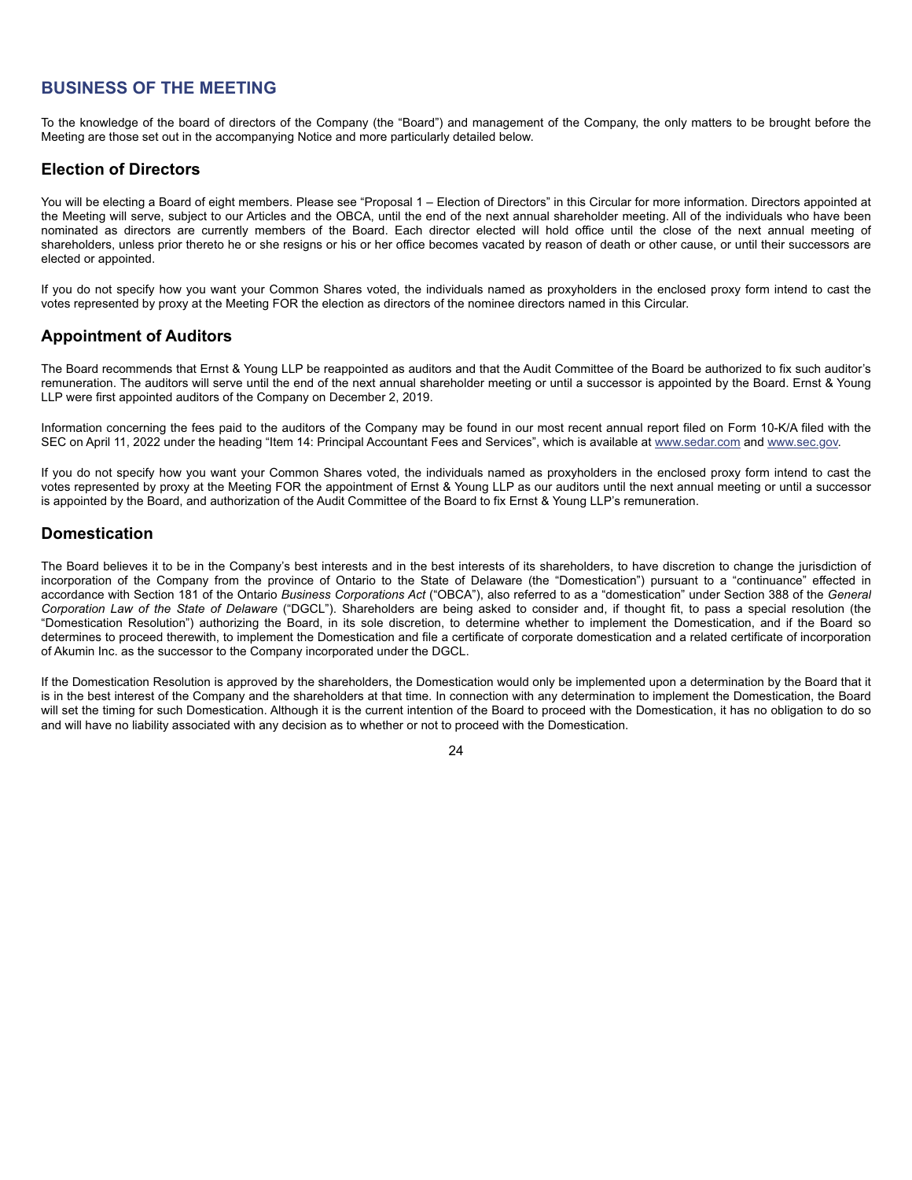## BUSINESS OF THE MEETING

To the knowledge of the board of directors of the Company (the "Board") and management of the Company, the only matters to be brought before the Meeting are those set out in the accompanying Notice and more particularly detailed below.

### Election of Directors

You will be electing a Board of eight members. Please see "Proposal 1 – Election of Directors" in this Circular for more information. Directors appointed at the Meeting will serve, subject to our Articles and the OBCA, until the end of the next annual shareholder meeting. All of the individuals who have been nominated as directors are currently members of the Board. Each director elected will hold office until the close of the next annual meeting of shareholders, unless prior thereto he or she resigns or his or her office becomes vacated by reason of death or other cause, or until their successors are elected or appointed.

If you do not specify how you want your Common Shares voted, the individuals named as proxyholders in the enclosed proxy form intend to cast the votes represented by proxy at the Meeting FOR the election as directors of the nominee directors named in this Circular.

### Appointment of Auditors

The Board recommends that Ernst & Young LLP be reappointed as auditors and that the Audit Committee of the Board be authorized to fix such auditor's remuneration. The auditors will serve until the end of the next annual shareholder meeting or until a successor is appointed by the Board. Ernst & Young LLP were first appointed auditors of the Company on December 2, 2019.

Information concerning the fees paid to the auditors of the Company may be found in our most recent annual report filed on Form 10-K/A filed with the SEC on April 11, 2022 under the heading "Item 14: Principal Accountant Fees and Services", which is available at www.sedar.com and www.sec.gov.

If you do not specify how you want your Common Shares voted, the individuals named as proxyholders in the enclosed proxy form intend to cast the votes represented by proxy at the Meeting FOR the appointment of Ernst & Young LLP as our auditors until the next annual meeting or until a successor is appointed by the Board, and authorization of the Audit Committee of the Board to fix Ernst & Young LLP's remuneration.

### Domestication

The Board believes it to be in the Company's best interests and in the best interests of its shareholders, to have discretion to change the jurisdiction of incorporation of the Company from the province of Ontario to the State of Delaware (the "Domestication") pursuant to a "continuance" effected in accordance with Section 181 of the Ontario *Business Corporations Act* ("OBCA"), also referred to as a "domestication" under Section 388 of the *General Corporation Law of the State of Delaware* ("DGCL"). Shareholders are being asked to consider and, if thought fit, to pass a special resolution (the "Domestication Resolution") authorizing the Board, in its sole discretion, to determine whether to implement the Domestication, and if the Board so determines to proceed therewith, to implement the Domestication and file a certificate of corporate domestication and a related certificate of incorporation of Akumin Inc. as the successor to the Company incorporated under the DGCL.

If the Domestication Resolution is approved by the shareholders, the Domestication would only be implemented upon a determination by the Board that it is in the best interest of the Company and the shareholders at that time. In connection with any determination to implement the Domestication, the Board will set the timing for such Domestication. Although it is the current intention of the Board to proceed with the Domestication, it has no obligation to do so and will have no liability associated with any decision as to whether or not to proceed with the Domestication.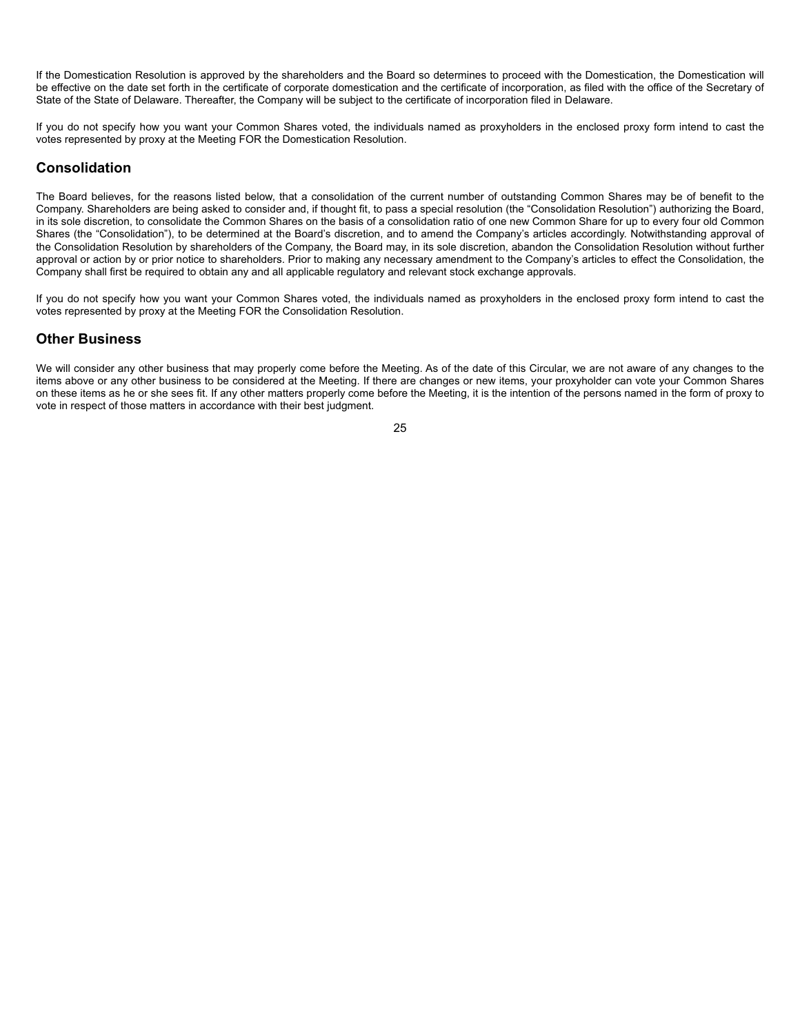If the Domestication Resolution is approved by the shareholders and the Board so determines to proceed with the Domestication, the Domestication will be effective on the date set forth in the certificate of corporate domestication and the certificate of incorporation, as filed with the office of the Secretary of State of the State of Delaware. Thereafter, the Company will be subject to the certificate of incorporation filed in Delaware.

If you do not specify how you want your Common Shares voted, the individuals named as proxyholders in the enclosed proxy form intend to cast the votes represented by proxy at the Meeting FOR the Domestication Resolution.

## Consolidation

The Board believes, for the reasons listed below, that a consolidation of the current number of outstanding Common Shares may be of benefit to the Company. Shareholders are being asked to consider and, if thought fit, to pass a special resolution (the "Consolidation Resolution") authorizing the Board, in its sole discretion, to consolidate the Common Shares on the basis of a consolidation ratio of one new Common Share for up to every four old Common Shares (the "Consolidation"), to be determined at the Board's discretion, and to amend the Company's articles accordingly. Notwithstanding approval of the Consolidation Resolution by shareholders of the Company, the Board may, in its sole discretion, abandon the Consolidation Resolution without further approval or action by or prior notice to shareholders. Prior to making any necessary amendment to the Company's articles to effect the Consolidation, the Company shall first be required to obtain any and all applicable regulatory and relevant stock exchange approvals.

If you do not specify how you want your Common Shares voted, the individuals named as proxyholders in the enclosed proxy form intend to cast the votes represented by proxy at the Meeting FOR the Consolidation Resolution.

## Other Business

We will consider any other business that may properly come before the Meeting. As of the date of this Circular, we are not aware of any changes to the items above or any other business to be considered at the Meeting. If there are changes or new items, your proxyholder can vote your Common Shares on these items as he or she sees fit. If any other matters properly come before the Meeting, it is the intention of the persons named in the form of proxy to vote in respect of those matters in accordance with their best judgment.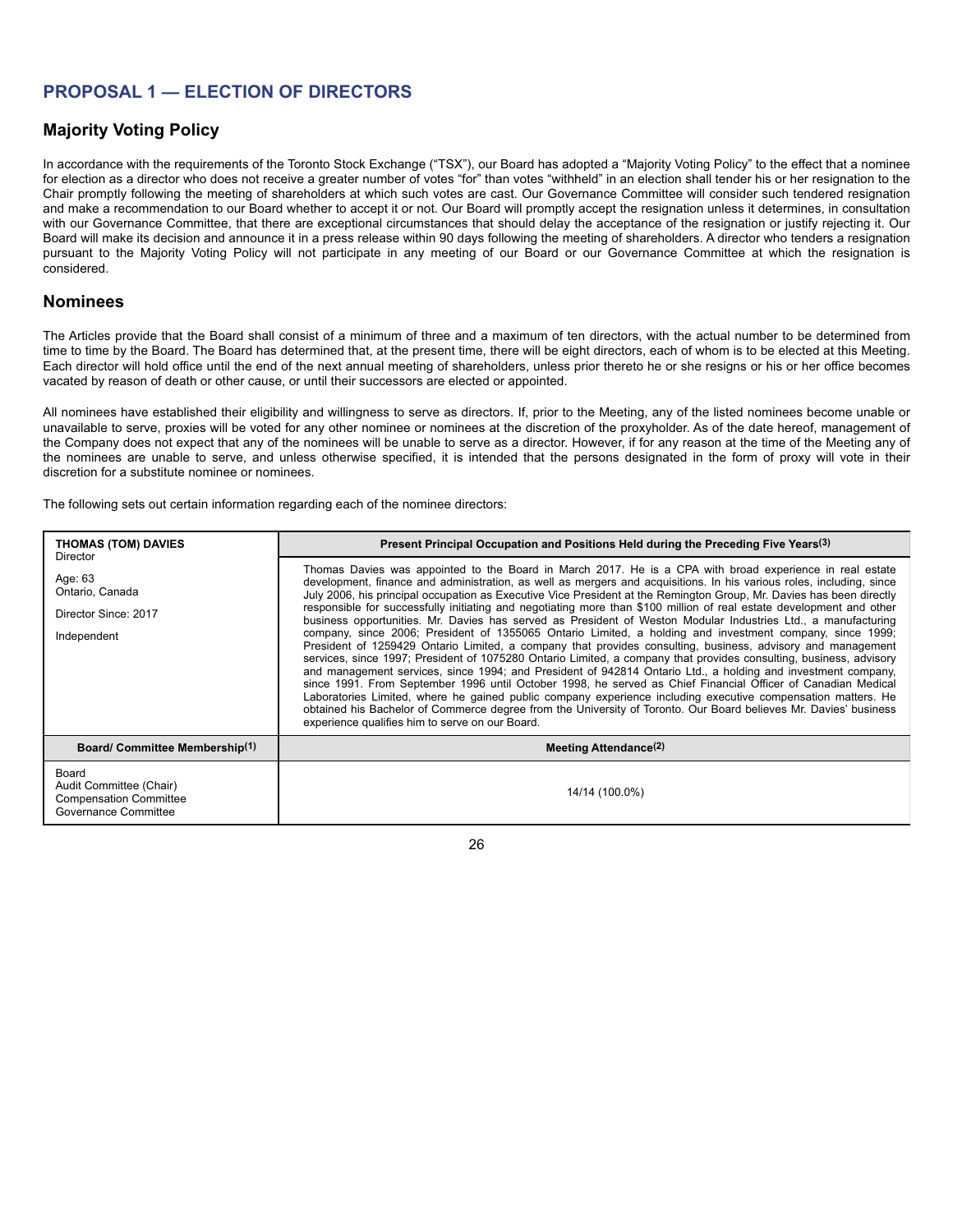## PROPOSAL 1 — ELECTION OF DIRECTORS

### Majority Voting Policy

In accordance with the requirements of the Toronto Stock Exchange ("TSX"), our Board has adopted a "Majority Voting Policy" to the effect that a nominee for election as a director who does not receive a greater number of votes "for" than votes "withheld" in an election shall tender his or her resignation to the Chair promptly following the meeting of shareholders at which such votes are cast. Our Governance Committee will consider such tendered resignation and make a recommendation to our Board whether to accept it or not. Our Board will promptly accept the resignation unless it determines, in consultation with our Governance Committee, that there are exceptional circumstances that should delay the acceptance of the resignation or justify rejecting it. Our Board will make its decision and announce it in a press release within 90 days following the meeting of shareholders. A director who tenders a resignation pursuant to the Majority Voting Policy will not participate in any meeting of our Board or our Governance Committee at which the resignation is considered.

### Nominees

The Articles provide that the Board shall consist of a minimum of three and a maximum of ten directors, with the actual number to be determined from time to time by the Board. The Board has determined that, at the present time, there will be eight directors, each of whom is to be elected at this Meeting. Each director will hold office until the end of the next annual meeting of shareholders, unless prior thereto he or she resigns or his or her office becomes vacated by reason of death or other cause, or until their successors are elected or appointed.

All nominees have established their eligibility and willingness to serve as directors. If, prior to the Meeting, any of the listed nominees become unable or unavailable to serve, proxies will be voted for any other nominee or nominees at the discretion of the proxyholder. As of the date hereof, management of the Company does not expect that any of the nominees will be unable to serve as a director. However, if for any reason at the time of the Meeting any of the nominees are unable to serve, and unless otherwise specified, it is intended that the persons designated in the form of proxy will vote in their discretion for a substitute nominee or nominees.

The following sets out certain information regarding each of the nominee directors:

| **THOMAS (TOM) DAVIES**<br>Director<br><br>Age: 63<br>Ontario, Canada<br><br>Director Since: 2017<br><br>Independent | **Present Principal Occupation and Positions Held during the Preceding Five Years[3]**<br><br>Thomas Davies was appointed to the Board in March 2017. He is a CPA with broad experience in real estate development, finance and administration, as well as mergers and acquisitions. In his various roles, including, since July 2006, his principal occupation as Executive Vice President at the Remington Group, Mr. Davies has been directly responsible for successfully initiating and negotiating more than $100 million of real estate development and other business opportunities. Mr. Davies has served as President of Weston Modular Industries Ltd., a manufacturing company, since 2006; President of 1355065 Ontario Limited, a holding and investment company, since 1999; President of 1259429 Ontario Limited, a company that provides consulting, business, advisory and management services, since 1997; President of 1075280 Ontario Limited, a company that provides consulting, business, advisory and management services, since 1994; and President of 942814 Ontario Ltd., a holding and investment company, since 1991. From September 1996 until October 1998, he served as Chief Financial Officer of Canadian Medical Laboratories Limited, where he gained public company experience including executive compensation matters. He obtained his Bachelor of Commerce degree from the University of Toronto. Our Board believes Mr. Davies' business experience qualifies him to serve on our Board. |
|---|---|
| **Board/ Committee Membership[1]** | **Meeting Attendance[2]** |
| Board<br>Audit Committee (Chair)<br>Compensation Committee<br>Governance Committee | 14/14 (100.0%) |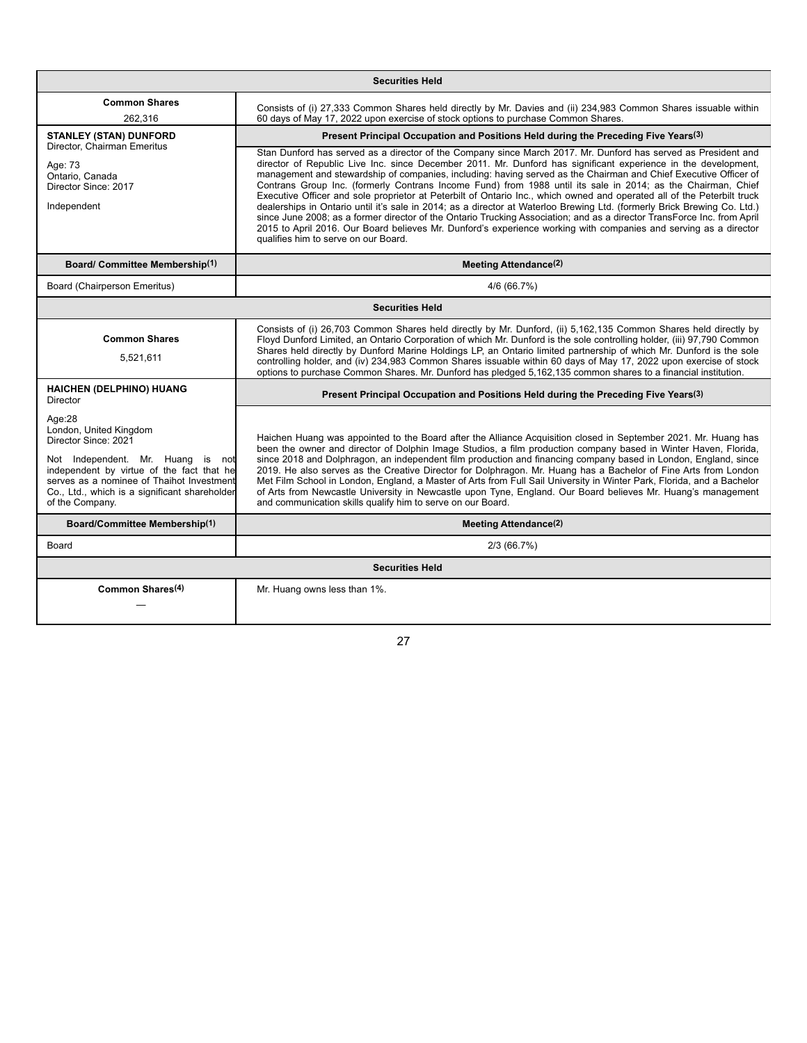| Securities Held | |
|---|---|
| **Common Shares**<br>262,316 | Consists of (i) 27,333 Common Shares held directly by Mr. Davies and (ii) 234,983 Common Shares issuable within 60 days of May 17, 2022 upon exercise of stock options to purchase Common Shares. |

| **STANLEY (STAN) DUNFORD**<br>Director, Chairman Emeritus<br><br>Age: 73<br>Ontario, Canada<br>Director Since: 2017<br><br>Independent | **Present Principal Occupation and Positions Held during the Preceding Five Years(3)**<br><br>Stan Dunford has served as a director of the Company since March 2017. Mr. Dunford has served as President and director of Republic Live Inc. since December 2011. Mr. Dunford has significant experience in the development, management and stewardship of companies, including: having served as the Chairman and Chief Executive Officer of Contrans Group Inc. (formerly Contrans Income Fund) from 1988 until its sale in 2014; as the Chairman, Chief Executive Officer and sole proprietor at Peterbilt of Ontario Inc., which owned and operated all of the Peterbilt truck dealerships in Ontario until it's sale in 2014; as a director at Waterloo Brewing Ltd. (formerly Brick Brewing Co. Ltd.) since June 2008; as a former director of the Ontario Trucking Association; and as a director TransForce Inc. from April 2015 to April 2016. Our Board believes Mr. Dunford's experience working with companies and serving as a director qualifies him to serve on our Board. |
|---|---|
| **Board/ Committee Membership(1)** | **Meeting Attendance(2)** |
| Board (Chairperson Emeritus) | 4/6 (66.7%) |
| **Securities Held** | |
| **Common Shares**<br>5,521,611 | Consists of (i) 26,703 Common Shares held directly by Mr. Dunford, (ii) 5,162,135 Common Shares held directly by Floyd Dunford Limited, an Ontario Corporation of which Mr. Dunford is the sole controlling holder, (iii) 97,790 Common Shares held directly by Dunford Marine Holdings LP, an Ontario limited partnership of which Mr. Dunford is the sole controlling holder, and (iv) 234,983 Common Shares issuable within 60 days of May 17, 2022 upon exercise of stock options to purchase Common Shares. Mr. Dunford has pledged 5,162,135 common shares to a financial institution. |

| **HAICHEN (DELPHINO) HUANG**<br>Director<br><br>Age:28<br>London, United Kingdom<br>Director Since: 2021<br><br>Not Independent. Mr. Huang is not independent by virtue of the fact that he serves as a nominee of Thaihot Investment Co., Ltd., which is a significant shareholder of the Company. | **Present Principal Occupation and Positions Held during the Preceding Five Years(3)**<br><br>Haichen Huang was appointed to the Board after the Alliance Acquisition closed in September 2021. Mr. Huang has been the owner and director of Dolphin Image Studios, a film production company based in Winter Haven, Florida, since 2018 and Dolphragon, an independent film production and financing company based in London, England, since 2019. He also serves as the Creative Director for Dolphragon. Mr. Huang has a Bachelor of Fine Arts from London Met Film School in London, England, a Master of Arts from Full Sail University in Winter Park, Florida, and a Bachelor of Arts from Newcastle University in Newcastle upon Tyne, England. Our Board believes Mr. Huang's management and communication skills qualify him to serve on our Board. |
|---|---|
| **Board/Committee Membership(1)** | **Meeting Attendance(2)** |
| Board | 2/3 (66.7%) |
| **Securities Held** | |
| **Common Shares(4)**<br>— | Mr. Huang owns less than 1%. |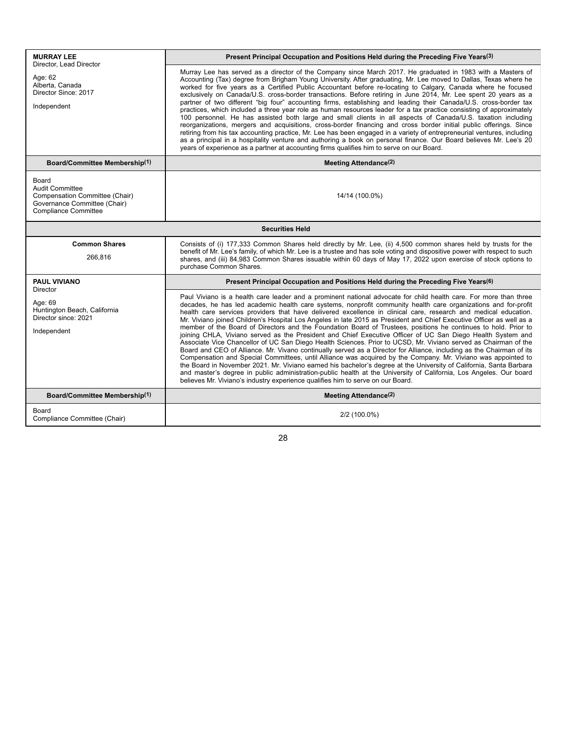| **MURRAY LEE**<br>Director, Lead Director<br><br>Age: 62<br>Alberta, Canada<br>Director Since: 2017<br><br>Independent | **Present Principal Occupation and Positions Held during the Preceding Five Years[3]**<br><br>Murray Lee has served as a director of the Company since March 2017. He graduated in 1983 with a Masters of Accounting (Tax) degree from Brigham Young University. After graduating, Mr. Lee moved to Dallas, Texas where he worked for five years as a Certified Public Accountant before re-locating to Calgary, Canada where he focused exclusively on Canada/U.S. cross-border transactions. Before retiring in June 2014, Mr. Lee spent 20 years as a partner of two different "big four" accounting firms, establishing and leading their Canada/U.S. cross-border tax practices, which included a three year role as human resources leader for a tax practice consisting of approximately 100 personnel. He has assisted both large and small clients in all aspects of Canada/U.S. taxation including reorganizations, mergers and acquisitions, cross-border financing and cross border initial public offerings. Since retiring from his tax accounting practice, Mr. Lee has been engaged in a variety of entrepreneurial ventures, including as a principal in a hospitality venture and authoring a book on personal finance. Our Board believes Mr. Lee's 20 years of experience as a partner at accounting firms qualifies him to serve on our Board. |
|---|---|
| **Board/Committee Membership[1]** | **Meeting Attendance[2]** |
| Board<br>Audit Committee<br>Compensation Committee (Chair)<br>Governance Committee (Chair)<br>Compliance Committee | 14/14 (100.0%) |
| **Securities Held** | |
| **Common Shares**<br><br>266,816 | Consists of (i) 177,333 Common Shares held directly by Mr. Lee, (ii) 4,500 common shares held by trusts for the benefit of Mr. Lee's family, of which Mr. Lee is a trustee and has sole voting and dispositive power with respect to such shares, and (iii) 84,983 Common Shares issuable within 60 days of May 17, 2022 upon exercise of stock options to purchase Common Shares. |
| **PAUL VIVIANO**<br>Director<br><br>Age: 69<br>Huntington Beach, California<br>Director since: 2021<br><br>Independent | **Present Principal Occupation and Positions Held during the Preceding Five Years[6]**<br><br>Paul Viviano is a health care leader and a prominent national advocate for child health care. For more than three decades, he has led academic health care systems, nonprofit community health care organizations and for-profit health care services providers that have delivered excellence in clinical care, research and medical education. Mr. Viviano joined Children's Hospital Los Angeles in late 2015 as President and Chief Executive Officer as well as a member of the Board of Directors and the Foundation Board of Trustees, positions he continues to hold. Prior to joining CHLA, Viviano served as the President and Chief Executive Officer of UC San Diego Health System and Associate Vice Chancellor of UC San Diego Health Sciences. Prior to UCSD, Mr. Viviano served as Chairman of the Board and CEO of Alliance. Mr. Vivano continually served as a Director for Alliance, including as the Chairman of its Compensation and Special Committees, until Alliance was acquired by the Company. Mr. Viviano was appointed to the Board in November 2021. Mr. Viviano earned his bachelor's degree at the University of California, Santa Barbara and master's degree in public administration-public health at the University of California, Los Angeles. Our board believes Mr. Viviano's industry experience qualifies him to serve on our Board. |
| **Board/Committee Membership[1]** | **Meeting Attendance[2]** |
| Board<br>Compliance Committee (Chair) | 2/2 (100.0%) |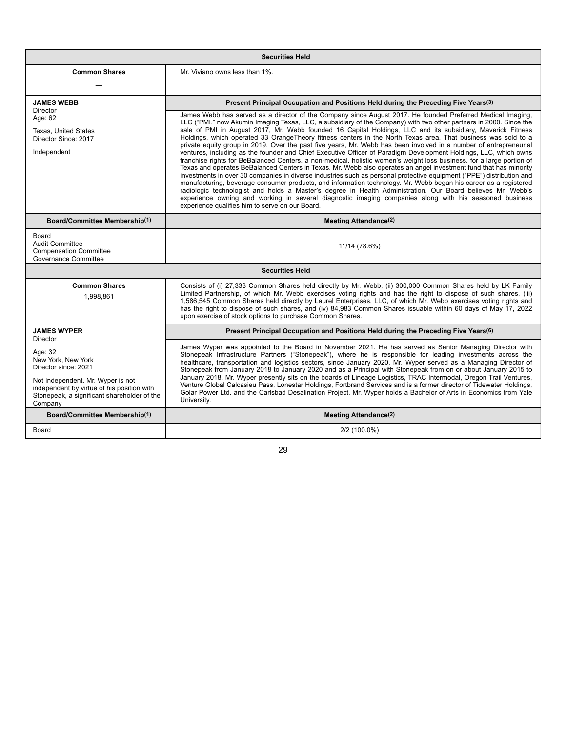| Securities Held | |
|---|---|
| **Common Shares**<br>— | Mr. Viviano owns less than 1%. |
| **JAMES WEBB**<br>Director<br>Age: 62<br>Texas, United States<br>Director Since: 2017<br>Independent | **Present Principal Occupation and Positions Held during the Preceding Five Years(3)**<br>James Webb has served as a director of the Company since August 2017. He founded Preferred Medical Imaging, LLC ("PMI," now Akumin Imaging Texas, LLC, a subsidiary of the Company) with two other partners in 2000. Since the sale of PMI in August 2017, Mr. Webb founded 16 Capital Holdings, LLC and its subsidiary, Maverick Fitness Holdings, which operated 33 OrangeTheory fitness centers in the North Texas area. That business was sold to a private equity group in 2019. Over the past five years, Mr. Webb has been involved in a number of entrepreneurial ventures, including as the founder and Chief Executive Officer of Paradigm Development Holdings, LLC, which owns franchise rights for BeBalanced Centers, a non-medical, holistic women's weight loss business, for a large portion of Texas and operates BeBalanced Centers in Texas. Mr. Webb also operates an angel investment fund that has minority investments in over 30 companies in diverse industries such as personal protective equipment ("PPE") distribution and manufacturing, beverage consumer products, and information technology. Mr. Webb began his career as a registered radiologic technologist and holds a Master's degree in Health Administration. Our Board believes Mr. Webb's experience owning and working in several diagnostic imaging companies along with his seasoned business experience qualifies him to serve on our Board. |
| **Board/Committee Membership(1)** | **Meeting Attendance(2)** |
| Board<br>Audit Committee<br>Compensation Committee<br>Governance Committee | 11/14 (78.6%) |
| **Securities Held** | |
| **Common Shares**<br>1,998,861 | Consists of (i) 27,333 Common Shares held directly by Mr. Webb, (ii) 300,000 Common Shares held by LK Family Limited Partnership, of which Mr. Webb exercises voting rights and has the right to dispose of such shares, (iii) 1,586,545 Common Shares held directly by Laurel Enterprises, LLC, of which Mr. Webb exercises voting rights and has the right to dispose of such shares, and (iv) 84,983 Common Shares issuable within 60 days of May 17, 2022 upon exercise of stock options to purchase Common Shares. |
| **JAMES WYPER**<br>Director<br>Age: 32<br>New York, New York<br>Director since: 2021<br>Not Independent. Mr. Wyper is not independent by virtue of his position with Stonepeak, a significant shareholder of the Company | **Present Principal Occupation and Positions Held during the Preceding Five Years(6)**<br>James Wyper was appointed to the Board in November 2021. He has served as Senior Managing Director with Stonepeak Infrastructure Partners ("Stonepeak"), where he is responsible for leading investments across the healthcare, transportation and logistics sectors, since January 2020. Mr. Wyper served as a Managing Director of Stonepeak from January 2018 to January 2020 and as a Principal with Stonepeak from on or about January 2015 to January 2018. Mr. Wyper presently sits on the boards of Lineage Logistics, TRAC Intermodal, Oregon Trail Ventures, Venture Global Calcasieu Pass, Lonestar Holdings, Fortbrand Services and is a former director of Tidewater Holdings, Golar Power Ltd. and the Carlsbad Desalination Project. Mr. Wyper holds a Bachelor of Arts in Economics from Yale University. |
| **Board/Committee Membership(1)** | **Meeting Attendance(2)** |
| Board | 2/2 (100.0%) |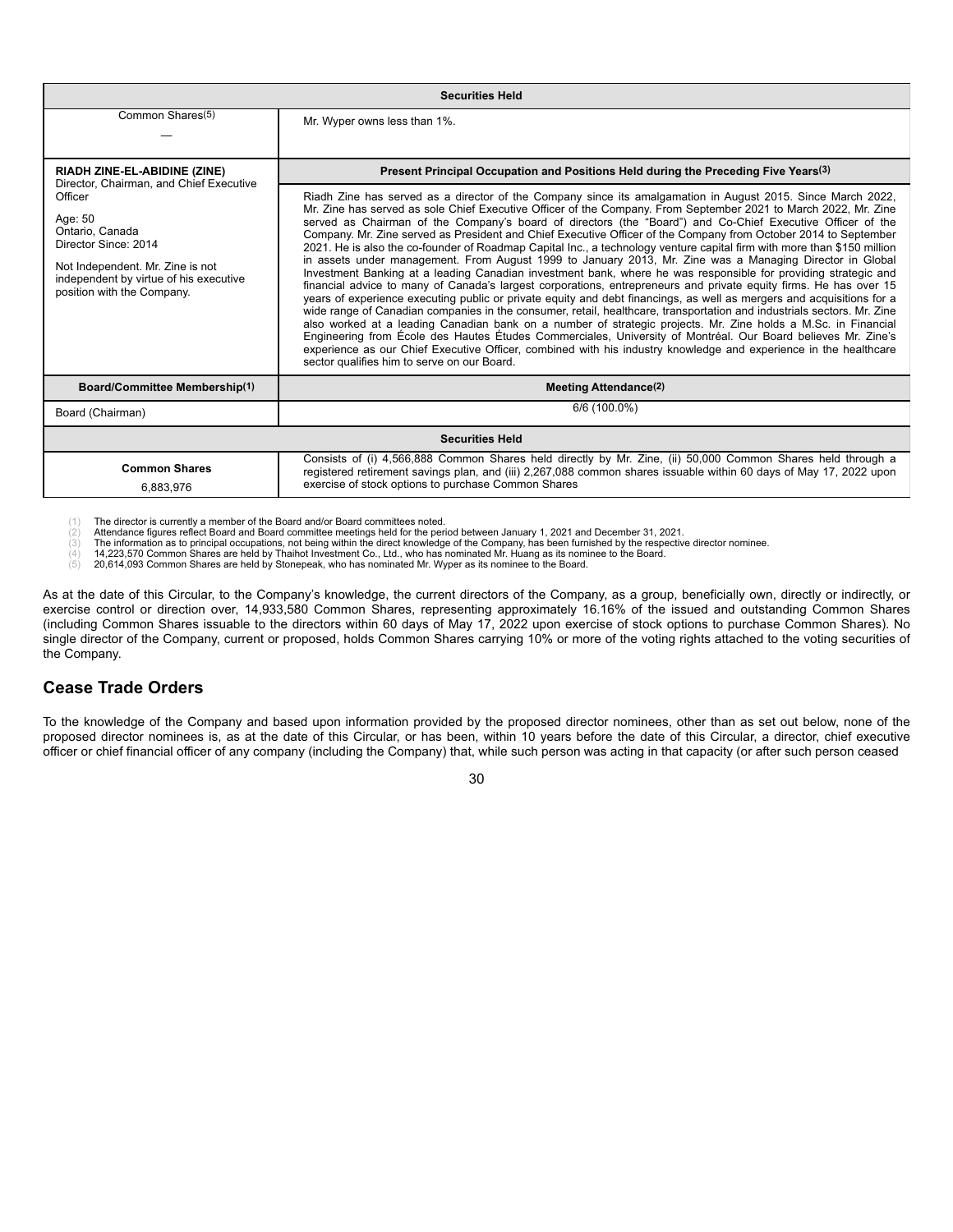| Securities Held | |
|---|---|
| Common Shares[5]<br>— | Mr. Wyper owns less than 1%. |

| **RIADH ZINE-EL-ABIDINE (ZINE)**<br>Director, Chairman, and Chief Executive Officer<br><br>Age: 50<br>Ontario, Canada<br>Director Since: 2014<br><br>Not Independent. Mr. Zine is not independent by virtue of his executive position with the Company. | **Present Principal Occupation and Positions Held during the Preceding Five Years[3]** |
|---|---|
| | Riadh Zine has served as a director of the Company since its amalgamation in August 2015. Since March 2022, Mr. Zine has served as sole Chief Executive Officer of the Company. From September 2021 to March 2022, Mr. Zine served as Chairman of the Company's board of directors (the "Board") and Co-Chief Executive Officer of the Company. Mr. Zine served as President and Chief Executive Officer of the Company from October 2014 to September 2021. He is also the co-founder of Roadmap Capital Inc., a technology venture capital firm with more than $150 million in assets under management. From August 1999 to January 2013, Mr. Zine was a Managing Director in Global Investment Banking at a leading Canadian investment bank, where he was responsible for providing strategic and financial advice to many of Canada's largest corporations, entrepreneurs and private equity firms. He has over 15 years of experience executing public or private equity and debt financings, as well as mergers and acquisitions for a wide range of Canadian companies in the consumer, retail, healthcare, transportation and industrials sectors. Mr. Zine also worked at a leading Canadian bank on a number of strategic projects. Mr. Zine holds a M.Sc. in Financial Engineering from École des Hautes Études Commerciales, University of Montréal. Our Board believes Mr. Zine's experience as our Chief Executive Officer, combined with his industry knowledge and experience in the healthcare sector qualifies him to serve on our Board. |
| **Board/Committee Membership[1]** | **Meeting Attendance[2]** |
| Board (Chairman) | 6/6 (100.0%) |
| **Securities Held** | |
| **Common Shares**<br>6,883,976 | Consists of (i) 4,566,888 Common Shares held directly by Mr. Zine, (ii) 50,000 Common Shares held through a registered retirement savings plan, and (iii) 2,267,088 common shares issuable within 60 days of May 17, 2022 upon exercise of stock options to purchase Common Shares |

(1) The director is currently a member of the Board and/or Board committees noted.
(2) Attendance figures reflect Board and Board committee meetings held for the period between January 1, 2021 and December 31, 2021.
(3) The information as to principal occupations, not being within the direct knowledge of the Company, has been furnished by the respective director nominee.
(4) 14,223,570 Common Shares are held by Thaihot Investment Co., Ltd., who has nominated Mr. Huang as its nominee to the Board.
(5) 20,614,093 Common Shares are held by Stonepeak, who has nominated Mr. Wyper as its nominee to the Board.

As at the date of this Circular, to the Company's knowledge, the current directors of the Company, as a group, beneficially own, directly or indirectly, or exercise control or direction over, 14,933,580 Common Shares, representing approximately 16.16% of the issued and outstanding Common Shares (including Common Shares issuable to the directors within 60 days of May 17, 2022 upon exercise of stock options to purchase Common Shares). No single director of the Company, current or proposed, holds Common Shares carrying 10% or more of the voting rights attached to the voting securities of the Company.

## Cease Trade Orders

To the knowledge of the Company and based upon information provided by the proposed director nominees, other than as set out below, none of the proposed director nominees is, as at the date of this Circular, or has been, within 10 years before the date of this Circular, a director, chief executive officer or chief financial officer of any company (including the Company) that, while such person was acting in that capacity (or after such person ceased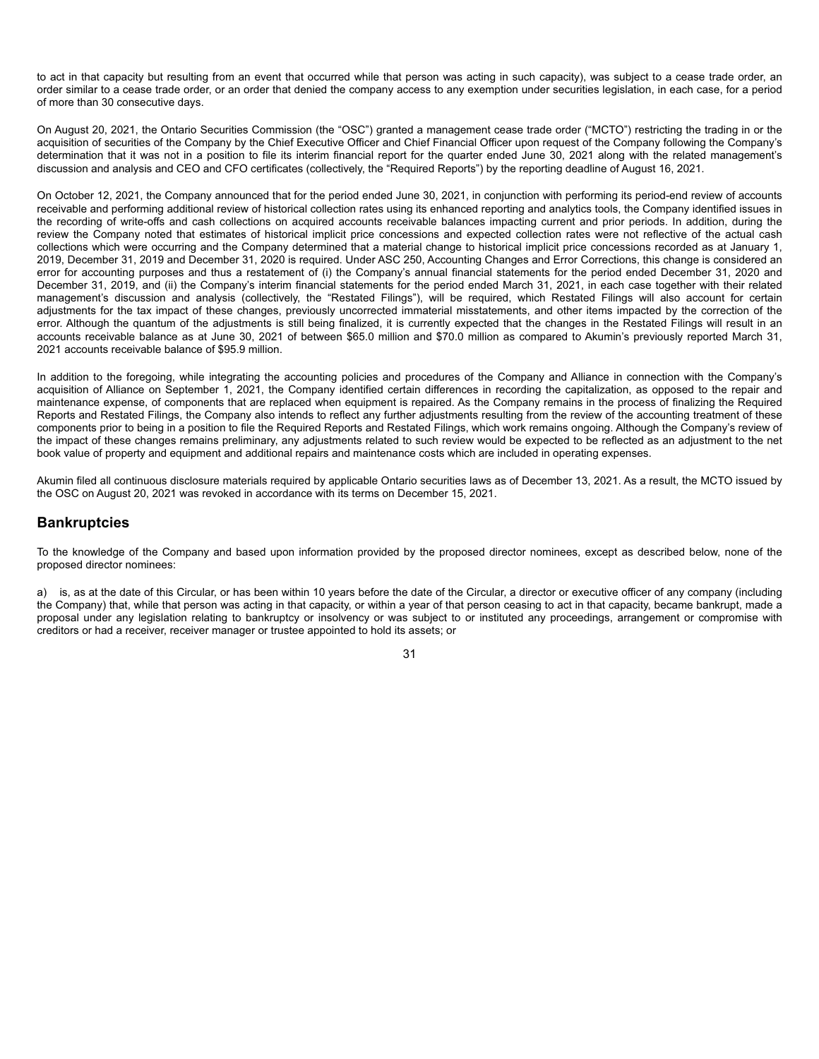to act in that capacity but resulting from an event that occurred while that person was acting in such capacity), was subject to a cease trade order, an order similar to a cease trade order, or an order that denied the company access to any exemption under securities legislation, in each case, for a period of more than 30 consecutive days.

On August 20, 2021, the Ontario Securities Commission (the "OSC") granted a management cease trade order ("MCTO") restricting the trading in or the acquisition of securities of the Company by the Chief Executive Officer and Chief Financial Officer upon request of the Company following the Company's determination that it was not in a position to file its interim financial report for the quarter ended June 30, 2021 along with the related management's discussion and analysis and CEO and CFO certificates (collectively, the "Required Reports") by the reporting deadline of August 16, 2021.

On October 12, 2021, the Company announced that for the period ended June 30, 2021, in conjunction with performing its period-end review of accounts receivable and performing additional review of historical collection rates using its enhanced reporting and analytics tools, the Company identified issues in the recording of write-offs and cash collections on acquired accounts receivable balances impacting current and prior periods. In addition, during the review the Company noted that estimates of historical implicit price concessions and expected collection rates were not reflective of the actual cash collections which were occurring and the Company determined that a material change to historical implicit price concessions recorded as at January 1, 2019, December 31, 2019 and December 31, 2020 is required. Under ASC 250, Accounting Changes and Error Corrections, this change is considered an error for accounting purposes and thus a restatement of (i) the Company's annual financial statements for the period ended December 31, 2020 and December 31, 2019, and (ii) the Company's interim financial statements for the period ended March 31, 2021, in each case together with their related management's discussion and analysis (collectively, the "Restated Filings"), will be required, which Restated Filings will also account for certain adjustments for the tax impact of these changes, previously uncorrected immaterial misstatements, and other items impacted by the correction of the error. Although the quantum of the adjustments is still being finalized, it is currently expected that the changes in the Restated Filings will result in an accounts receivable balance as at June 30, 2021 of between $65.0 million and $70.0 million as compared to Akumin's previously reported March 31, 2021 accounts receivable balance of $95.9 million.

In addition to the foregoing, while integrating the accounting policies and procedures of the Company and Alliance in connection with the Company's acquisition of Alliance on September 1, 2021, the Company identified certain differences in recording the capitalization, as opposed to the repair and maintenance expense, of components that are replaced when equipment is repaired. As the Company remains in the process of finalizing the Required Reports and Restated Filings, the Company also intends to reflect any further adjustments resulting from the review of the accounting treatment of these components prior to being in a position to file the Required Reports and Restated Filings, which work remains ongoing. Although the Company's review of the impact of these changes remains preliminary, any adjustments related to such review would be expected to be reflected as an adjustment to the net book value of property and equipment and additional repairs and maintenance costs which are included in operating expenses.

Akumin filed all continuous disclosure materials required by applicable Ontario securities laws as of December 13, 2021. As a result, the MCTO issued by the OSC on August 20, 2021 was revoked in accordance with its terms on December 15, 2021.

## Bankruptcies

To the knowledge of the Company and based upon information provided by the proposed director nominees, except as described below, none of the proposed director nominees:

a) is, as at the date of this Circular, or has been within 10 years before the date of the Circular, a director or executive officer of any company (including the Company) that, while that person was acting in that capacity, or within a year of that person ceasing to act in that capacity, became bankrupt, made a proposal under any legislation relating to bankruptcy or insolvency or was subject to or instituted any proceedings, arrangement or compromise with creditors or had a receiver, receiver manager or trustee appointed to hold its assets; or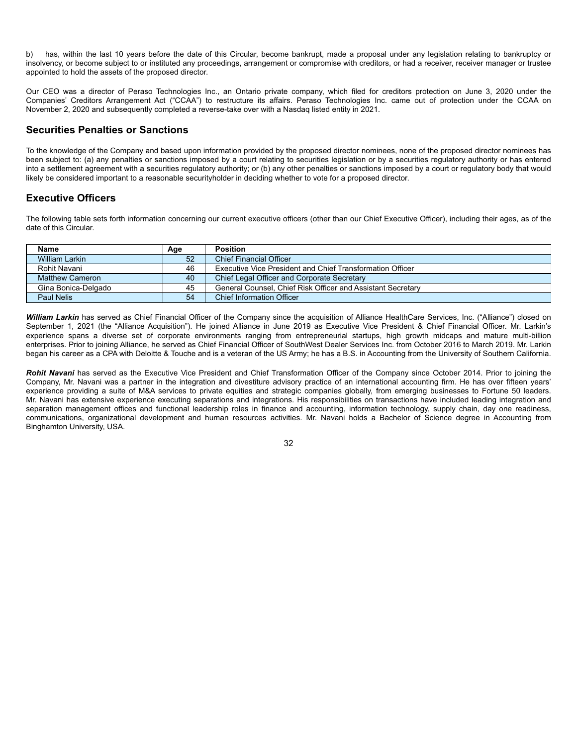b) has, within the last 10 years before the date of this Circular, become bankrupt, made a proposal under any legislation relating to bankruptcy or insolvency, or become subject to or instituted any proceedings, arrangement or compromise with creditors, or had a receiver, receiver manager or trustee appointed to hold the assets of the proposed director.

Our CEO was a director of Peraso Technologies Inc., an Ontario private company, which filed for creditors protection on June 3, 2020 under the Companies' Creditors Arrangement Act ("CCAA") to restructure its affairs. Peraso Technologies Inc. came out of protection under the CCAA on November 2, 2020 and subsequently completed a reverse-take over with a Nasdaq listed entity in 2021.

## Securities Penalties or Sanctions

To the knowledge of the Company and based upon information provided by the proposed director nominees, none of the proposed director nominees has been subject to: (a) any penalties or sanctions imposed by a court relating to securities legislation or by a securities regulatory authority or has entered into a settlement agreement with a securities regulatory authority; or (b) any other penalties or sanctions imposed by a court or regulatory body that would likely be considered important to a reasonable securityholder in deciding whether to vote for a proposed director.

## Executive Officers

The following table sets forth information concerning our current executive officers (other than our Chief Executive Officer), including their ages, as of the date of this Circular.

| Name | Age | Position |
|---|---|---|
| William Larkin | 52 | Chief Financial Officer |
| Rohit Navani | 46 | Executive Vice President and Chief Transformation Officer |
| Matthew Cameron | 40 | Chief Legal Officer and Corporate Secretary |
| Gina Bonica-Delgado | 45 | General Counsel, Chief Risk Officer and Assistant Secretary |
| Paul Nelis | 54 | Chief Information Officer |

***William Larkin*** has served as Chief Financial Officer of the Company since the acquisition of Alliance HealthCare Services, Inc. ("Alliance") closed on September 1, 2021 (the "Alliance Acquisition"). He joined Alliance in June 2019 as Executive Vice President & Chief Financial Officer. Mr. Larkin's experience spans a diverse set of corporate environments ranging from entrepreneurial startups, high growth midcaps and mature multi-billion enterprises. Prior to joining Alliance, he served as Chief Financial Officer of SouthWest Dealer Services Inc. from October 2016 to March 2019. Mr. Larkin began his career as a CPA with Deloitte & Touche and is a veteran of the US Army; he has a B.S. in Accounting from the University of Southern California.

***Rohit Navani*** has served as the Executive Vice President and Chief Transformation Officer of the Company since October 2014. Prior to joining the Company, Mr. Navani was a partner in the integration and divestiture advisory practice of an international accounting firm. He has over fifteen years' experience providing a suite of M&A services to private equities and strategic companies globally, from emerging businesses to Fortune 50 leaders. Mr. Navani has extensive experience executing separations and integrations. His responsibilities on transactions have included leading integration and separation management offices and functional leadership roles in finance and accounting, information technology, supply chain, day one readiness, communications, organizational development and human resources activities. Mr. Navani holds a Bachelor of Science degree in Accounting from Binghamton University, USA.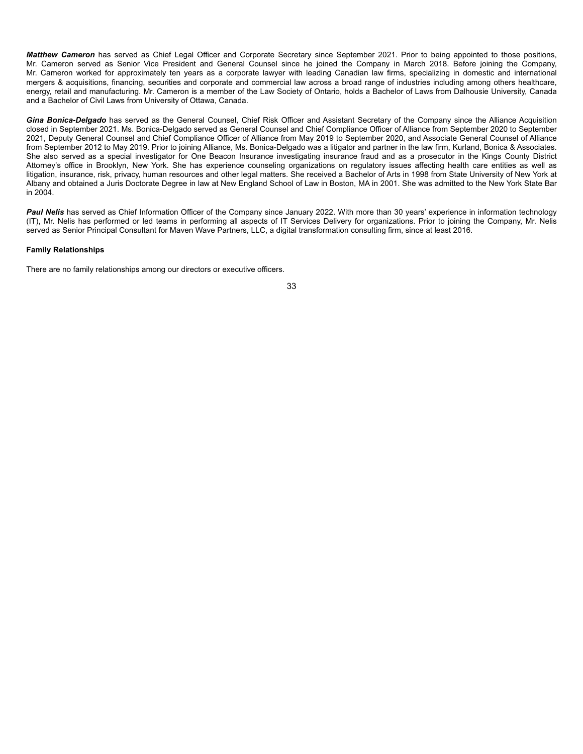***Matthew Cameron*** has served as Chief Legal Officer and Corporate Secretary since September 2021. Prior to being appointed to those positions, Mr. Cameron served as Senior Vice President and General Counsel since he joined the Company in March 2018. Before joining the Company, Mr. Cameron worked for approximately ten years as a corporate lawyer with leading Canadian law firms, specializing in domestic and international mergers & acquisitions, financing, securities and corporate and commercial law across a broad range of industries including among others healthcare, energy, retail and manufacturing. Mr. Cameron is a member of the Law Society of Ontario, holds a Bachelor of Laws from Dalhousie University, Canada and a Bachelor of Civil Laws from University of Ottawa, Canada.

***Gina Bonica-Delgado*** has served as the General Counsel, Chief Risk Officer and Assistant Secretary of the Company since the Alliance Acquisition closed in September 2021. Ms. Bonica-Delgado served as General Counsel and Chief Compliance Officer of Alliance from September 2020 to September 2021, Deputy General Counsel and Chief Compliance Officer of Alliance from May 2019 to September 2020, and Associate General Counsel of Alliance from September 2012 to May 2019. Prior to joining Alliance, Ms. Bonica-Delgado was a litigator and partner in the law firm, Kurland, Bonica & Associates. She also served as a special investigator for One Beacon Insurance investigating insurance fraud and as a prosecutor in the Kings County District Attorney's office in Brooklyn, New York. She has experience counseling organizations on regulatory issues affecting health care entities as well as litigation, insurance, risk, privacy, human resources and other legal matters. She received a Bachelor of Arts in 1998 from State University of New York at Albany and obtained a Juris Doctorate Degree in law at New England School of Law in Boston, MA in 2001. She was admitted to the New York State Bar in 2004.

***Paul Nelis*** has served as Chief Information Officer of the Company since January 2022. With more than 30 years' experience in information technology (IT), Mr. Nelis has performed or led teams in performing all aspects of IT Services Delivery for organizations. Prior to joining the Company, Mr. Nelis served as Senior Principal Consultant for Maven Wave Partners, LLC, a digital transformation consulting firm, since at least 2016.

**Family Relationships**

There are no family relationships among our directors or executive officers.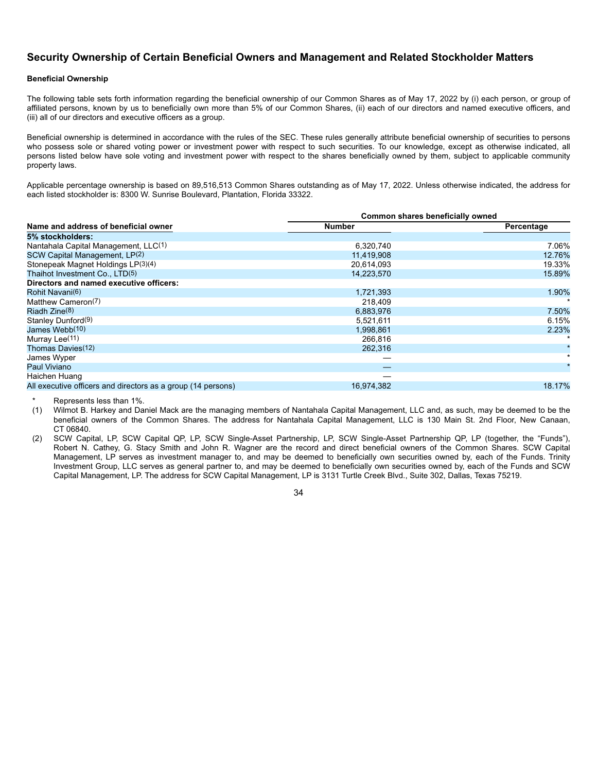## Security Ownership of Certain Beneficial Owners and Management and Related Stockholder Matters

**Beneficial Ownership**

The following table sets forth information regarding the beneficial ownership of our Common Shares as of May 17, 2022 by (i) each person, or group of affiliated persons, known by us to beneficially own more than 5% of our Common Shares, (ii) each of our directors and named executive officers, and (iii) all of our directors and executive officers as a group.

Beneficial ownership is determined in accordance with the rules of the SEC. These rules generally attribute beneficial ownership of securities to persons who possess sole or shared voting power or investment power with respect to such securities. To our knowledge, except as otherwise indicated, all persons listed below have sole voting and investment power with respect to the shares beneficially owned by them, subject to applicable community property laws.

Applicable percentage ownership is based on 89,516,513 Common Shares outstanding as of May 17, 2022. Unless otherwise indicated, the address for each listed stockholder is: 8300 W. Sunrise Boulevard, Plantation, Florida 33322.

| | Common shares beneficially owned | |
|---|---|---|
| **Name and address of beneficial owner** | **Number** | **Percentage** |
| **5% stockholders:** | | |
| Nantahala Capital Management, LLC(1) | 6,320,740 | 7.06% |
| SCW Capital Management, LP(2) | 11,419,908 | 12.76% |
| Stonepeak Magnet Holdings LP(3)(4) | 20,614,093 | 19.33% |
| Thaihot Investment Co., LTD(5) | 14,223,570 | 15.89% |
| **Directors and named executive officers:** | | |
| Rohit Navani(6) | 1,721,393 | 1.90% |
| Matthew Cameron(7) | 218,409 | * |
| Riadh Zine(8) | 6,883,976 | 7.50% |
| Stanley Dunford(9) | 5,521,611 | 6.15% |
| James Webb(10) | 1,998,861 | 2.23% |
| Murray Lee(11) | 266,816 | * |
| Thomas Davies(12) | 262,316 | * |
| James Wyper | — | * |
| Paul Viviano | — | * |
| Haichen Huang | — | |
| All executive officers and directors as a group (14 persons) | 16,974,382 | 18.17% |

\* Represents less than 1%.

(1) Wilmot B. Harkey and Daniel Mack are the managing members of Nantahala Capital Management, LLC and, as such, may be deemed to be the beneficial owners of the Common Shares. The address for Nantahala Capital Management, LLC is 130 Main St. 2nd Floor, New Canaan, CT 06840.

(2) SCW Capital, LP, SCW Capital QP, LP, SCW Single-Asset Partnership, LP, SCW Single-Asset Partnership QP, LP (together, the "Funds"), Robert N. Cathey, G. Stacy Smith and John R. Wagner are the record and direct beneficial owners of the Common Shares. SCW Capital Management, LP serves as investment manager to, and may be deemed to beneficially own securities owned by, each of the Funds. Trinity Investment Group, LLC serves as general partner to, and may be deemed to beneficially own securities owned by, each of the Funds and SCW Capital Management, LP. The address for SCW Capital Management, LP is 3131 Turtle Creek Blvd., Suite 302, Dallas, Texas 75219.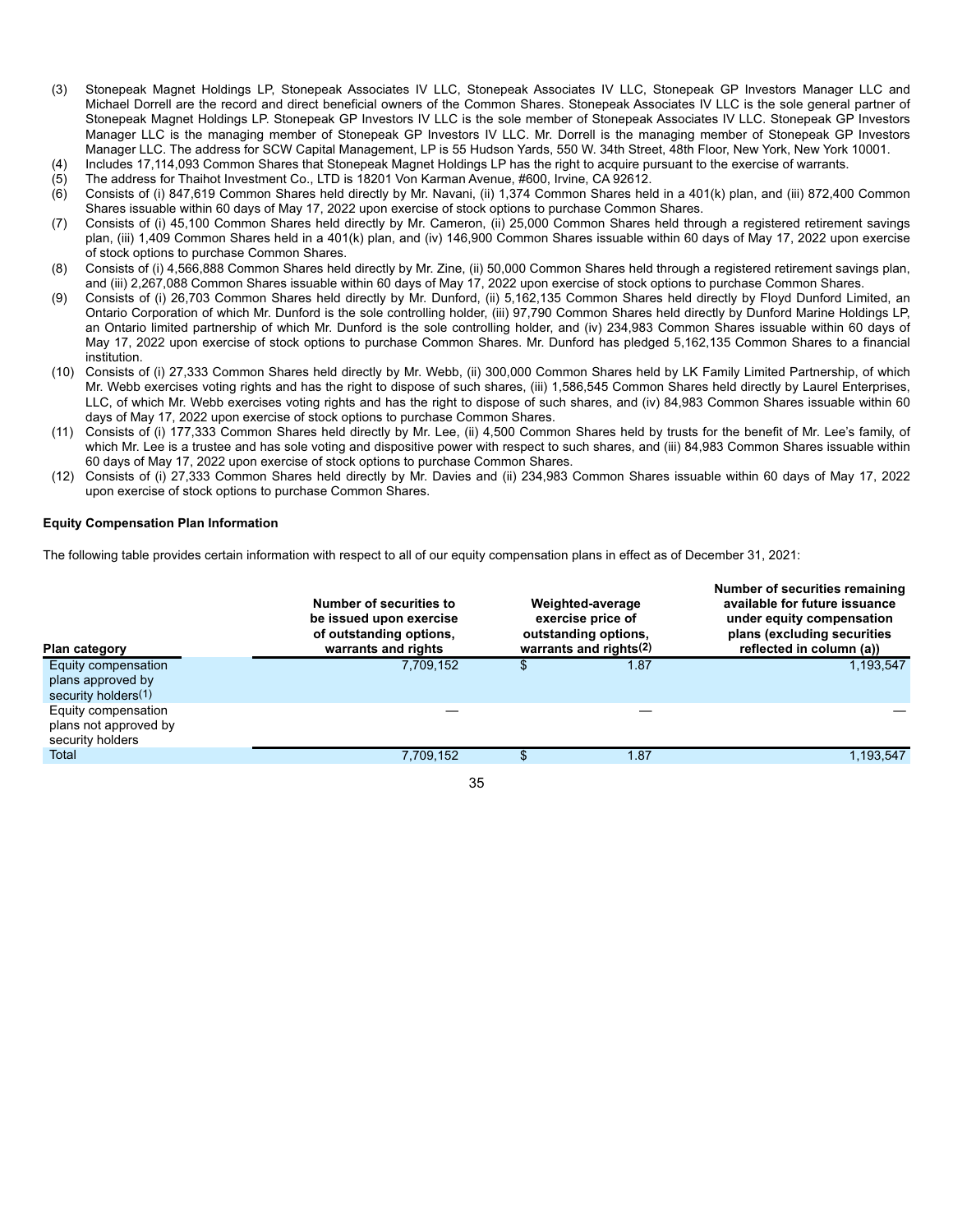(3) Stonepeak Magnet Holdings LP, Stonepeak Associates IV LLC, Stonepeak Associates IV LLC, Stonepeak GP Investors Manager LLC and Michael Dorrell are the record and direct beneficial owners of the Common Shares. Stonepeak Associates IV LLC is the sole general partner of Stonepeak Magnet Holdings LP. Stonepeak GP Investors IV LLC is the sole member of Stonepeak Associates IV LLC. Stonepeak GP Investors Manager LLC is the managing member of Stonepeak GP Investors IV LLC. Mr. Dorrell is the managing member of Stonepeak GP Investors Manager LLC. The address for SCW Capital Management, LP is 55 Hudson Yards, 550 W. 34th Street, 48th Floor, New York, New York 10001.

(4) Includes 17,114,093 Common Shares that Stonepeak Magnet Holdings LP has the right to acquire pursuant to the exercise of warrants.

(5) The address for Thaihot Investment Co., LTD is 18201 Von Karman Avenue, #600, Irvine, CA 92612.

(6) Consists of (i) 847,619 Common Shares held directly by Mr. Navani, (ii) 1,374 Common Shares held in a 401(k) plan, and (iii) 872,400 Common Shares issuable within 60 days of May 17, 2022 upon exercise of stock options to purchase Common Shares.

(7) Consists of (i) 45,100 Common Shares held directly by Mr. Cameron, (ii) 25,000 Common Shares held through a registered retirement savings plan, (iii) 1,409 Common Shares held in a 401(k) plan, and (iv) 146,900 Common Shares issuable within 60 days of May 17, 2022 upon exercise of stock options to purchase Common Shares.

(8) Consists of (i) 4,566,888 Common Shares held directly by Mr. Zine, (ii) 50,000 Common Shares held through a registered retirement savings plan, and (iii) 2,267,088 Common Shares issuable within 60 days of May 17, 2022 upon exercise of stock options to purchase Common Shares.

(9) Consists of (i) 26,703 Common Shares held directly by Mr. Dunford, (ii) 5,162,135 Common Shares held directly by Floyd Dunford Limited, an Ontario Corporation of which Mr. Dunford is the sole controlling holder, (iii) 97,790 Common Shares held directly by Dunford Marine Holdings LP, an Ontario limited partnership of which Mr. Dunford is the sole controlling holder, and (iv) 234,983 Common Shares issuable within 60 days of May 17, 2022 upon exercise of stock options to purchase Common Shares. Mr. Dunford has pledged 5,162,135 Common Shares to a financial institution.

(10) Consists of (i) 27,333 Common Shares held directly by Mr. Webb, (ii) 300,000 Common Shares held by LK Family Limited Partnership, of which Mr. Webb exercises voting rights and has the right to dispose of such shares, (iii) 1,586,545 Common Shares held directly by Laurel Enterprises, LLC, of which Mr. Webb exercises voting rights and has the right to dispose of such shares, and (iv) 84,983 Common Shares issuable within 60 days of May 17, 2022 upon exercise of stock options to purchase Common Shares.

(11) Consists of (i) 177,333 Common Shares held directly by Mr. Lee, (ii) 4,500 Common Shares held by trusts for the benefit of Mr. Lee's family, of which Mr. Lee is a trustee and has sole voting and dispositive power with respect to such shares, and (iii) 84,983 Common Shares issuable within 60 days of May 17, 2022 upon exercise of stock options to purchase Common Shares.

(12) Consists of (i) 27,333 Common Shares held directly by Mr. Davies and (ii) 234,983 Common Shares issuable within 60 days of May 17, 2022 upon exercise of stock options to purchase Common Shares.

**Equity Compensation Plan Information**

The following table provides certain information with respect to all of our equity compensation plans in effect as of December 31, 2021:

| Plan category | Number of securities to be issued upon exercise of outstanding options, warrants and rights | Weighted-average exercise price of outstanding options, warrants and rights(2) | Number of securities remaining available for future issuance under equity compensation plans (excluding securities reflected in column (a)) |
|---|---|---|---|
| Equity compensation plans approved by security holders(1) | 7,709,152 | $ 1.87 | 1,193,547 |
| Equity compensation plans not approved by security holders | — | — | — |
| Total | 7,709,152 | $ 1.87 | 1,193,547 |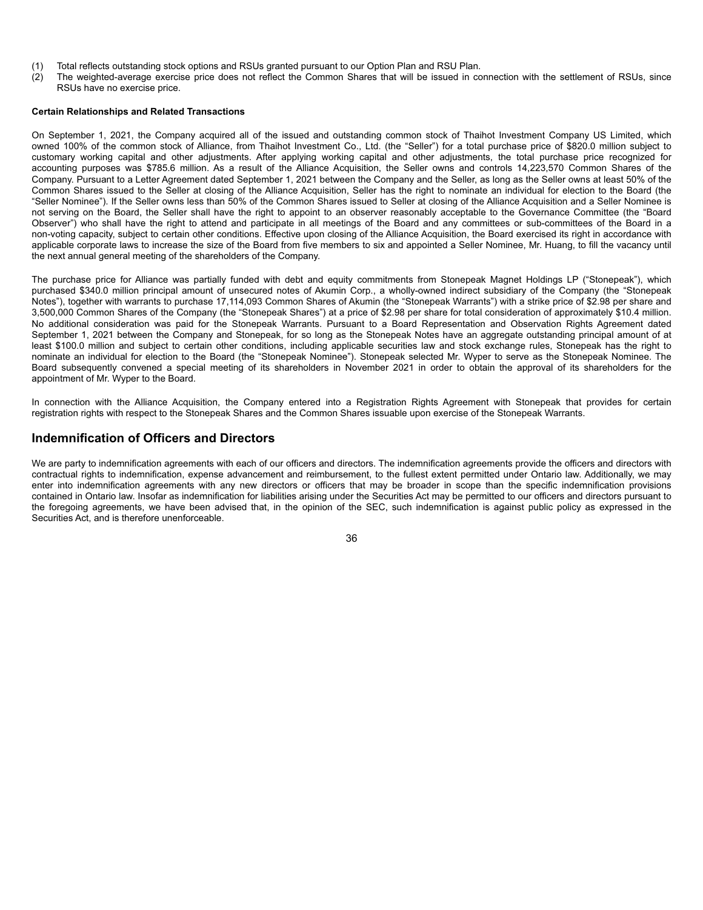(1) Total reflects outstanding stock options and RSUs granted pursuant to our Option Plan and RSU Plan.

(2) The weighted-average exercise price does not reflect the Common Shares that will be issued in connection with the settlement of RSUs, since RSUs have no exercise price.

**Certain Relationships and Related Transactions**

On September 1, 2021, the Company acquired all of the issued and outstanding common stock of Thaihot Investment Company US Limited, which owned 100% of the common stock of Alliance, from Thaihot Investment Co., Ltd. (the "Seller") for a total purchase price of $820.0 million subject to customary working capital and other adjustments. After applying working capital and other adjustments, the total purchase price recognized for accounting purposes was $785.6 million. As a result of the Alliance Acquisition, the Seller owns and controls 14,223,570 Common Shares of the Company. Pursuant to a Letter Agreement dated September 1, 2021 between the Company and the Seller, as long as the Seller owns at least 50% of the Common Shares issued to the Seller at closing of the Alliance Acquisition, Seller has the right to nominate an individual for election to the Board (the "Seller Nominee"). If the Seller owns less than 50% of the Common Shares issued to Seller at closing of the Alliance Acquisition and a Seller Nominee is not serving on the Board, the Seller shall have the right to appoint to an observer reasonably acceptable to the Governance Committee (the "Board Observer") who shall have the right to attend and participate in all meetings of the Board and any committees or sub-committees of the Board in a non-voting capacity, subject to certain other conditions. Effective upon closing of the Alliance Acquisition, the Board exercised its right in accordance with applicable corporate laws to increase the size of the Board from five members to six and appointed a Seller Nominee, Mr. Huang, to fill the vacancy until the next annual general meeting of the shareholders of the Company.

The purchase price for Alliance was partially funded with debt and equity commitments from Stonepeak Magnet Holdings LP ("Stonepeak"), which purchased $340.0 million principal amount of unsecured notes of Akumin Corp., a wholly-owned indirect subsidiary of the Company (the "Stonepeak Notes"), together with warrants to purchase 17,114,093 Common Shares of Akumin (the "Stonepeak Warrants") with a strike price of $2.98 per share and 3,500,000 Common Shares of the Company (the "Stonepeak Shares") at a price of $2.98 per share for total consideration of approximately $10.4 million. No additional consideration was paid for the Stonepeak Warrants. Pursuant to a Board Representation and Observation Rights Agreement dated September 1, 2021 between the Company and Stonepeak, for so long as the Stonepeak Notes have an aggregate outstanding principal amount of at least $100.0 million and subject to certain other conditions, including applicable securities law and stock exchange rules, Stonepeak has the right to nominate an individual for election to the Board (the "Stonepeak Nominee"). Stonepeak selected Mr. Wyper to serve as the Stonepeak Nominee. The Board subsequently convened a special meeting of its shareholders in November 2021 in order to obtain the approval of its shareholders for the appointment of Mr. Wyper to the Board.

In connection with the Alliance Acquisition, the Company entered into a Registration Rights Agreement with Stonepeak that provides for certain registration rights with respect to the Stonepeak Shares and the Common Shares issuable upon exercise of the Stonepeak Warrants.

## Indemnification of Officers and Directors

We are party to indemnification agreements with each of our officers and directors. The indemnification agreements provide the officers and directors with contractual rights to indemnification, expense advancement and reimbursement, to the fullest extent permitted under Ontario law. Additionally, we may enter into indemnification agreements with any new directors or officers that may be broader in scope than the specific indemnification provisions contained in Ontario law. Insofar as indemnification for liabilities arising under the Securities Act may be permitted to our officers and directors pursuant to the foregoing agreements, we have been advised that, in the opinion of the SEC, such indemnification is against public policy as expressed in the Securities Act, and is therefore unenforceable.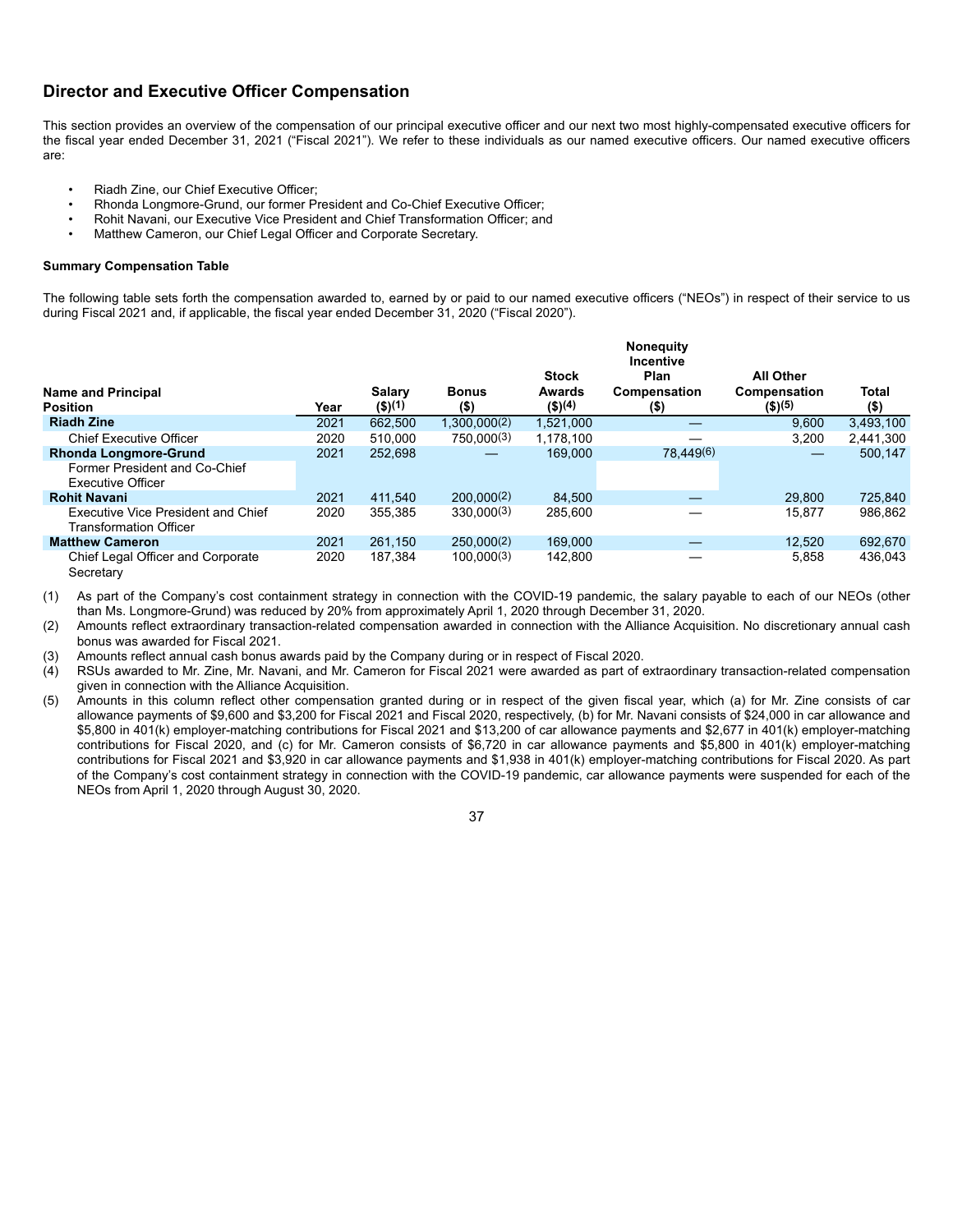## Director and Executive Officer Compensation

This section provides an overview of the compensation of our principal executive officer and our next two most highly-compensated executive officers for the fiscal year ended December 31, 2021 ("Fiscal 2021"). We refer to these individuals as our named executive officers. Our named executive officers are:

- Riadh Zine, our Chief Executive Officer;
- Rhonda Longmore-Grund, our former President and Co-Chief Executive Officer;
- Rohit Navani, our Executive Vice President and Chief Transformation Officer; and
- Matthew Cameron, our Chief Legal Officer and Corporate Secretary.

#### Summary Compensation Table

The following table sets forth the compensation awarded to, earned by or paid to our named executive officers ("NEOs") in respect of their service to us during Fiscal 2021 and, if applicable, the fiscal year ended December 31, 2020 ("Fiscal 2020").

| Name and Principal Position | Year | Salary ($)(1) | Bonus ($) | Stock Awards ($)(4) | Nonequity Incentive Plan Compensation ($) | All Other Compensation ($)(5) | Total ($) |
|---|---|---|---|---|---|---|---|
| **Riadh Zine** | 2021 | 662,500 | 1,300,000(2) | 1,521,000 | — | 9,600 | 3,493,100 |
| Chief Executive Officer | 2020 | 510,000 | 750,000(3) | 1,178,100 | — | 3,200 | 2,441,300 |
| **Rhonda Longmore-Grund** | 2021 | 252,698 | — | 169,000 | 78,449(6) | — | 500,147 |
| Former President and Co-Chief Executive Officer | | | | | | | |
| **Rohit Navani** | 2021 | 411,540 | 200,000(2) | 84,500 | — | 29,800 | 725,840 |
| Executive Vice President and Chief Transformation Officer | 2020 | 355,385 | 330,000(3) | 285,600 | — | 15,877 | 986,862 |
| **Matthew Cameron** | 2021 | 261,150 | 250,000(2) | 169,000 | — | 12,520 | 692,670 |
| Chief Legal Officer and Corporate Secretary | 2020 | 187,384 | 100,000(3) | 142,800 | — | 5,858 | 436,043 |

(1) As part of the Company's cost containment strategy in connection with the COVID-19 pandemic, the salary payable to each of our NEOs (other than Ms. Longmore-Grund) was reduced by 20% from approximately April 1, 2020 through December 31, 2020.

(2) Amounts reflect extraordinary transaction-related compensation awarded in connection with the Alliance Acquisition. No discretionary annual cash bonus was awarded for Fiscal 2021.

(3) Amounts reflect annual cash bonus awards paid by the Company during or in respect of Fiscal 2020.

(4) RSUs awarded to Mr. Zine, Mr. Navani, and Mr. Cameron for Fiscal 2021 were awarded as part of extraordinary transaction-related compensation given in connection with the Alliance Acquisition.

(5) Amounts in this column reflect other compensation granted during or in respect of the given fiscal year, which (a) for Mr. Zine consists of car allowance payments of $9,600 and $3,200 for Fiscal 2021 and Fiscal 2020, respectively, (b) for Mr. Navani consists of $24,000 in car allowance and $5,800 in 401(k) employer-matching contributions for Fiscal 2021 and $13,200 of car allowance payments and $2,677 in 401(k) employer-matching contributions for Fiscal 2020, and (c) for Mr. Cameron consists of $6,720 in car allowance payments and $5,800 in 401(k) employer-matching contributions for Fiscal 2021 and $3,920 in car allowance payments and $1,938 in 401(k) employer-matching contributions for Fiscal 2020. As part of the Company's cost containment strategy in connection with the COVID-19 pandemic, car allowance payments were suspended for each of the NEOs from April 1, 2020 through August 30, 2020.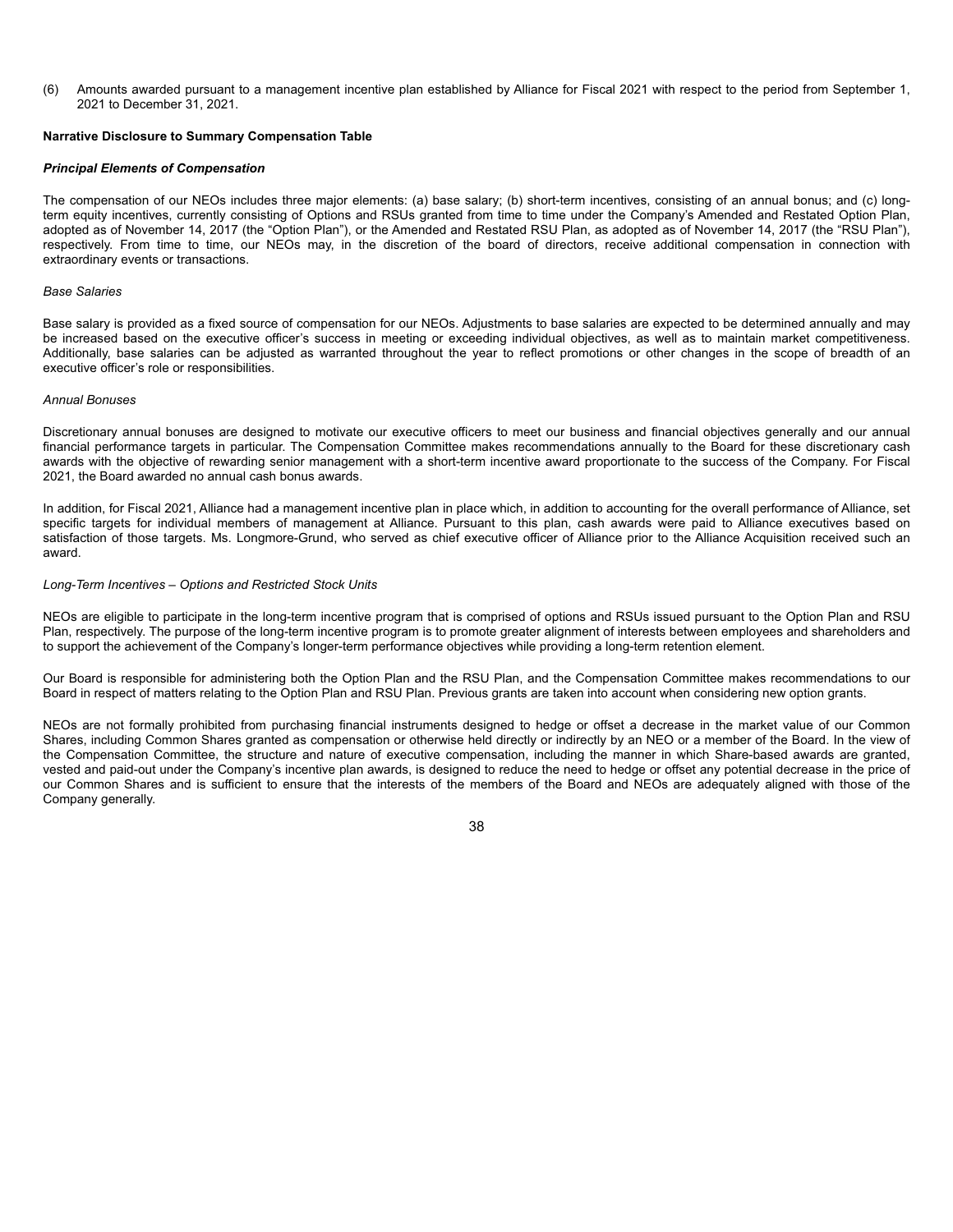(6) Amounts awarded pursuant to a management incentive plan established by Alliance for Fiscal 2021 with respect to the period from September 1, 2021 to December 31, 2021.

**Narrative Disclosure to Summary Compensation Table**

***Principal Elements of Compensation***

The compensation of our NEOs includes three major elements: (a) base salary; (b) short-term incentives, consisting of an annual bonus; and (c) long-term equity incentives, currently consisting of Options and RSUs granted from time to time under the Company's Amended and Restated Option Plan, adopted as of November 14, 2017 (the "Option Plan"), or the Amended and Restated RSU Plan, as adopted as of November 14, 2017 (the "RSU Plan"), respectively. From time to time, our NEOs may, in the discretion of the board of directors, receive additional compensation in connection with extraordinary events or transactions.

*Base Salaries*

Base salary is provided as a fixed source of compensation for our NEOs. Adjustments to base salaries are expected to be determined annually and may be increased based on the executive officer's success in meeting or exceeding individual objectives, as well as to maintain market competitiveness. Additionally, base salaries can be adjusted as warranted throughout the year to reflect promotions or other changes in the scope of breadth of an executive officer's role or responsibilities.

*Annual Bonuses*

Discretionary annual bonuses are designed to motivate our executive officers to meet our business and financial objectives generally and our annual financial performance targets in particular. The Compensation Committee makes recommendations annually to the Board for these discretionary cash awards with the objective of rewarding senior management with a short-term incentive award proportionate to the success of the Company. For Fiscal 2021, the Board awarded no annual cash bonus awards.

In addition, for Fiscal 2021, Alliance had a management incentive plan in place which, in addition to accounting for the overall performance of Alliance, set specific targets for individual members of management at Alliance. Pursuant to this plan, cash awards were paid to Alliance executives based on satisfaction of those targets. Ms. Longmore-Grund, who served as chief executive officer of Alliance prior to the Alliance Acquisition received such an award.

*Long-Term Incentives – Options and Restricted Stock Units*

NEOs are eligible to participate in the long-term incentive program that is comprised of options and RSUs issued pursuant to the Option Plan and RSU Plan, respectively. The purpose of the long-term incentive program is to promote greater alignment of interests between employees and shareholders and to support the achievement of the Company's longer-term performance objectives while providing a long-term retention element.

Our Board is responsible for administering both the Option Plan and the RSU Plan, and the Compensation Committee makes recommendations to our Board in respect of matters relating to the Option Plan and RSU Plan. Previous grants are taken into account when considering new option grants.

NEOs are not formally prohibited from purchasing financial instruments designed to hedge or offset a decrease in the market value of our Common Shares, including Common Shares granted as compensation or otherwise held directly or indirectly by an NEO or a member of the Board. In the view of the Compensation Committee, the structure and nature of executive compensation, including the manner in which Share-based awards are granted, vested and paid-out under the Company's incentive plan awards, is designed to reduce the need to hedge or offset any potential decrease in the price of our Common Shares and is sufficient to ensure that the interests of the members of the Board and NEOs are adequately aligned with those of the Company generally.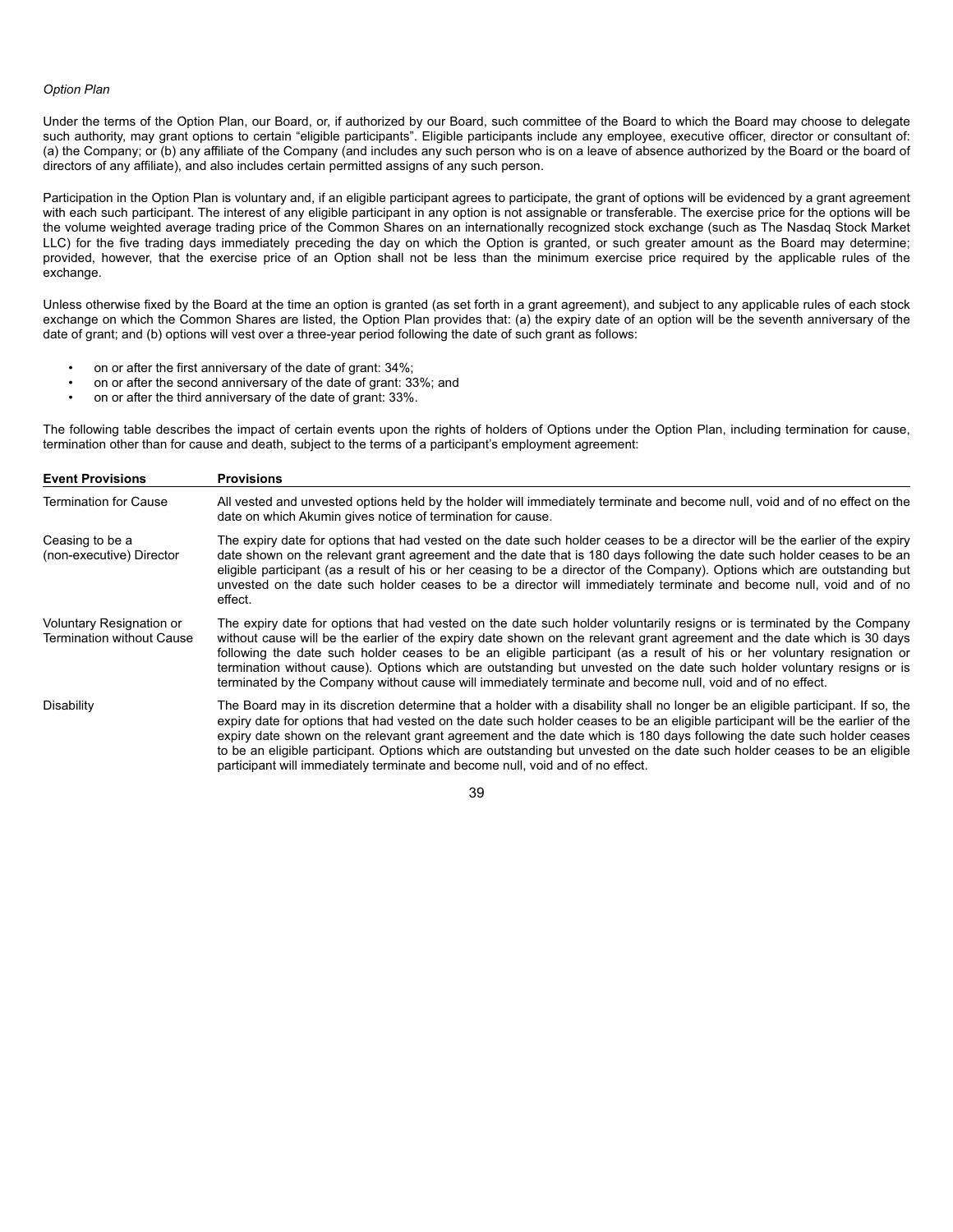*Option Plan*

Under the terms of the Option Plan, our Board, or, if authorized by our Board, such committee of the Board to which the Board may choose to delegate such authority, may grant options to certain “eligible participants”. Eligible participants include any employee, executive officer, director or consultant of: (a) the Company; or (b) any affiliate of the Company (and includes any such person who is on a leave of absence authorized by the Board or the board of directors of any affiliate), and also includes certain permitted assigns of any such person.

Participation in the Option Plan is voluntary and, if an eligible participant agrees to participate, the grant of options will be evidenced by a grant agreement with each such participant. The interest of any eligible participant in any option is not assignable or transferable. The exercise price for the options will be the volume weighted average trading price of the Common Shares on an internationally recognized stock exchange (such as The Nasdaq Stock Market LLC) for the five trading days immediately preceding the day on which the Option is granted, or such greater amount as the Board may determine; provided, however, that the exercise price of an Option shall not be less than the minimum exercise price required by the applicable rules of the exchange.

Unless otherwise fixed by the Board at the time an option is granted (as set forth in a grant agreement), and subject to any applicable rules of each stock exchange on which the Common Shares are listed, the Option Plan provides that: (a) the expiry date of an option will be the seventh anniversary of the date of grant; and (b) options will vest over a three-year period following the date of such grant as follows:

- on or after the first anniversary of the date of grant: 34%;
- on or after the second anniversary of the date of grant: 33%; and
- on or after the third anniversary of the date of grant: 33%.

The following table describes the impact of certain events upon the rights of holders of Options under the Option Plan, including termination for cause, termination other than for cause and death, subject to the terms of a participant’s employment agreement:

| **Event Provisions** | **Provisions** |
|---|---|
| Termination for Cause | All vested and unvested options held by the holder will immediately terminate and become null, void and of no effect on the date on which Akumin gives notice of termination for cause. |
| Ceasing to be a (non-executive) Director | The expiry date for options that had vested on the date such holder ceases to be a director will be the earlier of the expiry date shown on the relevant grant agreement and the date that is 180 days following the date such holder ceases to be an eligible participant (as a result of his or her ceasing to be a director of the Company). Options which are outstanding but unvested on the date such holder ceases to be a director will immediately terminate and become null, void and of no effect. |
| Voluntary Resignation or Termination without Cause | The expiry date for options that had vested on the date such holder voluntarily resigns or is terminated by the Company without cause will be the earlier of the expiry date shown on the relevant grant agreement and the date which is 30 days following the date such holder ceases to be an eligible participant (as a result of his or her voluntary resignation or termination without cause). Options which are outstanding but unvested on the date such holder voluntary resigns or is terminated by the Company without cause will immediately terminate and become null, void and of no effect. |
| Disability | The Board may in its discretion determine that a holder with a disability shall no longer be an eligible participant. If so, the expiry date for options that had vested on the date such holder ceases to be an eligible participant will be the earlier of the expiry date shown on the relevant grant agreement and the date which is 180 days following the date such holder ceases to be an eligible participant. Options which are outstanding but unvested on the date such holder ceases to be an eligible participant will immediately terminate and become null, void and of no effect. |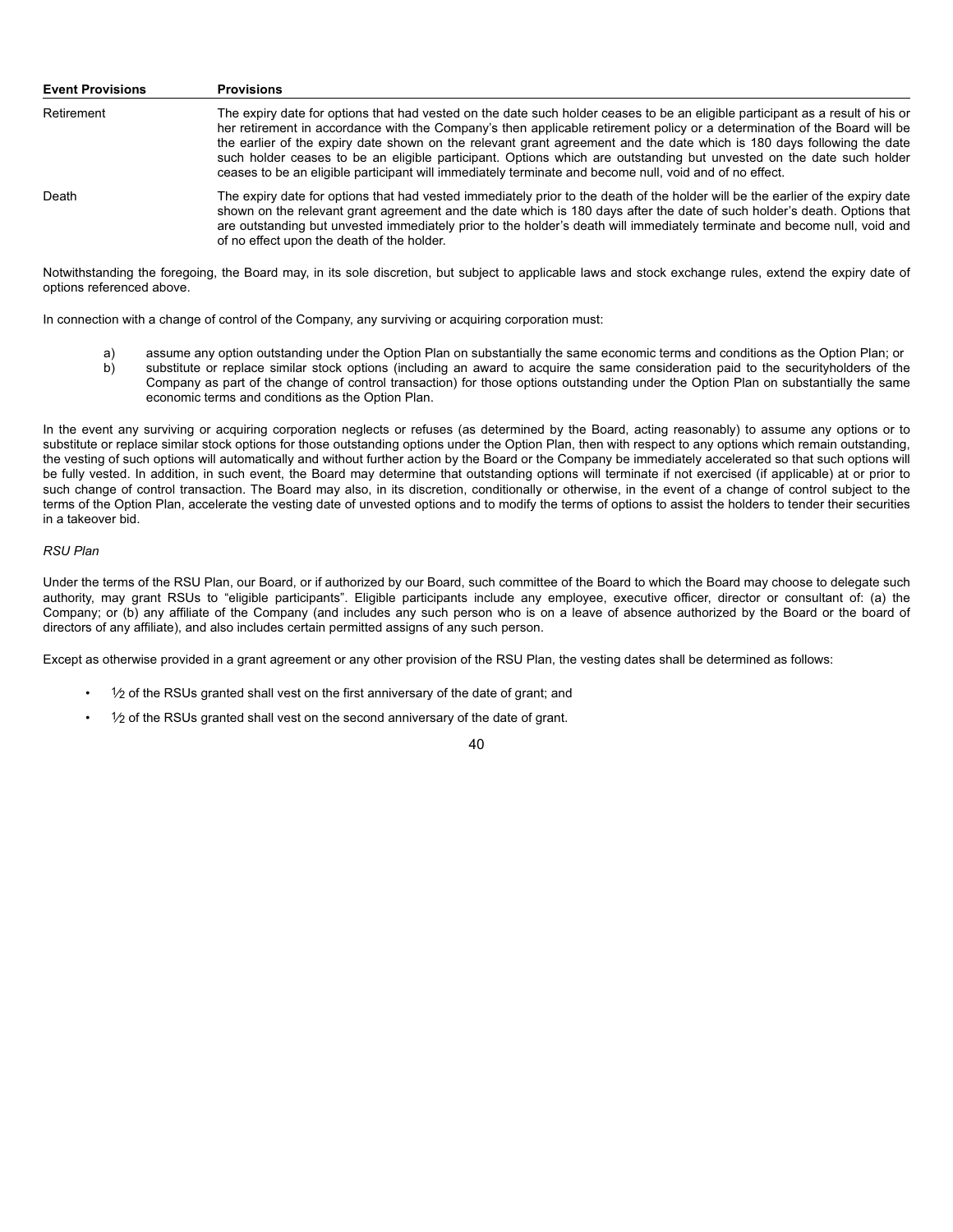| Event Provisions | Provisions |
| --- | --- |
| Retirement | The expiry date for options that had vested on the date such holder ceases to be an eligible participant as a result of his or her retirement in accordance with the Company's then applicable retirement policy or a determination of the Board will be the earlier of the expiry date shown on the relevant grant agreement and the date which is 180 days following the date such holder ceases to be an eligible participant. Options which are outstanding but unvested on the date such holder ceases to be an eligible participant will immediately terminate and become null, void and of no effect. |
| Death | The expiry date for options that had vested immediately prior to the death of the holder will be the earlier of the expiry date shown on the relevant grant agreement and the date which is 180 days after the date of such holder's death. Options that are outstanding but unvested immediately prior to the holder's death will immediately terminate and become null, void and of no effect upon the death of the holder. |

Notwithstanding the foregoing, the Board may, in its sole discretion, but subject to applicable laws and stock exchange rules, extend the expiry date of options referenced above.

In connection with a change of control of the Company, any surviving or acquiring corporation must:

a) assume any option outstanding under the Option Plan on substantially the same economic terms and conditions as the Option Plan; or
b) substitute or replace similar stock options (including an award to acquire the same consideration paid to the securityholders of the Company as part of the change of control transaction) for those options outstanding under the Option Plan on substantially the same economic terms and conditions as the Option Plan.

In the event any surviving or acquiring corporation neglects or refuses (as determined by the Board, acting reasonably) to assume any options or to substitute or replace similar stock options for those outstanding options under the Option Plan, then with respect to any options which remain outstanding, the vesting of such options will automatically and without further action by the Board or the Company be immediately accelerated so that such options will be fully vested. In addition, in such event, the Board may determine that outstanding options will terminate if not exercised (if applicable) at or prior to such change of control transaction. The Board may also, in its discretion, conditionally or otherwise, in the event of a change of control subject to the terms of the Option Plan, accelerate the vesting date of unvested options and to modify the terms of options to assist the holders to tender their securities in a takeover bid.

*RSU Plan*

Under the terms of the RSU Plan, our Board, or if authorized by our Board, such committee of the Board to which the Board may choose to delegate such authority, may grant RSUs to "eligible participants". Eligible participants include any employee, executive officer, director or consultant of: (a) the Company; or (b) any affiliate of the Company (and includes any such person who is on a leave of absence authorized by the Board or the board of directors of any affiliate), and also includes certain permitted assigns of any such person.

Except as otherwise provided in a grant agreement or any other provision of the RSU Plan, the vesting dates shall be determined as follows:

- ½ of the RSUs granted shall vest on the first anniversary of the date of grant; and
- ½ of the RSUs granted shall vest on the second anniversary of the date of grant.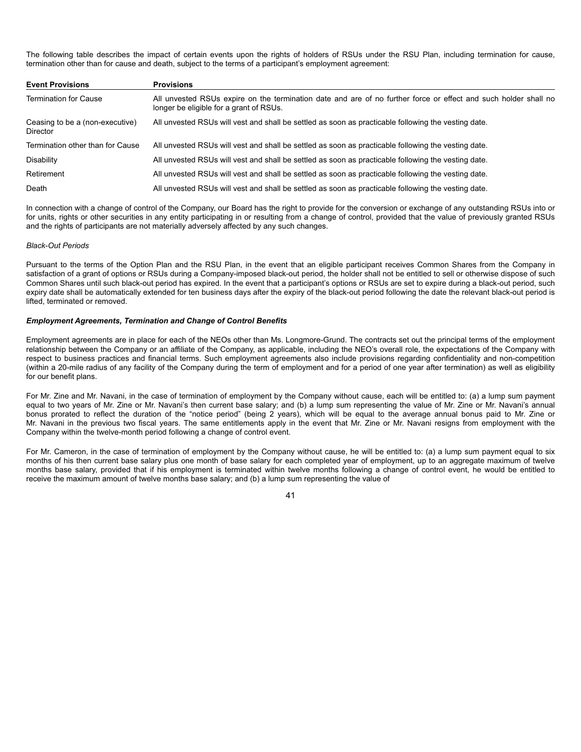The following table describes the impact of certain events upon the rights of holders of RSUs under the RSU Plan, including termination for cause, termination other than for cause and death, subject to the terms of a participant's employment agreement:

| Event Provisions | Provisions |
| --- | --- |
| Termination for Cause | All unvested RSUs expire on the termination date and are of no further force or effect and such holder shall no longer be eligible for a grant of RSUs. |
| Ceasing to be a (non-executive) Director | All unvested RSUs will vest and shall be settled as soon as practicable following the vesting date. |
| Termination other than for Cause | All unvested RSUs will vest and shall be settled as soon as practicable following the vesting date. |
| Disability | All unvested RSUs will vest and shall be settled as soon as practicable following the vesting date. |
| Retirement | All unvested RSUs will vest and shall be settled as soon as practicable following the vesting date. |
| Death | All unvested RSUs will vest and shall be settled as soon as practicable following the vesting date. |

In connection with a change of control of the Company, our Board has the right to provide for the conversion or exchange of any outstanding RSUs into or for units, rights or other securities in any entity participating in or resulting from a change of control, provided that the value of previously granted RSUs and the rights of participants are not materially adversely affected by any such changes.

*Black-Out Periods*

Pursuant to the terms of the Option Plan and the RSU Plan, in the event that an eligible participant receives Common Shares from the Company in satisfaction of a grant of options or RSUs during a Company-imposed black-out period, the holder shall not be entitled to sell or otherwise dispose of such Common Shares until such black-out period has expired. In the event that a participant's options or RSUs are set to expire during a black-out period, such expiry date shall be automatically extended for ten business days after the expiry of the black-out period following the date the relevant black-out period is lifted, terminated or removed.

***Employment Agreements, Termination and Change of Control Benefits***

Employment agreements are in place for each of the NEOs other than Ms. Longmore-Grund. The contracts set out the principal terms of the employment relationship between the Company or an affiliate of the Company, as applicable, including the NEO's overall role, the expectations of the Company with respect to business practices and financial terms. Such employment agreements also include provisions regarding confidentiality and non-competition (within a 20-mile radius of any facility of the Company during the term of employment and for a period of one year after termination) as well as eligibility for our benefit plans.

For Mr. Zine and Mr. Navani, in the case of termination of employment by the Company without cause, each will be entitled to: (a) a lump sum payment equal to two years of Mr. Zine or Mr. Navani's then current base salary; and (b) a lump sum representing the value of Mr. Zine or Mr. Navani's annual bonus prorated to reflect the duration of the "notice period" (being 2 years), which will be equal to the average annual bonus paid to Mr. Zine or Mr. Navani in the previous two fiscal years. The same entitlements apply in the event that Mr. Zine or Mr. Navani resigns from employment with the Company within the twelve-month period following a change of control event.

For Mr. Cameron, in the case of termination of employment by the Company without cause, he will be entitled to: (a) a lump sum payment equal to six months of his then current base salary plus one month of base salary for each completed year of employment, up to an aggregate maximum of twelve months base salary, provided that if his employment is terminated within twelve months following a change of control event, he would be entitled to receive the maximum amount of twelve months base salary; and (b) a lump sum representing the value of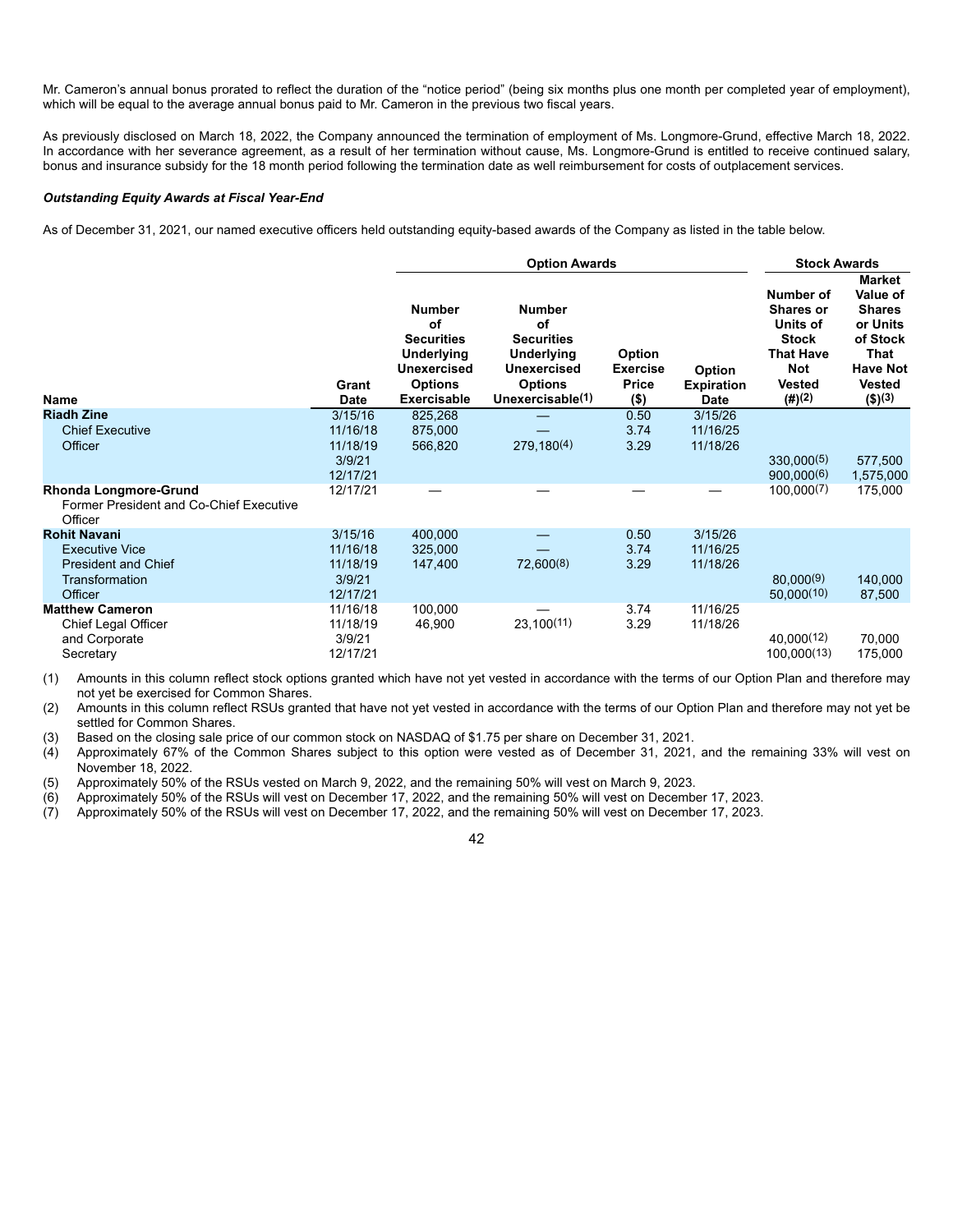Mr. Cameron's annual bonus prorated to reflect the duration of the "notice period" (being six months plus one month per completed year of employment), which will be equal to the average annual bonus paid to Mr. Cameron in the previous two fiscal years.

As previously disclosed on March 18, 2022, the Company announced the termination of employment of Ms. Longmore-Grund, effective March 18, 2022. In accordance with her severance agreement, as a result of her termination without cause, Ms. Longmore-Grund is entitled to receive continued salary, bonus and insurance subsidy for the 18 month period following the termination date as well reimbursement for costs of outplacement services.

***Outstanding Equity Awards at Fiscal Year-End***

As of December 31, 2021, our named executive officers held outstanding equity-based awards of the Company as listed in the table below.

| | | Option Awards | | | | Stock Awards | |
|---|---|---|---|---|---|---|---|
| **Name** | **Grant Date** | **Number of Securities Underlying Unexercised Options Exercisable** | **Number of Securities Underlying Unexercised Options Unexercisable(1)** | **Option Exercise Price ($)** | **Option Expiration Date** | **Number of Shares or Units of Stock That Have Not Vested (#)(2)** | **Market Value of Shares or Units of Stock That Have Not Vested ($)(3)** |
| **Riadh Zine** | 3/15/16 | 825,268 | — | 0.50 | 3/15/26 | | |
| Chief Executive | 11/16/18 | 875,000 | — | 3.74 | 11/16/25 | | |
| Officer | 11/18/19 | 566,820 | 279,180(4) | 3.29 | 11/18/26 | | |
| | 3/9/21 | | | | | 330,000(5) | 577,500 |
| | 12/17/21 | | | | | 900,000(6) | 1,575,000 |
| **Rhonda Longmore-Grund** Former President and Co-Chief Executive Officer | 12/17/21 | — | — | — | — | 100,000(7) | 175,000 |
| **Rohit Navani** | 3/15/16 | 400,000 | — | 0.50 | 3/15/26 | | |
| Executive Vice | 11/16/18 | 325,000 | — | 3.74 | 11/16/25 | | |
| President and Chief | 11/18/19 | 147,400 | 72,600(8) | 3.29 | 11/18/26 | | |
| Transformation | 3/9/21 | | | | | 80,000(9) | 140,000 |
| Officer | 12/17/21 | | | | | 50,000(10) | 87,500 |
| **Matthew Cameron** | 11/16/18 | 100,000 | — | 3.74 | 11/16/25 | | |
| Chief Legal Officer | 11/18/19 | 46,900 | 23,100(11) | 3.29 | 11/18/26 | | |
| and Corporate | 3/9/21 | | | | | 40,000(12) | 70,000 |
| Secretary | 12/17/21 | | | | | 100,000(13) | 175,000 |

(1) Amounts in this column reflect stock options granted which have not yet vested in accordance with the terms of our Option Plan and therefore may not yet be exercised for Common Shares.

(2) Amounts in this column reflect RSUs granted that have not yet vested in accordance with the terms of our Option Plan and therefore may not yet be settled for Common Shares.

(3) Based on the closing sale price of our common stock on NASDAQ of $1.75 per share on December 31, 2021.

(4) Approximately 67% of the Common Shares subject to this option were vested as of December 31, 2021, and the remaining 33% will vest on November 18, 2022.

(5) Approximately 50% of the RSUs vested on March 9, 2022, and the remaining 50% will vest on March 9, 2023.

(6) Approximately 50% of the RSUs will vest on December 17, 2022, and the remaining 50% will vest on December 17, 2023.

(7) Approximately 50% of the RSUs will vest on December 17, 2022, and the remaining 50% will vest on December 17, 2023.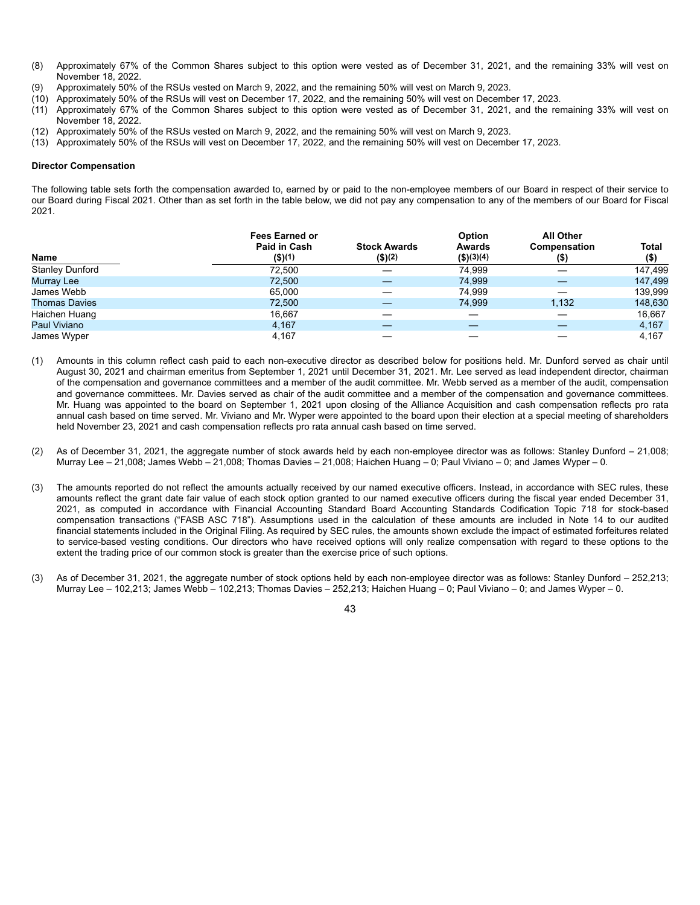(8) Approximately 67% of the Common Shares subject to this option were vested as of December 31, 2021, and the remaining 33% will vest on November 18, 2022.
(9) Approximately 50% of the RSUs vested on March 9, 2022, and the remaining 50% will vest on March 9, 2023.
(10) Approximately 50% of the RSUs will vest on December 17, 2022, and the remaining 50% will vest on December 17, 2023.
(11) Approximately 67% of the Common Shares subject to this option were vested as of December 31, 2021, and the remaining 33% will vest on November 18, 2022.
(12) Approximately 50% of the RSUs vested on March 9, 2022, and the remaining 50% will vest on March 9, 2023.
(13) Approximately 50% of the RSUs will vest on December 17, 2022, and the remaining 50% will vest on December 17, 2023.

**Director Compensation**

The following table sets forth the compensation awarded to, earned by or paid to the non-employee members of our Board in respect of their service to our Board during Fiscal 2021. Other than as set forth in the table below, we did not pay any compensation to any of the members of our Board for Fiscal 2021.

| Name | Fees Earned or Paid in Cash ($)(1) | Stock Awards ($)(2) | Option Awards ($)(3)(4) | All Other Compensation ($) | Total ($) |
|---|---|---|---|---|---|
| Stanley Dunford | 72,500 | — | 74,999 | — | 147,499 |
| Murray Lee | 72,500 | — | 74,999 | — | 147,499 |
| James Webb | 65,000 | — | 74,999 | — | 139,999 |
| Thomas Davies | 72,500 | — | 74,999 | 1,132 | 148,630 |
| Haichen Huang | 16,667 | — | — | — | 16,667 |
| Paul Viviano | 4,167 | — | — | — | 4,167 |
| James Wyper | 4,167 | — | — | — | 4,167 |

(1) Amounts in this column reflect cash paid to each non-executive director as described below for positions held. Mr. Dunford served as chair until August 30, 2021 and chairman emeritus from September 1, 2021 until December 31, 2021. Mr. Lee served as lead independent director, chairman of the compensation and governance committees and a member of the audit committee. Mr. Webb served as a member of the audit, compensation and governance committees. Mr. Davies served as chair of the audit committee and a member of the compensation and governance committees. Mr. Huang was appointed to the board on September 1, 2021 upon closing of the Alliance Acquisition and cash compensation reflects pro rata annual cash based on time served. Mr. Viviano and Mr. Wyper were appointed to the board upon their election at a special meeting of shareholders held November 23, 2021 and cash compensation reflects pro rata annual cash based on time served.

(2) As of December 31, 2021, the aggregate number of stock awards held by each non-employee director was as follows: Stanley Dunford – 21,008; Murray Lee – 21,008; James Webb – 21,008; Thomas Davies – 21,008; Haichen Huang – 0; Paul Viviano – 0; and James Wyper – 0.

(3) The amounts reported do not reflect the amounts actually received by our named executive officers. Instead, in accordance with SEC rules, these amounts reflect the grant date fair value of each stock option granted to our named executive officers during the fiscal year ended December 31, 2021, as computed in accordance with Financial Accounting Standard Board Accounting Standards Codification Topic 718 for stock-based compensation transactions ("FASB ASC 718"). Assumptions used in the calculation of these amounts are included in Note 14 to our audited financial statements included in the Original Filing. As required by SEC rules, the amounts shown exclude the impact of estimated forfeitures related to service-based vesting conditions. Our directors who have received options will only realize compensation with regard to these options to the extent the trading price of our common stock is greater than the exercise price of such options.

(3) As of December 31, 2021, the aggregate number of stock options held by each non-employee director was as follows: Stanley Dunford – 252,213; Murray Lee – 102,213; James Webb – 102,213; Thomas Davies – 252,213; Haichen Huang – 0; Paul Viviano – 0; and James Wyper – 0.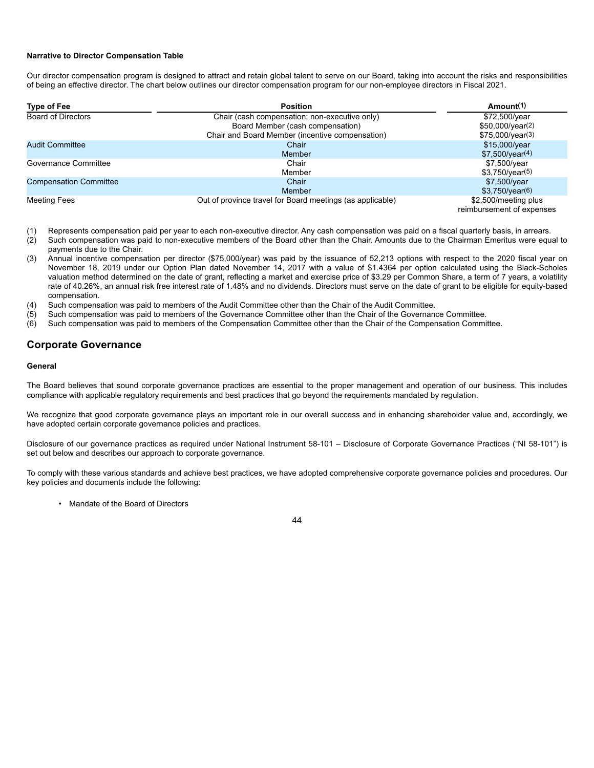**Narrative to Director Compensation Table**

Our director compensation program is designed to attract and retain global talent to serve on our Board, taking into account the risks and responsibilities of being an effective director. The chart below outlines our director compensation program for our non-employee directors in Fiscal 2021.

| Type of Fee | Position | Amount(1) |
|---|---|---|
| Board of Directors | Chair (cash compensation; non-executive only) | $72,500/year |
| | Board Member (cash compensation) | $50,000/year(2) |
| | Chair and Board Member (incentive compensation) | $75,000/year(3) |
| Audit Committee | Chair | $15,000/year |
| | Member | $7,500/year(4) |
| Governance Committee | Chair | $7,500/year |
| | Member | $3,750/year(5) |
| Compensation Committee | Chair | $7,500/year |
| | Member | $3,750/year(6) |
| Meeting Fees | Out of province travel for Board meetings (as applicable) | $2,500/meeting plus reimbursement of expenses |

(1) Represents compensation paid per year to each non-executive director. Any cash compensation was paid on a fiscal quarterly basis, in arrears.
(2) Such compensation was paid to non-executive members of the Board other than the Chair. Amounts due to the Chairman Emeritus were equal to payments due to the Chair.
(3) Annual incentive compensation per director ($75,000/year) was paid by the issuance of 52,213 options with respect to the 2020 fiscal year on November 18, 2019 under our Option Plan dated November 14, 2017 with a value of $1.4364 per option calculated using the Black-Scholes valuation method determined on the date of grant, reflecting a market and exercise price of $3.29 per Common Share, a term of 7 years, a volatility rate of 40.26%, an annual risk free interest rate of 1.48% and no dividends. Directors must serve on the date of grant to be eligible for equity-based compensation.
(4) Such compensation was paid to members of the Audit Committee other than the Chair of the Audit Committee.
(5) Such compensation was paid to members of the Governance Committee other than the Chair of the Governance Committee.
(6) Such compensation was paid to members of the Compensation Committee other than the Chair of the Compensation Committee.

## Corporate Governance

**General**

The Board believes that sound corporate governance practices are essential to the proper management and operation of our business. This includes compliance with applicable regulatory requirements and best practices that go beyond the requirements mandated by regulation.

We recognize that good corporate governance plays an important role in our overall success and in enhancing shareholder value and, accordingly, we have adopted certain corporate governance policies and practices.

Disclosure of our governance practices as required under National Instrument 58-101 – Disclosure of Corporate Governance Practices ("NI 58-101") is set out below and describes our approach to corporate governance.

To comply with these various standards and achieve best practices, we have adopted comprehensive corporate governance policies and procedures. Our key policies and documents include the following:

- Mandate of the Board of Directors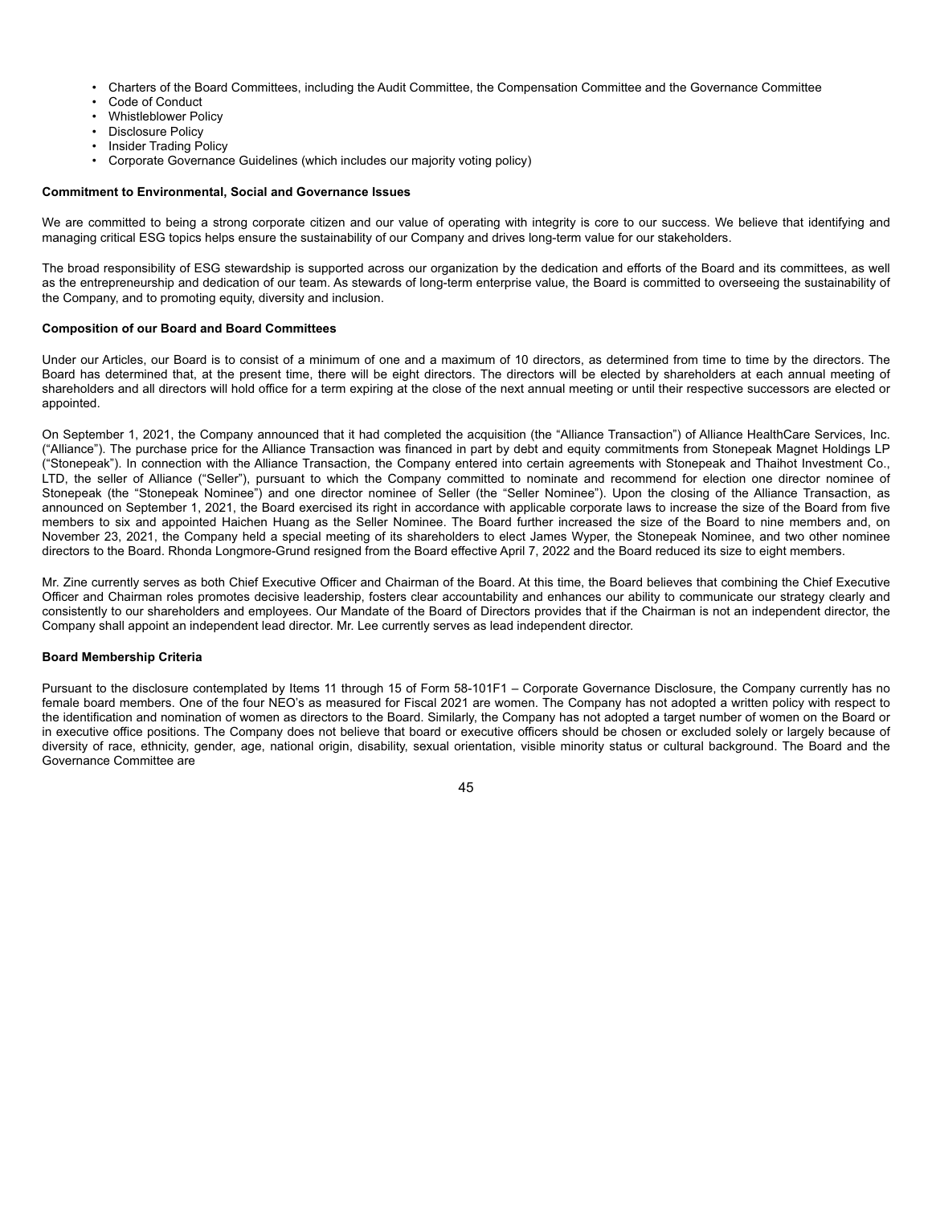- Charters of the Board Committees, including the Audit Committee, the Compensation Committee and the Governance Committee
- Code of Conduct
- Whistleblower Policy
- Disclosure Policy
- Insider Trading Policy
- Corporate Governance Guidelines (which includes our majority voting policy)

**Commitment to Environmental, Social and Governance Issues**

We are committed to being a strong corporate citizen and our value of operating with integrity is core to our success. We believe that identifying and managing critical ESG topics helps ensure the sustainability of our Company and drives long-term value for our stakeholders.

The broad responsibility of ESG stewardship is supported across our organization by the dedication and efforts of the Board and its committees, as well as the entrepreneurship and dedication of our team. As stewards of long-term enterprise value, the Board is committed to overseeing the sustainability of the Company, and to promoting equity, diversity and inclusion.

**Composition of our Board and Board Committees**

Under our Articles, our Board is to consist of a minimum of one and a maximum of 10 directors, as determined from time to time by the directors. The Board has determined that, at the present time, there will be eight directors. The directors will be elected by shareholders at each annual meeting of shareholders and all directors will hold office for a term expiring at the close of the next annual meeting or until their respective successors are elected or appointed.

On September 1, 2021, the Company announced that it had completed the acquisition (the "Alliance Transaction") of Alliance HealthCare Services, Inc. ("Alliance"). The purchase price for the Alliance Transaction was financed in part by debt and equity commitments from Stonepeak Magnet Holdings LP ("Stonepeak"). In connection with the Alliance Transaction, the Company entered into certain agreements with Stonepeak and Thaihot Investment Co., LTD, the seller of Alliance ("Seller"), pursuant to which the Company committed to nominate and recommend for election one director nominee of Stonepeak (the "Stonepeak Nominee") and one director nominee of Seller (the "Seller Nominee"). Upon the closing of the Alliance Transaction, as announced on September 1, 2021, the Board exercised its right in accordance with applicable corporate laws to increase the size of the Board from five members to six and appointed Haichen Huang as the Seller Nominee. The Board further increased the size of the Board to nine members and, on November 23, 2021, the Company held a special meeting of its shareholders to elect James Wyper, the Stonepeak Nominee, and two other nominee directors to the Board. Rhonda Longmore-Grund resigned from the Board effective April 7, 2022 and the Board reduced its size to eight members.

Mr. Zine currently serves as both Chief Executive Officer and Chairman of the Board. At this time, the Board believes that combining the Chief Executive Officer and Chairman roles promotes decisive leadership, fosters clear accountability and enhances our ability to communicate our strategy clearly and consistently to our shareholders and employees. Our Mandate of the Board of Directors provides that if the Chairman is not an independent director, the Company shall appoint an independent lead director. Mr. Lee currently serves as lead independent director.

**Board Membership Criteria**

Pursuant to the disclosure contemplated by Items 11 through 15 of Form 58-101F1 – Corporate Governance Disclosure, the Company currently has no female board members. One of the four NEO's as measured for Fiscal 2021 are women. The Company has not adopted a written policy with respect to the identification and nomination of women as directors to the Board. Similarly, the Company has not adopted a target number of women on the Board or in executive office positions. The Company does not believe that board or executive officers should be chosen or excluded solely or largely because of diversity of race, ethnicity, gender, age, national origin, disability, sexual orientation, visible minority status or cultural background. The Board and the Governance Committee are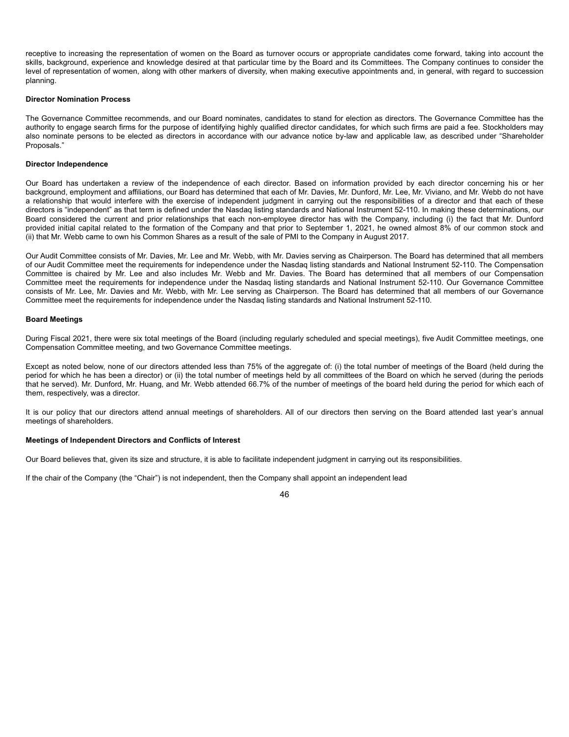receptive to increasing the representation of women on the Board as turnover occurs or appropriate candidates come forward, taking into account the skills, background, experience and knowledge desired at that particular time by the Board and its Committees. The Company continues to consider the level of representation of women, along with other markers of diversity, when making executive appointments and, in general, with regard to succession planning.

**Director Nomination Process**

The Governance Committee recommends, and our Board nominates, candidates to stand for election as directors. The Governance Committee has the authority to engage search firms for the purpose of identifying highly qualified director candidates, for which such firms are paid a fee. Stockholders may also nominate persons to be elected as directors in accordance with our advance notice by-law and applicable law, as described under "Shareholder Proposals."

**Director Independence**

Our Board has undertaken a review of the independence of each director. Based on information provided by each director concerning his or her background, employment and affiliations, our Board has determined that each of Mr. Davies, Mr. Dunford, Mr. Lee, Mr. Viviano, and Mr. Webb do not have a relationship that would interfere with the exercise of independent judgment in carrying out the responsibilities of a director and that each of these directors is "independent" as that term is defined under the Nasdaq listing standards and National Instrument 52-110. In making these determinations, our Board considered the current and prior relationships that each non-employee director has with the Company, including (i) the fact that Mr. Dunford provided initial capital related to the formation of the Company and that prior to September 1, 2021, he owned almost 8% of our common stock and (ii) that Mr. Webb came to own his Common Shares as a result of the sale of PMI to the Company in August 2017.

Our Audit Committee consists of Mr. Davies, Mr. Lee and Mr. Webb, with Mr. Davies serving as Chairperson. The Board has determined that all members of our Audit Committee meet the requirements for independence under the Nasdaq listing standards and National Instrument 52-110. The Compensation Committee is chaired by Mr. Lee and also includes Mr. Webb and Mr. Davies. The Board has determined that all members of our Compensation Committee meet the requirements for independence under the Nasdaq listing standards and National Instrument 52-110. Our Governance Committee consists of Mr. Lee, Mr. Davies and Mr. Webb, with Mr. Lee serving as Chairperson. The Board has determined that all members of our Governance Committee meet the requirements for independence under the Nasdaq listing standards and National Instrument 52-110.

**Board Meetings**

During Fiscal 2021, there were six total meetings of the Board (including regularly scheduled and special meetings), five Audit Committee meetings, one Compensation Committee meeting, and two Governance Committee meetings.

Except as noted below, none of our directors attended less than 75% of the aggregate of: (i) the total number of meetings of the Board (held during the period for which he has been a director) or (ii) the total number of meetings held by all committees of the Board on which he served (during the periods that he served). Mr. Dunford, Mr. Huang, and Mr. Webb attended 66.7% of the number of meetings of the board held during the period for which each of them, respectively, was a director.

It is our policy that our directors attend annual meetings of shareholders. All of our directors then serving on the Board attended last year's annual meetings of shareholders.

**Meetings of Independent Directors and Conflicts of Interest**

Our Board believes that, given its size and structure, it is able to facilitate independent judgment in carrying out its responsibilities.

If the chair of the Company (the "Chair") is not independent, then the Company shall appoint an independent lead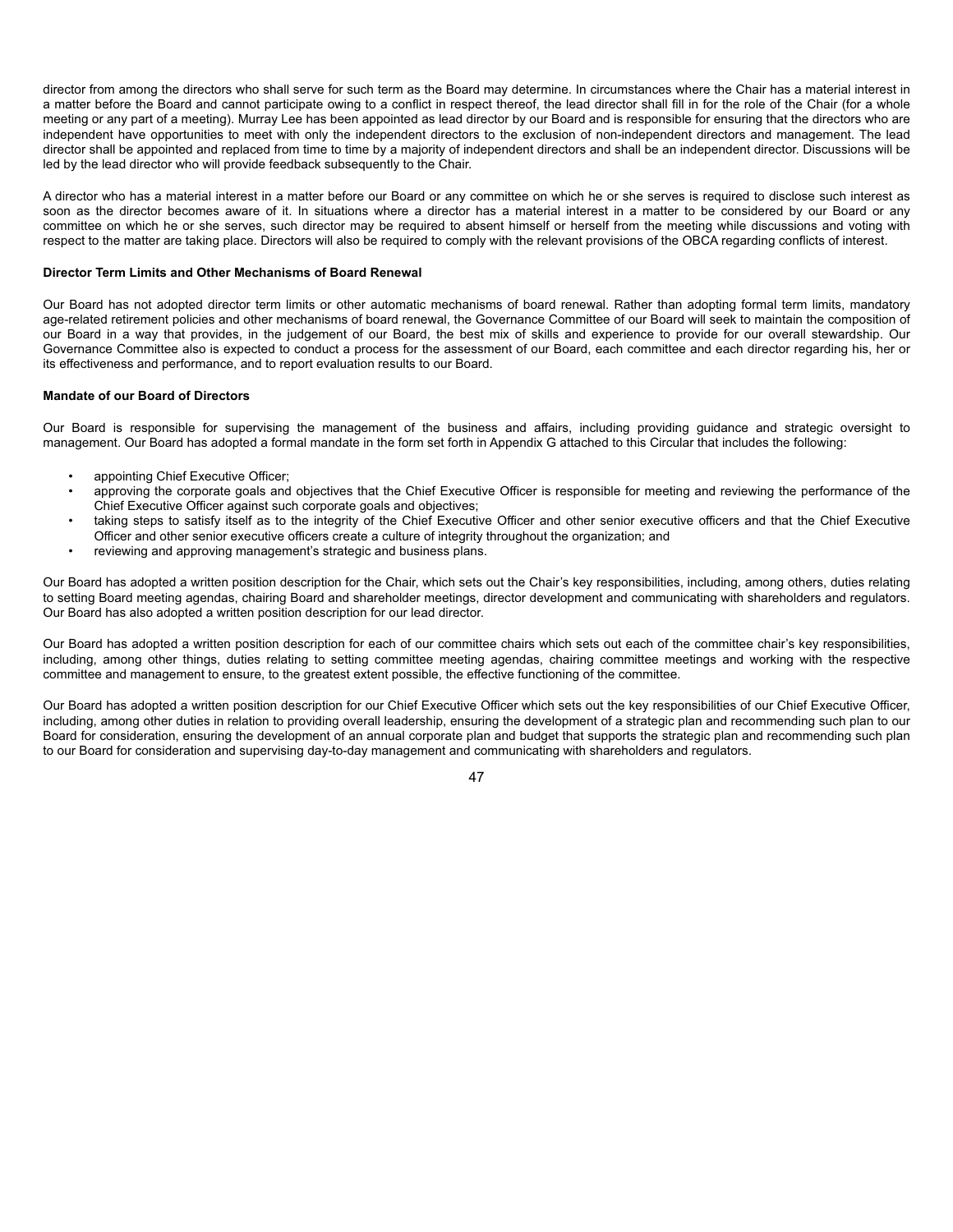director from among the directors who shall serve for such term as the Board may determine. In circumstances where the Chair has a material interest in a matter before the Board and cannot participate owing to a conflict in respect thereof, the lead director shall fill in for the role of the Chair (for a whole meeting or any part of a meeting). Murray Lee has been appointed as lead director by our Board and is responsible for ensuring that the directors who are independent have opportunities to meet with only the independent directors to the exclusion of non-independent directors and management. The lead director shall be appointed and replaced from time to time by a majority of independent directors and shall be an independent director. Discussions will be led by the lead director who will provide feedback subsequently to the Chair.

A director who has a material interest in a matter before our Board or any committee on which he or she serves is required to disclose such interest as soon as the director becomes aware of it. In situations where a director has a material interest in a matter to be considered by our Board or any committee on which he or she serves, such director may be required to absent himself or herself from the meeting while discussions and voting with respect to the matter are taking place. Directors will also be required to comply with the relevant provisions of the OBCA regarding conflicts of interest.

**Director Term Limits and Other Mechanisms of Board Renewal**

Our Board has not adopted director term limits or other automatic mechanisms of board renewal. Rather than adopting formal term limits, mandatory age-related retirement policies and other mechanisms of board renewal, the Governance Committee of our Board will seek to maintain the composition of our Board in a way that provides, in the judgement of our Board, the best mix of skills and experience to provide for our overall stewardship. Our Governance Committee also is expected to conduct a process for the assessment of our Board, each committee and each director regarding his, her or its effectiveness and performance, and to report evaluation results to our Board.

**Mandate of our Board of Directors**

Our Board is responsible for supervising the management of the business and affairs, including providing guidance and strategic oversight to management. Our Board has adopted a formal mandate in the form set forth in Appendix G attached to this Circular that includes the following:

- appointing Chief Executive Officer;
- approving the corporate goals and objectives that the Chief Executive Officer is responsible for meeting and reviewing the performance of the Chief Executive Officer against such corporate goals and objectives;
- taking steps to satisfy itself as to the integrity of the Chief Executive Officer and other senior executive officers and that the Chief Executive Officer and other senior executive officers create a culture of integrity throughout the organization; and
- reviewing and approving management's strategic and business plans.

Our Board has adopted a written position description for the Chair, which sets out the Chair's key responsibilities, including, among others, duties relating to setting Board meeting agendas, chairing Board and shareholder meetings, director development and communicating with shareholders and regulators. Our Board has also adopted a written position description for our lead director.

Our Board has adopted a written position description for each of our committee chairs which sets out each of the committee chair's key responsibilities, including, among other things, duties relating to setting committee meeting agendas, chairing committee meetings and working with the respective committee and management to ensure, to the greatest extent possible, the effective functioning of the committee.

Our Board has adopted a written position description for our Chief Executive Officer which sets out the key responsibilities of our Chief Executive Officer, including, among other duties in relation to providing overall leadership, ensuring the development of a strategic plan and recommending such plan to our Board for consideration, ensuring the development of an annual corporate plan and budget that supports the strategic plan and recommending such plan to our Board for consideration and supervising day-to-day management and communicating with shareholders and regulators.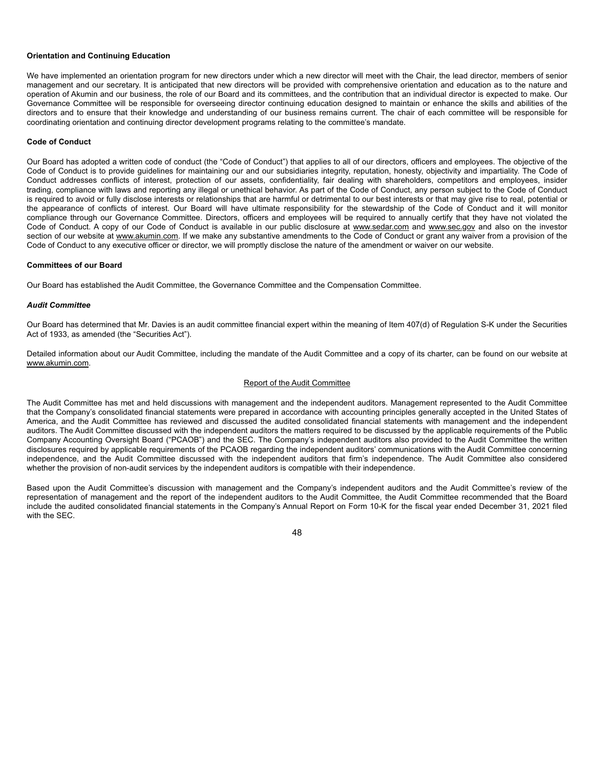**Orientation and Continuing Education**

We have implemented an orientation program for new directors under which a new director will meet with the Chair, the lead director, members of senior management and our secretary. It is anticipated that new directors will be provided with comprehensive orientation and education as to the nature and operation of Akumin and our business, the role of our Board and its committees, and the contribution that an individual director is expected to make. Our Governance Committee will be responsible for overseeing director continuing education designed to maintain or enhance the skills and abilities of the directors and to ensure that their knowledge and understanding of our business remains current. The chair of each committee will be responsible for coordinating orientation and continuing director development programs relating to the committee's mandate.

**Code of Conduct**

Our Board has adopted a written code of conduct (the "Code of Conduct") that applies to all of our directors, officers and employees. The objective of the Code of Conduct is to provide guidelines for maintaining our and our subsidiaries integrity, reputation, honesty, objectivity and impartiality. The Code of Conduct addresses conflicts of interest, protection of our assets, confidentiality, fair dealing with shareholders, competitors and employees, insider trading, compliance with laws and reporting any illegal or unethical behavior. As part of the Code of Conduct, any person subject to the Code of Conduct is required to avoid or fully disclose interests or relationships that are harmful or detrimental to our best interests or that may give rise to real, potential or the appearance of conflicts of interest. Our Board will have ultimate responsibility for the stewardship of the Code of Conduct and it will monitor compliance through our Governance Committee. Directors, officers and employees will be required to annually certify that they have not violated the Code of Conduct. A copy of our Code of Conduct is available in our public disclosure at www.sedar.com and www.sec.gov and also on the investor section of our website at www.akumin.com. If we make any substantive amendments to the Code of Conduct or grant any waiver from a provision of the Code of Conduct to any executive officer or director, we will promptly disclose the nature of the amendment or waiver on our website.

**Committees of our Board**

Our Board has established the Audit Committee, the Governance Committee and the Compensation Committee.

***Audit Committee***

Our Board has determined that Mr. Davies is an audit committee financial expert within the meaning of Item 407(d) of Regulation S-K under the Securities Act of 1933, as amended (the "Securities Act").

Detailed information about our Audit Committee, including the mandate of the Audit Committee and a copy of its charter, can be found on our website at www.akumin.com.

Report of the Audit Committee

The Audit Committee has met and held discussions with management and the independent auditors. Management represented to the Audit Committee that the Company's consolidated financial statements were prepared in accordance with accounting principles generally accepted in the United States of America, and the Audit Committee has reviewed and discussed the audited consolidated financial statements with management and the independent auditors. The Audit Committee discussed with the independent auditors the matters required to be discussed by the applicable requirements of the Public Company Accounting Oversight Board ("PCAOB") and the SEC. The Company's independent auditors also provided to the Audit Committee the written disclosures required by applicable requirements of the PCAOB regarding the independent auditors' communications with the Audit Committee concerning independence, and the Audit Committee discussed with the independent auditors that firm's independence. The Audit Committee also considered whether the provision of non-audit services by the independent auditors is compatible with their independence.

Based upon the Audit Committee's discussion with management and the Company's independent auditors and the Audit Committee's review of the representation of management and the report of the independent auditors to the Audit Committee, the Audit Committee recommended that the Board include the audited consolidated financial statements in the Company's Annual Report on Form 10-K for the fiscal year ended December 31, 2021 filed with the SEC.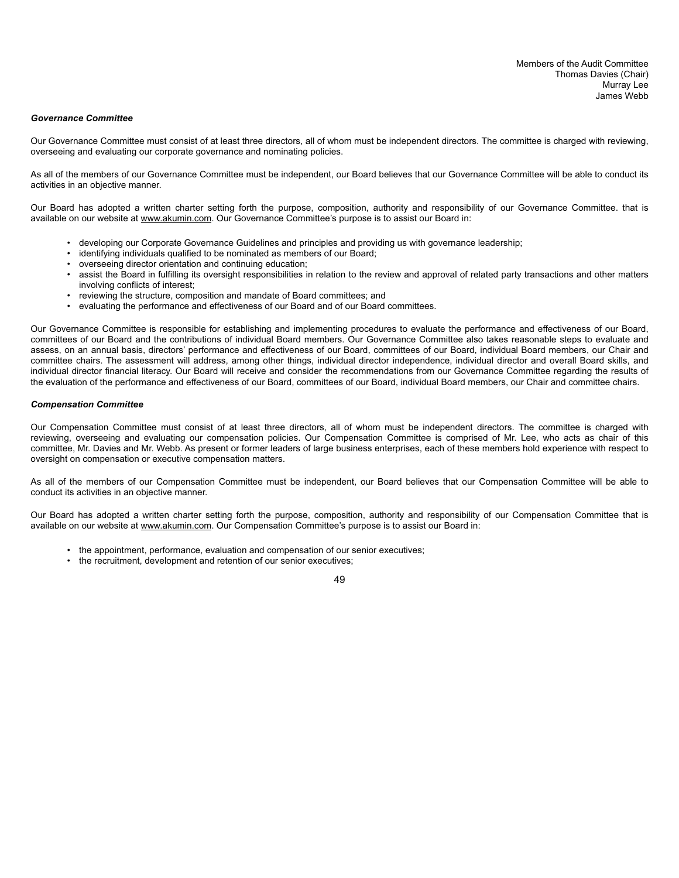Members of the Audit Committee
Thomas Davies (Chair)
Murray Lee
James Webb

***Governance Committee***

Our Governance Committee must consist of at least three directors, all of whom must be independent directors. The committee is charged with reviewing, overseeing and evaluating our corporate governance and nominating policies.

As all of the members of our Governance Committee must be independent, our Board believes that our Governance Committee will be able to conduct its activities in an objective manner.

Our Board has adopted a written charter setting forth the purpose, composition, authority and responsibility of our Governance Committee. that is available on our website at www.akumin.com. Our Governance Committee's purpose is to assist our Board in:

- developing our Corporate Governance Guidelines and principles and providing us with governance leadership;
- identifying individuals qualified to be nominated as members of our Board;
- overseeing director orientation and continuing education;
- assist the Board in fulfilling its oversight responsibilities in relation to the review and approval of related party transactions and other matters involving conflicts of interest;
- reviewing the structure, composition and mandate of Board committees; and
- evaluating the performance and effectiveness of our Board and of our Board committees.

Our Governance Committee is responsible for establishing and implementing procedures to evaluate the performance and effectiveness of our Board, committees of our Board and the contributions of individual Board members. Our Governance Committee also takes reasonable steps to evaluate and assess, on an annual basis, directors' performance and effectiveness of our Board, committees of our Board, individual Board members, our Chair and committee chairs. The assessment will address, among other things, individual director independence, individual director and overall Board skills, and individual director financial literacy. Our Board will receive and consider the recommendations from our Governance Committee regarding the results of the evaluation of the performance and effectiveness of our Board, committees of our Board, individual Board members, our Chair and committee chairs.

***Compensation Committee***

Our Compensation Committee must consist of at least three directors, all of whom must be independent directors. The committee is charged with reviewing, overseeing and evaluating our compensation policies. Our Compensation Committee is comprised of Mr. Lee, who acts as chair of this committee, Mr. Davies and Mr. Webb. As present or former leaders of large business enterprises, each of these members hold experience with respect to oversight on compensation or executive compensation matters.

As all of the members of our Compensation Committee must be independent, our Board believes that our Compensation Committee will be able to conduct its activities in an objective manner.

Our Board has adopted a written charter setting forth the purpose, composition, authority and responsibility of our Compensation Committee that is available on our website at www.akumin.com. Our Compensation Committee's purpose is to assist our Board in:

- the appointment, performance, evaluation and compensation of our senior executives;
- the recruitment, development and retention of our senior executives;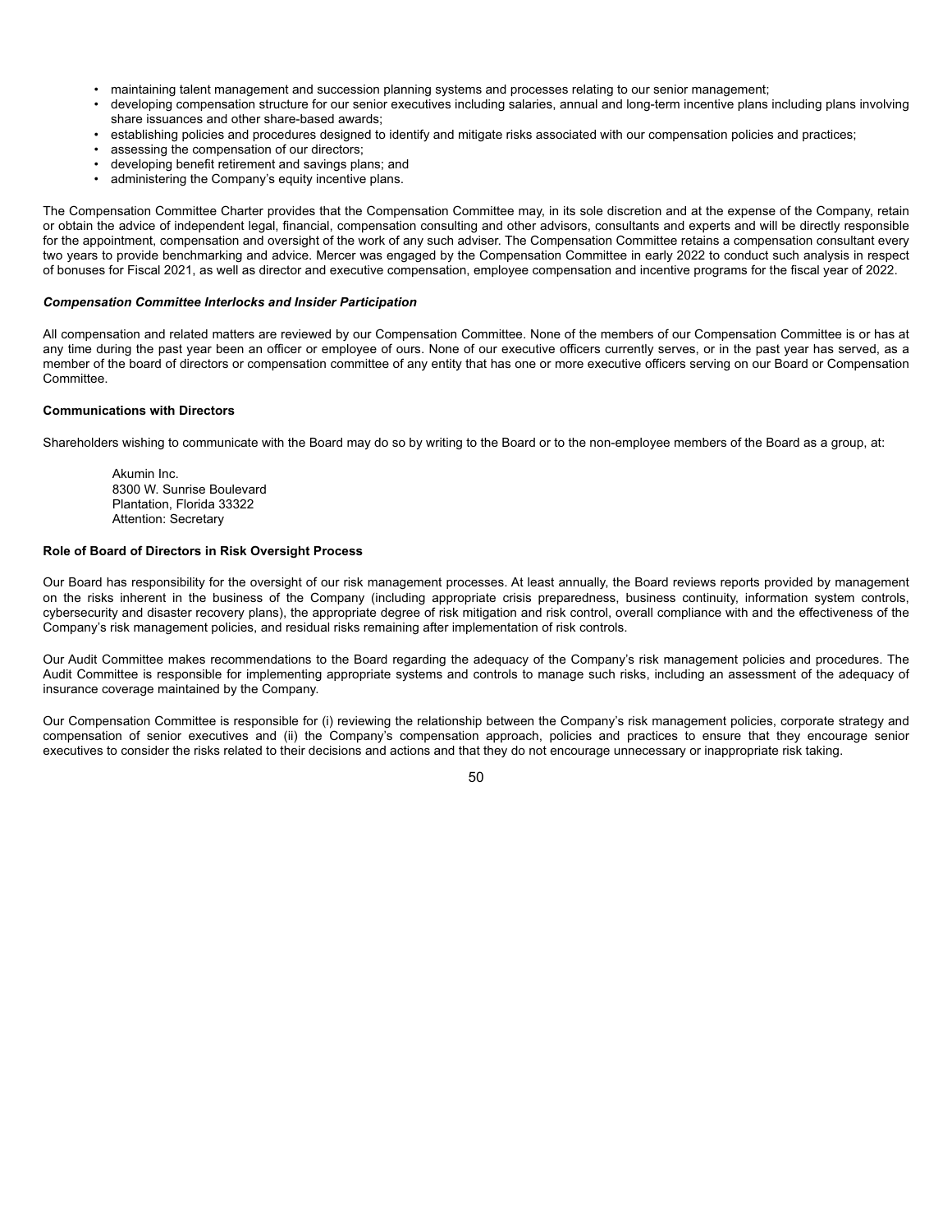- maintaining talent management and succession planning systems and processes relating to our senior management;
- developing compensation structure for our senior executives including salaries, annual and long-term incentive plans including plans involving share issuances and other share-based awards;
- establishing policies and procedures designed to identify and mitigate risks associated with our compensation policies and practices;
- assessing the compensation of our directors;
- developing benefit retirement and savings plans; and
- administering the Company's equity incentive plans.

The Compensation Committee Charter provides that the Compensation Committee may, in its sole discretion and at the expense of the Company, retain or obtain the advice of independent legal, financial, compensation consulting and other advisors, consultants and experts and will be directly responsible for the appointment, compensation and oversight of the work of any such adviser. The Compensation Committee retains a compensation consultant every two years to provide benchmarking and advice. Mercer was engaged by the Compensation Committee in early 2022 to conduct such analysis in respect of bonuses for Fiscal 2021, as well as director and executive compensation, employee compensation and incentive programs for the fiscal year of 2022.

***Compensation Committee Interlocks and Insider Participation***

All compensation and related matters are reviewed by our Compensation Committee. None of the members of our Compensation Committee is or has at any time during the past year been an officer or employee of ours. None of our executive officers currently serves, or in the past year has served, as a member of the board of directors or compensation committee of any entity that has one or more executive officers serving on our Board or Compensation Committee.

**Communications with Directors**

Shareholders wishing to communicate with the Board may do so by writing to the Board or to the non-employee members of the Board as a group, at:

Akumin Inc.
8300 W. Sunrise Boulevard
Plantation, Florida 33322
Attention: Secretary

**Role of Board of Directors in Risk Oversight Process**

Our Board has responsibility for the oversight of our risk management processes. At least annually, the Board reviews reports provided by management on the risks inherent in the business of the Company (including appropriate crisis preparedness, business continuity, information system controls, cybersecurity and disaster recovery plans), the appropriate degree of risk mitigation and risk control, overall compliance with and the effectiveness of the Company's risk management policies, and residual risks remaining after implementation of risk controls.

Our Audit Committee makes recommendations to the Board regarding the adequacy of the Company's risk management policies and procedures. The Audit Committee is responsible for implementing appropriate systems and controls to manage such risks, including an assessment of the adequacy of insurance coverage maintained by the Company.

Our Compensation Committee is responsible for (i) reviewing the relationship between the Company's risk management policies, corporate strategy and compensation of senior executives and (ii) the Company's compensation approach, policies and practices to ensure that they encourage senior executives to consider the risks related to their decisions and actions and that they do not encourage unnecessary or inappropriate risk taking.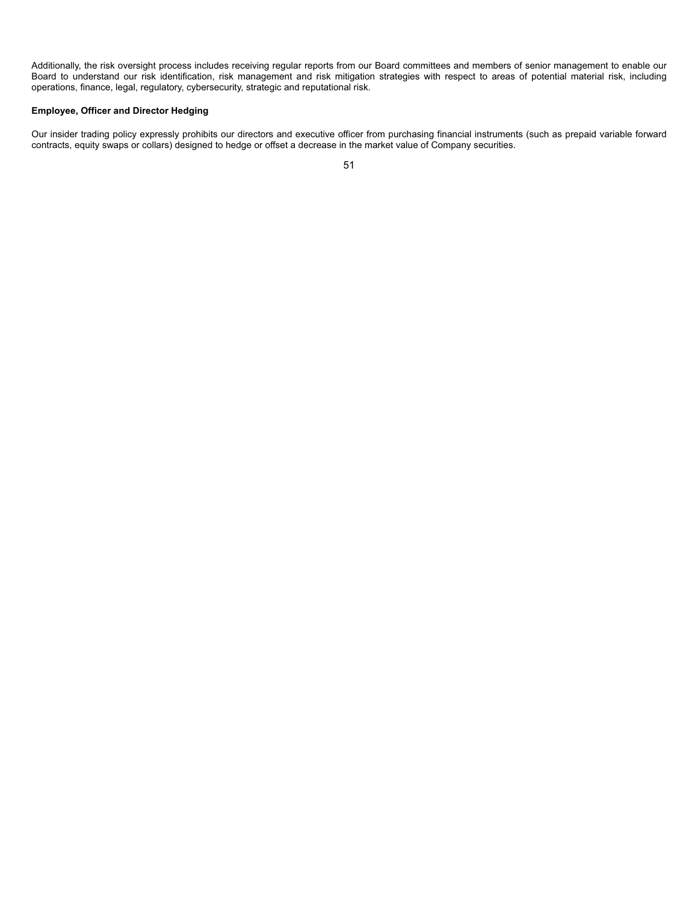Additionally, the risk oversight process includes receiving regular reports from our Board committees and members of senior management to enable our Board to understand our risk identification, risk management and risk mitigation strategies with respect to areas of potential material risk, including operations, finance, legal, regulatory, cybersecurity, strategic and reputational risk.

**Employee, Officer and Director Hedging**

Our insider trading policy expressly prohibits our directors and executive officer from purchasing financial instruments (such as prepaid variable forward contracts, equity swaps or collars) designed to hedge or offset a decrease in the market value of Company securities.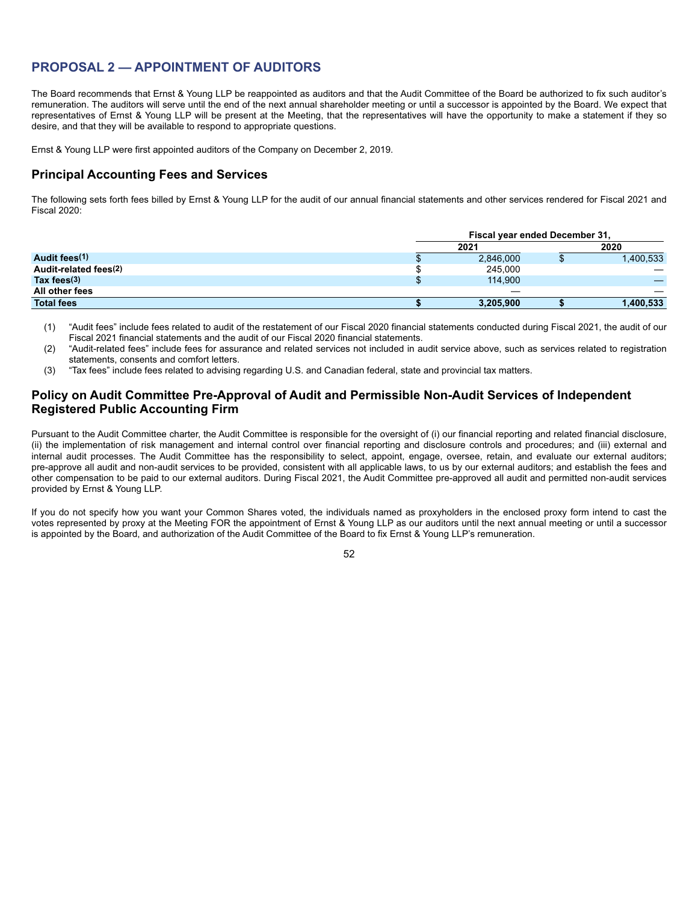## PROPOSAL 2 — APPOINTMENT OF AUDITORS

The Board recommends that Ernst & Young LLP be reappointed as auditors and that the Audit Committee of the Board be authorized to fix such auditor's remuneration. The auditors will serve until the end of the next annual shareholder meeting or until a successor is appointed by the Board. We expect that representatives of Ernst & Young LLP will be present at the Meeting, that the representatives will have the opportunity to make a statement if they so desire, and that they will be available to respond to appropriate questions.

Ernst & Young LLP were first appointed auditors of the Company on December 2, 2019.

### Principal Accounting Fees and Services

The following sets forth fees billed by Ernst & Young LLP for the audit of our annual financial statements and other services rendered for Fiscal 2021 and Fiscal 2020:

| | Fiscal year ended December 31, | |
|---|---|---|
| | 2021 | 2020 |
| **Audit fees(1)** | $ 2,846,000 | $ 1,400,533 |
| **Audit-related fees(2)** | $ 245,000 | — |
| **Tax fees(3)** | $ 114,900 | — |
| **All other fees** | — | — |
| **Total fees** | **$ 3,205,900** | **$ 1,400,533** |

(1) "Audit fees" include fees related to audit of the restatement of our Fiscal 2020 financial statements conducted during Fiscal 2021, the audit of our Fiscal 2021 financial statements and the audit of our Fiscal 2020 financial statements.

(2) "Audit-related fees" include fees for assurance and related services not included in audit service above, such as services related to registration statements, consents and comfort letters.

(3) "Tax fees" include fees related to advising regarding U.S. and Canadian federal, state and provincial tax matters.

### Policy on Audit Committee Pre-Approval of Audit and Permissible Non-Audit Services of Independent Registered Public Accounting Firm

Pursuant to the Audit Committee charter, the Audit Committee is responsible for the oversight of (i) our financial reporting and related financial disclosure, (ii) the implementation of risk management and internal control over financial reporting and disclosure controls and procedures; and (iii) external and internal audit processes. The Audit Committee has the responsibility to select, appoint, engage, oversee, retain, and evaluate our external auditors; pre-approve all audit and non-audit services to be provided, consistent with all applicable laws, to us by our external auditors; and establish the fees and other compensation to be paid to our external auditors. During Fiscal 2021, the Audit Committee pre-approved all audit and permitted non-audit services provided by Ernst & Young LLP.

If you do not specify how you want your Common Shares voted, the individuals named as proxyholders in the enclosed proxy form intend to cast the votes represented by proxy at the Meeting FOR the appointment of Ernst & Young LLP as our auditors until the next annual meeting or until a successor is appointed by the Board, and authorization of the Audit Committee of the Board to fix Ernst & Young LLP's remuneration.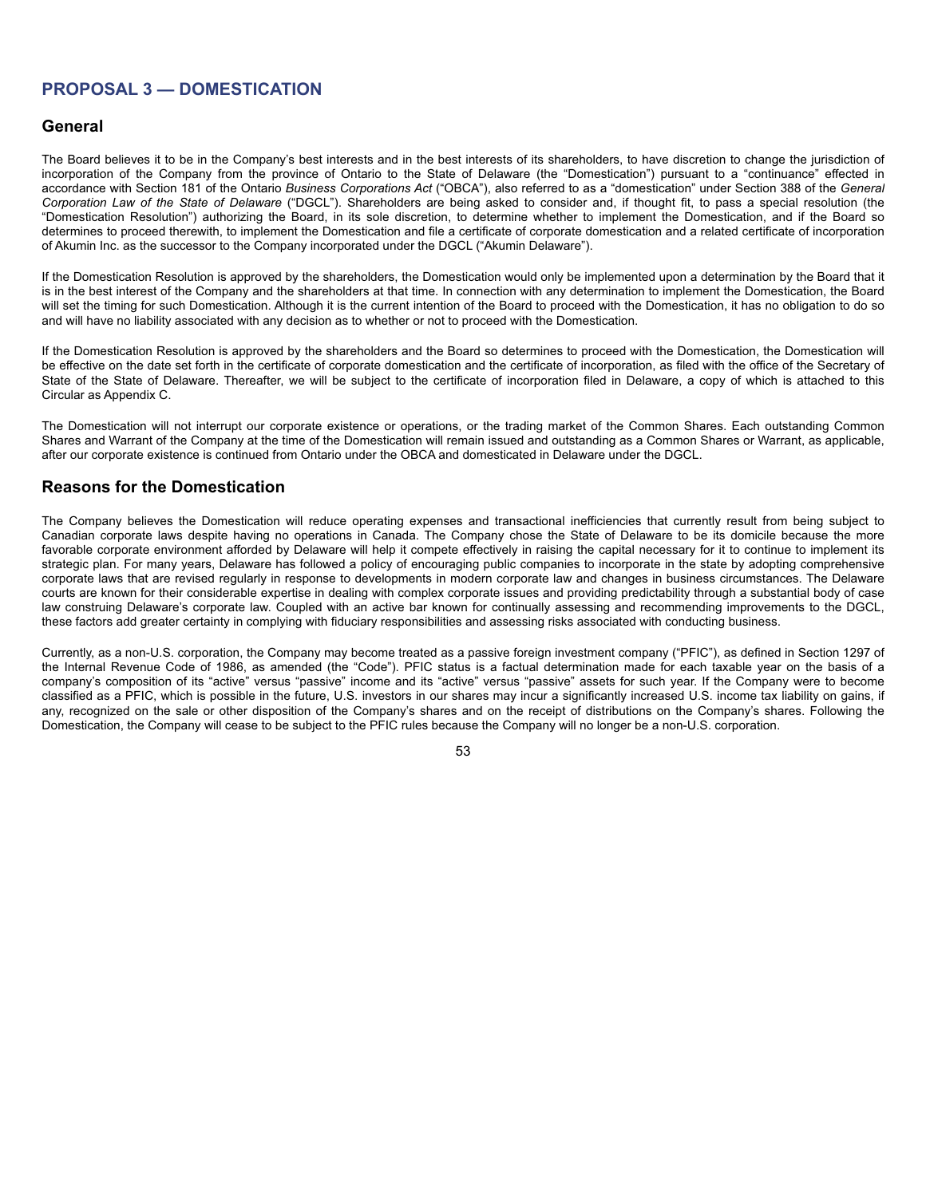## PROPOSAL 3 — DOMESTICATION

### General

The Board believes it to be in the Company's best interests and in the best interests of its shareholders, to have discretion to change the jurisdiction of incorporation of the Company from the province of Ontario to the State of Delaware (the "Domestication") pursuant to a "continuance" effected in accordance with Section 181 of the Ontario *Business Corporations Act* ("OBCA"), also referred to as a "domestication" under Section 388 of the *General Corporation Law of the State of Delaware* ("DGCL"). Shareholders are being asked to consider and, if thought fit, to pass a special resolution (the "Domestication Resolution") authorizing the Board, in its sole discretion, to determine whether to implement the Domestication, and if the Board so determines to proceed therewith, to implement the Domestication and file a certificate of corporate domestication and a related certificate of incorporation of Akumin Inc. as the successor to the Company incorporated under the DGCL ("Akumin Delaware").

If the Domestication Resolution is approved by the shareholders, the Domestication would only be implemented upon a determination by the Board that it is in the best interest of the Company and the shareholders at that time. In connection with any determination to implement the Domestication, the Board will set the timing for such Domestication. Although it is the current intention of the Board to proceed with the Domestication, it has no obligation to do so and will have no liability associated with any decision as to whether or not to proceed with the Domestication.

If the Domestication Resolution is approved by the shareholders and the Board so determines to proceed with the Domestication, the Domestication will be effective on the date set forth in the certificate of corporate domestication and the certificate of incorporation, as filed with the office of the Secretary of State of the State of Delaware. Thereafter, we will be subject to the certificate of incorporation filed in Delaware, a copy of which is attached to this Circular as Appendix C.

The Domestication will not interrupt our corporate existence or operations, or the trading market of the Common Shares. Each outstanding Common Shares and Warrant of the Company at the time of the Domestication will remain issued and outstanding as a Common Shares or Warrant, as applicable, after our corporate existence is continued from Ontario under the OBCA and domesticated in Delaware under the DGCL.

### Reasons for the Domestication

The Company believes the Domestication will reduce operating expenses and transactional inefficiencies that currently result from being subject to Canadian corporate laws despite having no operations in Canada. The Company chose the State of Delaware to be its domicile because the more favorable corporate environment afforded by Delaware will help it compete effectively in raising the capital necessary for it to continue to implement its strategic plan. For many years, Delaware has followed a policy of encouraging public companies to incorporate in the state by adopting comprehensive corporate laws that are revised regularly in response to developments in modern corporate law and changes in business circumstances. The Delaware courts are known for their considerable expertise in dealing with complex corporate issues and providing predictability through a substantial body of case law construing Delaware's corporate law. Coupled with an active bar known for continually assessing and recommending improvements to the DGCL, these factors add greater certainty in complying with fiduciary responsibilities and assessing risks associated with conducting business.

Currently, as a non-U.S. corporation, the Company may become treated as a passive foreign investment company ("PFIC"), as defined in Section 1297 of the Internal Revenue Code of 1986, as amended (the "Code"). PFIC status is a factual determination made for each taxable year on the basis of a company's composition of its "active" versus "passive" income and its "active" versus "passive" assets for such year. If the Company were to become classified as a PFIC, which is possible in the future, U.S. investors in our shares may incur a significantly increased U.S. income tax liability on gains, if any, recognized on the sale or other disposition of the Company's shares and on the receipt of distributions on the Company's shares. Following the Domestication, the Company will cease to be subject to the PFIC rules because the Company will no longer be a non-U.S. corporation.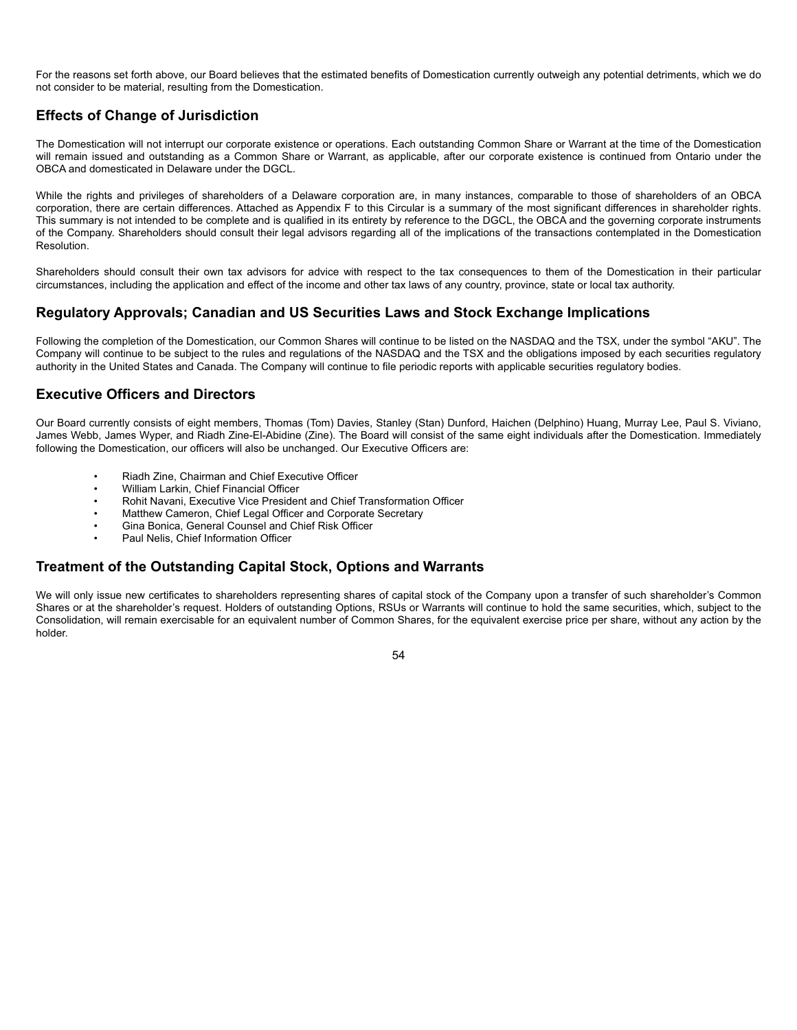For the reasons set forth above, our Board believes that the estimated benefits of Domestication currently outweigh any potential detriments, which we do not consider to be material, resulting from the Domestication.

## Effects of Change of Jurisdiction

The Domestication will not interrupt our corporate existence or operations. Each outstanding Common Share or Warrant at the time of the Domestication will remain issued and outstanding as a Common Share or Warrant, as applicable, after our corporate existence is continued from Ontario under the OBCA and domesticated in Delaware under the DGCL.

While the rights and privileges of shareholders of a Delaware corporation are, in many instances, comparable to those of shareholders of an OBCA corporation, there are certain differences. Attached as Appendix F to this Circular is a summary of the most significant differences in shareholder rights. This summary is not intended to be complete and is qualified in its entirety by reference to the DGCL, the OBCA and the governing corporate instruments of the Company. Shareholders should consult their legal advisors regarding all of the implications of the transactions contemplated in the Domestication Resolution.

Shareholders should consult their own tax advisors for advice with respect to the tax consequences to them of the Domestication in their particular circumstances, including the application and effect of the income and other tax laws of any country, province, state or local tax authority.

## Regulatory Approvals; Canadian and US Securities Laws and Stock Exchange Implications

Following the completion of the Domestication, our Common Shares will continue to be listed on the NASDAQ and the TSX, under the symbol "AKU". The Company will continue to be subject to the rules and regulations of the NASDAQ and the TSX and the obligations imposed by each securities regulatory authority in the United States and Canada. The Company will continue to file periodic reports with applicable securities regulatory bodies.

## Executive Officers and Directors

Our Board currently consists of eight members, Thomas (Tom) Davies, Stanley (Stan) Dunford, Haichen (Delphino) Huang, Murray Lee, Paul S. Viviano, James Webb, James Wyper, and Riadh Zine-El-Abidine (Zine). The Board will consist of the same eight individuals after the Domestication. Immediately following the Domestication, our officers will also be unchanged. Our Executive Officers are:

- Riadh Zine, Chairman and Chief Executive Officer
- William Larkin, Chief Financial Officer
- Rohit Navani, Executive Vice President and Chief Transformation Officer
- Matthew Cameron, Chief Legal Officer and Corporate Secretary
- Gina Bonica, General Counsel and Chief Risk Officer
- Paul Nelis, Chief Information Officer

## Treatment of the Outstanding Capital Stock, Options and Warrants

We will only issue new certificates to shareholders representing shares of capital stock of the Company upon a transfer of such shareholder's Common Shares or at the shareholder's request. Holders of outstanding Options, RSUs or Warrants will continue to hold the same securities, which, subject to the Consolidation, will remain exercisable for an equivalent number of Common Shares, for the equivalent exercise price per share, without any action by the holder.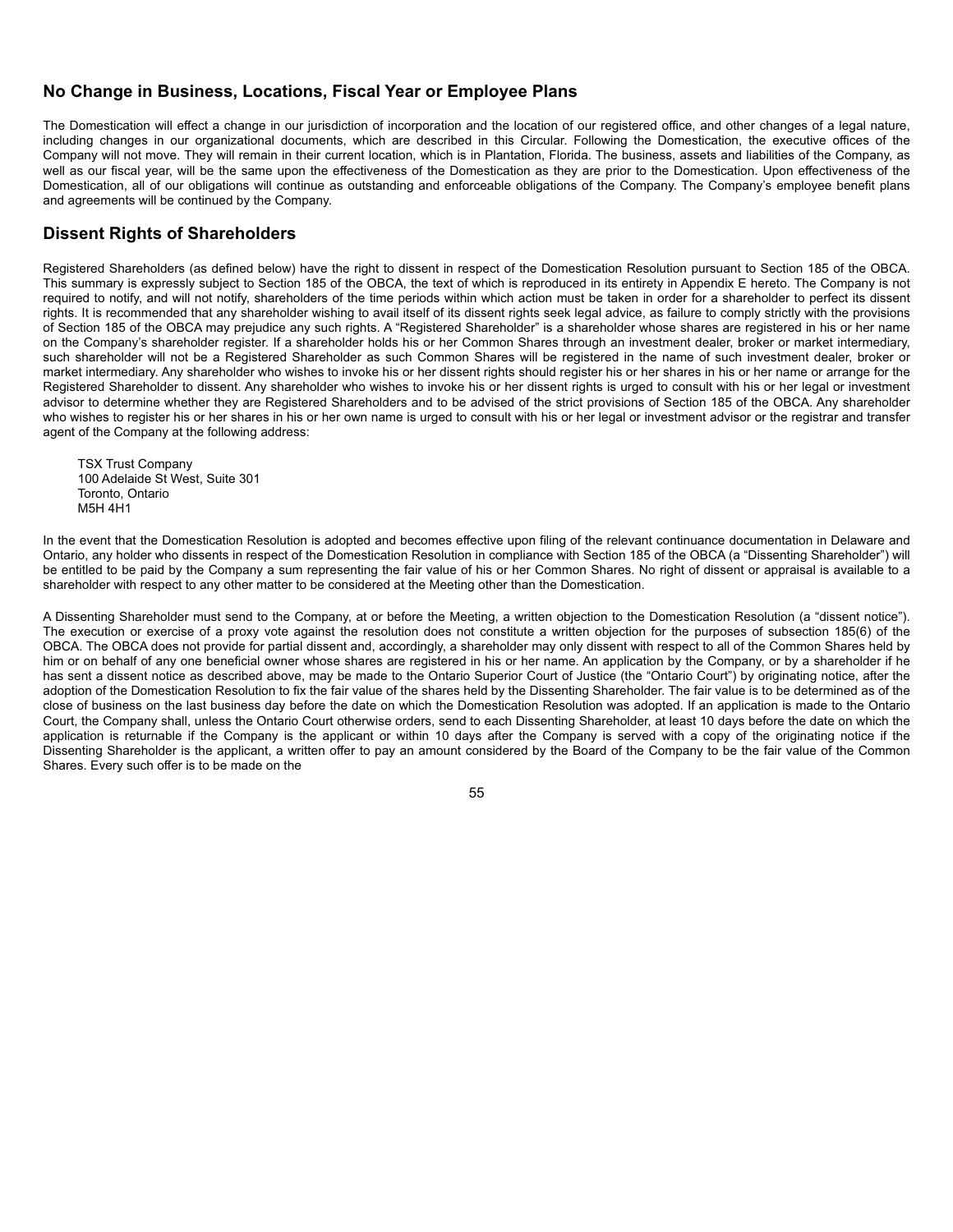## No Change in Business, Locations, Fiscal Year or Employee Plans

The Domestication will effect a change in our jurisdiction of incorporation and the location of our registered office, and other changes of a legal nature, including changes in our organizational documents, which are described in this Circular. Following the Domestication, the executive offices of the Company will not move. They will remain in their current location, which is in Plantation, Florida. The business, assets and liabilities of the Company, as well as our fiscal year, will be the same upon the effectiveness of the Domestication as they are prior to the Domestication. Upon effectiveness of the Domestication, all of our obligations will continue as outstanding and enforceable obligations of the Company. The Company's employee benefit plans and agreements will be continued by the Company.

## Dissent Rights of Shareholders

Registered Shareholders (as defined below) have the right to dissent in respect of the Domestication Resolution pursuant to Section 185 of the OBCA. This summary is expressly subject to Section 185 of the OBCA, the text of which is reproduced in its entirety in Appendix E hereto. The Company is not required to notify, and will not notify, shareholders of the time periods within which action must be taken in order for a shareholder to perfect its dissent rights. It is recommended that any shareholder wishing to avail itself of its dissent rights seek legal advice, as failure to comply strictly with the provisions of Section 185 of the OBCA may prejudice any such rights. A "Registered Shareholder" is a shareholder whose shares are registered in his or her name on the Company's shareholder register. If a shareholder holds his or her Common Shares through an investment dealer, broker or market intermediary, such shareholder will not be a Registered Shareholder as such Common Shares will be registered in the name of such investment dealer, broker or market intermediary. Any shareholder who wishes to invoke his or her dissent rights should register his or her shares in his or her name or arrange for the Registered Shareholder to dissent. Any shareholder who wishes to invoke his or her dissent rights is urged to consult with his or her legal or investment advisor to determine whether they are Registered Shareholders and to be advised of the strict provisions of Section 185 of the OBCA. Any shareholder who wishes to register his or her shares in his or her own name is urged to consult with his or her legal or investment advisor or the registrar and transfer agent of the Company at the following address:

TSX Trust Company
100 Adelaide St West, Suite 301
Toronto, Ontario
M5H 4H1

In the event that the Domestication Resolution is adopted and becomes effective upon filing of the relevant continuance documentation in Delaware and Ontario, any holder who dissents in respect of the Domestication Resolution in compliance with Section 185 of the OBCA (a "Dissenting Shareholder") will be entitled to be paid by the Company a sum representing the fair value of his or her Common Shares. No right of dissent or appraisal is available to a shareholder with respect to any other matter to be considered at the Meeting other than the Domestication.

A Dissenting Shareholder must send to the Company, at or before the Meeting, a written objection to the Domestication Resolution (a "dissent notice"). The execution or exercise of a proxy vote against the resolution does not constitute a written objection for the purposes of subsection 185(6) of the OBCA. The OBCA does not provide for partial dissent and, accordingly, a shareholder may only dissent with respect to all of the Common Shares held by him or on behalf of any one beneficial owner whose shares are registered in his or her name. An application by the Company, or by a shareholder if he has sent a dissent notice as described above, may be made to the Ontario Superior Court of Justice (the "Ontario Court") by originating notice, after the adoption of the Domestication Resolution to fix the fair value of the shares held by the Dissenting Shareholder. The fair value is to be determined as of the close of business on the last business day before the date on which the Domestication Resolution was adopted. If an application is made to the Ontario Court, the Company shall, unless the Ontario Court otherwise orders, send to each Dissenting Shareholder, at least 10 days before the date on which the application is returnable if the Company is the applicant or within 10 days after the Company is served with a copy of the originating notice if the Dissenting Shareholder is the applicant, a written offer to pay an amount considered by the Board of the Company to be the fair value of the Common Shares. Every such offer is to be made on the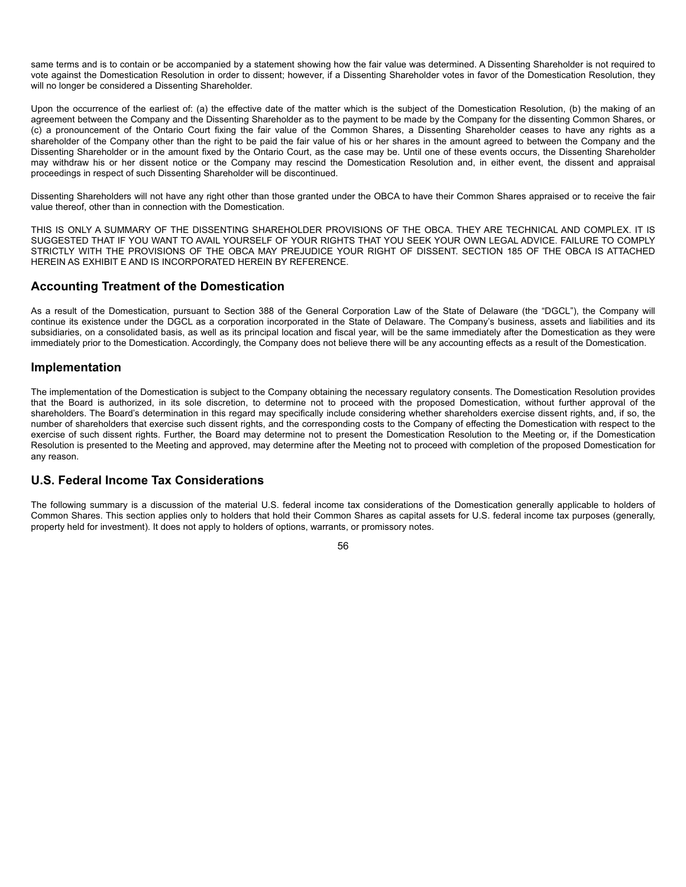same terms and is to contain or be accompanied by a statement showing how the fair value was determined. A Dissenting Shareholder is not required to vote against the Domestication Resolution in order to dissent; however, if a Dissenting Shareholder votes in favor of the Domestication Resolution, they will no longer be considered a Dissenting Shareholder.

Upon the occurrence of the earliest of: (a) the effective date of the matter which is the subject of the Domestication Resolution, (b) the making of an agreement between the Company and the Dissenting Shareholder as to the payment to be made by the Company for the dissenting Common Shares, or (c) a pronouncement of the Ontario Court fixing the fair value of the Common Shares, a Dissenting Shareholder ceases to have any rights as a shareholder of the Company other than the right to be paid the fair value of his or her shares in the amount agreed to between the Company and the Dissenting Shareholder or in the amount fixed by the Ontario Court, as the case may be. Until one of these events occurs, the Dissenting Shareholder may withdraw his or her dissent notice or the Company may rescind the Domestication Resolution and, in either event, the dissent and appraisal proceedings in respect of such Dissenting Shareholder will be discontinued.

Dissenting Shareholders will not have any right other than those granted under the OBCA to have their Common Shares appraised or to receive the fair value thereof, other than in connection with the Domestication.

THIS IS ONLY A SUMMARY OF THE DISSENTING SHAREHOLDER PROVISIONS OF THE OBCA. THEY ARE TECHNICAL AND COMPLEX. IT IS SUGGESTED THAT IF YOU WANT TO AVAIL YOURSELF OF YOUR RIGHTS THAT YOU SEEK YOUR OWN LEGAL ADVICE. FAILURE TO COMPLY STRICTLY WITH THE PROVISIONS OF THE OBCA MAY PREJUDICE YOUR RIGHT OF DISSENT. SECTION 185 OF THE OBCA IS ATTACHED HEREIN AS EXHIBIT E AND IS INCORPORATED HEREIN BY REFERENCE.

## Accounting Treatment of the Domestication

As a result of the Domestication, pursuant to Section 388 of the General Corporation Law of the State of Delaware (the "DGCL"), the Company will continue its existence under the DGCL as a corporation incorporated in the State of Delaware. The Company's business, assets and liabilities and its subsidiaries, on a consolidated basis, as well as its principal location and fiscal year, will be the same immediately after the Domestication as they were immediately prior to the Domestication. Accordingly, the Company does not believe there will be any accounting effects as a result of the Domestication.

## Implementation

The implementation of the Domestication is subject to the Company obtaining the necessary regulatory consents. The Domestication Resolution provides that the Board is authorized, in its sole discretion, to determine not to proceed with the proposed Domestication, without further approval of the shareholders. The Board's determination in this regard may specifically include considering whether shareholders exercise dissent rights, and, if so, the number of shareholders that exercise such dissent rights, and the corresponding costs to the Company of effecting the Domestication with respect to the exercise of such dissent rights. Further, the Board may determine not to present the Domestication Resolution to the Meeting or, if the Domestication Resolution is presented to the Meeting and approved, may determine after the Meeting not to proceed with completion of the proposed Domestication for any reason.

## U.S. Federal Income Tax Considerations

The following summary is a discussion of the material U.S. federal income tax considerations of the Domestication generally applicable to holders of Common Shares. This section applies only to holders that hold their Common Shares as capital assets for U.S. federal income tax purposes (generally, property held for investment). It does not apply to holders of options, warrants, or promissory notes.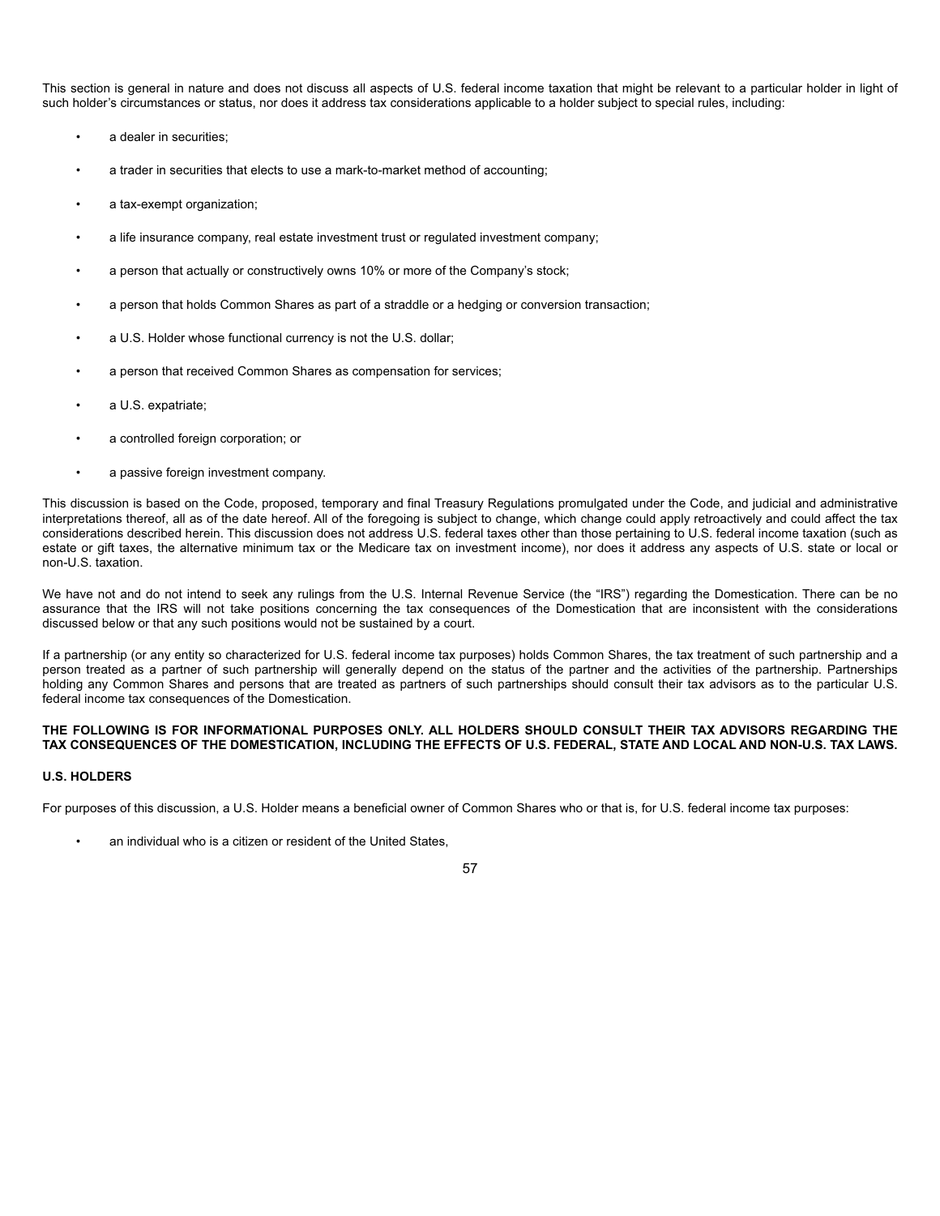This section is general in nature and does not discuss all aspects of U.S. federal income taxation that might be relevant to a particular holder in light of such holder's circumstances or status, nor does it address tax considerations applicable to a holder subject to special rules, including:

- a dealer in securities;
- a trader in securities that elects to use a mark-to-market method of accounting;
- a tax-exempt organization;
- a life insurance company, real estate investment trust or regulated investment company;
- a person that actually or constructively owns 10% or more of the Company's stock;
- a person that holds Common Shares as part of a straddle or a hedging or conversion transaction;
- a U.S. Holder whose functional currency is not the U.S. dollar;
- a person that received Common Shares as compensation for services;
- a U.S. expatriate;
- a controlled foreign corporation; or
- a passive foreign investment company.

This discussion is based on the Code, proposed, temporary and final Treasury Regulations promulgated under the Code, and judicial and administrative interpretations thereof, all as of the date hereof. All of the foregoing is subject to change, which change could apply retroactively and could affect the tax considerations described herein. This discussion does not address U.S. federal taxes other than those pertaining to U.S. federal income taxation (such as estate or gift taxes, the alternative minimum tax or the Medicare tax on investment income), nor does it address any aspects of U.S. state or local or non-U.S. taxation.

We have not and do not intend to seek any rulings from the U.S. Internal Revenue Service (the "IRS") regarding the Domestication. There can be no assurance that the IRS will not take positions concerning the tax consequences of the Domestication that are inconsistent with the considerations discussed below or that any such positions would not be sustained by a court.

If a partnership (or any entity so characterized for U.S. federal income tax purposes) holds Common Shares, the tax treatment of such partnership and a person treated as a partner of such partnership will generally depend on the status of the partner and the activities of the partnership. Partnerships holding any Common Shares and persons that are treated as partners of such partnerships should consult their tax advisors as to the particular U.S. federal income tax consequences of the Domestication.

**THE FOLLOWING IS FOR INFORMATIONAL PURPOSES ONLY. ALL HOLDERS SHOULD CONSULT THEIR TAX ADVISORS REGARDING THE TAX CONSEQUENCES OF THE DOMESTICATION, INCLUDING THE EFFECTS OF U.S. FEDERAL, STATE AND LOCAL AND NON-U.S. TAX LAWS.**

**U.S. HOLDERS**

For purposes of this discussion, a U.S. Holder means a beneficial owner of Common Shares who or that is, for U.S. federal income tax purposes:

- an individual who is a citizen or resident of the United States,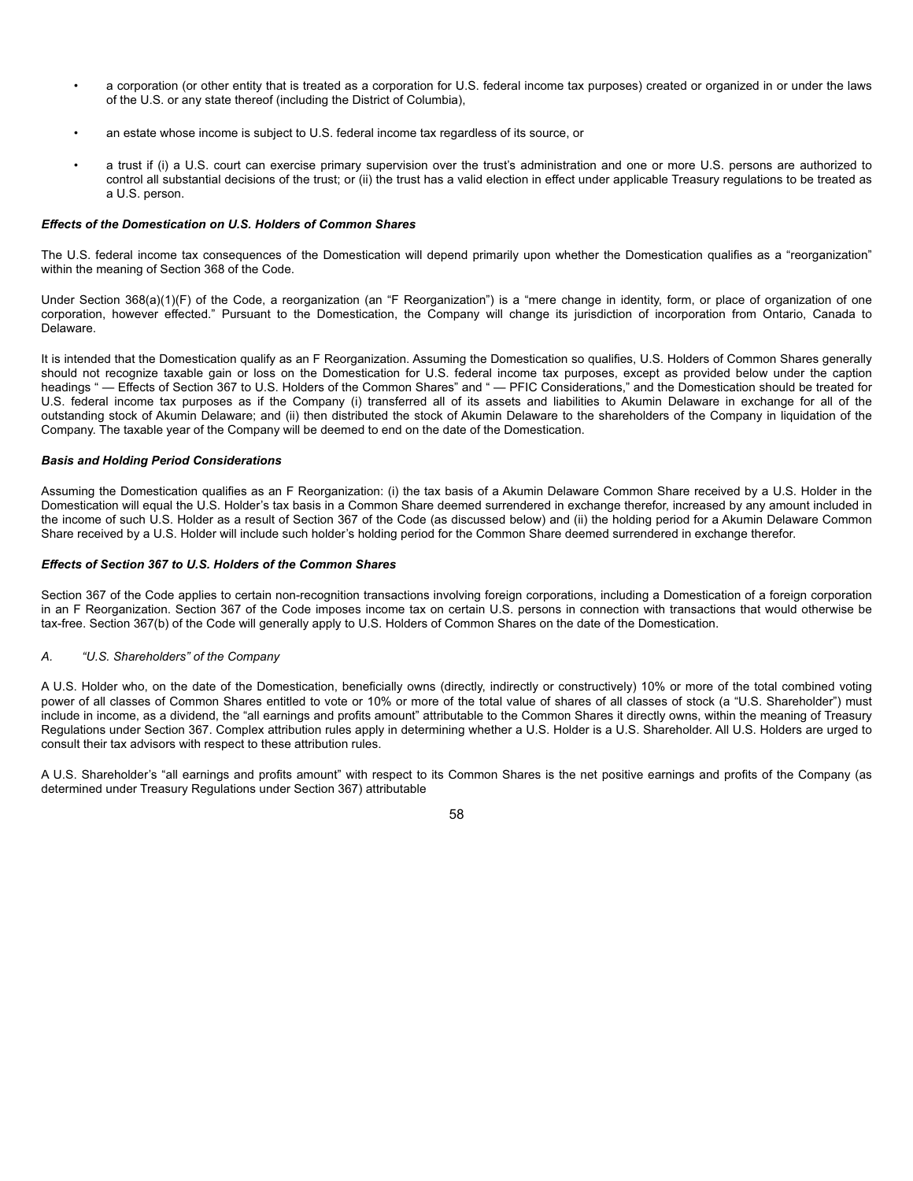- a corporation (or other entity that is treated as a corporation for U.S. federal income tax purposes) created or organized in or under the laws of the U.S. or any state thereof (including the District of Columbia),
- an estate whose income is subject to U.S. federal income tax regardless of its source, or
- a trust if (i) a U.S. court can exercise primary supervision over the trust's administration and one or more U.S. persons are authorized to control all substantial decisions of the trust; or (ii) the trust has a valid election in effect under applicable Treasury regulations to be treated as a U.S. person.

***Effects of the Domestication on U.S. Holders of Common Shares***

The U.S. federal income tax consequences of the Domestication will depend primarily upon whether the Domestication qualifies as a "reorganization" within the meaning of Section 368 of the Code.

Under Section 368(a)(1)(F) of the Code, a reorganization (an "F Reorganization") is a "mere change in identity, form, or place of organization of one corporation, however effected." Pursuant to the Domestication, the Company will change its jurisdiction of incorporation from Ontario, Canada to Delaware.

It is intended that the Domestication qualify as an F Reorganization. Assuming the Domestication so qualifies, U.S. Holders of Common Shares generally should not recognize taxable gain or loss on the Domestication for U.S. federal income tax purposes, except as provided below under the caption headings " — Effects of Section 367 to U.S. Holders of the Common Shares" and " — PFIC Considerations," and the Domestication should be treated for U.S. federal income tax purposes as if the Company (i) transferred all of its assets and liabilities to Akumin Delaware in exchange for all of the outstanding stock of Akumin Delaware; and (ii) then distributed the stock of Akumin Delaware to the shareholders of the Company in liquidation of the Company. The taxable year of the Company will be deemed to end on the date of the Domestication.

***Basis and Holding Period Considerations***

Assuming the Domestication qualifies as an F Reorganization: (i) the tax basis of a Akumin Delaware Common Share received by a U.S. Holder in the Domestication will equal the U.S. Holder's tax basis in a Common Share deemed surrendered in exchange therefor, increased by any amount included in the income of such U.S. Holder as a result of Section 367 of the Code (as discussed below) and (ii) the holding period for a Akumin Delaware Common Share received by a U.S. Holder will include such holder's holding period for the Common Share deemed surrendered in exchange therefor.

***Effects of Section 367 to U.S. Holders of the Common Shares***

Section 367 of the Code applies to certain non-recognition transactions involving foreign corporations, including a Domestication of a foreign corporation in an F Reorganization. Section 367 of the Code imposes income tax on certain U.S. persons in connection with transactions that would otherwise be tax-free. Section 367(b) of the Code will generally apply to U.S. Holders of Common Shares on the date of the Domestication.

*A. "U.S. Shareholders" of the Company*

A U.S. Holder who, on the date of the Domestication, beneficially owns (directly, indirectly or constructively) 10% or more of the total combined voting power of all classes of Common Shares entitled to vote or 10% or more of the total value of shares of all classes of stock (a "U.S. Shareholder") must include in income, as a dividend, the "all earnings and profits amount" attributable to the Common Shares it directly owns, within the meaning of Treasury Regulations under Section 367. Complex attribution rules apply in determining whether a U.S. Holder is a U.S. Shareholder. All U.S. Holders are urged to consult their tax advisors with respect to these attribution rules.

A U.S. Shareholder's "all earnings and profits amount" with respect to its Common Shares is the net positive earnings and profits of the Company (as determined under Treasury Regulations under Section 367) attributable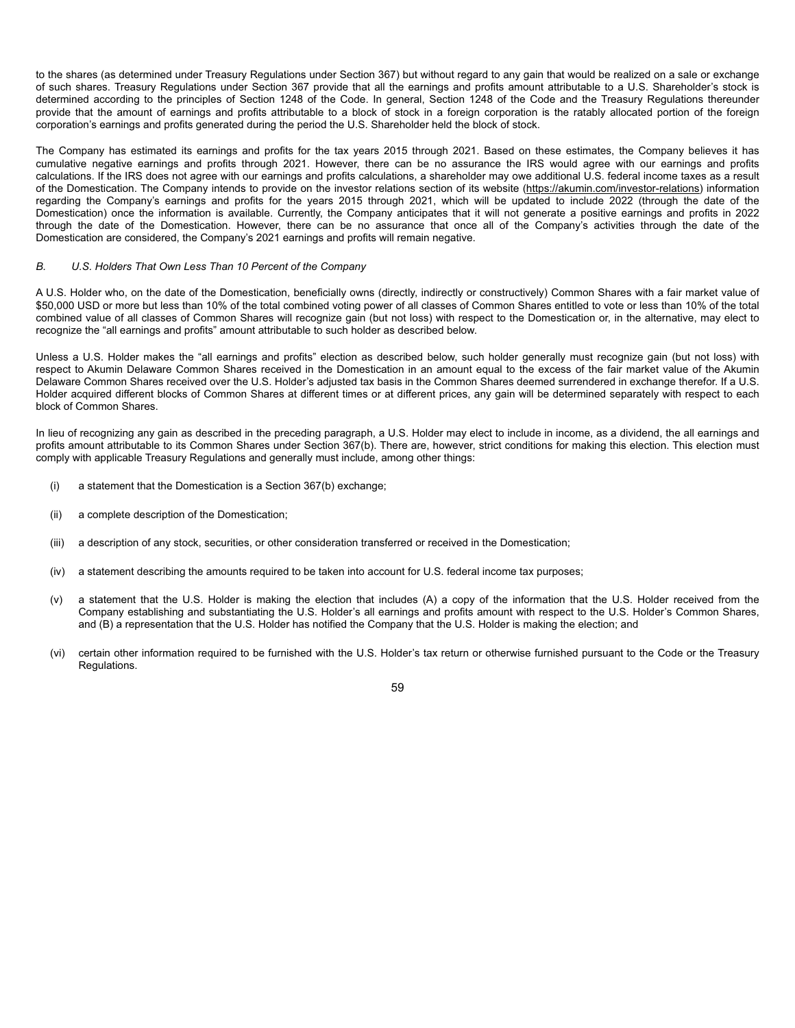to the shares (as determined under Treasury Regulations under Section 367) but without regard to any gain that would be realized on a sale or exchange of such shares. Treasury Regulations under Section 367 provide that all the earnings and profits amount attributable to a U.S. Shareholder's stock is determined according to the principles of Section 1248 of the Code. In general, Section 1248 of the Code and the Treasury Regulations thereunder provide that the amount of earnings and profits attributable to a block of stock in a foreign corporation is the ratably allocated portion of the foreign corporation's earnings and profits generated during the period the U.S. Shareholder held the block of stock.

The Company has estimated its earnings and profits for the tax years 2015 through 2021. Based on these estimates, the Company believes it has cumulative negative earnings and profits through 2021. However, there can be no assurance the IRS would agree with our earnings and profits calculations. If the IRS does not agree with our earnings and profits calculations, a shareholder may owe additional U.S. federal income taxes as a result of the Domestication. The Company intends to provide on the investor relations section of its website (https://akumin.com/investor-relations) information regarding the Company's earnings and profits for the years 2015 through 2021, which will be updated to include 2022 (through the date of the Domestication) once the information is available. Currently, the Company anticipates that it will not generate a positive earnings and profits in 2022 through the date of the Domestication. However, there can be no assurance that once all of the Company's activities through the date of the Domestication are considered, the Company's 2021 earnings and profits will remain negative.

*B. U.S. Holders That Own Less Than 10 Percent of the Company*

A U.S. Holder who, on the date of the Domestication, beneficially owns (directly, indirectly or constructively) Common Shares with a fair market value of $50,000 USD or more but less than 10% of the total combined voting power of all classes of Common Shares entitled to vote or less than 10% of the total combined value of all classes of Common Shares will recognize gain (but not loss) with respect to the Domestication or, in the alternative, may elect to recognize the "all earnings and profits" amount attributable to such holder as described below.

Unless a U.S. Holder makes the "all earnings and profits" election as described below, such holder generally must recognize gain (but not loss) with respect to Akumin Delaware Common Shares received in the Domestication in an amount equal to the excess of the fair market value of the Akumin Delaware Common Shares received over the U.S. Holder's adjusted tax basis in the Common Shares deemed surrendered in exchange therefor. If a U.S. Holder acquired different blocks of Common Shares at different times or at different prices, any gain will be determined separately with respect to each block of Common Shares.

In lieu of recognizing any gain as described in the preceding paragraph, a U.S. Holder may elect to include in income, as a dividend, the all earnings and profits amount attributable to its Common Shares under Section 367(b). There are, however, strict conditions for making this election. This election must comply with applicable Treasury Regulations and generally must include, among other things:

(i) a statement that the Domestication is a Section 367(b) exchange;

(ii) a complete description of the Domestication;

(iii) a description of any stock, securities, or other consideration transferred or received in the Domestication;

(iv) a statement describing the amounts required to be taken into account for U.S. federal income tax purposes;

(v) a statement that the U.S. Holder is making the election that includes (A) a copy of the information that the U.S. Holder received from the Company establishing and substantiating the U.S. Holder's all earnings and profits amount with respect to the U.S. Holder's Common Shares, and (B) a representation that the U.S. Holder has notified the Company that the U.S. Holder is making the election; and

(vi) certain other information required to be furnished with the U.S. Holder's tax return or otherwise furnished pursuant to the Code or the Treasury Regulations.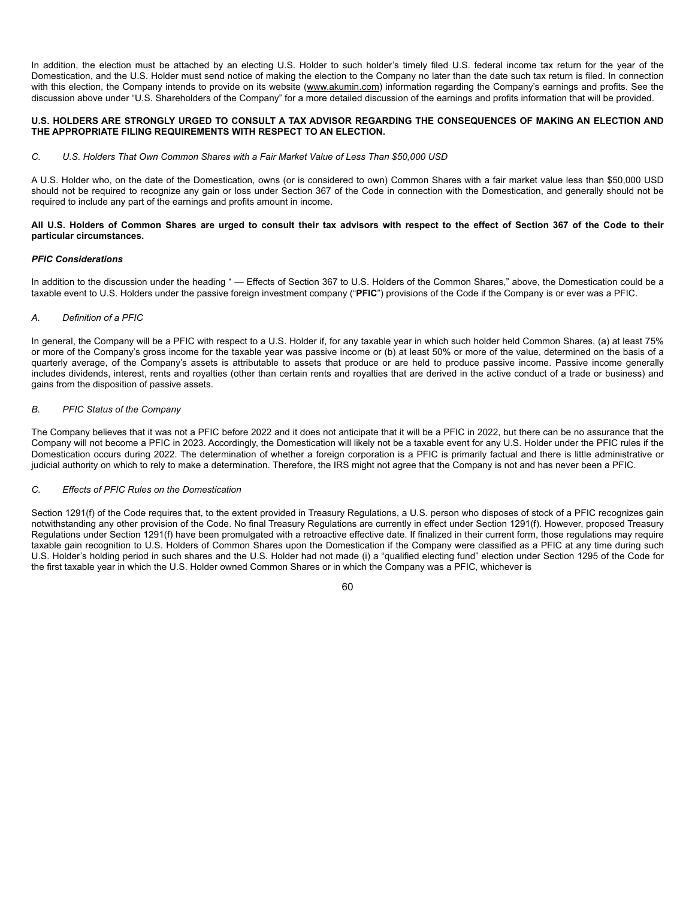In addition, the election must be attached by an electing U.S. Holder to such holder's timely filed U.S. federal income tax return for the year of the Domestication, and the U.S. Holder must send notice of making the election to the Company no later than the date such tax return is filed. In connection with this election, the Company intends to provide on its website (www.akumin.com) information regarding the Company's earnings and profits. See the discussion above under "U.S. Shareholders of the Company" for a more detailed discussion of the earnings and profits information that will be provided.

**U.S. HOLDERS ARE STRONGLY URGED TO CONSULT A TAX ADVISOR REGARDING THE CONSEQUENCES OF MAKING AN ELECTION AND THE APPROPRIATE FILING REQUIREMENTS WITH RESPECT TO AN ELECTION.**

*C. U.S. Holders That Own Common Shares with a Fair Market Value of Less Than $50,000 USD*

A U.S. Holder who, on the date of the Domestication, owns (or is considered to own) Common Shares with a fair market value less than $50,000 USD should not be required to recognize any gain or loss under Section 367 of the Code in connection with the Domestication, and generally should not be required to include any part of the earnings and profits amount in income.

**All U.S. Holders of Common Shares are urged to consult their tax advisors with respect to the effect of Section 367 of the Code to their particular circumstances.**

***PFIC Considerations***

In addition to the discussion under the heading " — Effects of Section 367 to U.S. Holders of the Common Shares," above, the Domestication could be a taxable event to U.S. Holders under the passive foreign investment company ("**PFIC**") provisions of the Code if the Company is or ever was a PFIC.

*A. Definition of a PFIC*

In general, the Company will be a PFIC with respect to a U.S. Holder if, for any taxable year in which such holder held Common Shares, (a) at least 75% or more of the Company's gross income for the taxable year was passive income or (b) at least 50% or more of the value, determined on the basis of a quarterly average, of the Company's assets is attributable to assets that produce or are held to produce passive income. Passive income generally includes dividends, interest, rents and royalties (other than certain rents and royalties that are derived in the active conduct of a trade or business) and gains from the disposition of passive assets.

*B. PFIC Status of the Company*

The Company believes that it was not a PFIC before 2022 and it does not anticipate that it will be a PFIC in 2022, but there can be no assurance that the Company will not become a PFIC in 2023. Accordingly, the Domestication will likely not be a taxable event for any U.S. Holder under the PFIC rules if the Domestication occurs during 2022. The determination of whether a foreign corporation is a PFIC is primarily factual and there is little administrative or judicial authority on which to rely to make a determination. Therefore, the IRS might not agree that the Company is not and has never been a PFIC.

*C. Effects of PFIC Rules on the Domestication*

Section 1291(f) of the Code requires that, to the extent provided in Treasury Regulations, a U.S. person who disposes of stock of a PFIC recognizes gain notwithstanding any other provision of the Code. No final Treasury Regulations are currently in effect under Section 1291(f). However, proposed Treasury Regulations under Section 1291(f) have been promulgated with a retroactive effective date. If finalized in their current form, those regulations may require taxable gain recognition to U.S. Holders of Common Shares upon the Domestication if the Company were classified as a PFIC at any time during such U.S. Holder's holding period in such shares and the U.S. Holder had not made (i) a "qualified electing fund" election under Section 1295 of the Code for the first taxable year in which the U.S. Holder owned Common Shares or in which the Company was a PFIC, whichever is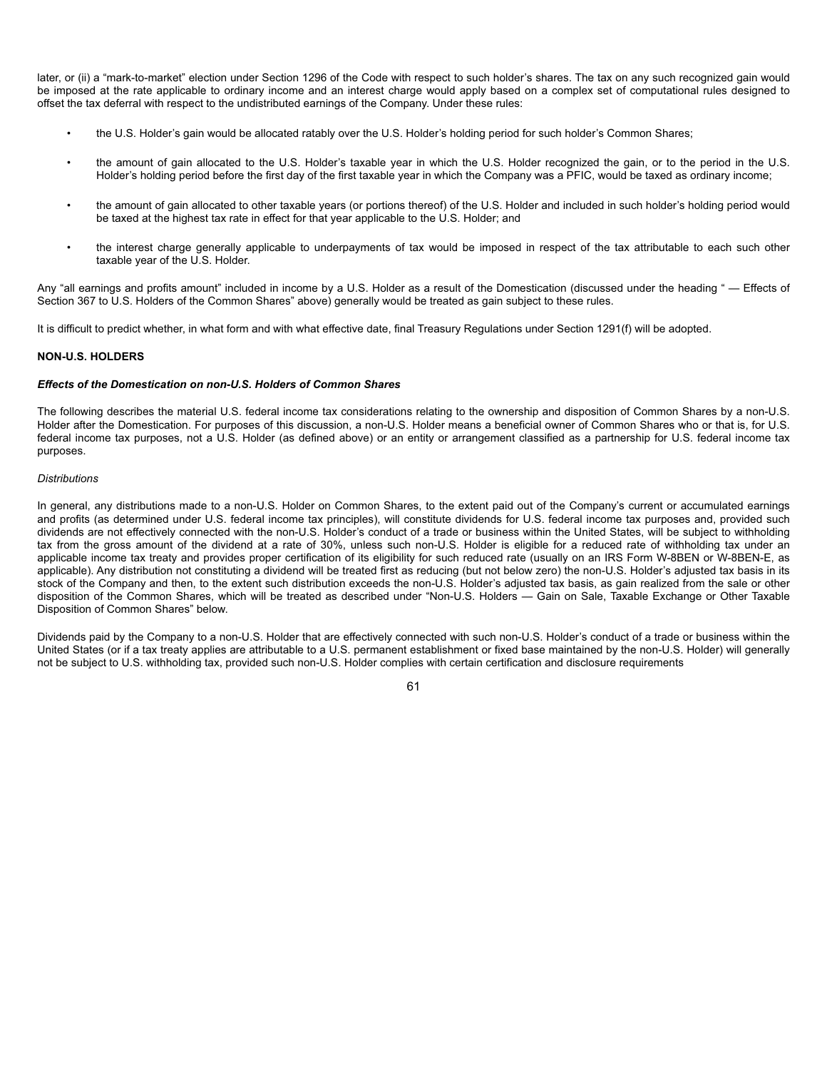later, or (ii) a "mark-to-market" election under Section 1296 of the Code with respect to such holder's shares. The tax on any such recognized gain would be imposed at the rate applicable to ordinary income and an interest charge would apply based on a complex set of computational rules designed to offset the tax deferral with respect to the undistributed earnings of the Company. Under these rules:

- the U.S. Holder's gain would be allocated ratably over the U.S. Holder's holding period for such holder's Common Shares;
- the amount of gain allocated to the U.S. Holder's taxable year in which the U.S. Holder recognized the gain, or to the period in the U.S. Holder's holding period before the first day of the first taxable year in which the Company was a PFIC, would be taxed as ordinary income;
- the amount of gain allocated to other taxable years (or portions thereof) of the U.S. Holder and included in such holder's holding period would be taxed at the highest tax rate in effect for that year applicable to the U.S. Holder; and
- the interest charge generally applicable to underpayments of tax would be imposed in respect of the tax attributable to each such other taxable year of the U.S. Holder.

Any "all earnings and profits amount" included in income by a U.S. Holder as a result of the Domestication (discussed under the heading " — Effects of Section 367 to U.S. Holders of the Common Shares" above) generally would be treated as gain subject to these rules.

It is difficult to predict whether, in what form and with what effective date, final Treasury Regulations under Section 1291(f) will be adopted.

**NON-U.S. HOLDERS**

***Effects of the Domestication on non-U.S. Holders of Common Shares***

The following describes the material U.S. federal income tax considerations relating to the ownership and disposition of Common Shares by a non-U.S. Holder after the Domestication. For purposes of this discussion, a non-U.S. Holder means a beneficial owner of Common Shares who or that is, for U.S. federal income tax purposes, not a U.S. Holder (as defined above) or an entity or arrangement classified as a partnership for U.S. federal income tax purposes.

*Distributions*

In general, any distributions made to a non-U.S. Holder on Common Shares, to the extent paid out of the Company's current or accumulated earnings and profits (as determined under U.S. federal income tax principles), will constitute dividends for U.S. federal income tax purposes and, provided such dividends are not effectively connected with the non-U.S. Holder's conduct of a trade or business within the United States, will be subject to withholding tax from the gross amount of the dividend at a rate of 30%, unless such non-U.S. Holder is eligible for a reduced rate of withholding tax under an applicable income tax treaty and provides proper certification of its eligibility for such reduced rate (usually on an IRS Form W-8BEN or W-8BEN-E, as applicable). Any distribution not constituting a dividend will be treated first as reducing (but not below zero) the non-U.S. Holder's adjusted tax basis in its stock of the Company and then, to the extent such distribution exceeds the non-U.S. Holder's adjusted tax basis, as gain realized from the sale or other disposition of the Common Shares, which will be treated as described under "Non-U.S. Holders — Gain on Sale, Taxable Exchange or Other Taxable Disposition of Common Shares" below.

Dividends paid by the Company to a non-U.S. Holder that are effectively connected with such non-U.S. Holder's conduct of a trade or business within the United States (or if a tax treaty applies are attributable to a U.S. permanent establishment or fixed base maintained by the non-U.S. Holder) will generally not be subject to U.S. withholding tax, provided such non-U.S. Holder complies with certain certification and disclosure requirements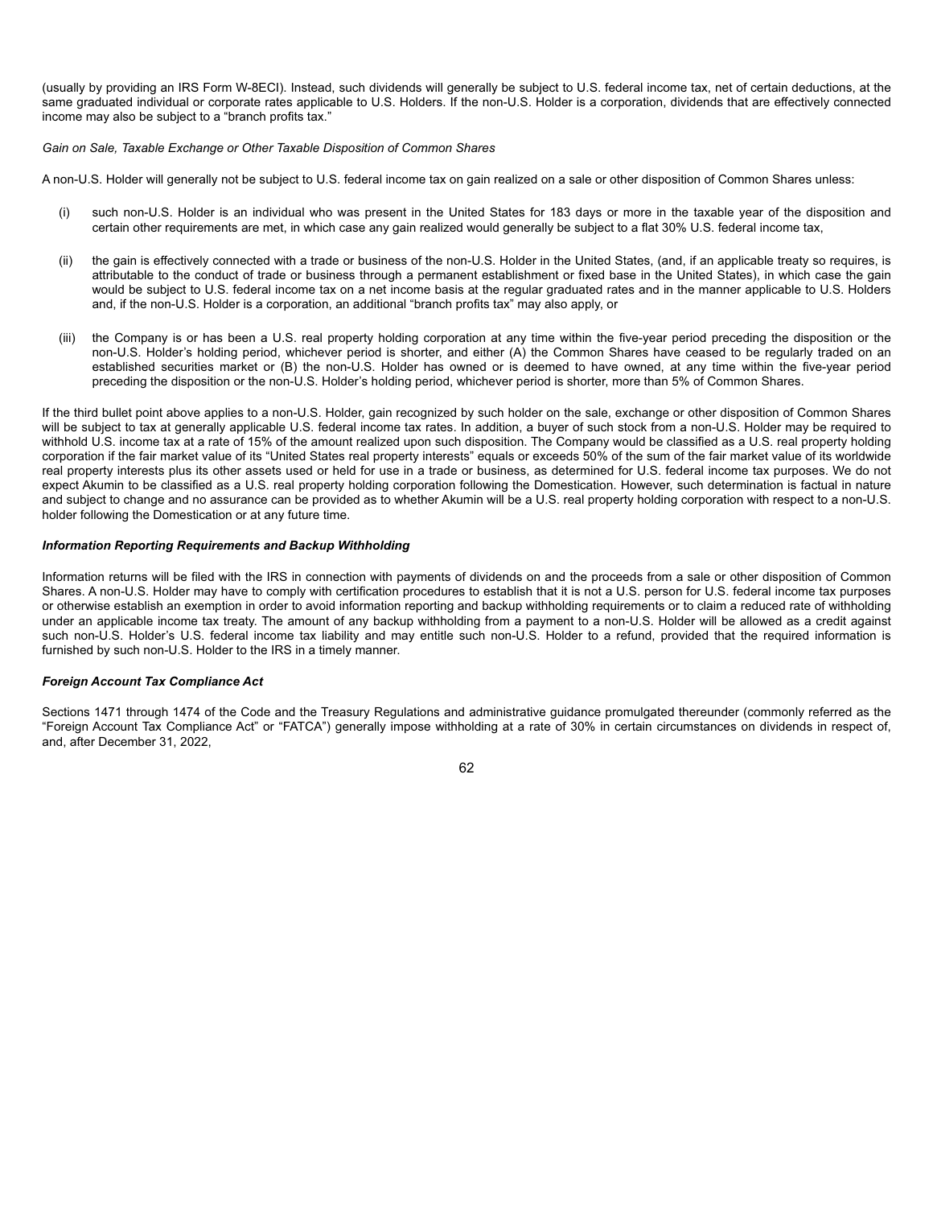(usually by providing an IRS Form W-8ECI). Instead, such dividends will generally be subject to U.S. federal income tax, net of certain deductions, at the same graduated individual or corporate rates applicable to U.S. Holders. If the non-U.S. Holder is a corporation, dividends that are effectively connected income may also be subject to a "branch profits tax."

*Gain on Sale, Taxable Exchange or Other Taxable Disposition of Common Shares*

A non-U.S. Holder will generally not be subject to U.S. federal income tax on gain realized on a sale or other disposition of Common Shares unless:

(i) such non-U.S. Holder is an individual who was present in the United States for 183 days or more in the taxable year of the disposition and certain other requirements are met, in which case any gain realized would generally be subject to a flat 30% U.S. federal income tax,

(ii) the gain is effectively connected with a trade or business of the non-U.S. Holder in the United States, (and, if an applicable treaty so requires, is attributable to the conduct of trade or business through a permanent establishment or fixed base in the United States), in which case the gain would be subject to U.S. federal income tax on a net income basis at the regular graduated rates and in the manner applicable to U.S. Holders and, if the non-U.S. Holder is a corporation, an additional "branch profits tax" may also apply, or

(iii) the Company is or has been a U.S. real property holding corporation at any time within the five-year period preceding the disposition or the non-U.S. Holder's holding period, whichever period is shorter, and either (A) the Common Shares have ceased to be regularly traded on an established securities market or (B) the non-U.S. Holder has owned or is deemed to have owned, at any time within the five-year period preceding the disposition or the non-U.S. Holder's holding period, whichever period is shorter, more than 5% of Common Shares.

If the third bullet point above applies to a non-U.S. Holder, gain recognized by such holder on the sale, exchange or other disposition of Common Shares will be subject to tax at generally applicable U.S. federal income tax rates. In addition, a buyer of such stock from a non-U.S. Holder may be required to withhold U.S. income tax at a rate of 15% of the amount realized upon such disposition. The Company would be classified as a U.S. real property holding corporation if the fair market value of its "United States real property interests" equals or exceeds 50% of the sum of the fair market value of its worldwide real property interests plus its other assets used or held for use in a trade or business, as determined for U.S. federal income tax purposes. We do not expect Akumin to be classified as a U.S. real property holding corporation following the Domestication. However, such determination is factual in nature and subject to change and no assurance can be provided as to whether Akumin will be a U.S. real property holding corporation with respect to a non-U.S. holder following the Domestication or at any future time.

***Information Reporting Requirements and Backup Withholding***

Information returns will be filed with the IRS in connection with payments of dividends on and the proceeds from a sale or other disposition of Common Shares. A non-U.S. Holder may have to comply with certification procedures to establish that it is not a U.S. person for U.S. federal income tax purposes or otherwise establish an exemption in order to avoid information reporting and backup withholding requirements or to claim a reduced rate of withholding under an applicable income tax treaty. The amount of any backup withholding from a payment to a non-U.S. Holder will be allowed as a credit against such non-U.S. Holder's U.S. federal income tax liability and may entitle such non-U.S. Holder to a refund, provided that the required information is furnished by such non-U.S. Holder to the IRS in a timely manner.

***Foreign Account Tax Compliance Act***

Sections 1471 through 1474 of the Code and the Treasury Regulations and administrative guidance promulgated thereunder (commonly referred as the "Foreign Account Tax Compliance Act" or "FATCA") generally impose withholding at a rate of 30% in certain circumstances on dividends in respect of, and, after December 31, 2022,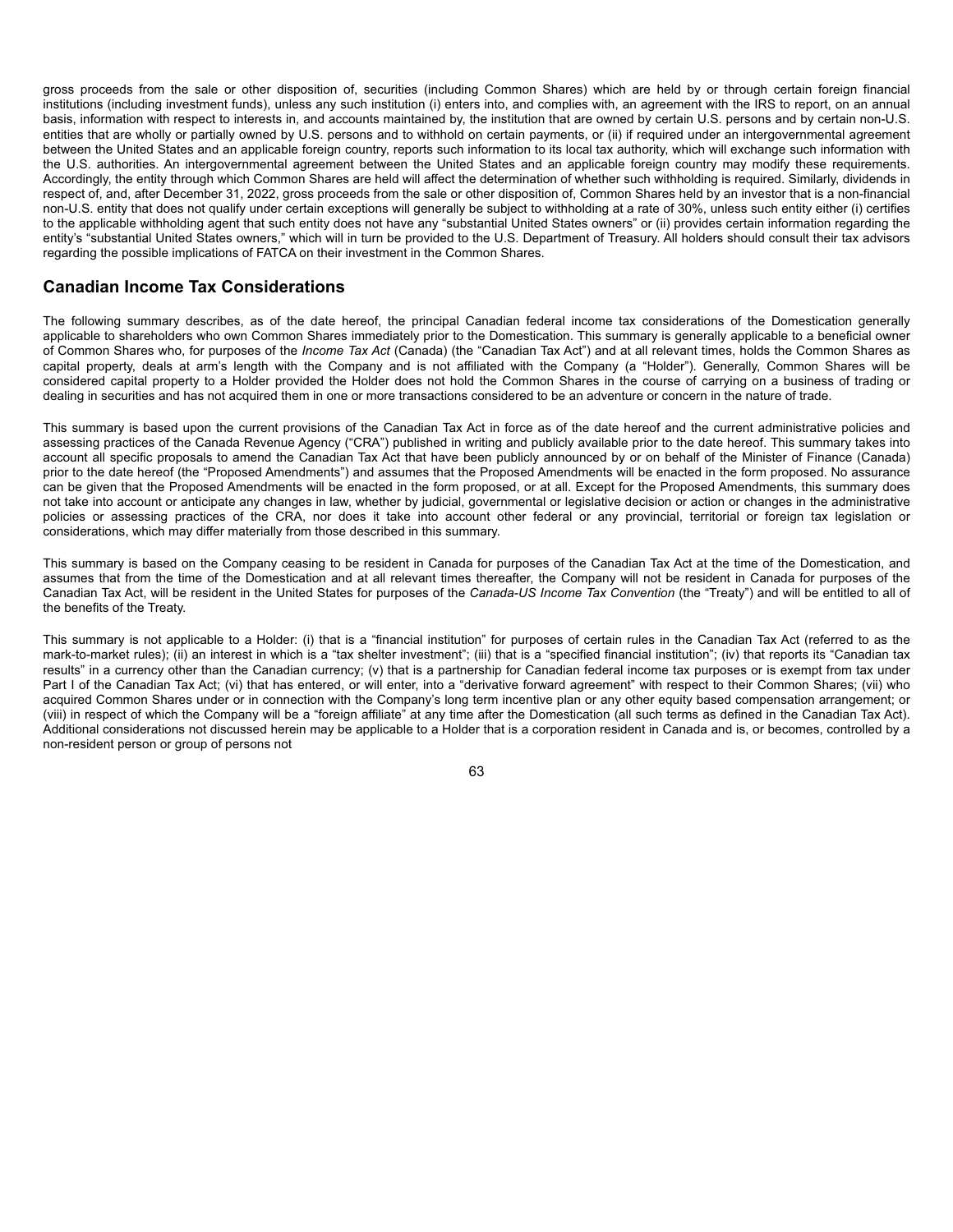gross proceeds from the sale or other disposition of, securities (including Common Shares) which are held by or through certain foreign financial institutions (including investment funds), unless any such institution (i) enters into, and complies with, an agreement with the IRS to report, on an annual basis, information with respect to interests in, and accounts maintained by, the institution that are owned by certain U.S. persons and by certain non-U.S. entities that are wholly or partially owned by U.S. persons and to withhold on certain payments, or (ii) if required under an intergovernmental agreement between the United States and an applicable foreign country, reports such information to its local tax authority, which will exchange such information with the U.S. authorities. An intergovernmental agreement between the United States and an applicable foreign country may modify these requirements. Accordingly, the entity through which Common Shares are held will affect the determination of whether such withholding is required. Similarly, dividends in respect of, and, after December 31, 2022, gross proceeds from the sale or other disposition of, Common Shares held by an investor that is a non-financial non-U.S. entity that does not qualify under certain exceptions will generally be subject to withholding at a rate of 30%, unless such entity either (i) certifies to the applicable withholding agent that such entity does not have any "substantial United States owners" or (ii) provides certain information regarding the entity's "substantial United States owners," which will in turn be provided to the U.S. Department of Treasury. All holders should consult their tax advisors regarding the possible implications of FATCA on their investment in the Common Shares.

## Canadian Income Tax Considerations

The following summary describes, as of the date hereof, the principal Canadian federal income tax considerations of the Domestication generally applicable to shareholders who own Common Shares immediately prior to the Domestication. This summary is generally applicable to a beneficial owner of Common Shares who, for purposes of the *Income Tax Act* (Canada) (the "Canadian Tax Act") and at all relevant times, holds the Common Shares as capital property, deals at arm's length with the Company and is not affiliated with the Company (a "Holder"). Generally, Common Shares will be considered capital property to a Holder provided the Holder does not hold the Common Shares in the course of carrying on a business of trading or dealing in securities and has not acquired them in one or more transactions considered to be an adventure or concern in the nature of trade.

This summary is based upon the current provisions of the Canadian Tax Act in force as of the date hereof and the current administrative policies and assessing practices of the Canada Revenue Agency ("CRA") published in writing and publicly available prior to the date hereof. This summary takes into account all specific proposals to amend the Canadian Tax Act that have been publicly announced by or on behalf of the Minister of Finance (Canada) prior to the date hereof (the "Proposed Amendments") and assumes that the Proposed Amendments will be enacted in the form proposed. No assurance can be given that the Proposed Amendments will be enacted in the form proposed, or at all. Except for the Proposed Amendments, this summary does not take into account or anticipate any changes in law, whether by judicial, governmental or legislative decision or action or changes in the administrative policies or assessing practices of the CRA, nor does it take into account other federal or any provincial, territorial or foreign tax legislation or considerations, which may differ materially from those described in this summary.

This summary is based on the Company ceasing to be resident in Canada for purposes of the Canadian Tax Act at the time of the Domestication, and assumes that from the time of the Domestication and at all relevant times thereafter, the Company will not be resident in Canada for purposes of the Canadian Tax Act, will be resident in the United States for purposes of the *Canada-US Income Tax Convention* (the "Treaty") and will be entitled to all of the benefits of the Treaty.

This summary is not applicable to a Holder: (i) that is a "financial institution" for purposes of certain rules in the Canadian Tax Act (referred to as the mark-to-market rules); (ii) an interest in which is a "tax shelter investment"; (iii) that is a "specified financial institution"; (iv) that reports its "Canadian tax results" in a currency other than the Canadian currency; (v) that is a partnership for Canadian federal income tax purposes or is exempt from tax under Part I of the Canadian Tax Act; (vi) that has entered, or will enter, into a "derivative forward agreement" with respect to their Common Shares; (vii) who acquired Common Shares under or in connection with the Company's long term incentive plan or any other equity based compensation arrangement; or (viii) in respect of which the Company will be a "foreign affiliate" at any time after the Domestication (all such terms as defined in the Canadian Tax Act). Additional considerations not discussed herein may be applicable to a Holder that is a corporation resident in Canada and is, or becomes, controlled by a non-resident person or group of persons not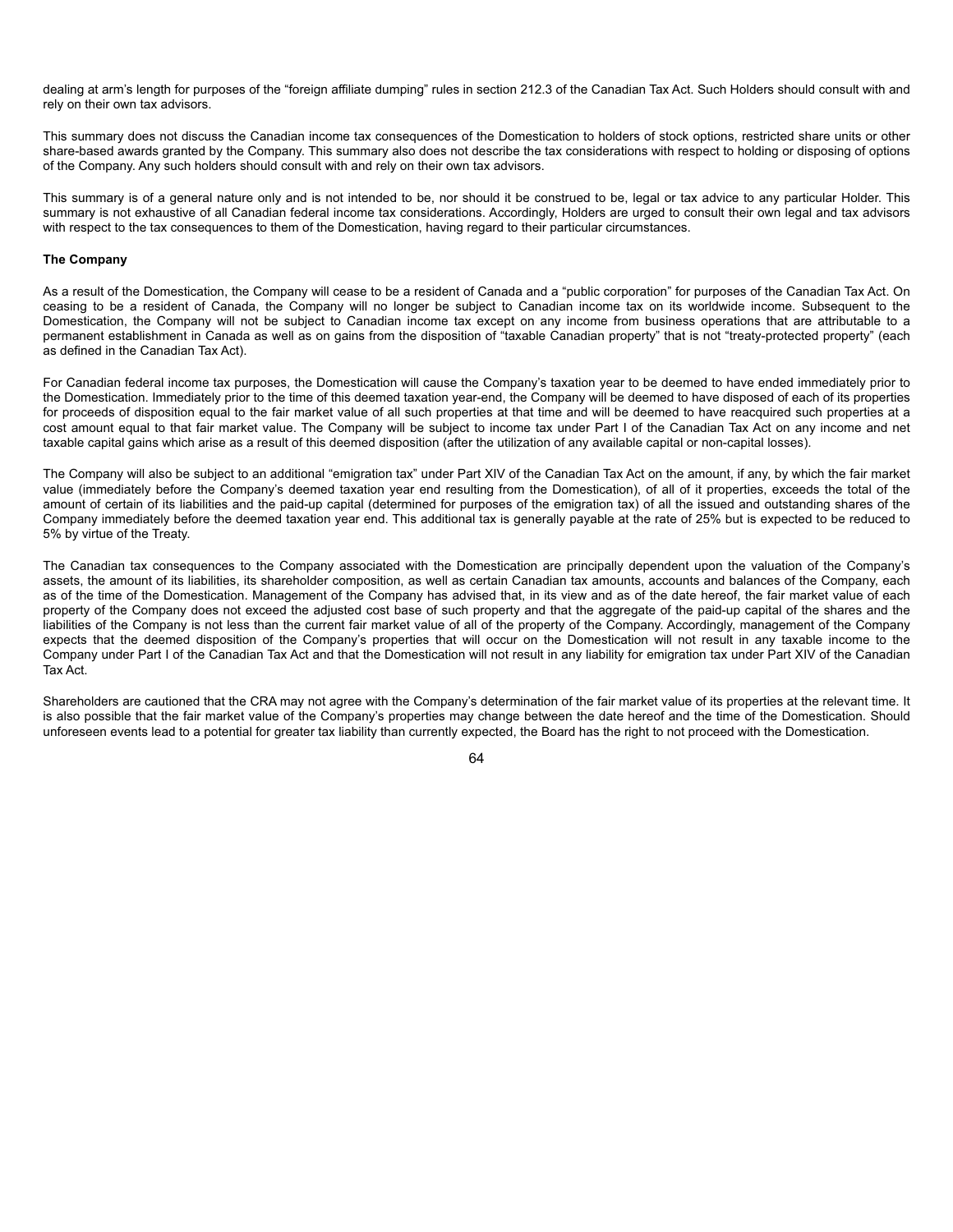dealing at arm's length for purposes of the "foreign affiliate dumping" rules in section 212.3 of the Canadian Tax Act. Such Holders should consult with and rely on their own tax advisors.

This summary does not discuss the Canadian income tax consequences of the Domestication to holders of stock options, restricted share units or other share-based awards granted by the Company. This summary also does not describe the tax considerations with respect to holding or disposing of options of the Company. Any such holders should consult with and rely on their own tax advisors.

This summary is of a general nature only and is not intended to be, nor should it be construed to be, legal or tax advice to any particular Holder. This summary is not exhaustive of all Canadian federal income tax considerations. Accordingly, Holders are urged to consult their own legal and tax advisors with respect to the tax consequences to them of the Domestication, having regard to their particular circumstances.

**The Company**

As a result of the Domestication, the Company will cease to be a resident of Canada and a "public corporation" for purposes of the Canadian Tax Act. On ceasing to be a resident of Canada, the Company will no longer be subject to Canadian income tax on its worldwide income. Subsequent to the Domestication, the Company will not be subject to Canadian income tax except on any income from business operations that are attributable to a permanent establishment in Canada as well as on gains from the disposition of "taxable Canadian property" that is not "treaty-protected property" (each as defined in the Canadian Tax Act).

For Canadian federal income tax purposes, the Domestication will cause the Company's taxation year to be deemed to have ended immediately prior to the Domestication. Immediately prior to the time of this deemed taxation year-end, the Company will be deemed to have disposed of each of its properties for proceeds of disposition equal to the fair market value of all such properties at that time and will be deemed to have reacquired such properties at a cost amount equal to that fair market value. The Company will be subject to income tax under Part I of the Canadian Tax Act on any income and net taxable capital gains which arise as a result of this deemed disposition (after the utilization of any available capital or non-capital losses).

The Company will also be subject to an additional "emigration tax" under Part XIV of the Canadian Tax Act on the amount, if any, by which the fair market value (immediately before the Company's deemed taxation year end resulting from the Domestication), of all of it properties, exceeds the total of the amount of certain of its liabilities and the paid-up capital (determined for purposes of the emigration tax) of all the issued and outstanding shares of the Company immediately before the deemed taxation year end. This additional tax is generally payable at the rate of 25% but is expected to be reduced to 5% by virtue of the Treaty.

The Canadian tax consequences to the Company associated with the Domestication are principally dependent upon the valuation of the Company's assets, the amount of its liabilities, its shareholder composition, as well as certain Canadian tax amounts, accounts and balances of the Company, each as of the time of the Domestication. Management of the Company has advised that, in its view and as of the date hereof, the fair market value of each property of the Company does not exceed the adjusted cost base of such property and that the aggregate of the paid-up capital of the shares and the liabilities of the Company is not less than the current fair market value of all of the property of the Company. Accordingly, management of the Company expects that the deemed disposition of the Company's properties that will occur on the Domestication will not result in any taxable income to the Company under Part I of the Canadian Tax Act and that the Domestication will not result in any liability for emigration tax under Part XIV of the Canadian Tax Act.

Shareholders are cautioned that the CRA may not agree with the Company's determination of the fair market value of its properties at the relevant time. It is also possible that the fair market value of the Company's properties may change between the date hereof and the time of the Domestication. Should unforeseen events lead to a potential for greater tax liability than currently expected, the Board has the right to not proceed with the Domestication.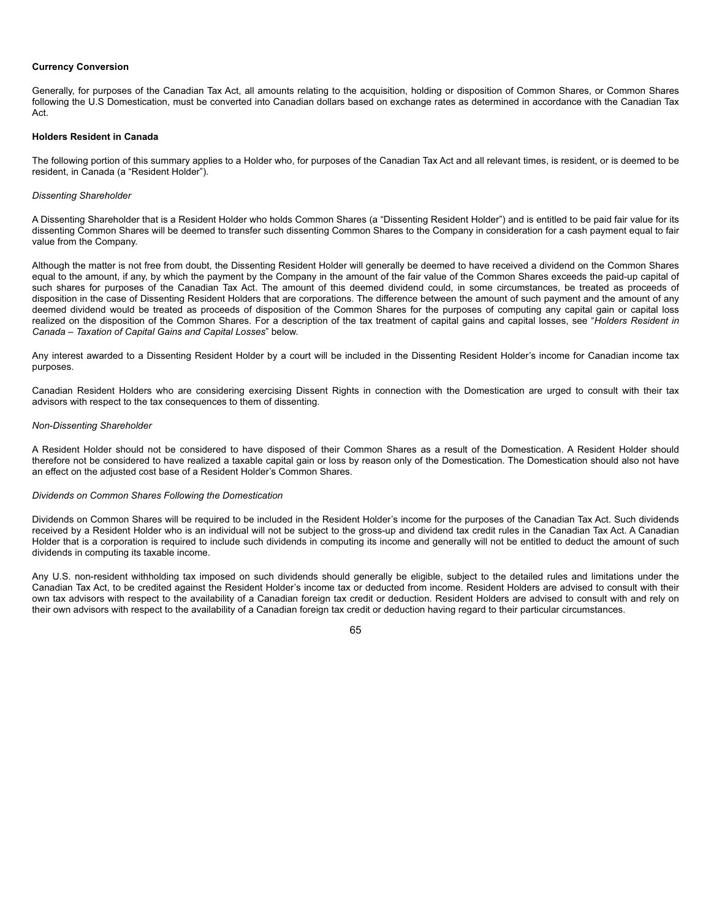**Currency Conversion**

Generally, for purposes of the Canadian Tax Act, all amounts relating to the acquisition, holding or disposition of Common Shares, or Common Shares following the U.S Domestication, must be converted into Canadian dollars based on exchange rates as determined in accordance with the Canadian Tax Act.

**Holders Resident in Canada**

The following portion of this summary applies to a Holder who, for purposes of the Canadian Tax Act and all relevant times, is resident, or is deemed to be resident, in Canada (a "Resident Holder").

*Dissenting Shareholder*

A Dissenting Shareholder that is a Resident Holder who holds Common Shares (a "Dissenting Resident Holder") and is entitled to be paid fair value for its dissenting Common Shares will be deemed to transfer such dissenting Common Shares to the Company in consideration for a cash payment equal to fair value from the Company.

Although the matter is not free from doubt, the Dissenting Resident Holder will generally be deemed to have received a dividend on the Common Shares equal to the amount, if any, by which the payment by the Company in the amount of the fair value of the Common Shares exceeds the paid-up capital of such shares for purposes of the Canadian Tax Act. The amount of this deemed dividend could, in some circumstances, be treated as proceeds of disposition in the case of Dissenting Resident Holders that are corporations. The difference between the amount of such payment and the amount of any deemed dividend would be treated as proceeds of disposition of the Common Shares for the purposes of computing any capital gain or capital loss realized on the disposition of the Common Shares. For a description of the tax treatment of capital gains and capital losses, see "*Holders Resident in Canada – Taxation of Capital Gains and Capital Losses*" below.

Any interest awarded to a Dissenting Resident Holder by a court will be included in the Dissenting Resident Holder's income for Canadian income tax purposes.

Canadian Resident Holders who are considering exercising Dissent Rights in connection with the Domestication are urged to consult with their tax advisors with respect to the tax consequences to them of dissenting.

*Non-Dissenting Shareholder*

A Resident Holder should not be considered to have disposed of their Common Shares as a result of the Domestication. A Resident Holder should therefore not be considered to have realized a taxable capital gain or loss by reason only of the Domestication. The Domestication should also not have an effect on the adjusted cost base of a Resident Holder's Common Shares.

*Dividends on Common Shares Following the Domestication*

Dividends on Common Shares will be required to be included in the Resident Holder's income for the purposes of the Canadian Tax Act. Such dividends received by a Resident Holder who is an individual will not be subject to the gross-up and dividend tax credit rules in the Canadian Tax Act. A Canadian Holder that is a corporation is required to include such dividends in computing its income and generally will not be entitled to deduct the amount of such dividends in computing its taxable income.

Any U.S. non-resident withholding tax imposed on such dividends should generally be eligible, subject to the detailed rules and limitations under the Canadian Tax Act, to be credited against the Resident Holder's income tax or deducted from income. Resident Holders are advised to consult with their own tax advisors with respect to the availability of a Canadian foreign tax credit or deduction. Resident Holders are advised to consult with and rely on their own advisors with respect to the availability of a Canadian foreign tax credit or deduction having regard to their particular circumstances.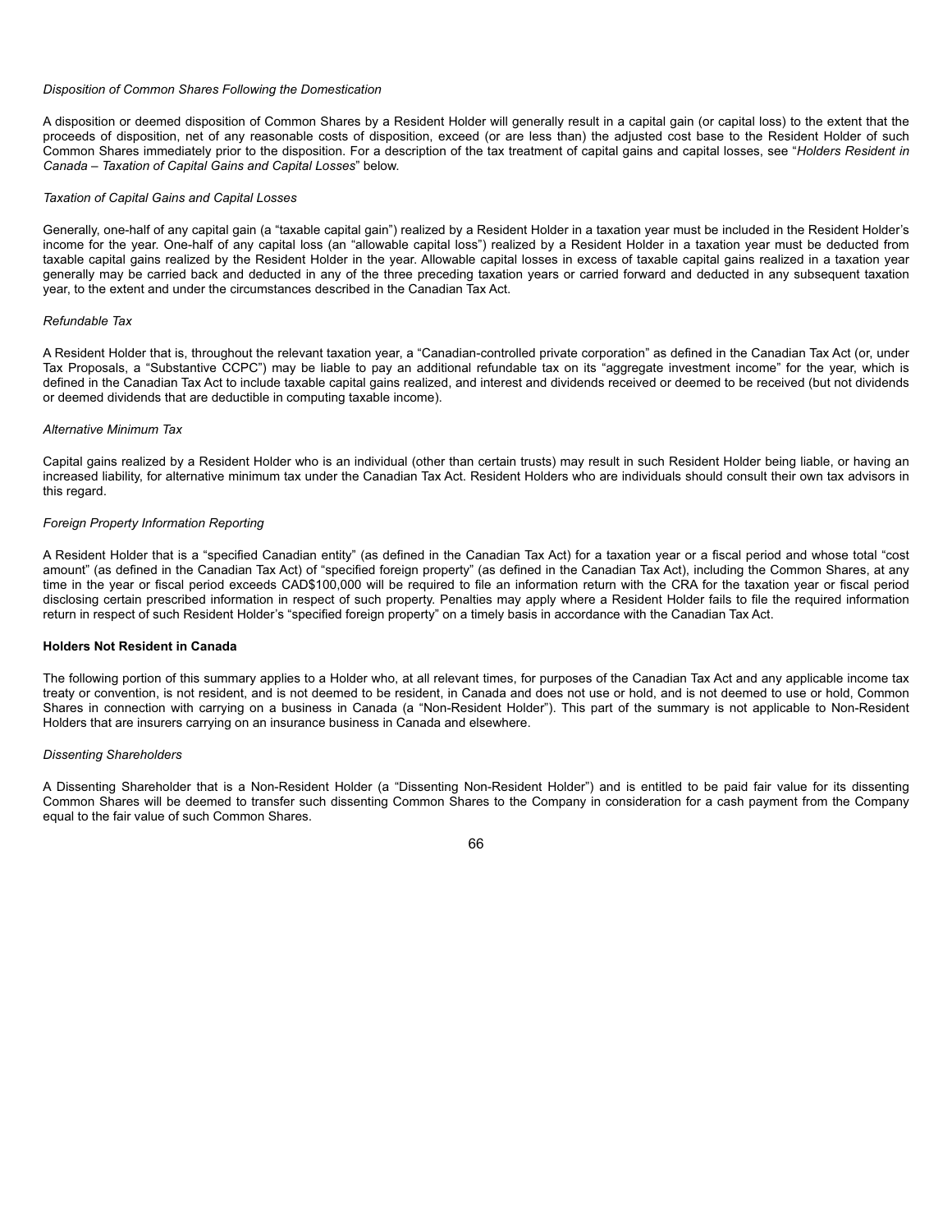*Disposition of Common Shares Following the Domestication*

A disposition or deemed disposition of Common Shares by a Resident Holder will generally result in a capital gain (or capital loss) to the extent that the proceeds of disposition, net of any reasonable costs of disposition, exceed (or are less than) the adjusted cost base to the Resident Holder of such Common Shares immediately prior to the disposition. For a description of the tax treatment of capital gains and capital losses, see "*Holders Resident in Canada – Taxation of Capital Gains and Capital Losses*" below.

*Taxation of Capital Gains and Capital Losses*

Generally, one-half of any capital gain (a "taxable capital gain") realized by a Resident Holder in a taxation year must be included in the Resident Holder's income for the year. One-half of any capital loss (an "allowable capital loss") realized by a Resident Holder in a taxation year must be deducted from taxable capital gains realized by the Resident Holder in the year. Allowable capital losses in excess of taxable capital gains realized in a taxation year generally may be carried back and deducted in any of the three preceding taxation years or carried forward and deducted in any subsequent taxation year, to the extent and under the circumstances described in the Canadian Tax Act.

*Refundable Tax*

A Resident Holder that is, throughout the relevant taxation year, a "Canadian-controlled private corporation" as defined in the Canadian Tax Act (or, under Tax Proposals, a "Substantive CCPC") may be liable to pay an additional refundable tax on its "aggregate investment income" for the year, which is defined in the Canadian Tax Act to include taxable capital gains realized, and interest and dividends received or deemed to be received (but not dividends or deemed dividends that are deductible in computing taxable income).

*Alternative Minimum Tax*

Capital gains realized by a Resident Holder who is an individual (other than certain trusts) may result in such Resident Holder being liable, or having an increased liability, for alternative minimum tax under the Canadian Tax Act. Resident Holders who are individuals should consult their own tax advisors in this regard.

*Foreign Property Information Reporting*

A Resident Holder that is a "specified Canadian entity" (as defined in the Canadian Tax Act) for a taxation year or a fiscal period and whose total "cost amount" (as defined in the Canadian Tax Act) of "specified foreign property" (as defined in the Canadian Tax Act), including the Common Shares, at any time in the year or fiscal period exceeds CAD$100,000 will be required to file an information return with the CRA for the taxation year or fiscal period disclosing certain prescribed information in respect of such property. Penalties may apply where a Resident Holder fails to file the required information return in respect of such Resident Holder's "specified foreign property" on a timely basis in accordance with the Canadian Tax Act.

**Holders Not Resident in Canada**

The following portion of this summary applies to a Holder who, at all relevant times, for purposes of the Canadian Tax Act and any applicable income tax treaty or convention, is not resident, and is not deemed to be resident, in Canada and does not use or hold, and is not deemed to use or hold, Common Shares in connection with carrying on a business in Canada (a "Non-Resident Holder"). This part of the summary is not applicable to Non-Resident Holders that are insurers carrying on an insurance business in Canada and elsewhere.

*Dissenting Shareholders*

A Dissenting Shareholder that is a Non-Resident Holder (a "Dissenting Non-Resident Holder") and is entitled to be paid fair value for its dissenting Common Shares will be deemed to transfer such dissenting Common Shares to the Company in consideration for a cash payment from the Company equal to the fair value of such Common Shares.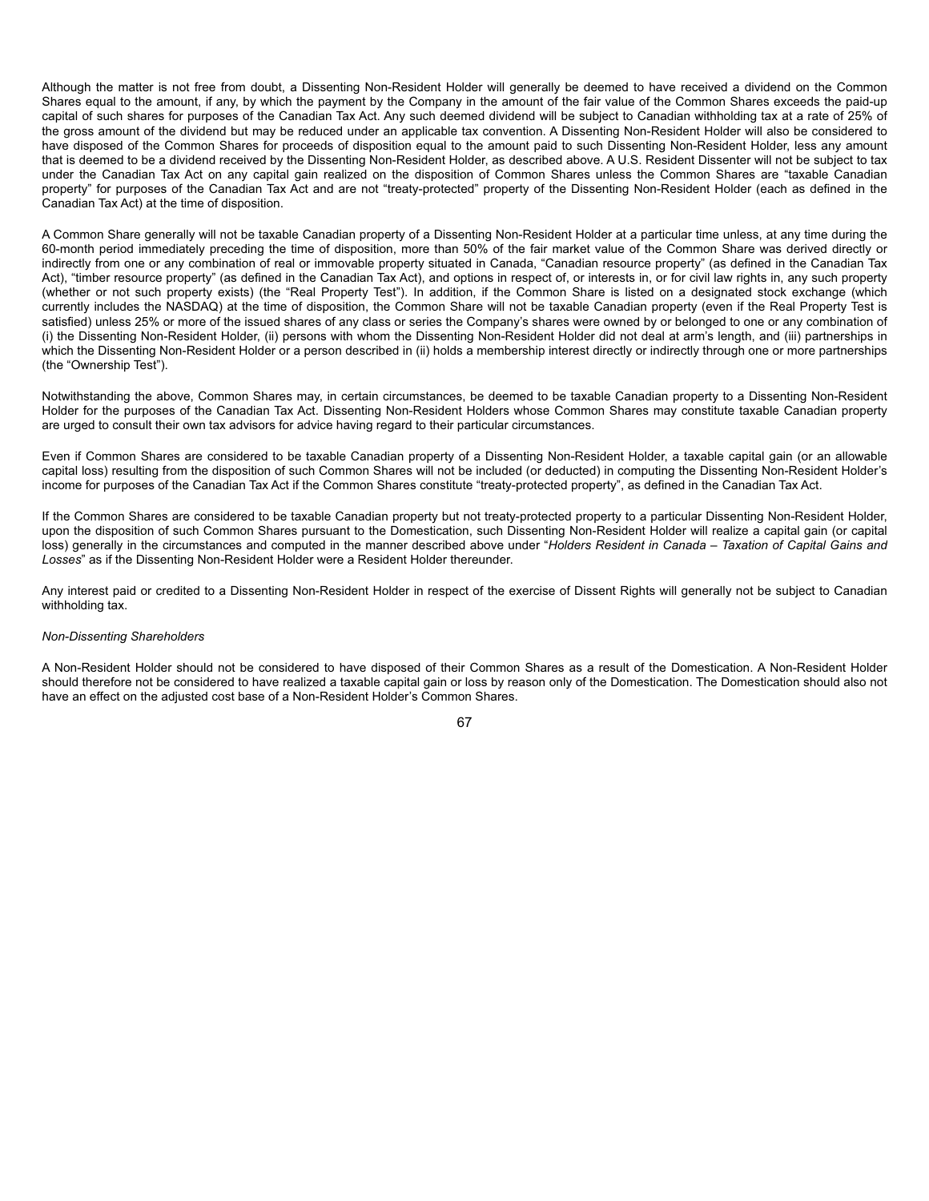Although the matter is not free from doubt, a Dissenting Non-Resident Holder will generally be deemed to have received a dividend on the Common Shares equal to the amount, if any, by which the payment by the Company in the amount of the fair value of the Common Shares exceeds the paid-up capital of such shares for purposes of the Canadian Tax Act. Any such deemed dividend will be subject to Canadian withholding tax at a rate of 25% of the gross amount of the dividend but may be reduced under an applicable tax convention. A Dissenting Non-Resident Holder will also be considered to have disposed of the Common Shares for proceeds of disposition equal to the amount paid to such Dissenting Non-Resident Holder, less any amount that is deemed to be a dividend received by the Dissenting Non-Resident Holder, as described above. A U.S. Resident Dissenter will not be subject to tax under the Canadian Tax Act on any capital gain realized on the disposition of Common Shares unless the Common Shares are "taxable Canadian property" for purposes of the Canadian Tax Act and are not "treaty-protected" property of the Dissenting Non-Resident Holder (each as defined in the Canadian Tax Act) at the time of disposition.

A Common Share generally will not be taxable Canadian property of a Dissenting Non-Resident Holder at a particular time unless, at any time during the 60-month period immediately preceding the time of disposition, more than 50% of the fair market value of the Common Share was derived directly or indirectly from one or any combination of real or immovable property situated in Canada, "Canadian resource property" (as defined in the Canadian Tax Act), "timber resource property" (as defined in the Canadian Tax Act), and options in respect of, or interests in, or for civil law rights in, any such property (whether or not such property exists) (the "Real Property Test"). In addition, if the Common Share is listed on a designated stock exchange (which currently includes the NASDAQ) at the time of disposition, the Common Share will not be taxable Canadian property (even if the Real Property Test is satisfied) unless 25% or more of the issued shares of any class or series the Company's shares were owned by or belonged to one or any combination of (i) the Dissenting Non-Resident Holder, (ii) persons with whom the Dissenting Non-Resident Holder did not deal at arm's length, and (iii) partnerships in which the Dissenting Non-Resident Holder or a person described in (ii) holds a membership interest directly or indirectly through one or more partnerships (the "Ownership Test").

Notwithstanding the above, Common Shares may, in certain circumstances, be deemed to be taxable Canadian property to a Dissenting Non-Resident Holder for the purposes of the Canadian Tax Act. Dissenting Non-Resident Holders whose Common Shares may constitute taxable Canadian property are urged to consult their own tax advisors for advice having regard to their particular circumstances.

Even if Common Shares are considered to be taxable Canadian property of a Dissenting Non-Resident Holder, a taxable capital gain (or an allowable capital loss) resulting from the disposition of such Common Shares will not be included (or deducted) in computing the Dissenting Non-Resident Holder's income for purposes of the Canadian Tax Act if the Common Shares constitute "treaty-protected property", as defined in the Canadian Tax Act.

If the Common Shares are considered to be taxable Canadian property but not treaty-protected property to a particular Dissenting Non-Resident Holder, upon the disposition of such Common Shares pursuant to the Domestication, such Dissenting Non-Resident Holder will realize a capital gain (or capital loss) generally in the circumstances and computed in the manner described above under "*Holders Resident in Canada – Taxation of Capital Gains and Losses*" as if the Dissenting Non-Resident Holder were a Resident Holder thereunder.

Any interest paid or credited to a Dissenting Non-Resident Holder in respect of the exercise of Dissent Rights will generally not be subject to Canadian withholding tax.

*Non-Dissenting Shareholders*

A Non-Resident Holder should not be considered to have disposed of their Common Shares as a result of the Domestication. A Non-Resident Holder should therefore not be considered to have realized a taxable capital gain or loss by reason only of the Domestication. The Domestication should also not have an effect on the adjusted cost base of a Non-Resident Holder's Common Shares.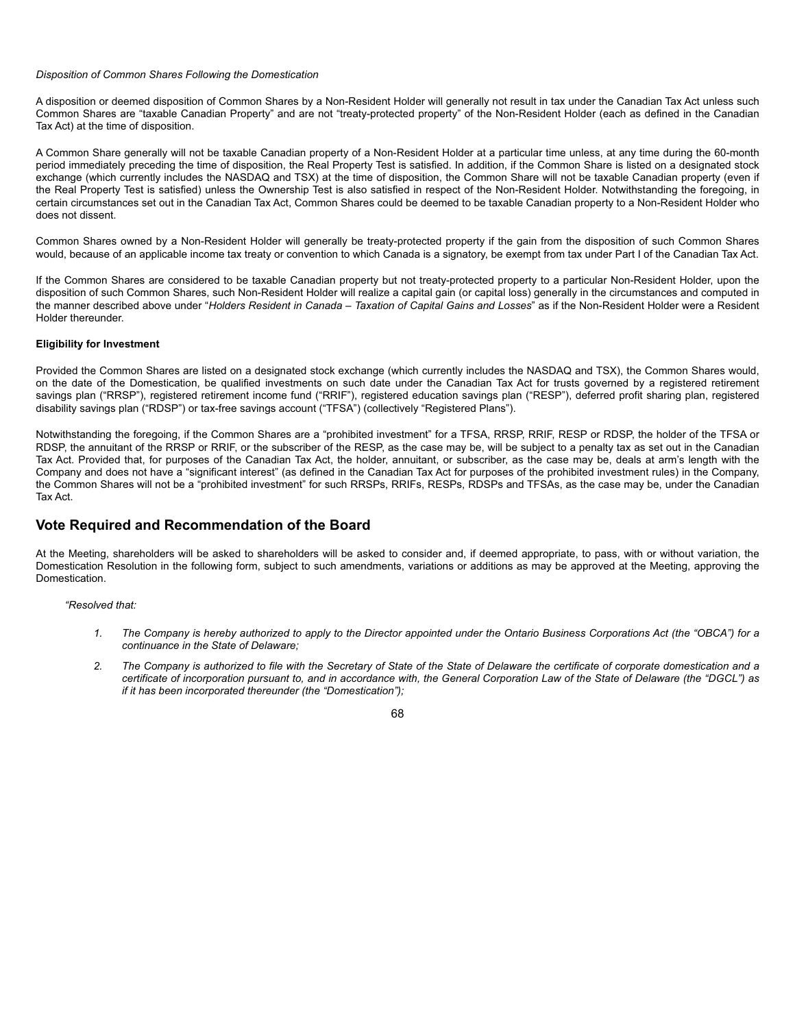*Disposition of Common Shares Following the Domestication*

A disposition or deemed disposition of Common Shares by a Non-Resident Holder will generally not result in tax under the Canadian Tax Act unless such Common Shares are "taxable Canadian Property" and are not "treaty-protected property" of the Non-Resident Holder (each as defined in the Canadian Tax Act) at the time of disposition.

A Common Share generally will not be taxable Canadian property of a Non-Resident Holder at a particular time unless, at any time during the 60-month period immediately preceding the time of disposition, the Real Property Test is satisfied. In addition, if the Common Share is listed on a designated stock exchange (which currently includes the NASDAQ and TSX) at the time of disposition, the Common Share will not be taxable Canadian property (even if the Real Property Test is satisfied) unless the Ownership Test is also satisfied in respect of the Non-Resident Holder. Notwithstanding the foregoing, in certain circumstances set out in the Canadian Tax Act, Common Shares could be deemed to be taxable Canadian property to a Non-Resident Holder who does not dissent.

Common Shares owned by a Non-Resident Holder will generally be treaty-protected property if the gain from the disposition of such Common Shares would, because of an applicable income tax treaty or convention to which Canada is a signatory, be exempt from tax under Part I of the Canadian Tax Act.

If the Common Shares are considered to be taxable Canadian property but not treaty-protected property to a particular Non-Resident Holder, upon the disposition of such Common Shares, such Non-Resident Holder will realize a capital gain (or capital loss) generally in the circumstances and computed in the manner described above under "*Holders Resident in Canada – Taxation of Capital Gains and Losses*" as if the Non-Resident Holder were a Resident Holder thereunder.

**Eligibility for Investment**

Provided the Common Shares are listed on a designated stock exchange (which currently includes the NASDAQ and TSX), the Common Shares would, on the date of the Domestication, be qualified investments on such date under the Canadian Tax Act for trusts governed by a registered retirement savings plan ("RRSP"), registered retirement income fund ("RRIF"), registered education savings plan ("RESP"), deferred profit sharing plan, registered disability savings plan ("RDSP") or tax-free savings account ("TFSA") (collectively "Registered Plans").

Notwithstanding the foregoing, if the Common Shares are a "prohibited investment" for a TFSA, RRSP, RRIF, RESP or RDSP, the holder of the TFSA or RDSP, the annuitant of the RRSP or RRIF, or the subscriber of the RESP, as the case may be, will be subject to a penalty tax as set out in the Canadian Tax Act. Provided that, for purposes of the Canadian Tax Act, the holder, annuitant, or subscriber, as the case may be, deals at arm's length with the Company and does not have a "significant interest" (as defined in the Canadian Tax Act for purposes of the prohibited investment rules) in the Company, the Common Shares will not be a "prohibited investment" for such RRSPs, RRIFs, RESPs, RDSPs and TFSAs, as the case may be, under the Canadian Tax Act.

## Vote Required and Recommendation of the Board

At the Meeting, shareholders will be asked to shareholders will be asked to consider and, if deemed appropriate, to pass, with or without variation, the Domestication Resolution in the following form, subject to such amendments, variations or additions as may be approved at the Meeting, approving the Domestication.

*"Resolved that:*

1. *The Company is hereby authorized to apply to the Director appointed under the Ontario Business Corporations Act (the "OBCA") for a continuance in the State of Delaware;*
2. *The Company is authorized to file with the Secretary of State of the State of Delaware the certificate of corporate domestication and a certificate of incorporation pursuant to, and in accordance with, the General Corporation Law of the State of Delaware (the "DGCL") as if it has been incorporated thereunder (the "Domestication");*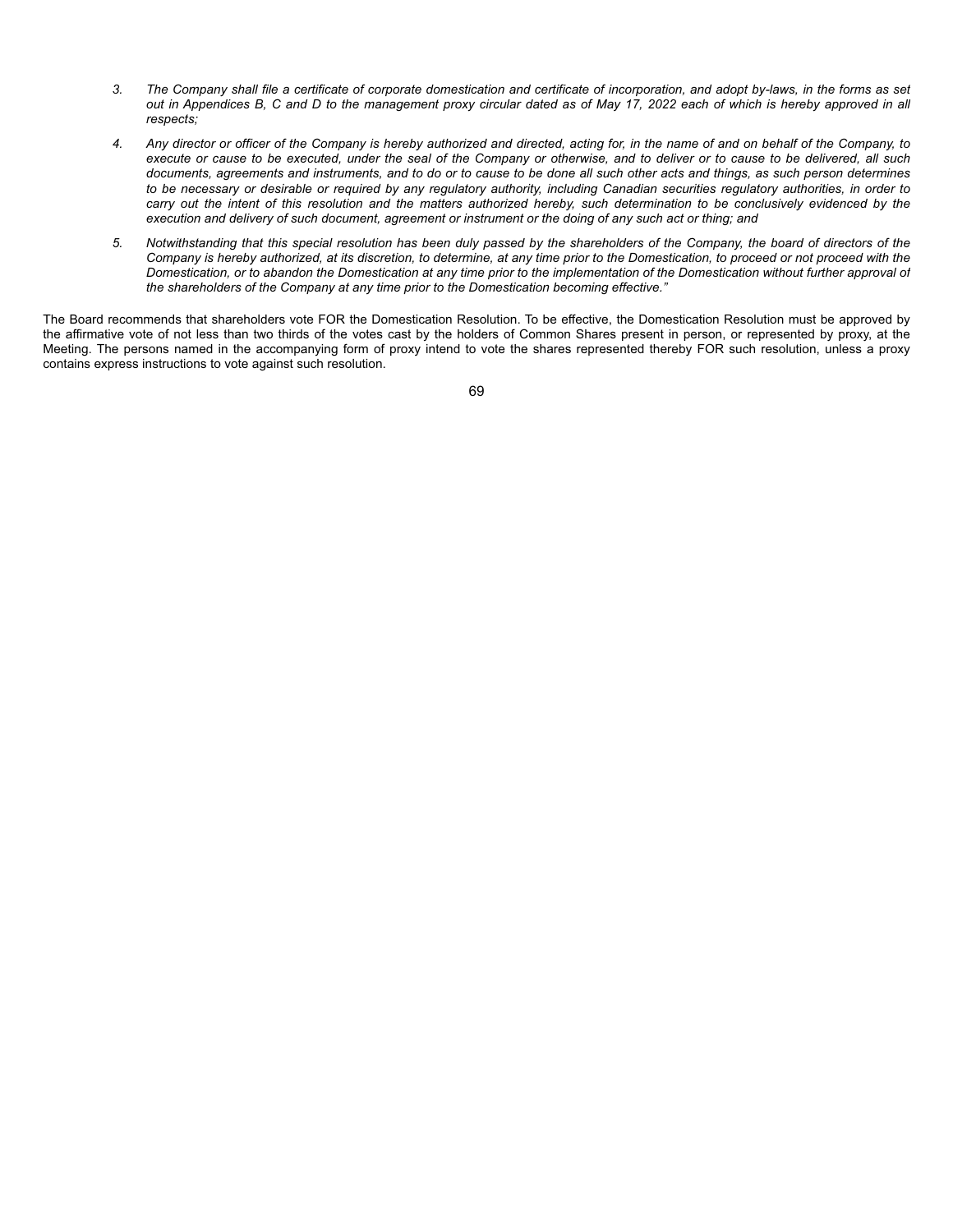3. *The Company shall file a certificate of corporate domestication and certificate of incorporation, and adopt by-laws, in the forms as set out in Appendices B, C and D to the management proxy circular dated as of May 17, 2022 each of which is hereby approved in all respects;*

4. *Any director or officer of the Company is hereby authorized and directed, acting for, in the name of and on behalf of the Company, to execute or cause to be executed, under the seal of the Company or otherwise, and to deliver or to cause to be delivered, all such documents, agreements and instruments, and to do or to cause to be done all such other acts and things, as such person determines to be necessary or desirable or required by any regulatory authority, including Canadian securities regulatory authorities, in order to carry out the intent of this resolution and the matters authorized hereby, such determination to be conclusively evidenced by the execution and delivery of such document, agreement or instrument or the doing of any such act or thing; and*

5. *Notwithstanding that this special resolution has been duly passed by the shareholders of the Company, the board of directors of the Company is hereby authorized, at its discretion, to determine, at any time prior to the Domestication, to proceed or not proceed with the Domestication, or to abandon the Domestication at any time prior to the implementation of the Domestication without further approval of the shareholders of the Company at any time prior to the Domestication becoming effective."*

The Board recommends that shareholders vote FOR the Domestication Resolution. To be effective, the Domestication Resolution must be approved by the affirmative vote of not less than two thirds of the votes cast by the holders of Common Shares present in person, or represented by proxy, at the Meeting. The persons named in the accompanying form of proxy intend to vote the shares represented thereby FOR such resolution, unless a proxy contains express instructions to vote against such resolution.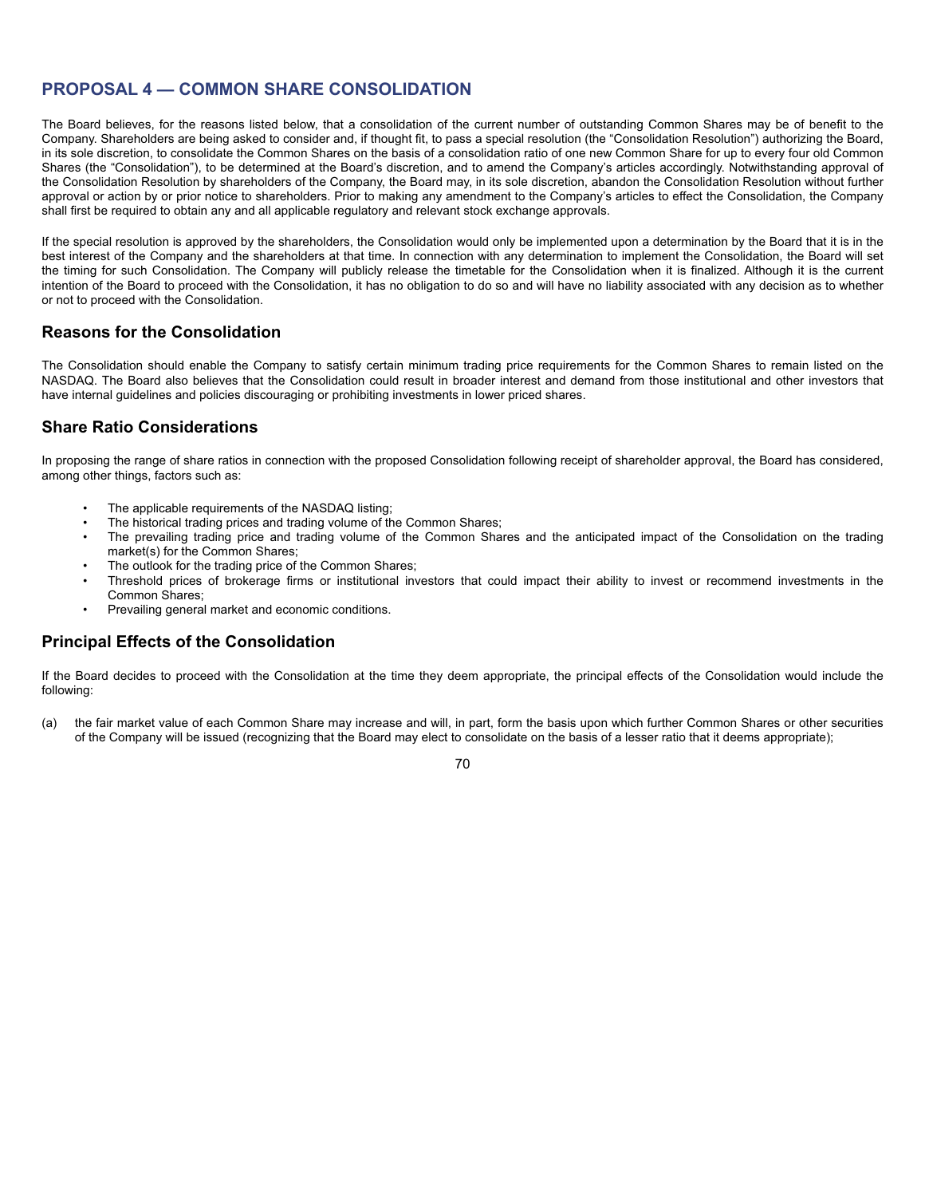## PROPOSAL 4 — COMMON SHARE CONSOLIDATION

The Board believes, for the reasons listed below, that a consolidation of the current number of outstanding Common Shares may be of benefit to the Company. Shareholders are being asked to consider and, if thought fit, to pass a special resolution (the "Consolidation Resolution") authorizing the Board, in its sole discretion, to consolidate the Common Shares on the basis of a consolidation ratio of one new Common Share for up to every four old Common Shares (the "Consolidation"), to be determined at the Board's discretion, and to amend the Company's articles accordingly. Notwithstanding approval of the Consolidation Resolution by shareholders of the Company, the Board may, in its sole discretion, abandon the Consolidation Resolution without further approval or action by or prior notice to shareholders. Prior to making any amendment to the Company's articles to effect the Consolidation, the Company shall first be required to obtain any and all applicable regulatory and relevant stock exchange approvals.

If the special resolution is approved by the shareholders, the Consolidation would only be implemented upon a determination by the Board that it is in the best interest of the Company and the shareholders at that time. In connection with any determination to implement the Consolidation, the Board will set the timing for such Consolidation. The Company will publicly release the timetable for the Consolidation when it is finalized. Although it is the current intention of the Board to proceed with the Consolidation, it has no obligation to do so and will have no liability associated with any decision as to whether or not to proceed with the Consolidation.

### Reasons for the Consolidation

The Consolidation should enable the Company to satisfy certain minimum trading price requirements for the Common Shares to remain listed on the NASDAQ. The Board also believes that the Consolidation could result in broader interest and demand from those institutional and other investors that have internal guidelines and policies discouraging or prohibiting investments in lower priced shares.

### Share Ratio Considerations

In proposing the range of share ratios in connection with the proposed Consolidation following receipt of shareholder approval, the Board has considered, among other things, factors such as:

- The applicable requirements of the NASDAQ listing;
- The historical trading prices and trading volume of the Common Shares;
- The prevailing trading price and trading volume of the Common Shares and the anticipated impact of the Consolidation on the trading market(s) for the Common Shares;
- The outlook for the trading price of the Common Shares;
- Threshold prices of brokerage firms or institutional investors that could impact their ability to invest or recommend investments in the Common Shares;
- Prevailing general market and economic conditions.

### Principal Effects of the Consolidation

If the Board decides to proceed with the Consolidation at the time they deem appropriate, the principal effects of the Consolidation would include the following:

(a) the fair market value of each Common Share may increase and will, in part, form the basis upon which further Common Shares or other securities of the Company will be issued (recognizing that the Board may elect to consolidate on the basis of a lesser ratio that it deems appropriate);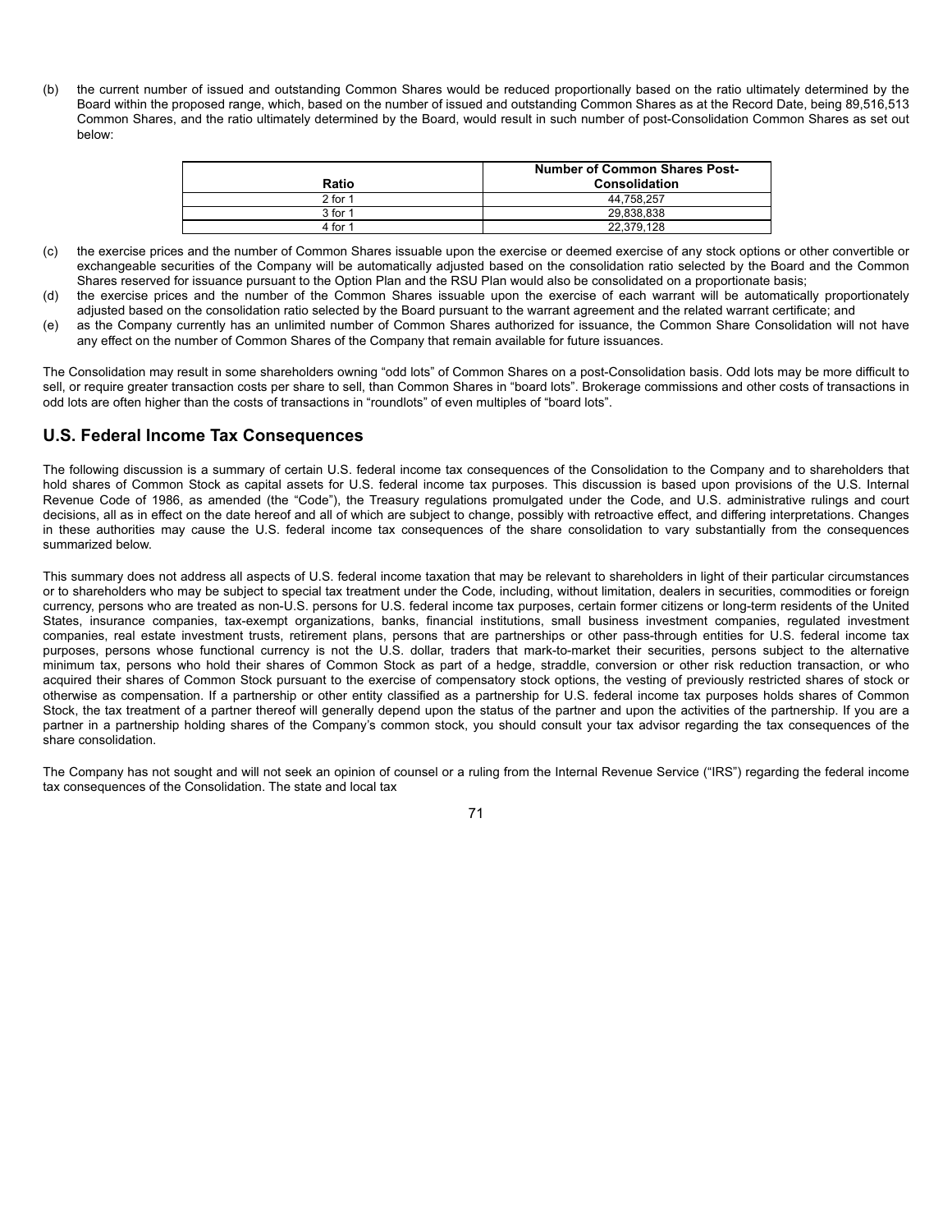(b) the current number of issued and outstanding Common Shares would be reduced proportionally based on the ratio ultimately determined by the Board within the proposed range, which, based on the number of issued and outstanding Common Shares as at the Record Date, being 89,516,513 Common Shares, and the ratio ultimately determined by the Board, would result in such number of post-Consolidation Common Shares as set out below:

| Ratio | Number of Common Shares Post-Consolidation |
|---|---|
| 2 for 1 | 44,758,257 |
| 3 for 1 | 29,838,838 |
| 4 for 1 | 22,379,128 |

(c) the exercise prices and the number of Common Shares issuable upon the exercise or deemed exercise of any stock options or other convertible or exchangeable securities of the Company will be automatically adjusted based on the consolidation ratio selected by the Board and the Common Shares reserved for issuance pursuant to the Option Plan and the RSU Plan would also be consolidated on a proportionate basis;

(d) the exercise prices and the number of the Common Shares issuable upon the exercise of each warrant will be automatically proportionately adjusted based on the consolidation ratio selected by the Board pursuant to the warrant agreement and the related warrant certificate; and

(e) as the Company currently has an unlimited number of Common Shares authorized for issuance, the Common Share Consolidation will not have any effect on the number of Common Shares of the Company that remain available for future issuances.

The Consolidation may result in some shareholders owning "odd lots" of Common Shares on a post-Consolidation basis. Odd lots may be more difficult to sell, or require greater transaction costs per share to sell, than Common Shares in "board lots". Brokerage commissions and other costs of transactions in odd lots are often higher than the costs of transactions in "roundlots" of even multiples of "board lots".

## U.S. Federal Income Tax Consequences

The following discussion is a summary of certain U.S. federal income tax consequences of the Consolidation to the Company and to shareholders that hold shares of Common Stock as capital assets for U.S. federal income tax purposes. This discussion is based upon provisions of the U.S. Internal Revenue Code of 1986, as amended (the "Code"), the Treasury regulations promulgated under the Code, and U.S. administrative rulings and court decisions, all as in effect on the date hereof and all of which are subject to change, possibly with retroactive effect, and differing interpretations. Changes in these authorities may cause the U.S. federal income tax consequences of the share consolidation to vary substantially from the consequences summarized below.

This summary does not address all aspects of U.S. federal income taxation that may be relevant to shareholders in light of their particular circumstances or to shareholders who may be subject to special tax treatment under the Code, including, without limitation, dealers in securities, commodities or foreign currency, persons who are treated as non-U.S. persons for U.S. federal income tax purposes, certain former citizens or long-term residents of the United States, insurance companies, tax-exempt organizations, banks, financial institutions, small business investment companies, regulated investment companies, real estate investment trusts, retirement plans, persons that are partnerships or other pass-through entities for U.S. federal income tax purposes, persons whose functional currency is not the U.S. dollar, traders that mark-to-market their securities, persons subject to the alternative minimum tax, persons who hold their shares of Common Stock as part of a hedge, straddle, conversion or other risk reduction transaction, or who acquired their shares of Common Stock pursuant to the exercise of compensatory stock options, the vesting of previously restricted shares of stock or otherwise as compensation. If a partnership or other entity classified as a partnership for U.S. federal income tax purposes holds shares of Common Stock, the tax treatment of a partner thereof will generally depend upon the status of the partner and upon the activities of the partnership. If you are a partner in a partnership holding shares of the Company's common stock, you should consult your tax advisor regarding the tax consequences of the share consolidation.

The Company has not sought and will not seek an opinion of counsel or a ruling from the Internal Revenue Service ("IRS") regarding the federal income tax consequences of the Consolidation. The state and local tax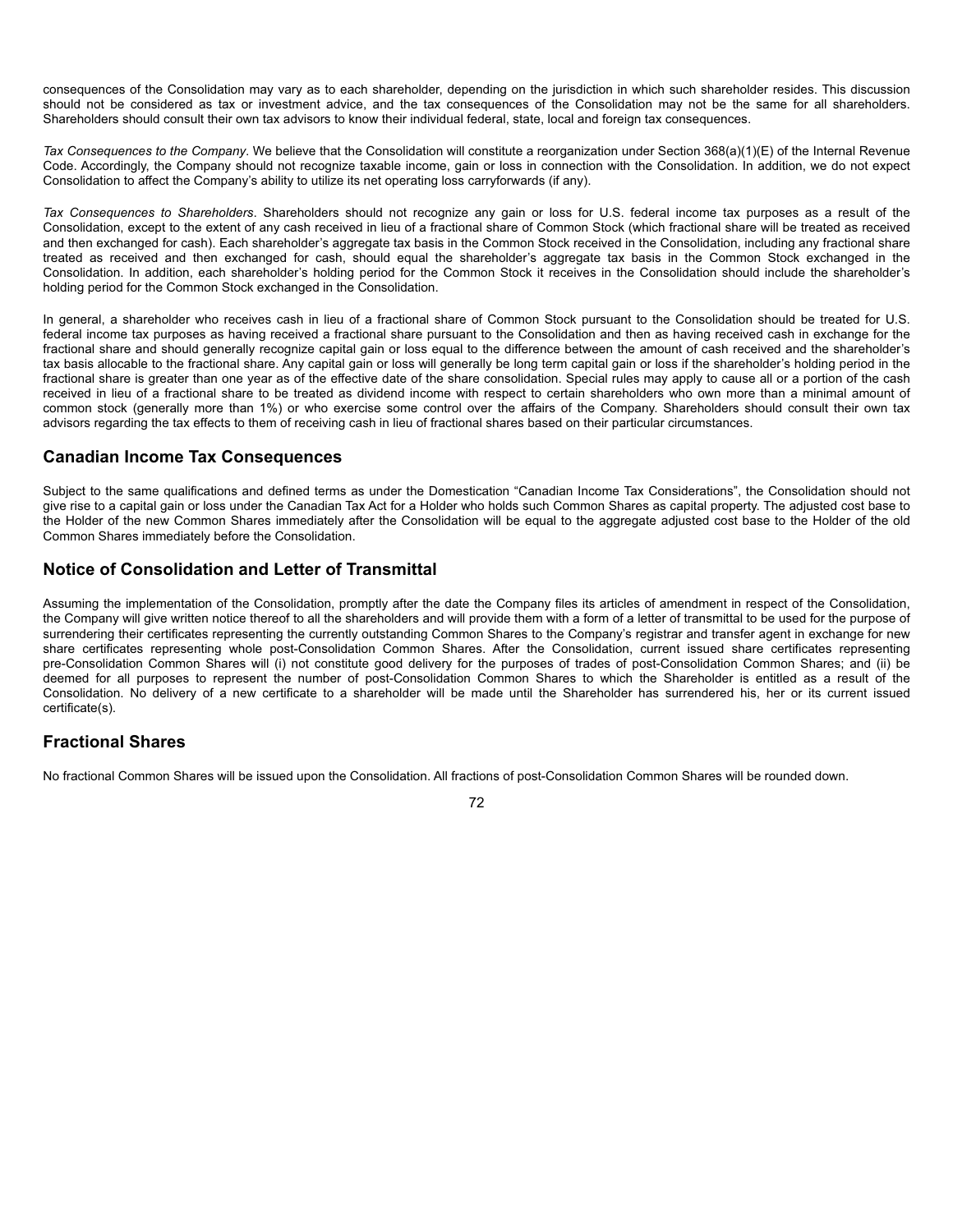consequences of the Consolidation may vary as to each shareholder, depending on the jurisdiction in which such shareholder resides. This discussion should not be considered as tax or investment advice, and the tax consequences of the Consolidation may not be the same for all shareholders. Shareholders should consult their own tax advisors to know their individual federal, state, local and foreign tax consequences.

*Tax Consequences to the Company*. We believe that the Consolidation will constitute a reorganization under Section 368(a)(1)(E) of the Internal Revenue Code. Accordingly, the Company should not recognize taxable income, gain or loss in connection with the Consolidation. In addition, we do not expect Consolidation to affect the Company's ability to utilize its net operating loss carryforwards (if any).

*Tax Consequences to Shareholders*. Shareholders should not recognize any gain or loss for U.S. federal income tax purposes as a result of the Consolidation, except to the extent of any cash received in lieu of a fractional share of Common Stock (which fractional share will be treated as received and then exchanged for cash). Each shareholder's aggregate tax basis in the Common Stock received in the Consolidation, including any fractional share treated as received and then exchanged for cash, should equal the shareholder's aggregate tax basis in the Common Stock exchanged in the Consolidation. In addition, each shareholder's holding period for the Common Stock it receives in the Consolidation should include the shareholder's holding period for the Common Stock exchanged in the Consolidation.

In general, a shareholder who receives cash in lieu of a fractional share of Common Stock pursuant to the Consolidation should be treated for U.S. federal income tax purposes as having received a fractional share pursuant to the Consolidation and then as having received cash in exchange for the fractional share and should generally recognize capital gain or loss equal to the difference between the amount of cash received and the shareholder's tax basis allocable to the fractional share. Any capital gain or loss will generally be long term capital gain or loss if the shareholder's holding period in the fractional share is greater than one year as of the effective date of the share consolidation. Special rules may apply to cause all or a portion of the cash received in lieu of a fractional share to be treated as dividend income with respect to certain shareholders who own more than a minimal amount of common stock (generally more than 1%) or who exercise some control over the affairs of the Company. Shareholders should consult their own tax advisors regarding the tax effects to them of receiving cash in lieu of fractional shares based on their particular circumstances.

## Canadian Income Tax Consequences

Subject to the same qualifications and defined terms as under the Domestication "Canadian Income Tax Considerations", the Consolidation should not give rise to a capital gain or loss under the Canadian Tax Act for a Holder who holds such Common Shares as capital property. The adjusted cost base to the Holder of the new Common Shares immediately after the Consolidation will be equal to the aggregate adjusted cost base to the Holder of the old Common Shares immediately before the Consolidation.

## Notice of Consolidation and Letter of Transmittal

Assuming the implementation of the Consolidation, promptly after the date the Company files its articles of amendment in respect of the Consolidation, the Company will give written notice thereof to all the shareholders and will provide them with a form of a letter of transmittal to be used for the purpose of surrendering their certificates representing the currently outstanding Common Shares to the Company's registrar and transfer agent in exchange for new share certificates representing whole post-Consolidation Common Shares. After the Consolidation, current issued share certificates representing pre-Consolidation Common Shares will (i) not constitute good delivery for the purposes of trades of post-Consolidation Common Shares; and (ii) be deemed for all purposes to represent the number of post-Consolidation Common Shares to which the Shareholder is entitled as a result of the Consolidation. No delivery of a new certificate to a shareholder will be made until the Shareholder has surrendered his, her or its current issued certificate(s).

## Fractional Shares

No fractional Common Shares will be issued upon the Consolidation. All fractions of post-Consolidation Common Shares will be rounded down.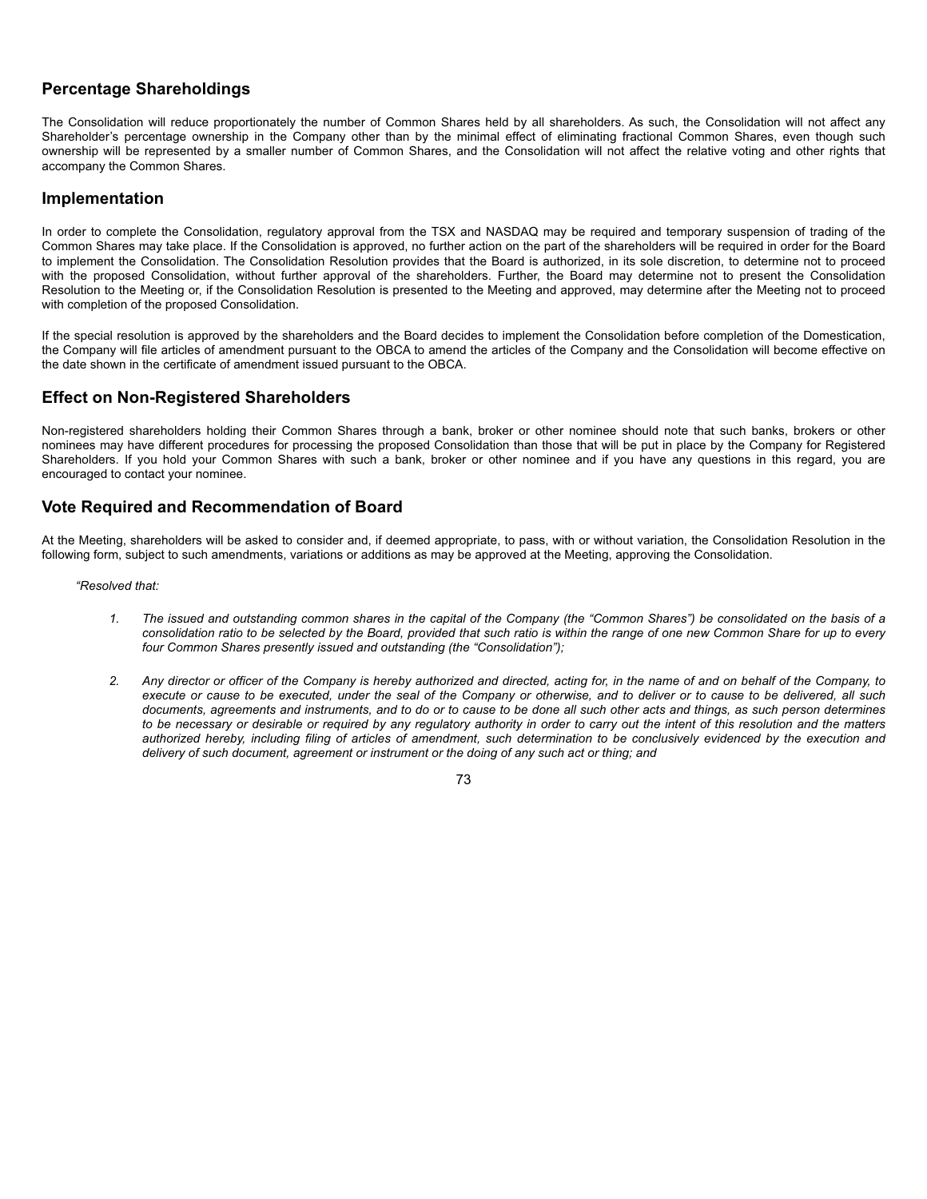## Percentage Shareholdings

The Consolidation will reduce proportionately the number of Common Shares held by all shareholders. As such, the Consolidation will not affect any Shareholder's percentage ownership in the Company other than by the minimal effect of eliminating fractional Common Shares, even though such ownership will be represented by a smaller number of Common Shares, and the Consolidation will not affect the relative voting and other rights that accompany the Common Shares.

## Implementation

In order to complete the Consolidation, regulatory approval from the TSX and NASDAQ may be required and temporary suspension of trading of the Common Shares may take place. If the Consolidation is approved, no further action on the part of the shareholders will be required in order for the Board to implement the Consolidation. The Consolidation Resolution provides that the Board is authorized, in its sole discretion, to determine not to proceed with the proposed Consolidation, without further approval of the shareholders. Further, the Board may determine not to present the Consolidation Resolution to the Meeting or, if the Consolidation Resolution is presented to the Meeting and approved, may determine after the Meeting not to proceed with completion of the proposed Consolidation.

If the special resolution is approved by the shareholders and the Board decides to implement the Consolidation before completion of the Domestication, the Company will file articles of amendment pursuant to the OBCA to amend the articles of the Company and the Consolidation will become effective on the date shown in the certificate of amendment issued pursuant to the OBCA.

## Effect on Non-Registered Shareholders

Non-registered shareholders holding their Common Shares through a bank, broker or other nominee should note that such banks, brokers or other nominees may have different procedures for processing the proposed Consolidation than those that will be put in place by the Company for Registered Shareholders. If you hold your Common Shares with such a bank, broker or other nominee and if you have any questions in this regard, you are encouraged to contact your nominee.

## Vote Required and Recommendation of Board

At the Meeting, shareholders will be asked to consider and, if deemed appropriate, to pass, with or without variation, the Consolidation Resolution in the following form, subject to such amendments, variations or additions as may be approved at the Meeting, approving the Consolidation.

*"Resolved that:*

1. *The issued and outstanding common shares in the capital of the Company (the "Common Shares") be consolidated on the basis of a consolidation ratio to be selected by the Board, provided that such ratio is within the range of one new Common Share for up to every four Common Shares presently issued and outstanding (the "Consolidation");*

2. *Any director or officer of the Company is hereby authorized and directed, acting for, in the name of and on behalf of the Company, to execute or cause to be executed, under the seal of the Company or otherwise, and to deliver or to cause to be delivered, all such documents, agreements and instruments, and to do or to cause to be done all such other acts and things, as such person determines to be necessary or desirable or required by any regulatory authority in order to carry out the intent of this resolution and the matters authorized hereby, including filing of articles of amendment, such determination to be conclusively evidenced by the execution and delivery of such document, agreement or instrument or the doing of any such act or thing; and*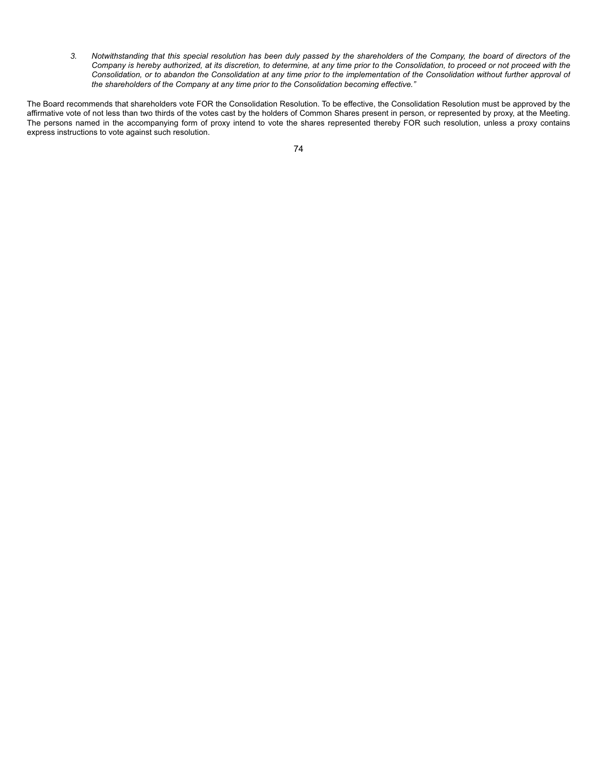3. *Notwithstanding that this special resolution has been duly passed by the shareholders of the Company, the board of directors of the Company is hereby authorized, at its discretion, to determine, at any time prior to the Consolidation, to proceed or not proceed with the Consolidation, or to abandon the Consolidation at any time prior to the implementation of the Consolidation without further approval of the shareholders of the Company at any time prior to the Consolidation becoming effective."*

The Board recommends that shareholders vote FOR the Consolidation Resolution. To be effective, the Consolidation Resolution must be approved by the affirmative vote of not less than two thirds of the votes cast by the holders of Common Shares present in person, or represented by proxy, at the Meeting. The persons named in the accompanying form of proxy intend to vote the shares represented thereby FOR such resolution, unless a proxy contains express instructions to vote against such resolution.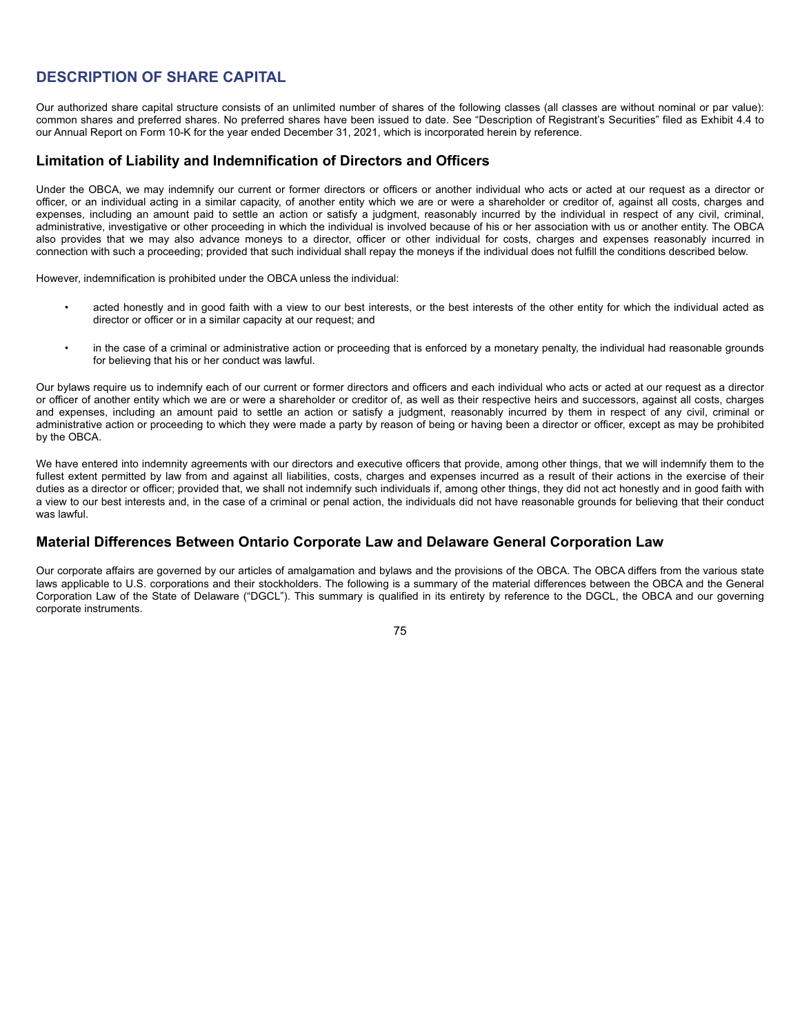## DESCRIPTION OF SHARE CAPITAL

Our authorized share capital structure consists of an unlimited number of shares of the following classes (all classes are without nominal or par value): common shares and preferred shares. No preferred shares have been issued to date. See "Description of Registrant's Securities" filed as Exhibit 4.4 to our Annual Report on Form 10-K for the year ended December 31, 2021, which is incorporated herein by reference.

### Limitation of Liability and Indemnification of Directors and Officers

Under the OBCA, we may indemnify our current or former directors or officers or another individual who acts or acted at our request as a director or officer, or an individual acting in a similar capacity, of another entity which we are or were a shareholder or creditor of, against all costs, charges and expenses, including an amount paid to settle an action or satisfy a judgment, reasonably incurred by the individual in respect of any civil, criminal, administrative, investigative or other proceeding in which the individual is involved because of his or her association with us or another entity. The OBCA also provides that we may also advance moneys to a director, officer or other individual for costs, charges and expenses reasonably incurred in connection with such a proceeding; provided that such individual shall repay the moneys if the individual does not fulfill the conditions described below.

However, indemnification is prohibited under the OBCA unless the individual:

- acted honestly and in good faith with a view to our best interests, or the best interests of the other entity for which the individual acted as director or officer or in a similar capacity at our request; and
- in the case of a criminal or administrative action or proceeding that is enforced by a monetary penalty, the individual had reasonable grounds for believing that his or her conduct was lawful.

Our bylaws require us to indemnify each of our current or former directors and officers and each individual who acts or acted at our request as a director or officer of another entity which we are or were a shareholder or creditor of, as well as their respective heirs and successors, against all costs, charges and expenses, including an amount paid to settle an action or satisfy a judgment, reasonably incurred by them in respect of any civil, criminal or administrative action or proceeding to which they were made a party by reason of being or having been a director or officer, except as may be prohibited by the OBCA.

We have entered into indemnity agreements with our directors and executive officers that provide, among other things, that we will indemnify them to the fullest extent permitted by law from and against all liabilities, costs, charges and expenses incurred as a result of their actions in the exercise of their duties as a director or officer; provided that, we shall not indemnify such individuals if, among other things, they did not act honestly and in good faith with a view to our best interests and, in the case of a criminal or penal action, the individuals did not have reasonable grounds for believing that their conduct was lawful.

### Material Differences Between Ontario Corporate Law and Delaware General Corporation Law

Our corporate affairs are governed by our articles of amalgamation and bylaws and the provisions of the OBCA. The OBCA differs from the various state laws applicable to U.S. corporations and their stockholders. The following is a summary of the material differences between the OBCA and the General Corporation Law of the State of Delaware ("DGCL"). This summary is qualified in its entirety by reference to the DGCL, the OBCA and our governing corporate instruments.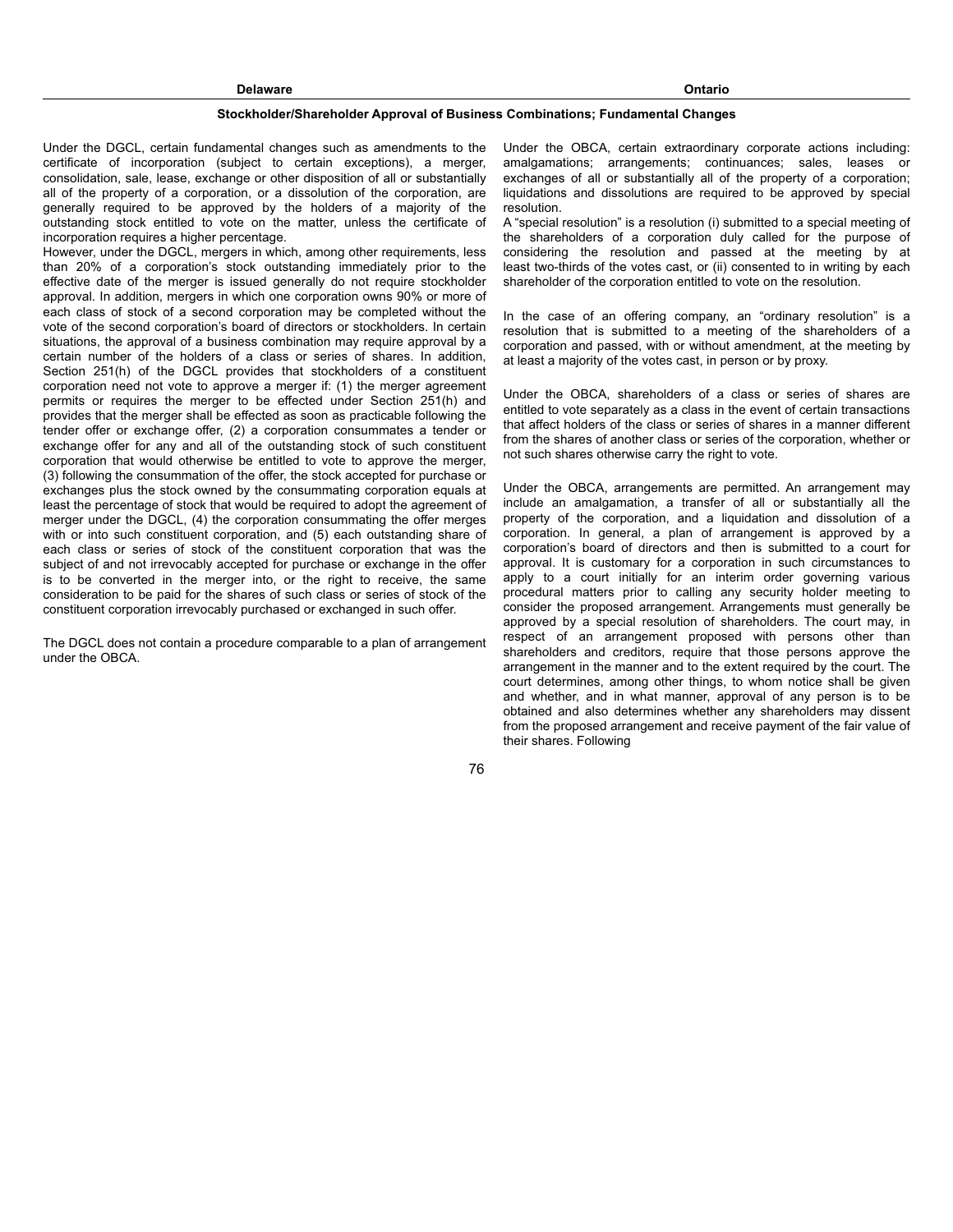| Delaware | Ontario |
| --- | --- |
| **Stockholder/Shareholder Approval of Business Combinations; Fundamental Changes** | |
| Under the DGCL, certain fundamental changes such as amendments to the certificate of incorporation (subject to certain exceptions), a merger, consolidation, sale, lease, exchange or other disposition of all or substantially all of the property of a corporation, or a dissolution of the corporation, are generally required to be approved by the holders of a majority of the outstanding stock entitled to vote on the matter, unless the certificate of incorporation requires a higher percentage.<br><br>However, under the DGCL, mergers in which, among other requirements, less than 20% of a corporation's stock outstanding immediately prior to the effective date of the merger is issued generally do not require stockholder approval. In addition, mergers in which one corporation owns 90% or more of each class of stock of a second corporation may be completed without the vote of the second corporation's board of directors or stockholders. In certain situations, the approval of a business combination may require approval by a certain number of the holders of a class or series of shares. In addition, Section 251(h) of the DGCL provides that stockholders of a constituent corporation need not vote to approve a merger if: (1) the merger agreement permits or requires the merger to be effected under Section 251(h) and provides that the merger shall be effected as soon as practicable following the tender offer or exchange offer, (2) a corporation consummates a tender or exchange offer for any and all of the outstanding stock of such constituent corporation that would otherwise be entitled to vote to approve the merger, (3) following the consummation of the offer, the stock accepted for purchase or exchanges plus the stock owned by the consummating corporation equals at least the percentage of stock that would be required to adopt the agreement of merger under the DGCL, (4) the corporation consummating the offer merges with or into such constituent corporation, and (5) each outstanding share of each class or series of stock of the constituent corporation that was the subject of and not irrevocably accepted for purchase or exchange in the offer is to be converted in the merger into, or the right to receive, the same consideration to be paid for the shares of such class or series of stock of the constituent corporation irrevocably purchased or exchanged in such offer.<br><br>The DGCL does not contain a procedure comparable to a plan of arrangement under the OBCA. | Under the OBCA, certain extraordinary corporate actions including: amalgamations; arrangements; continuances; sales, leases or exchanges of all or substantially all of the property of a corporation; liquidations and dissolutions are required to be approved by special resolution.<br><br>A "special resolution" is a resolution (i) submitted to a special meeting of the shareholders of a corporation duly called for the purpose of considering the resolution and passed at the meeting by at least two-thirds of the votes cast, or (ii) consented to in writing by each shareholder of the corporation entitled to vote on the resolution.<br><br>In the case of an offering company, an "ordinary resolution" is a resolution that is submitted to a meeting of the shareholders of a corporation and passed, with or without amendment, at the meeting by at least a majority of the votes cast, in person or by proxy.<br><br>Under the OBCA, shareholders of a class or series of shares are entitled to vote separately as a class in the event of certain transactions that affect holders of the class or series of shares in a manner different from the shares of another class or series of the corporation, whether or not such shares otherwise carry the right to vote.<br><br>Under the OBCA, arrangements are permitted. An arrangement may include an amalgamation, a transfer of all or substantially all the property of the corporation, and a liquidation and dissolution of a corporation. In general, a plan of arrangement is approved by a corporation's board of directors and then is submitted to a court for approval. It is customary for a corporation in such circumstances to apply to a court initially for an interim order governing various procedural matters prior to calling any security holder meeting to consider the proposed arrangement. Arrangements must generally be approved by a special resolution of shareholders. The court may, in respect of an arrangement proposed with persons other than shareholders and creditors, require that those persons approve the arrangement in the manner and to the extent required by the court. The court determines, among other things, to whom notice shall be given and whether, and in what manner, approval of any person is to be obtained and also determines whether any shareholders may dissent from the proposed arrangement and receive payment of the fair value of their shares. Following |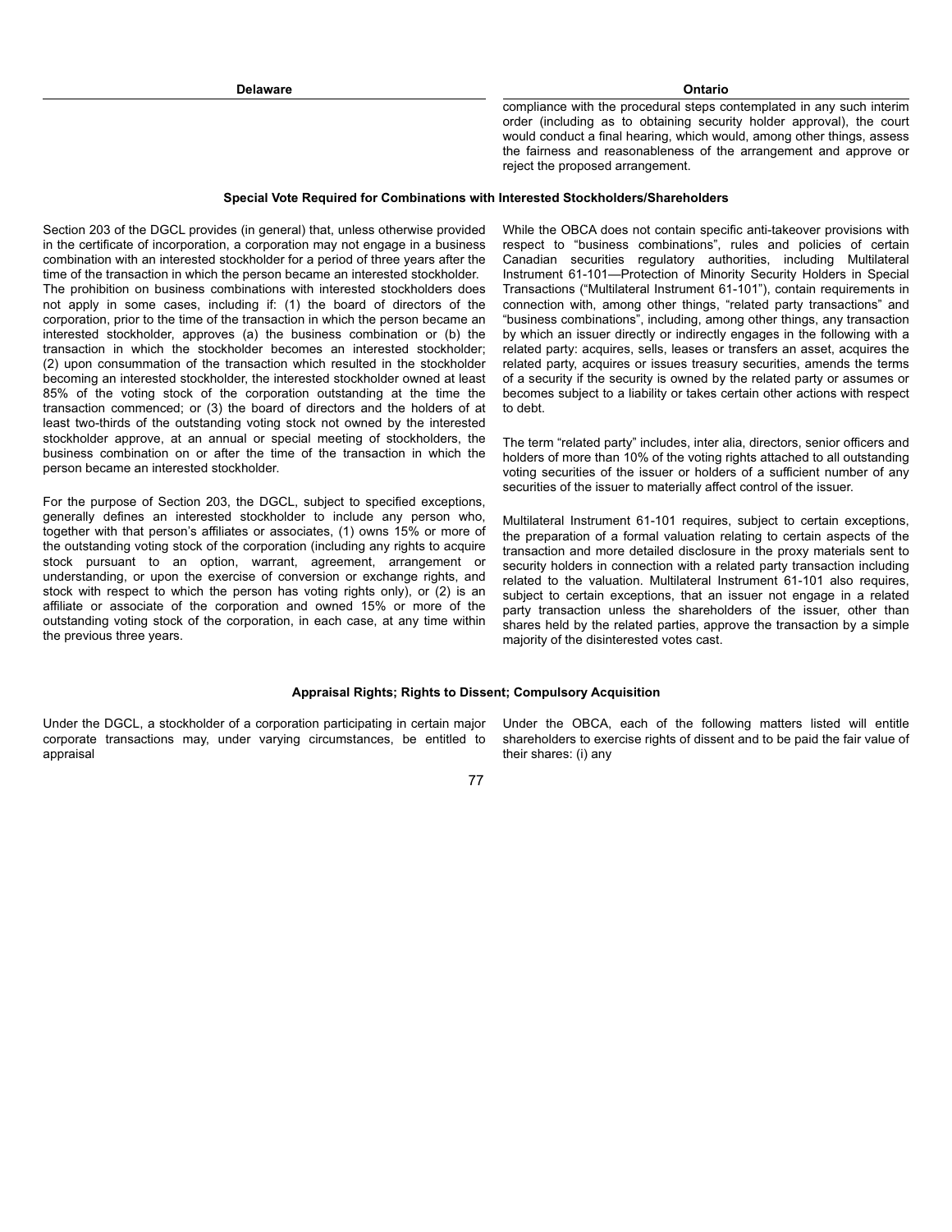| Delaware | Ontario |
|---|---|
| | compliance with the procedural steps contemplated in any such interim order (including as to obtaining security holder approval), the court would conduct a final hearing, which would, among other things, assess the fairness and reasonableness of the arrangement and approve or reject the proposed arrangement. |

**Special Vote Required for Combinations with Interested Stockholders/Shareholders**

| Delaware | Ontario |
|---|---|
| Section 203 of the DGCL provides (in general) that, unless otherwise provided in the certificate of incorporation, a corporation may not engage in a business combination with an interested stockholder for a period of three years after the time of the transaction in which the person became an interested stockholder. The prohibition on business combinations with interested stockholders does not apply in some cases, including if: (1) the board of directors of the corporation, prior to the time of the transaction in which the person became an interested stockholder, approves (a) the business combination or (b) the transaction in which the stockholder becomes an interested stockholder; (2) upon consummation of the transaction which resulted in the stockholder becoming an interested stockholder, the interested stockholder owned at least 85% of the voting stock of the corporation outstanding at the time the transaction commenced; or (3) the board of directors and the holders of at least two-thirds of the outstanding voting stock not owned by the interested stockholder approve, at an annual or special meeting of stockholders, the business combination on or after the time of the transaction in which the person became an interested stockholder.<br><br>For the purpose of Section 203, the DGCL, subject to specified exceptions, generally defines an interested stockholder to include any person who, together with that person's affiliates or associates, (1) owns 15% or more of the outstanding voting stock of the corporation (including any rights to acquire stock pursuant to an option, warrant, agreement, arrangement or understanding, or upon the exercise of conversion or exchange rights, and stock with respect to which the person has voting rights only), or (2) is an affiliate or associate of the corporation and owned 15% or more of the outstanding voting stock of the corporation, in each case, at any time within the previous three years. | While the OBCA does not contain specific anti-takeover provisions with respect to "business combinations", rules and policies of certain Canadian securities regulatory authorities, including Multilateral Instrument 61-101—Protection of Minority Security Holders in Special Transactions ("Multilateral Instrument 61-101"), contain requirements in connection with, among other things, "related party transactions" and "business combinations", including, among other things, any transaction by which an issuer directly or indirectly engages in the following with a related party: acquires, sells, leases or transfers an asset, acquires the related party, acquires or issues treasury securities, amends the terms of a security if the security is owned by the related party or assumes or becomes subject to a liability or takes certain other actions with respect to debt.<br><br>The term "related party" includes, inter alia, directors, senior officers and holders of more than 10% of the voting rights attached to all outstanding voting securities of the issuer or holders of a sufficient number of any securities of the issuer to materially affect control of the issuer.<br><br>Multilateral Instrument 61-101 requires, subject to certain exceptions, the preparation of a formal valuation relating to certain aspects of the transaction and more detailed disclosure in the proxy materials sent to security holders in connection with a related party transaction including related to the valuation. Multilateral Instrument 61-101 also requires, subject to certain exceptions, that an issuer not engage in a related party transaction unless the shareholders of the issuer, other than shares held by the related parties, approve the transaction by a simple majority of the disinterested votes cast. |

**Appraisal Rights; Rights to Dissent; Compulsory Acquisition**

| Delaware | Ontario |
|---|---|
| Under the DGCL, a stockholder of a corporation participating in certain major corporate transactions may, under varying circumstances, be entitled to appraisal | Under the OBCA, each of the following matters listed will entitle shareholders to exercise rights of dissent and to be paid the fair value of their shares: (i) any |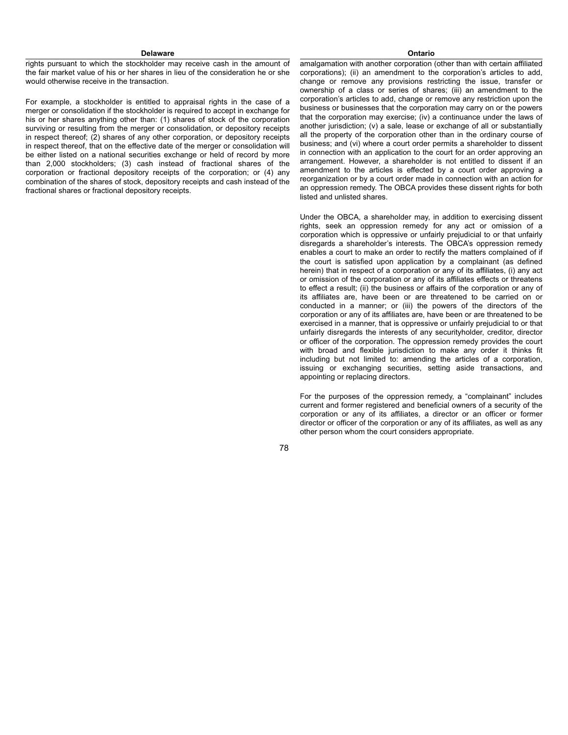| Delaware | Ontario |
|---|---|
| rights pursuant to which the stockholder may receive cash in the amount of the fair market value of his or her shares in lieu of the consideration he or she would otherwise receive in the transaction.<br><br>For example, a stockholder is entitled to appraisal rights in the case of a merger or consolidation if the stockholder is required to accept in exchange for his or her shares anything other than: (1) shares of stock of the corporation surviving or resulting from the merger or consolidation, or depository receipts in respect thereof; (2) shares of any other corporation, or depository receipts in respect thereof, that on the effective date of the merger or consolidation will be either listed on a national securities exchange or held of record by more than 2,000 stockholders; (3) cash instead of fractional shares of the corporation or fractional depository receipts of the corporation; or (4) any combination of the shares of stock, depository receipts and cash instead of the fractional shares or fractional depository receipts. | amalgamation with another corporation (other than with certain affiliated corporations); (ii) an amendment to the corporation's articles to add, change or remove any provisions restricting the issue, transfer or ownership of a class or series of shares; (iii) an amendment to the corporation's articles to add, change or remove any restriction upon the business or businesses that the corporation may carry on or the powers that the corporation may exercise; (iv) a continuance under the laws of another jurisdiction; (v) a sale, lease or exchange of all or substantially all the property of the corporation other than in the ordinary course of business; and (vi) where a court order permits a shareholder to dissent in connection with an application to the court for an order approving an arrangement. However, a shareholder is not entitled to dissent if an amendment to the articles is effected by a court order approving a reorganization or by a court order made in connection with an action for an oppression remedy. The OBCA provides these dissent rights for both listed and unlisted shares.<br><br>Under the OBCA, a shareholder may, in addition to exercising dissent rights, seek an oppression remedy for any act or omission of a corporation which is oppressive or unfairly prejudicial to or that unfairly disregards a shareholder's interests. The OBCA's oppression remedy enables a court to make an order to rectify the matters complained of if the court is satisfied upon application by a complainant (as defined herein) that in respect of a corporation or any of its affiliates, (i) any act or omission of the corporation or any of its affiliates effects or threatens to effect a result; (ii) the business or affairs of the corporation or any of its affiliates are, have been or are threatened to be carried on or conducted in a manner; or (iii) the powers of the directors of the corporation or any of its affiliates are, have been or are threatened to be exercised in a manner, that is oppressive or unfairly prejudicial to or that unfairly disregards the interests of any securityholder, creditor, director or officer of the corporation. The oppression remedy provides the court with broad and flexible jurisdiction to make any order it thinks fit including but not limited to: amending the articles of a corporation, issuing or exchanging securities, setting aside transactions, and appointing or replacing directors.<br><br>For the purposes of the oppression remedy, a "complainant" includes current and former registered and beneficial owners of a security of the corporation or any of its affiliates, a director or an officer or former director or officer of the corporation or any of its affiliates, as well as any other person whom the court considers appropriate. |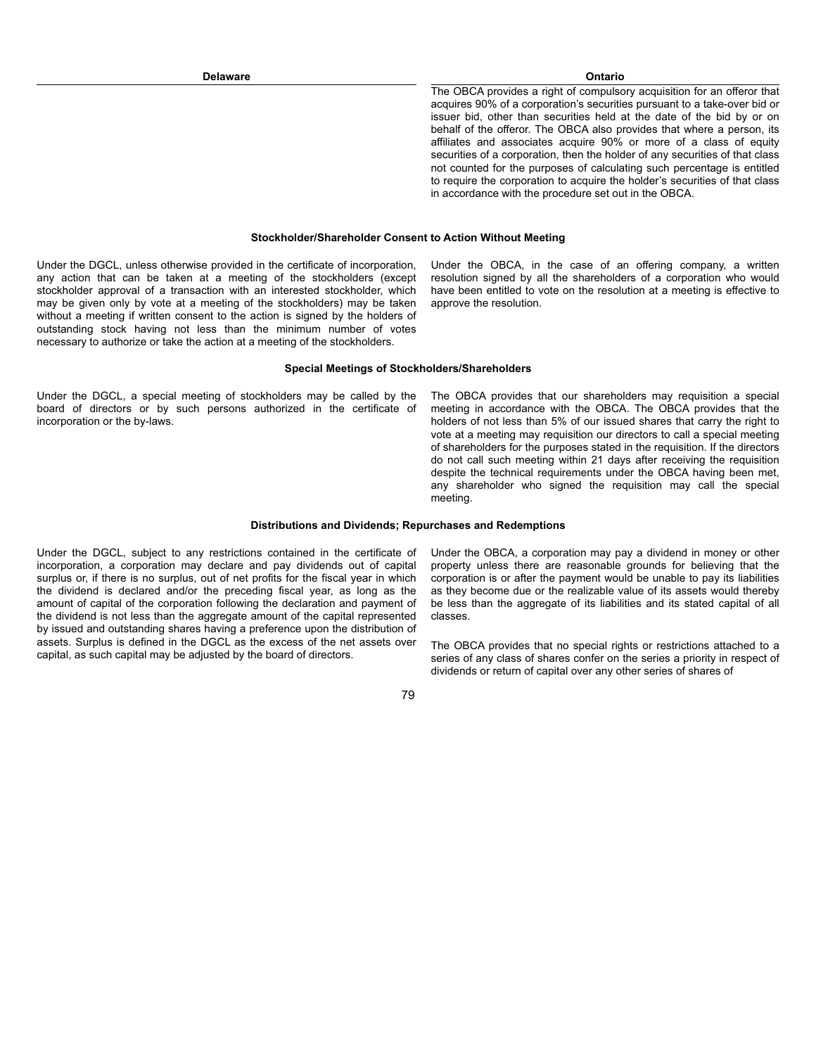| Delaware | Ontario |
|---|---|
| | The OBCA provides a right of compulsory acquisition for an offeror that acquires 90% of a corporation's securities pursuant to a take-over bid or issuer bid, other than securities held at the date of the bid by or on behalf of the offeror. The OBCA also provides that where a person, its affiliates and associates acquire 90% or more of a class of equity securities of a corporation, then the holder of any securities of that class not counted for the purposes of calculating such percentage is entitled to require the corporation to acquire the holder's securities of that class in accordance with the procedure set out in the OBCA. |

**Stockholder/Shareholder Consent to Action Without Meeting**

| Delaware | Ontario |
|---|---|
| Under the DGCL, unless otherwise provided in the certificate of incorporation, any action that can be taken at a meeting of the stockholders (except stockholder approval of a transaction with an interested stockholder, which may be given only by vote at a meeting of the stockholders) may be taken without a meeting if written consent to the action is signed by the holders of outstanding stock having not less than the minimum number of votes necessary to authorize or take the action at a meeting of the stockholders. | Under the OBCA, in the case of an offering company, a written resolution signed by all the shareholders of a corporation who would have been entitled to vote on the resolution at a meeting is effective to approve the resolution. |

**Special Meetings of Stockholders/Shareholders**

| Delaware | Ontario |
|---|---|
| Under the DGCL, a special meeting of stockholders may be called by the board of directors or by such persons authorized in the certificate of incorporation or the by-laws. | The OBCA provides that our shareholders may requisition a special meeting in accordance with the OBCA. The OBCA provides that the holders of not less than 5% of our issued shares that carry the right to vote at a meeting may requisition our directors to call a special meeting of shareholders for the purposes stated in the requisition. If the directors do not call such meeting within 21 days after receiving the requisition despite the technical requirements under the OBCA having been met, any shareholder who signed the requisition may call the special meeting. |

**Distributions and Dividends; Repurchases and Redemptions**

| Delaware | Ontario |
|---|---|
| Under the DGCL, subject to any restrictions contained in the certificate of incorporation, a corporation may declare and pay dividends out of capital surplus or, if there is no surplus, out of net profits for the fiscal year in which the dividend is declared and/or the preceding fiscal year, as long as the amount of capital of the corporation following the declaration and payment of the dividend is not less than the aggregate amount of the capital represented by issued and outstanding shares having a preference upon the distribution of assets. Surplus is defined in the DGCL as the excess of the net assets over capital, as such capital may be adjusted by the board of directors. | Under the OBCA, a corporation may pay a dividend in money or other property unless there are reasonable grounds for believing that the corporation is or after the payment would be unable to pay its liabilities as they become due or the realizable value of its assets would thereby be less than the aggregate of its liabilities and its stated capital of all classes.<br><br>The OBCA provides that no special rights or restrictions attached to a series of any class of shares confer on the series a priority in respect of dividends or return of capital over any other series of shares of |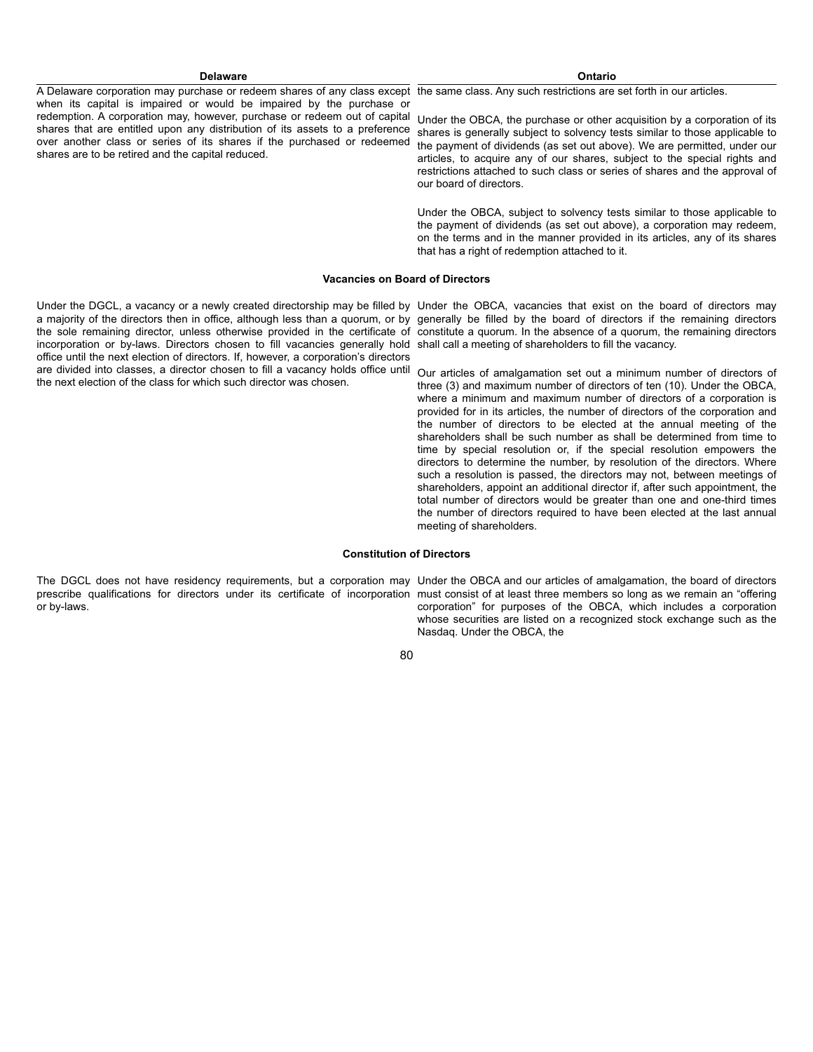| Delaware | Ontario |
|---|---|
| A Delaware corporation may purchase or redeem shares of any class except when its capital is impaired or would be impaired by the purchase or redemption. A corporation may, however, purchase or redeem out of capital shares that are entitled upon any distribution of its assets to a preference over another class or series of its shares if the purchased or redeemed shares are to be retired and the capital reduced. | the same class. Any such restrictions are set forth in our articles.<br><br>Under the OBCA, the purchase or other acquisition by a corporation of its shares is generally subject to solvency tests similar to those applicable to the payment of dividends (as set out above). We are permitted, under our articles, to acquire any of our shares, subject to the special rights and restrictions attached to such class or series of shares and the approval of our board of directors.<br><br>Under the OBCA, subject to solvency tests similar to those applicable to the payment of dividends (as set out above), a corporation may redeem, on the terms and in the manner provided in its articles, any of its shares that has a right of redemption attached to it. |
| **Vacancies on Board of Directors** | |
| Under the DGCL, a vacancy or a newly created directorship may be filled by a majority of the directors then in office, although less than a quorum, or by the sole remaining director, unless otherwise provided in the certificate of incorporation or by-laws. Directors chosen to fill vacancies generally hold office until the next election of directors. If, however, a corporation's directors are divided into classes, a director chosen to fill a vacancy holds office until the next election of the class for which such director was chosen. | Under the OBCA, vacancies that exist on the board of directors may generally be filled by the board of directors if the remaining directors constitute a quorum. In the absence of a quorum, the remaining directors shall call a meeting of shareholders to fill the vacancy.<br><br>Our articles of amalgamation set out a minimum number of directors of three (3) and maximum number of directors of ten (10). Under the OBCA, where a minimum and maximum number of directors of a corporation is provided for in its articles, the number of directors of the corporation and the number of directors to be elected at the annual meeting of the shareholders shall be such number as shall be determined from time to time by special resolution or, if the special resolution empowers the directors to determine the number, by resolution of the directors. Where such a resolution is passed, the directors may not, between meetings of shareholders, appoint an additional director if, after such appointment, the total number of directors would be greater than one and one-third times the number of directors required to have been elected at the last annual meeting of shareholders. |
| **Constitution of Directors** | |
| The DGCL does not have residency requirements, but a corporation may prescribe qualifications for directors under its certificate of incorporation or by-laws. | Under the OBCA and our articles of amalgamation, the board of directors must consist of at least three members so long as we remain an "offering corporation" for purposes of the OBCA, which includes a corporation whose securities are listed on a recognized stock exchange such as the Nasdaq. Under the OBCA, the |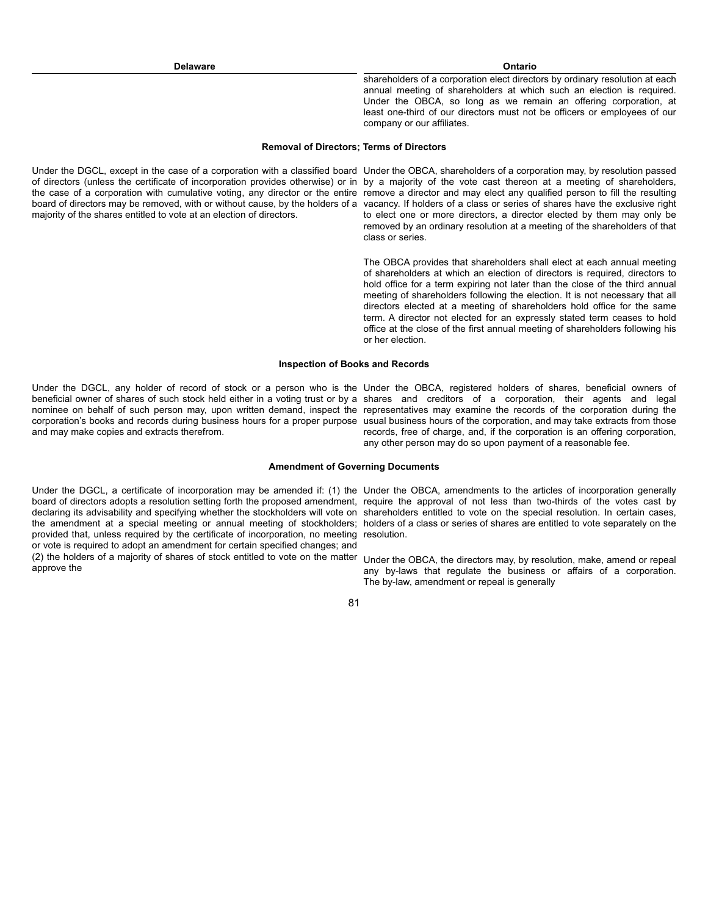| Delaware | Ontario |
|---|---|
| | shareholders of a corporation elect directors by ordinary resolution at each annual meeting of shareholders at which such an election is required. Under the OBCA, so long as we remain an offering corporation, at least one-third of our directors must not be officers or employees of our company or our affiliates. |
| **Removal of Directors; Terms of Directors** | |
| Under the DGCL, except in the case of a corporation with a classified board of directors (unless the certificate of incorporation provides otherwise) or in the case of a corporation with cumulative voting, any director or the entire board of directors may be removed, with or without cause, by the holders of a majority of the shares entitled to vote at an election of directors. | Under the OBCA, shareholders of a corporation may, by resolution passed by a majority of the vote cast thereon at a meeting of shareholders, remove a director and may elect any qualified person to fill the resulting vacancy. If holders of a class or series of shares have the exclusive right to elect one or more directors, a director elected by them may only be removed by an ordinary resolution at a meeting of the shareholders of that class or series.<br><br>The OBCA provides that shareholders shall elect at each annual meeting of shareholders at which an election of directors is required, directors to hold office for a term expiring not later than the close of the third annual meeting of shareholders following the election. It is not necessary that all directors elected at a meeting of shareholders hold office for the same term. A director not elected for an expressly stated term ceases to hold office at the close of the first annual meeting of shareholders following his or her election. |
| **Inspection of Books and Records** | |
| Under the DGCL, any holder of record of stock or a person who is the beneficial owner of shares of such stock held either in a voting trust or by a nominee on behalf of such person may, upon written demand, inspect the corporation's books and records during business hours for a proper purpose and may make copies and extracts therefrom. | Under the OBCA, registered holders of shares, beneficial owners of shares and creditors of a corporation, their agents and legal representatives may examine the records of the corporation during the usual business hours of the corporation, and may take extracts from those records, free of charge, and, if the corporation is an offering corporation, any other person may do so upon payment of a reasonable fee. |
| **Amendment of Governing Documents** | |
| Under the DGCL, a certificate of incorporation may be amended if: (1) the board of directors adopts a resolution setting forth the proposed amendment, declaring its advisability and specifying whether the stockholders will vote on the amendment at a special meeting or annual meeting of stockholders; provided that, unless required by the certificate of incorporation, no meeting or vote is required to adopt an amendment for certain specified changes; and (2) the holders of a majority of shares of stock entitled to vote on the matter approve the | Under the OBCA, amendments to the articles of incorporation generally require the approval of not less than two-thirds of the votes cast by shareholders entitled to vote on the special resolution. In certain cases, holders of a class or series of shares are entitled to vote separately on the resolution.<br><br>Under the OBCA, the directors may, by resolution, make, amend or repeal any by-laws that regulate the business or affairs of a corporation. The by-law, amendment or repeal is generally |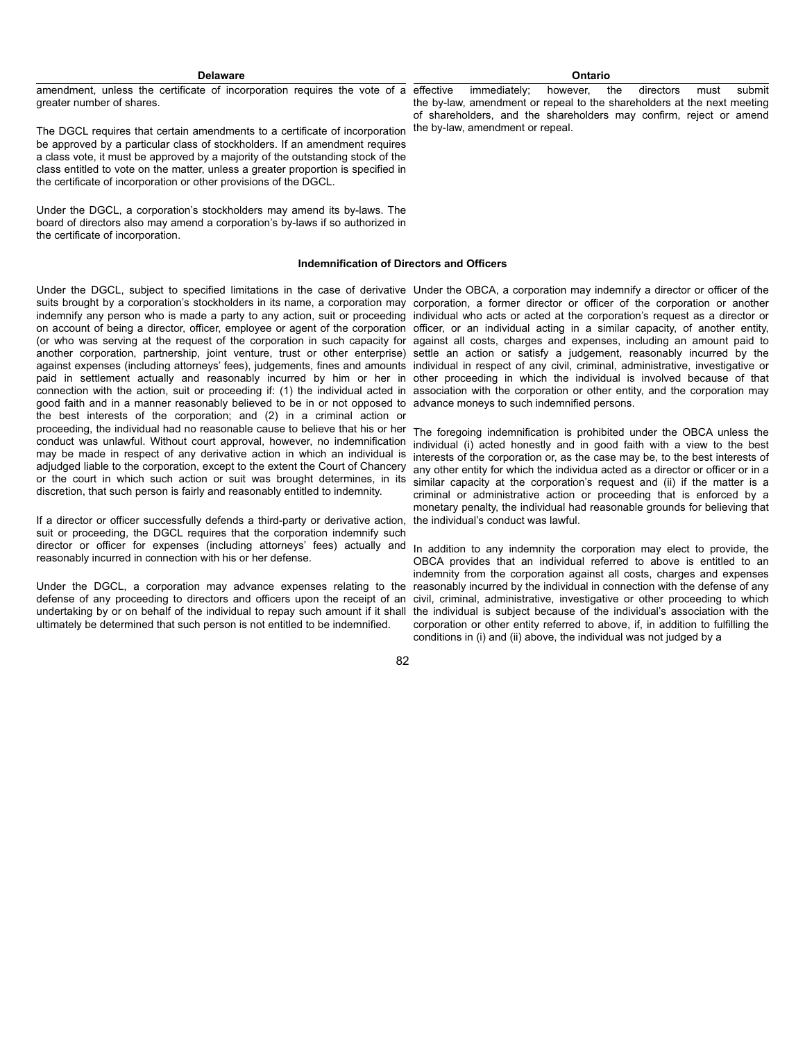| Delaware | Ontario |
|---|---|
| amendment, unless the certificate of incorporation requires the vote of a greater number of shares.<br><br>The DGCL requires that certain amendments to a certificate of incorporation be approved by a particular class of stockholders. If an amendment requires a class vote, it must be approved by a majority of the outstanding stock of the class entitled to vote on the matter, unless a greater proportion is specified in the certificate of incorporation or other provisions of the DGCL.<br><br>Under the DGCL, a corporation's stockholders may amend its by-laws. The board of directors also may amend a corporation's by-laws if so authorized in the certificate of incorporation. | effective immediately; however, the directors must submit the by-law, amendment or repeal to the shareholders at the next meeting of shareholders, and the shareholders may confirm, reject or amend the by-law, amendment or repeal. |
| **Indemnification of Directors and Officers** | |
| Under the DGCL, subject to specified limitations in the case of derivative suits brought by a corporation's stockholders in its name, a corporation may indemnify any person who is made a party to any action, suit or proceeding on account of being a director, officer, employee or agent of the corporation (or who was serving at the request of the corporation in such capacity for another corporation, partnership, joint venture, trust or other enterprise) against expenses (including attorneys' fees), judgements, fines and amounts paid in settlement actually and reasonably incurred by him or her in connection with the action, suit or proceeding if: (1) the individual acted in good faith and in a manner reasonably believed to be in or not opposed to the best interests of the corporation; and (2) in a criminal action or proceeding, the individual had no reasonable cause to believe that his or her conduct was unlawful. Without court approval, however, no indemnification may be made in respect of any derivative action in which an individual is adjudged liable to the corporation, except to the extent the Court of Chancery or the court in which such action or suit was brought determines, in its discretion, that such person is fairly and reasonably entitled to indemnity.<br><br>If a director or officer successfully defends a third-party or derivative action, suit or proceeding, the DGCL requires that the corporation indemnify such director or officer for expenses (including attorneys' fees) actually and reasonably incurred in connection with his or her defense.<br><br>Under the DGCL, a corporation may advance expenses relating to the defense of any proceeding to directors and officers upon the receipt of an undertaking by or on behalf of the individual to repay such amount if it shall ultimately be determined that such person is not entitled to be indemnified. | Under the OBCA, a corporation may indemnify a director or officer of the corporation, a former director or officer of the corporation or another individual who acts or acted at the corporation's request as a director or officer, or an individual acting in a similar capacity, of another entity, against all costs, charges and expenses, including an amount paid to settle an action or satisfy a judgement, reasonably incurred by the individual in respect of any civil, criminal, administrative, investigative or other proceeding in which the individual is involved because of that association with the corporation or other entity, and the corporation may advance moneys to such indemnified persons.<br><br>The foregoing indemnification is prohibited under the OBCA unless the individual (i) acted honestly and in good faith with a view to the best interests of the corporation or, as the case may be, to the best interests of any other entity for which the individua acted as a director or officer or in a similar capacity at the corporation's request and (ii) if the matter is a criminal or administrative action or proceeding that is enforced by a monetary penalty, the individual had reasonable grounds for believing that the individual's conduct was lawful.<br><br>In addition to any indemnity the corporation may elect to provide, the OBCA provides that an individual referred to above is entitled to an indemnity from the corporation against all costs, charges and expenses reasonably incurred by the individual in connection with the defense of any civil, criminal, administrative, investigative or other proceeding to which the individual is subject because of the individual's association with the corporation or other entity referred to above, if, in addition to fulfilling the conditions in (i) and (ii) above, the individual was not judged by a |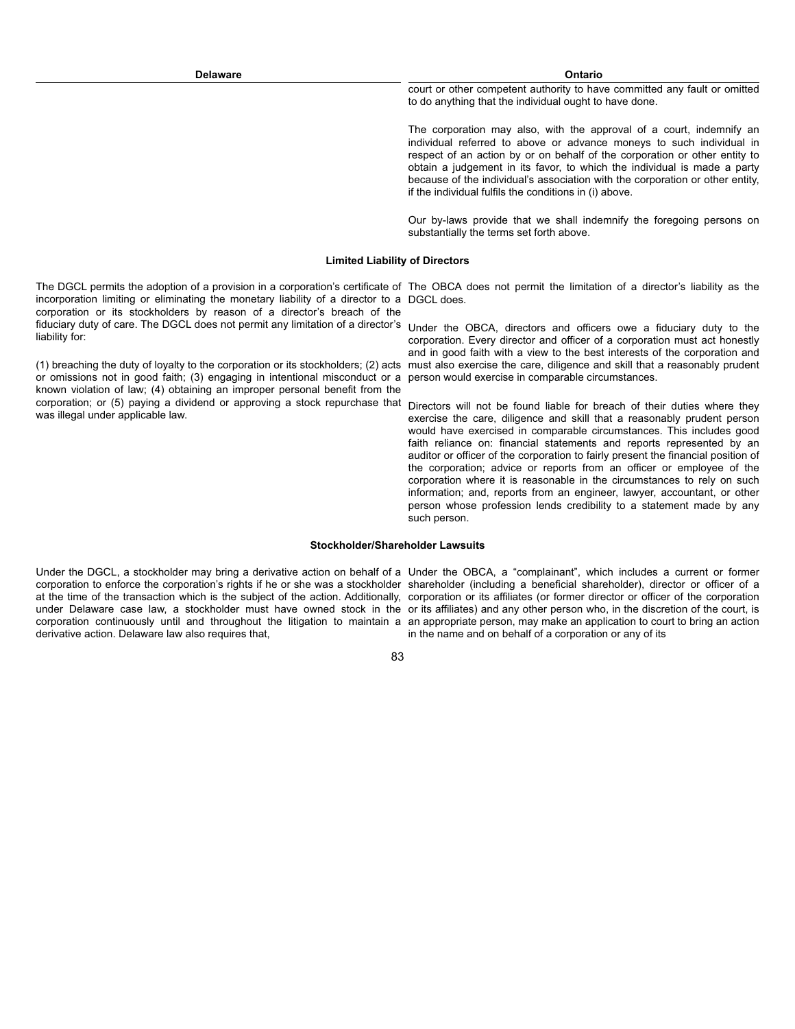| Delaware | Ontario |
|---|---|
| | court or other competent authority to have committed any fault or omitted to do anything that the individual ought to have done.<br><br>The corporation may also, with the approval of a court, indemnify an individual referred to above or advance moneys to such individual in respect of an action by or on behalf of the corporation or other entity to obtain a judgement in its favor, to which the individual is made a party because of the individual's association with the corporation or other entity, if the individual fulfils the conditions in (i) above.<br><br>Our by-laws provide that we shall indemnify the foregoing persons on substantially the terms set forth above. |
| **Limited Liability of Directors** | |
| The DGCL permits the adoption of a provision in a corporation's certificate of incorporation limiting or eliminating the monetary liability of a director to a corporation or its stockholders by reason of a director's breach of the fiduciary duty of care. The DGCL does not permit any limitation of a director's liability for:<br><br>(1) breaching the duty of loyalty to the corporation or its stockholders; (2) acts or omissions not in good faith; (3) engaging in intentional misconduct or a known violation of law; (4) obtaining an improper personal benefit from the corporation; or (5) paying a dividend or approving a stock repurchase that was illegal under applicable law. | The OBCA does not permit the limitation of a director's liability as the DGCL does.<br><br>Under the OBCA, directors and officers owe a fiduciary duty to the corporation. Every director and officer of a corporation must act honestly and in good faith with a view to the best interests of the corporation and must also exercise the care, diligence and skill that a reasonably prudent person would exercise in comparable circumstances.<br><br>Directors will not be found liable for breach of their duties where they exercise the care, diligence and skill that a reasonably prudent person would have exercised in comparable circumstances. This includes good faith reliance on: financial statements and reports represented by an auditor or officer of the corporation to fairly present the financial position of the corporation; advice or reports from an officer or employee of the corporation where it is reasonable in the circumstances to rely on such information; and, reports from an engineer, lawyer, accountant, or other person whose profession lends credibility to a statement made by any such person. |
| **Stockholder/Shareholder Lawsuits** | |
| Under the DGCL, a stockholder may bring a derivative action on behalf of a corporation to enforce the corporation's rights if he or she was a stockholder at the time of the transaction which is the subject of the action. Additionally, under Delaware case law, a stockholder must have owned stock in the corporation continuously until and throughout the litigation to maintain a derivative action. Delaware law also requires that, | Under the OBCA, a "complainant", which includes a current or former shareholder (including a beneficial shareholder), director or officer of a corporation or its affiliates (or former director or officer of the corporation or its affiliates) and any other person who, in the discretion of the court, is an appropriate person, may make an application to court to bring an action in the name and on behalf of a corporation or any of its |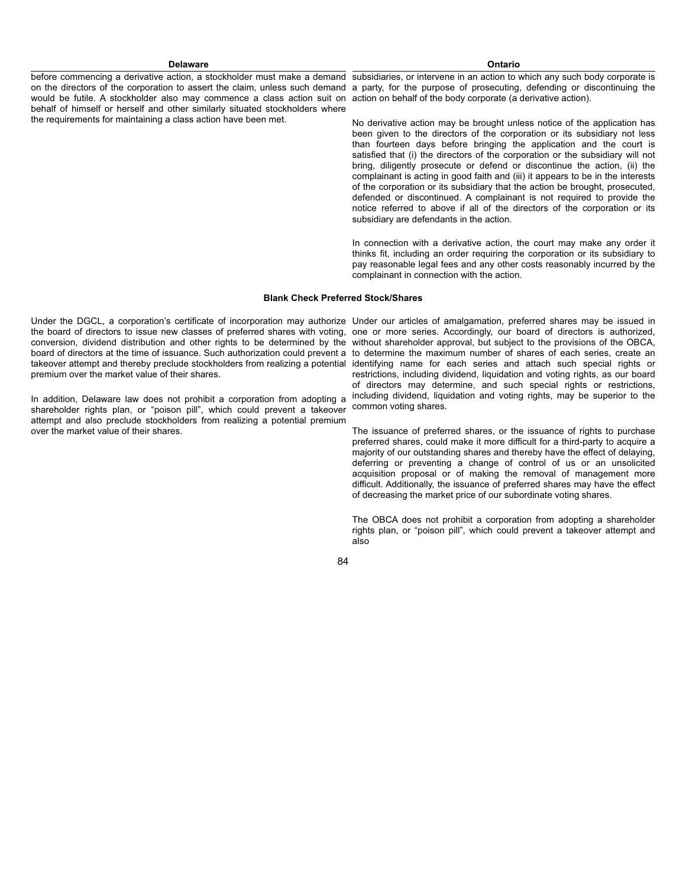| Delaware | Ontario |
|---|---|
| before commencing a derivative action, a stockholder must make a demand on the directors of the corporation to assert the claim, unless such demand would be futile. A stockholder also may commence a class action suit on behalf of himself or herself and other similarly situated stockholders where the requirements for maintaining a class action have been met. | subsidiaries, or intervene in an action to which any such body corporate is a party, for the purpose of prosecuting, defending or discontinuing the action on behalf of the body corporate (a derivative action).<br><br>No derivative action may be brought unless notice of the application has been given to the directors of the corporation or its subsidiary not less than fourteen days before bringing the application and the court is satisfied that (i) the directors of the corporation or the subsidiary will not bring, diligently prosecute or defend or discontinue the action, (ii) the complainant is acting in good faith and (iii) it appears to be in the interests of the corporation or its subsidiary that the action be brought, prosecuted, defended or discontinued. A complainant is not required to provide the notice referred to above if all of the directors of the corporation or its subsidiary are defendants in the action.<br><br>In connection with a derivative action, the court may make any order it thinks fit, including an order requiring the corporation or its subsidiary to pay reasonable legal fees and any other costs reasonably incurred by the complainant in connection with the action. |
| **Blank Check Preferred Stock/Shares** | |
| Under the DGCL, a corporation's certificate of incorporation may authorize the board of directors to issue new classes of preferred shares with voting, conversion, dividend distribution and other rights to be determined by the board of directors at the time of issuance. Such authorization could prevent a takeover attempt and thereby preclude stockholders from realizing a potential premium over the market value of their shares.<br><br>In addition, Delaware law does not prohibit a corporation from adopting a shareholder rights plan, or "poison pill", which could prevent a takeover attempt and also preclude stockholders from realizing a potential premium over the market value of their shares. | Under our articles of amalgamation, preferred shares may be issued in one or more series. Accordingly, our board of directors is authorized, without shareholder approval, but subject to the provisions of the OBCA, to determine the maximum number of shares of each series, create an identifying name for each series and attach such special rights or restrictions, including dividend, liquidation and voting rights, as our board of directors may determine, and such special rights or restrictions, including dividend, liquidation and voting rights, may be superior to the common voting shares.<br><br>The issuance of preferred shares, or the issuance of rights to purchase preferred shares, could make it more difficult for a third-party to acquire a majority of our outstanding shares and thereby have the effect of delaying, deferring or preventing a change of control of us or an unsolicited acquisition proposal or of making the removal of management more difficult. Additionally, the issuance of preferred shares may have the effect of decreasing the market price of our subordinate voting shares.<br><br>The OBCA does not prohibit a corporation from adopting a shareholder rights plan, or "poison pill", which could prevent a takeover attempt and also |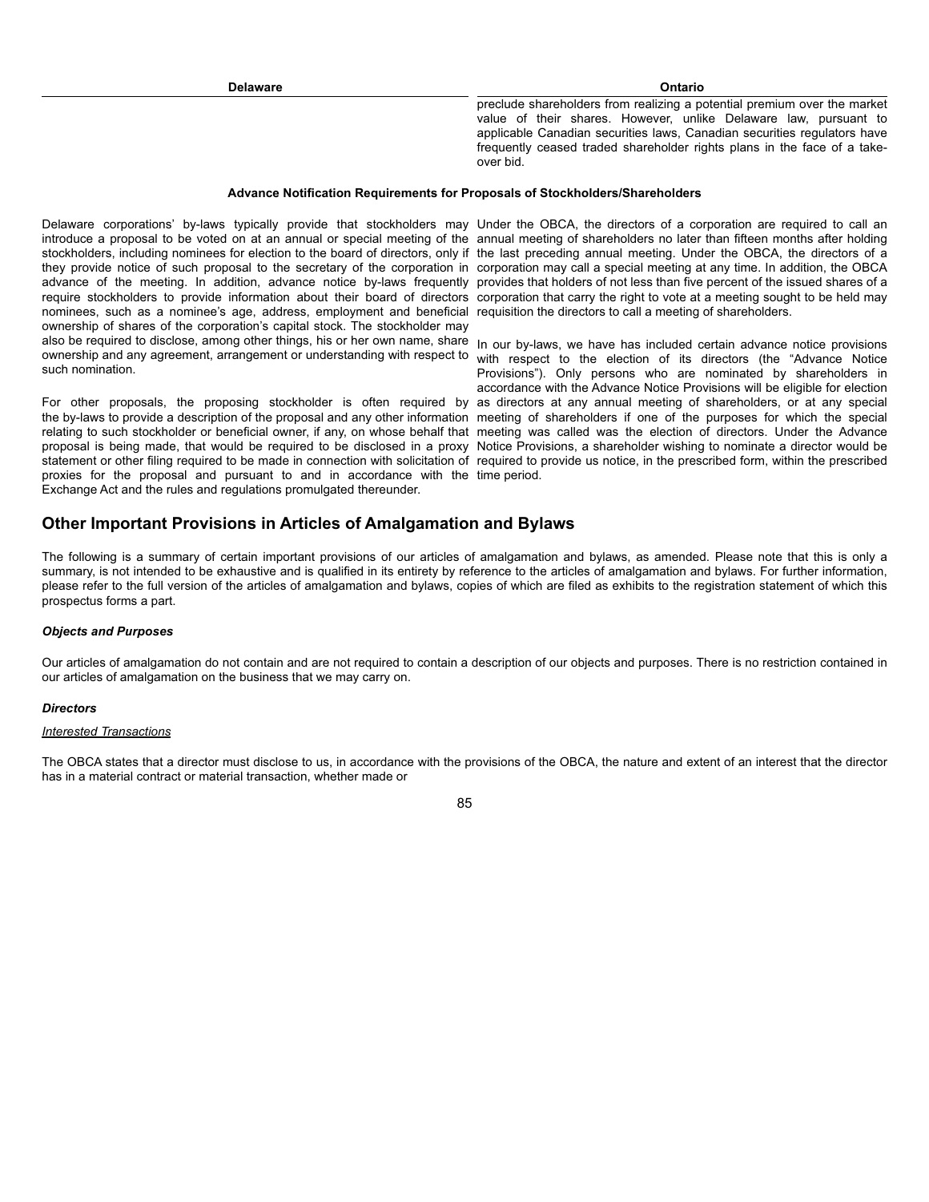| Delaware | Ontario |
|---|---|
| | preclude shareholders from realizing a potential premium over the market value of their shares. However, unlike Delaware law, pursuant to applicable Canadian securities laws, Canadian securities regulators have frequently ceased traded shareholder rights plans in the face of a take-over bid. |
| **Advance Notification Requirements for Proposals of Stockholders/Shareholders** | |
| Delaware corporations' by-laws typically provide that stockholders may introduce a proposal to be voted on at an annual or special meeting of the stockholders, including nominees for election to the board of directors, only if they provide notice of such proposal to the secretary of the corporation in advance of the meeting. In addition, advance notice by-laws frequently require stockholders to provide information about their board of directors nominees, such as a nominee's age, address, employment and beneficial ownership of shares of the corporation's capital stock. The stockholder may also be required to disclose, among other things, his or her own name, share ownership and any agreement, arrangement or understanding with respect to such nomination.<br><br>For other proposals, the proposing stockholder is often required by the by-laws to provide a description of the proposal and any other information relating to such stockholder or beneficial owner, if any, on whose behalf that proposal is being made, that would be required to be disclosed in a proxy statement or other filing required to be made in connection with solicitation of proxies for the proposal and pursuant to and in accordance with the Exchange Act and the rules and regulations promulgated thereunder. | Under the OBCA, the directors of a corporation are required to call an annual meeting of shareholders no later than fifteen months after holding the last preceding annual meeting. Under the OBCA, the directors of a corporation may call a special meeting at any time. In addition, the OBCA provides that holders of not less than five percent of the issued shares of a corporation that carry the right to vote at a meeting sought to be held may requisition the directors to call a meeting of shareholders.<br><br>In our by-laws, we have has included certain advance notice provisions with respect to the election of its directors (the "Advance Notice Provisions"). Only persons who are nominated by shareholders in accordance with the Advance Notice Provisions will be eligible for election as directors at any annual meeting of shareholders, or at any special meeting of shareholders if one of the purposes for which the special meeting was called was the election of directors. Under the Advance Notice Provisions, a shareholder wishing to nominate a director would be required to provide us notice, in the prescribed form, within the prescribed time period. |

## Other Important Provisions in Articles of Amalgamation and Bylaws

The following is a summary of certain important provisions of our articles of amalgamation and bylaws, as amended. Please note that this is only a summary, is not intended to be exhaustive and is qualified in its entirety by reference to the articles of amalgamation and bylaws. For further information, please refer to the full version of the articles of amalgamation and bylaws, copies of which are filed as exhibits to the registration statement of which this prospectus forms a part.

***Objects and Purposes***

Our articles of amalgamation do not contain and are not required to contain a description of our objects and purposes. There is no restriction contained in our articles of amalgamation on the business that we may carry on.

***Directors***

*Interested Transactions*

The OBCA states that a director must disclose to us, in accordance with the provisions of the OBCA, the nature and extent of an interest that the director has in a material contract or material transaction, whether made or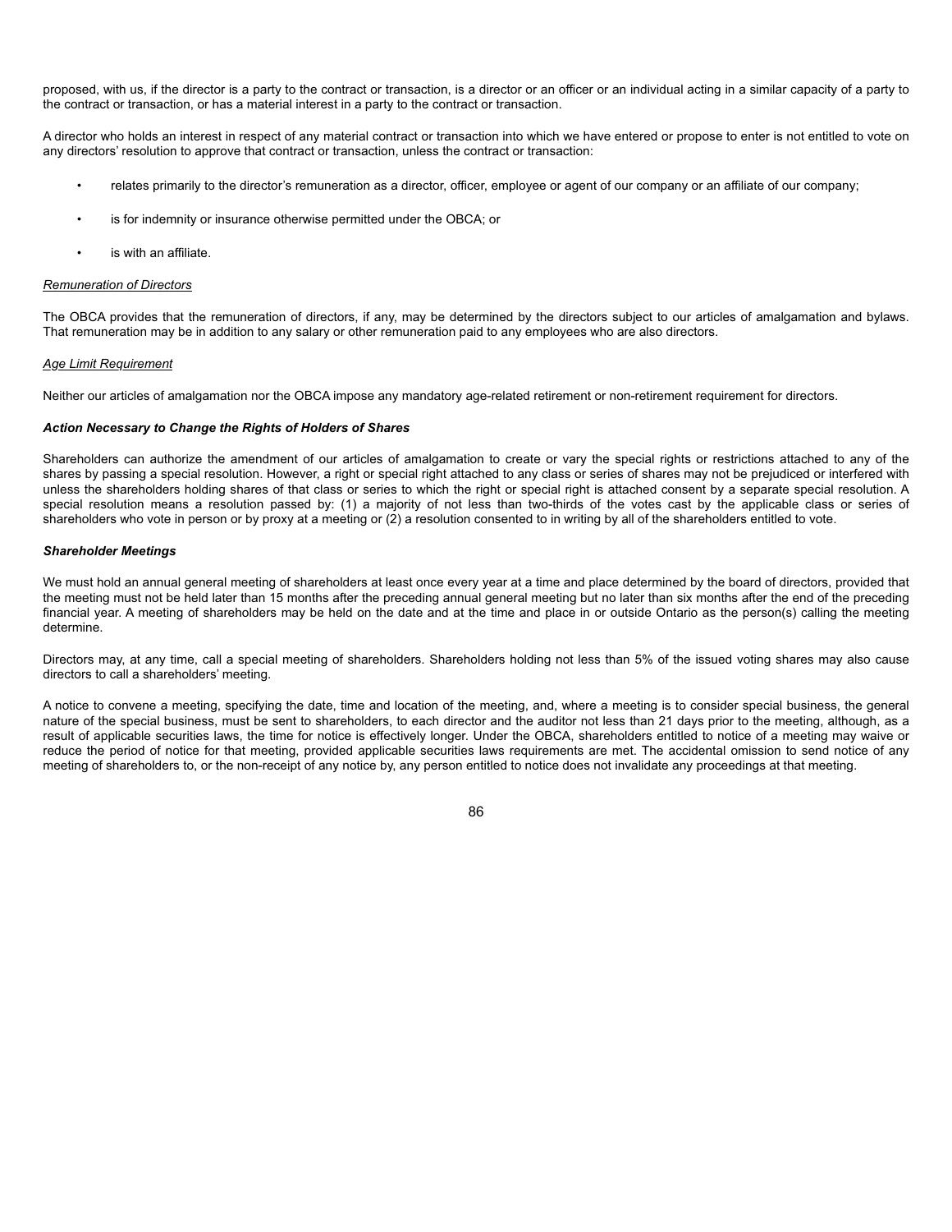proposed, with us, if the director is a party to the contract or transaction, is a director or an officer or an individual acting in a similar capacity of a party to the contract or transaction, or has a material interest in a party to the contract or transaction.

A director who holds an interest in respect of any material contract or transaction into which we have entered or propose to enter is not entitled to vote on any directors' resolution to approve that contract or transaction, unless the contract or transaction:

- relates primarily to the director's remuneration as a director, officer, employee or agent of our company or an affiliate of our company;
- is for indemnity or insurance otherwise permitted under the OBCA; or
- is with an affiliate.

*Remuneration of Directors*

The OBCA provides that the remuneration of directors, if any, may be determined by the directors subject to our articles of amalgamation and bylaws. That remuneration may be in addition to any salary or other remuneration paid to any employees who are also directors.

*Age Limit Requirement*

Neither our articles of amalgamation nor the OBCA impose any mandatory age-related retirement or non-retirement requirement for directors.

***Action Necessary to Change the Rights of Holders of Shares***

Shareholders can authorize the amendment of our articles of amalgamation to create or vary the special rights or restrictions attached to any of the shares by passing a special resolution. However, a right or special right attached to any class or series of shares may not be prejudiced or interfered with unless the shareholders holding shares of that class or series to which the right or special right is attached consent by a separate special resolution. A special resolution means a resolution passed by: (1) a majority of not less than two-thirds of the votes cast by the applicable class or series of shareholders who vote in person or by proxy at a meeting or (2) a resolution consented to in writing by all of the shareholders entitled to vote.

***Shareholder Meetings***

We must hold an annual general meeting of shareholders at least once every year at a time and place determined by the board of directors, provided that the meeting must not be held later than 15 months after the preceding annual general meeting but no later than six months after the end of the preceding financial year. A meeting of shareholders may be held on the date and at the time and place in or outside Ontario as the person(s) calling the meeting determine.

Directors may, at any time, call a special meeting of shareholders. Shareholders holding not less than 5% of the issued voting shares may also cause directors to call a shareholders' meeting.

A notice to convene a meeting, specifying the date, time and location of the meeting, and, where a meeting is to consider special business, the general nature of the special business, must be sent to shareholders, to each director and the auditor not less than 21 days prior to the meeting, although, as a result of applicable securities laws, the time for notice is effectively longer. Under the OBCA, shareholders entitled to notice of a meeting may waive or reduce the period of notice for that meeting, provided applicable securities laws requirements are met. The accidental omission to send notice of any meeting of shareholders to, or the non-receipt of any notice by, any person entitled to notice does not invalidate any proceedings at that meeting.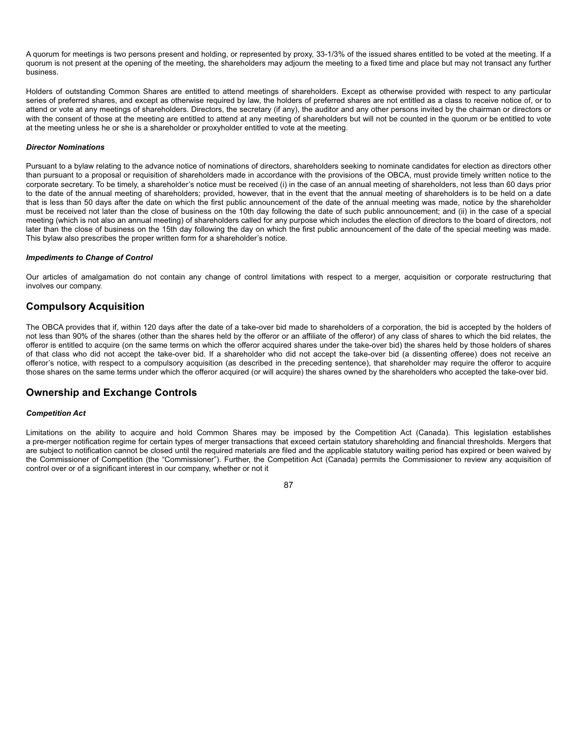A quorum for meetings is two persons present and holding, or represented by proxy, 33-1/3% of the issued shares entitled to be voted at the meeting. If a quorum is not present at the opening of the meeting, the shareholders may adjourn the meeting to a fixed time and place but may not transact any further business.

Holders of outstanding Common Shares are entitled to attend meetings of shareholders. Except as otherwise provided with respect to any particular series of preferred shares, and except as otherwise required by law, the holders of preferred shares are not entitled as a class to receive notice of, or to attend or vote at any meetings of shareholders. Directors, the secretary (if any), the auditor and any other persons invited by the chairman or directors or with the consent of those at the meeting are entitled to attend at any meeting of shareholders but will not be counted in the quorum or be entitled to vote at the meeting unless he or she is a shareholder or proxyholder entitled to vote at the meeting.

***Director Nominations***

Pursuant to a bylaw relating to the advance notice of nominations of directors, shareholders seeking to nominate candidates for election as directors other than pursuant to a proposal or requisition of shareholders made in accordance with the provisions of the OBCA, must provide timely written notice to the corporate secretary. To be timely, a shareholder's notice must be received (i) in the case of an annual meeting of shareholders, not less than 60 days prior to the date of the annual meeting of shareholders; provided, however, that in the event that the annual meeting of shareholders is to be held on a date that is less than 50 days after the date on which the first public announcement of the date of the annual meeting was made, notice by the shareholder must be received not later than the close of business on the 10th day following the date of such public announcement; and (ii) in the case of a special meeting (which is not also an annual meeting) of shareholders called for any purpose which includes the election of directors to the board of directors, not later than the close of business on the 15th day following the day on which the first public announcement of the date of the special meeting was made. This bylaw also prescribes the proper written form for a shareholder's notice.

***Impediments to Change of Control***

Our articles of amalgamation do not contain any change of control limitations with respect to a merger, acquisition or corporate restructuring that involves our company.

## Compulsory Acquisition

The OBCA provides that if, within 120 days after the date of a take-over bid made to shareholders of a corporation, the bid is accepted by the holders of not less than 90% of the shares (other than the shares held by the offeror or an affiliate of the offeror) of any class of shares to which the bid relates, the offeror is entitled to acquire (on the same terms on which the offeror acquired shares under the take-over bid) the shares held by those holders of shares of that class who did not accept the take-over bid. If a shareholder who did not accept the take-over bid (a dissenting offeree) does not receive an offeror's notice, with respect to a compulsory acquisition (as described in the preceding sentence), that shareholder may require the offeror to acquire those shares on the same terms under which the offeror acquired (or will acquire) the shares owned by the shareholders who accepted the take-over bid.

## Ownership and Exchange Controls

***Competition Act***

Limitations on the ability to acquire and hold Common Shares may be imposed by the Competition Act (Canada). This legislation establishes a pre-merger notification regime for certain types of merger transactions that exceed certain statutory shareholding and financial thresholds. Mergers that are subject to notification cannot be closed until the required materials are filed and the applicable statutory waiting period has expired or been waived by the Commissioner of Competition (the "Commissioner"). Further, the Competition Act (Canada) permits the Commissioner to review any acquisition of control over or of a significant interest in our company, whether or not it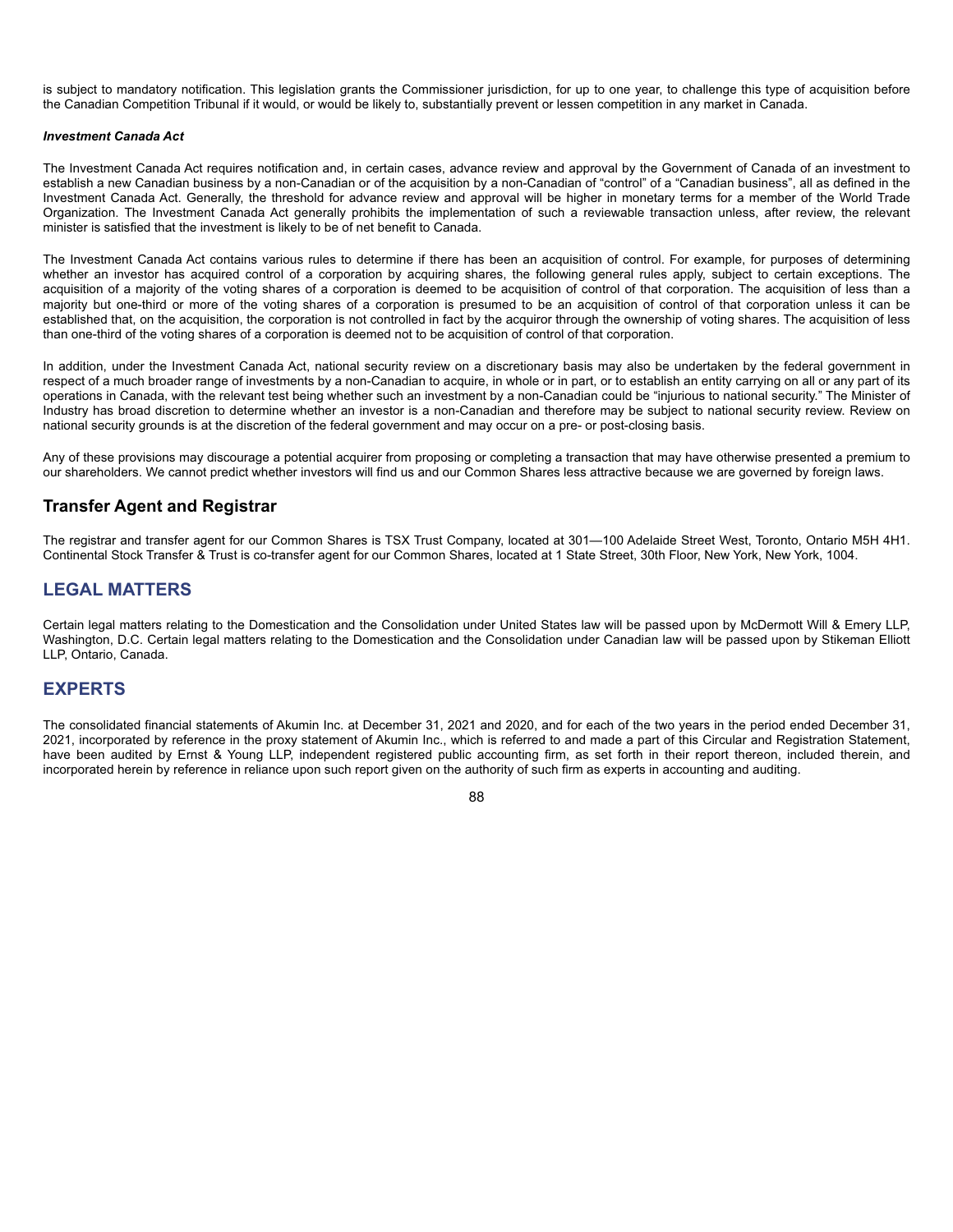is subject to mandatory notification. This legislation grants the Commissioner jurisdiction, for up to one year, to challenge this type of acquisition before the Canadian Competition Tribunal if it would, or would be likely to, substantially prevent or lessen competition in any market in Canada.

***Investment Canada Act***

The Investment Canada Act requires notification and, in certain cases, advance review and approval by the Government of Canada of an investment to establish a new Canadian business by a non-Canadian or of the acquisition by a non-Canadian of "control" of a "Canadian business", all as defined in the Investment Canada Act. Generally, the threshold for advance review and approval will be higher in monetary terms for a member of the World Trade Organization. The Investment Canada Act generally prohibits the implementation of such a reviewable transaction unless, after review, the relevant minister is satisfied that the investment is likely to be of net benefit to Canada.

The Investment Canada Act contains various rules to determine if there has been an acquisition of control. For example, for purposes of determining whether an investor has acquired control of a corporation by acquiring shares, the following general rules apply, subject to certain exceptions. The acquisition of a majority of the voting shares of a corporation is deemed to be acquisition of control of that corporation. The acquisition of less than a majority but one-third or more of the voting shares of a corporation is presumed to be an acquisition of control of that corporation unless it can be established that, on the acquisition, the corporation is not controlled in fact by the acquiror through the ownership of voting shares. The acquisition of less than one-third of the voting shares of a corporation is deemed not to be acquisition of control of that corporation.

In addition, under the Investment Canada Act, national security review on a discretionary basis may also be undertaken by the federal government in respect of a much broader range of investments by a non-Canadian to acquire, in whole or in part, or to establish an entity carrying on all or any part of its operations in Canada, with the relevant test being whether such an investment by a non-Canadian could be "injurious to national security." The Minister of Industry has broad discretion to determine whether an investor is a non-Canadian and therefore may be subject to national security review. Review on national security grounds is at the discretion of the federal government and may occur on a pre- or post-closing basis.

Any of these provisions may discourage a potential acquirer from proposing or completing a transaction that may have otherwise presented a premium to our shareholders. We cannot predict whether investors will find us and our Common Shares less attractive because we are governed by foreign laws.

## Transfer Agent and Registrar

The registrar and transfer agent for our Common Shares is TSX Trust Company, located at 301—100 Adelaide Street West, Toronto, Ontario M5H 4H1. Continental Stock Transfer & Trust is co-transfer agent for our Common Shares, located at 1 State Street, 30th Floor, New York, New York, 1004.

## LEGAL MATTERS

Certain legal matters relating to the Domestication and the Consolidation under United States law will be passed upon by McDermott Will & Emery LLP, Washington, D.C. Certain legal matters relating to the Domestication and the Consolidation under Canadian law will be passed upon by Stikeman Elliott LLP, Ontario, Canada.

## EXPERTS

The consolidated financial statements of Akumin Inc. at December 31, 2021 and 2020, and for each of the two years in the period ended December 31, 2021, incorporated by reference in the proxy statement of Akumin Inc., which is referred to and made a part of this Circular and Registration Statement, have been audited by Ernst & Young LLP, independent registered public accounting firm, as set forth in their report thereon, included therein, and incorporated herein by reference in reliance upon such report given on the authority of such firm as experts in accounting and auditing.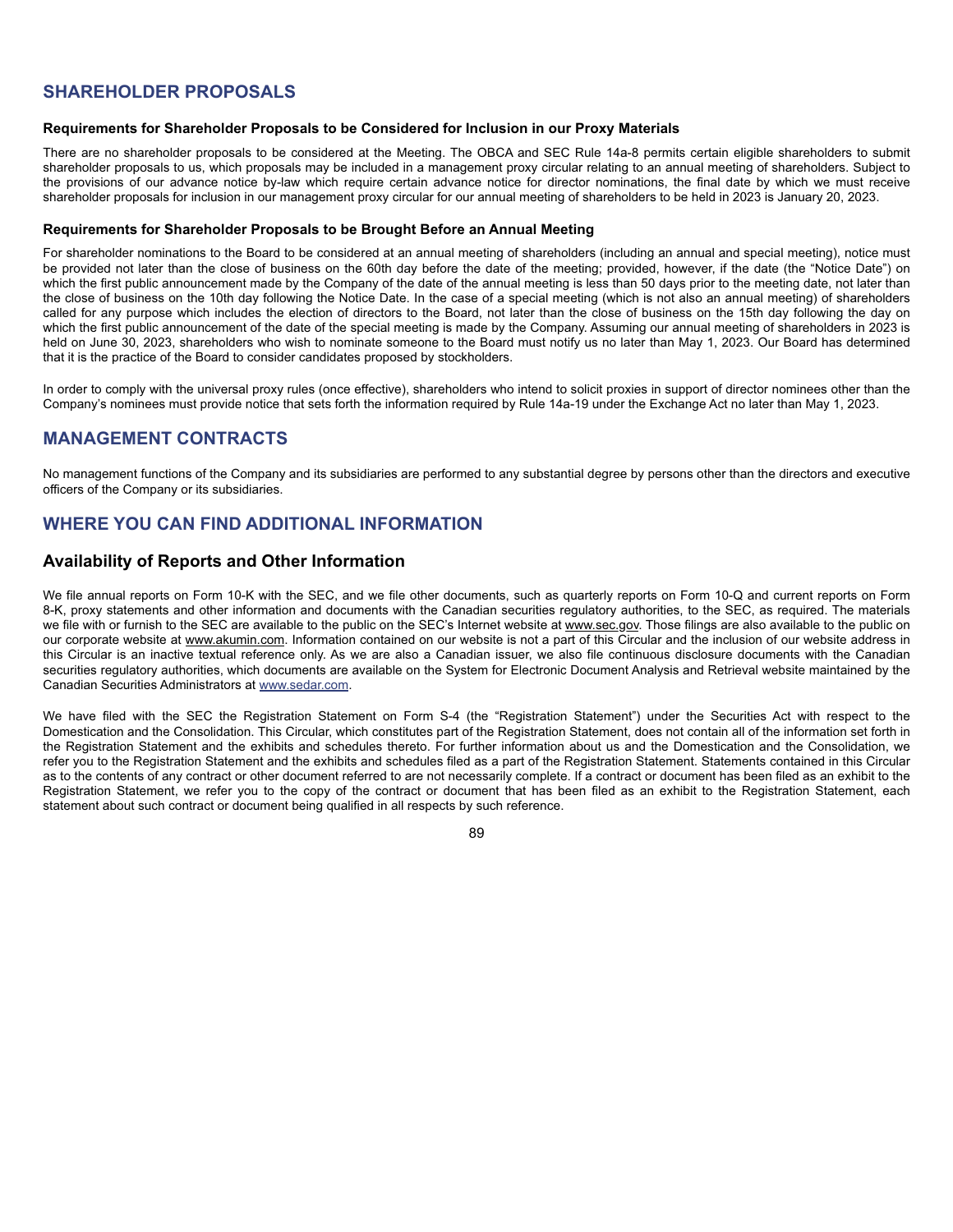## SHAREHOLDER PROPOSALS

### Requirements for Shareholder Proposals to be Considered for Inclusion in our Proxy Materials

There are no shareholder proposals to be considered at the Meeting. The OBCA and SEC Rule 14a-8 permits certain eligible shareholders to submit shareholder proposals to us, which proposals may be included in a management proxy circular relating to an annual meeting of shareholders. Subject to the provisions of our advance notice by-law which require certain advance notice for director nominations, the final date by which we must receive shareholder proposals for inclusion in our management proxy circular for our annual meeting of shareholders to be held in 2023 is January 20, 2023.

### Requirements for Shareholder Proposals to be Brought Before an Annual Meeting

For shareholder nominations to the Board to be considered at an annual meeting of shareholders (including an annual and special meeting), notice must be provided not later than the close of business on the 60th day before the date of the meeting; provided, however, if the date (the "Notice Date") on which the first public announcement made by the Company of the date of the annual meeting is less than 50 days prior to the meeting date, not later than the close of business on the 10th day following the Notice Date. In the case of a special meeting (which is not also an annual meeting) of shareholders called for any purpose which includes the election of directors to the Board, not later than the close of business on the 15th day following the day on which the first public announcement of the date of the special meeting is made by the Company. Assuming our annual meeting of shareholders in 2023 is held on June 30, 2023, shareholders who wish to nominate someone to the Board must notify us no later than May 1, 2023. Our Board has determined that it is the practice of the Board to consider candidates proposed by stockholders.

In order to comply with the universal proxy rules (once effective), shareholders who intend to solicit proxies in support of director nominees other than the Company's nominees must provide notice that sets forth the information required by Rule 14a-19 under the Exchange Act no later than May 1, 2023.

## MANAGEMENT CONTRACTS

No management functions of the Company and its subsidiaries are performed to any substantial degree by persons other than the directors and executive officers of the Company or its subsidiaries.

## WHERE YOU CAN FIND ADDITIONAL INFORMATION

### Availability of Reports and Other Information

We file annual reports on Form 10-K with the SEC, and we file other documents, such as quarterly reports on Form 10-Q and current reports on Form 8-K, proxy statements and other information and documents with the Canadian securities regulatory authorities, to the SEC, as required. The materials we file with or furnish to the SEC are available to the public on the SEC's Internet website at www.sec.gov. Those filings are also available to the public on our corporate website at www.akumin.com. Information contained on our website is not a part of this Circular and the inclusion of our website address in this Circular is an inactive textual reference only. As we are also a Canadian issuer, we also file continuous disclosure documents with the Canadian securities regulatory authorities, which documents are available on the System for Electronic Document Analysis and Retrieval website maintained by the Canadian Securities Administrators at www.sedar.com.

We have filed with the SEC the Registration Statement on Form S-4 (the "Registration Statement") under the Securities Act with respect to the Domestication and the Consolidation. This Circular, which constitutes part of the Registration Statement, does not contain all of the information set forth in the Registration Statement and the exhibits and schedules thereto. For further information about us and the Domestication and the Consolidation, we refer you to the Registration Statement and the exhibits and schedules filed as a part of the Registration Statement. Statements contained in this Circular as to the contents of any contract or other document referred to are not necessarily complete. If a contract or document has been filed as an exhibit to the Registration Statement, we refer you to the copy of the contract or document that has been filed as an exhibit to the Registration Statement, each statement about such contract or document being qualified in all respects by such reference.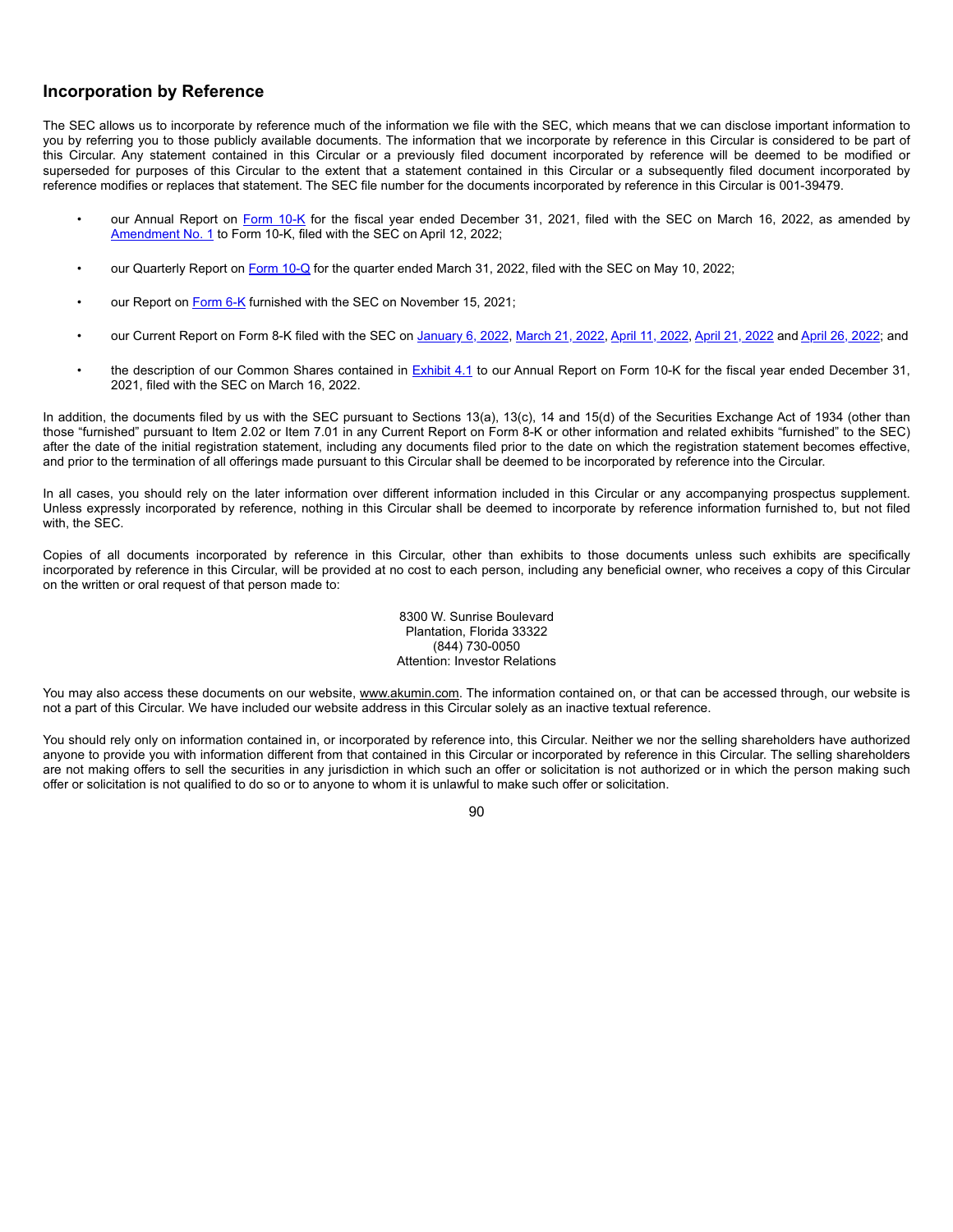## Incorporation by Reference

The SEC allows us to incorporate by reference much of the information we file with the SEC, which means that we can disclose important information to you by referring you to those publicly available documents. The information that we incorporate by reference in this Circular is considered to be part of this Circular. Any statement contained in this Circular or a previously filed document incorporated by reference will be deemed to be modified or superseded for purposes of this Circular to the extent that a statement contained in this Circular or a subsequently filed document incorporated by reference modifies or replaces that statement. The SEC file number for the documents incorporated by reference in this Circular is 001-39479.

- our Annual Report on Form 10-K for the fiscal year ended December 31, 2021, filed with the SEC on March 16, 2022, as amended by Amendment No. 1 to Form 10-K, filed with the SEC on April 12, 2022;
- our Quarterly Report on Form 10-Q for the quarter ended March 31, 2022, filed with the SEC on May 10, 2022;
- our Report on Form 6-K furnished with the SEC on November 15, 2021;
- our Current Report on Form 8-K filed with the SEC on January 6, 2022, March 21, 2022, April 11, 2022, April 21, 2022 and April 26, 2022; and
- the description of our Common Shares contained in Exhibit 4.1 to our Annual Report on Form 10-K for the fiscal year ended December 31, 2021, filed with the SEC on March 16, 2022.

In addition, the documents filed by us with the SEC pursuant to Sections 13(a), 13(c), 14 and 15(d) of the Securities Exchange Act of 1934 (other than those "furnished" pursuant to Item 2.02 or Item 7.01 in any Current Report on Form 8-K or other information and related exhibits "furnished" to the SEC) after the date of the initial registration statement, including any documents filed prior to the date on which the registration statement becomes effective, and prior to the termination of all offerings made pursuant to this Circular shall be deemed to be incorporated by reference into the Circular.

In all cases, you should rely on the later information over different information included in this Circular or any accompanying prospectus supplement. Unless expressly incorporated by reference, nothing in this Circular shall be deemed to incorporate by reference information furnished to, but not filed with, the SEC.

Copies of all documents incorporated by reference in this Circular, other than exhibits to those documents unless such exhibits are specifically incorporated by reference in this Circular, will be provided at no cost to each person, including any beneficial owner, who receives a copy of this Circular on the written or oral request of that person made to:

8300 W. Sunrise Boulevard
Plantation, Florida 33322
(844) 730-0050
Attention: Investor Relations

You may also access these documents on our website, www.akumin.com. The information contained on, or that can be accessed through, our website is not a part of this Circular. We have included our website address in this Circular solely as an inactive textual reference.

You should rely only on information contained in, or incorporated by reference into, this Circular. Neither we nor the selling shareholders have authorized anyone to provide you with information different from that contained in this Circular or incorporated by reference in this Circular. The selling shareholders are not making offers to sell the securities in any jurisdiction in which such an offer or solicitation is not authorized or in which the person making such offer or solicitation is not qualified to do so or to anyone to whom it is unlawful to make such offer or solicitation.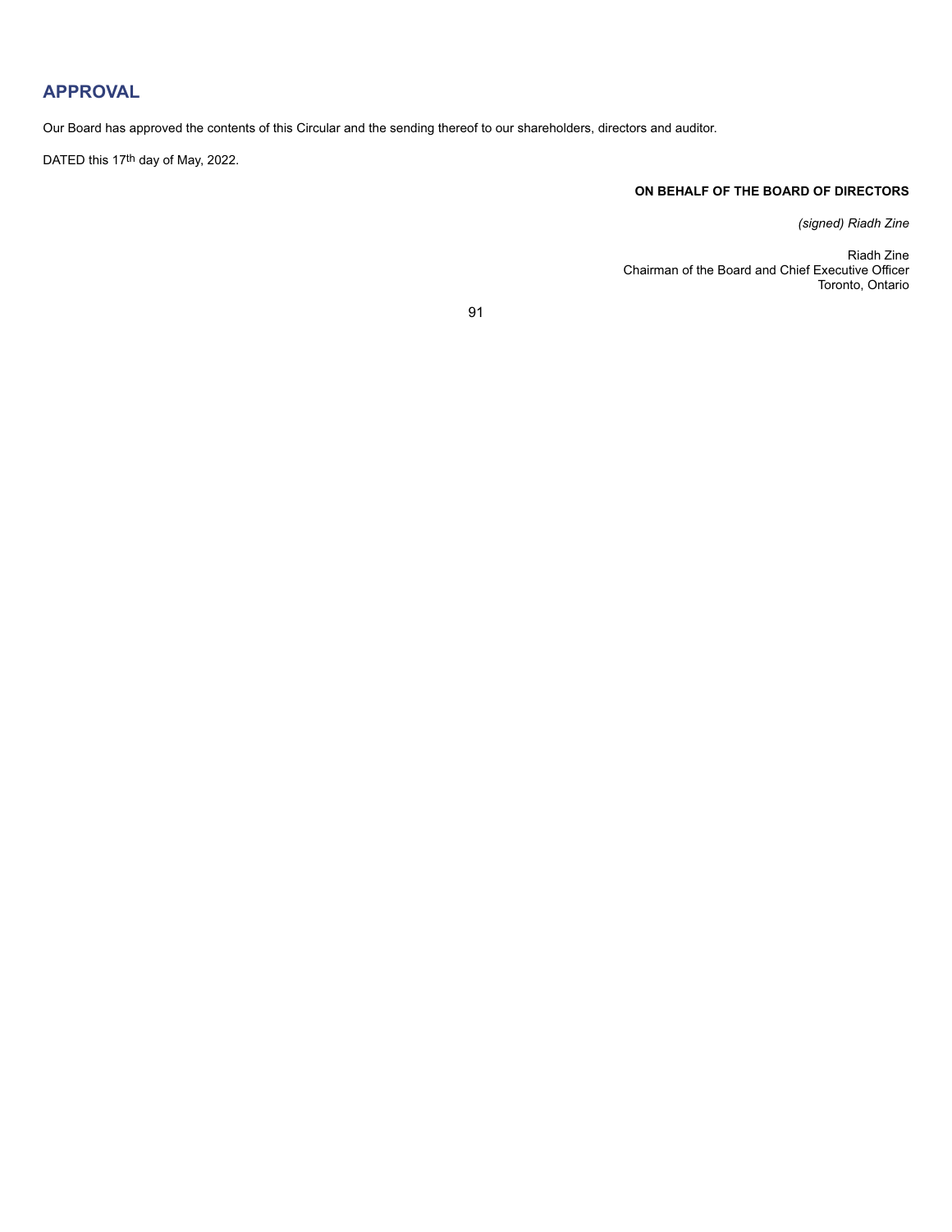## APPROVAL

Our Board has approved the contents of this Circular and the sending thereof to our shareholders, directors and auditor.

DATED this 17th day of May, 2022.

**ON BEHALF OF THE BOARD OF DIRECTORS**

*(signed) Riadh Zine*

Riadh Zine
Chairman of the Board and Chief Executive Officer
Toronto, Ontario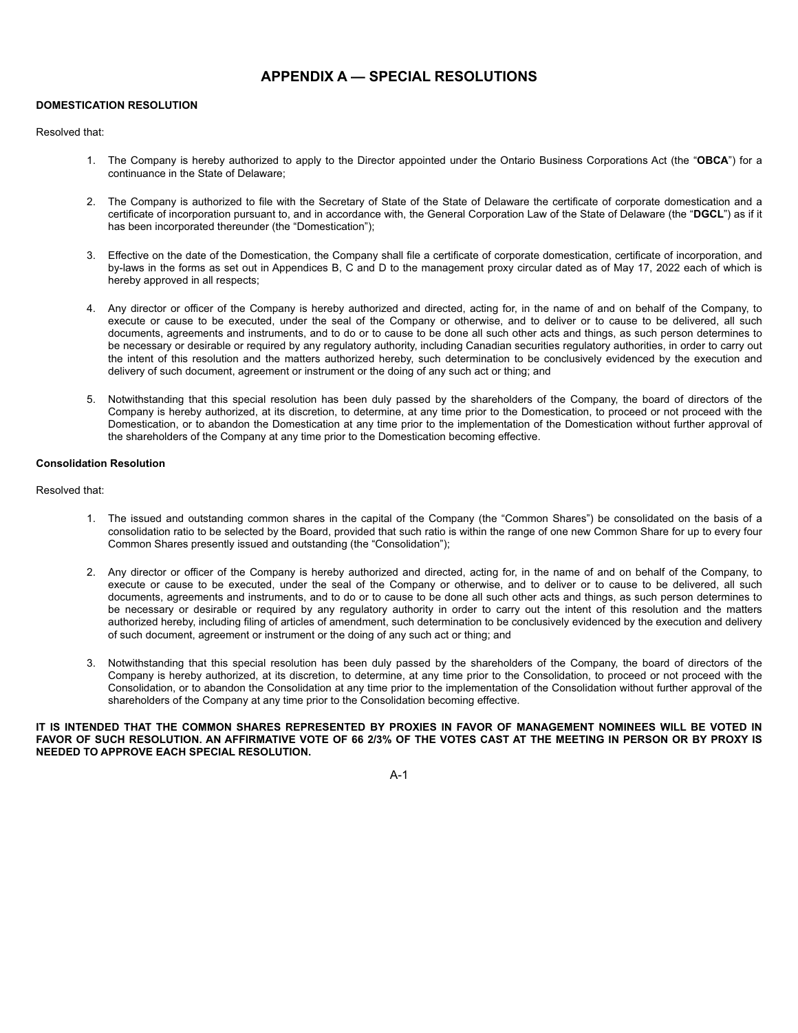# APPENDIX A — SPECIAL RESOLUTIONS

**DOMESTICATION RESOLUTION**

Resolved that:

1. The Company is hereby authorized to apply to the Director appointed under the Ontario Business Corporations Act (the "**OBCA**") for a continuance in the State of Delaware;

2. The Company is authorized to file with the Secretary of State of the State of Delaware the certificate of corporate domestication and a certificate of incorporation pursuant to, and in accordance with, the General Corporation Law of the State of Delaware (the "**DGCL**") as if it has been incorporated thereunder (the "Domestication");

3. Effective on the date of the Domestication, the Company shall file a certificate of corporate domestication, certificate of incorporation, and by-laws in the forms as set out in Appendices B, C and D to the management proxy circular dated as of May 17, 2022 each of which is hereby approved in all respects;

4. Any director or officer of the Company is hereby authorized and directed, acting for, in the name of and on behalf of the Company, to execute or cause to be executed, under the seal of the Company or otherwise, and to deliver or to cause to be delivered, all such documents, agreements and instruments, and to do or to cause to be done all such other acts and things, as such person determines to be necessary or desirable or required by any regulatory authority, including Canadian securities regulatory authorities, in order to carry out the intent of this resolution and the matters authorized hereby, such determination to be conclusively evidenced by the execution and delivery of such document, agreement or instrument or the doing of any such act or thing; and

5. Notwithstanding that this special resolution has been duly passed by the shareholders of the Company, the board of directors of the Company is hereby authorized, at its discretion, to determine, at any time prior to the Domestication, to proceed or not proceed with the Domestication, or to abandon the Domestication at any time prior to the implementation of the Domestication without further approval of the shareholders of the Company at any time prior to the Domestication becoming effective.

**Consolidation Resolution**

Resolved that:

1. The issued and outstanding common shares in the capital of the Company (the "Common Shares") be consolidated on the basis of a consolidation ratio to be selected by the Board, provided that such ratio is within the range of one new Common Share for up to every four Common Shares presently issued and outstanding (the "Consolidation");

2. Any director or officer of the Company is hereby authorized and directed, acting for, in the name of and on behalf of the Company, to execute or cause to be executed, under the seal of the Company or otherwise, and to deliver or to cause to be delivered, all such documents, agreements and instruments, and to do or to cause to be done all such other acts and things, as such person determines to be necessary or desirable or required by any regulatory authority in order to carry out the intent of this resolution and the matters authorized hereby, including filing of articles of amendment, such determination to be conclusively evidenced by the execution and delivery of such document, agreement or instrument or the doing of any such act or thing; and

3. Notwithstanding that this special resolution has been duly passed by the shareholders of the Company, the board of directors of the Company is hereby authorized, at its discretion, to determine, at any time prior to the Consolidation, to proceed or not proceed with the Consolidation, or to abandon the Consolidation at any time prior to the implementation of the Consolidation without further approval of the shareholders of the Company at any time prior to the Consolidation becoming effective.

**IT IS INTENDED THAT THE COMMON SHARES REPRESENTED BY PROXIES IN FAVOR OF MANAGEMENT NOMINEES WILL BE VOTED IN FAVOR OF SUCH RESOLUTION. AN AFFIRMATIVE VOTE OF 66 2/3% OF THE VOTES CAST AT THE MEETING IN PERSON OR BY PROXY IS NEEDED TO APPROVE EACH SPECIAL RESOLUTION.**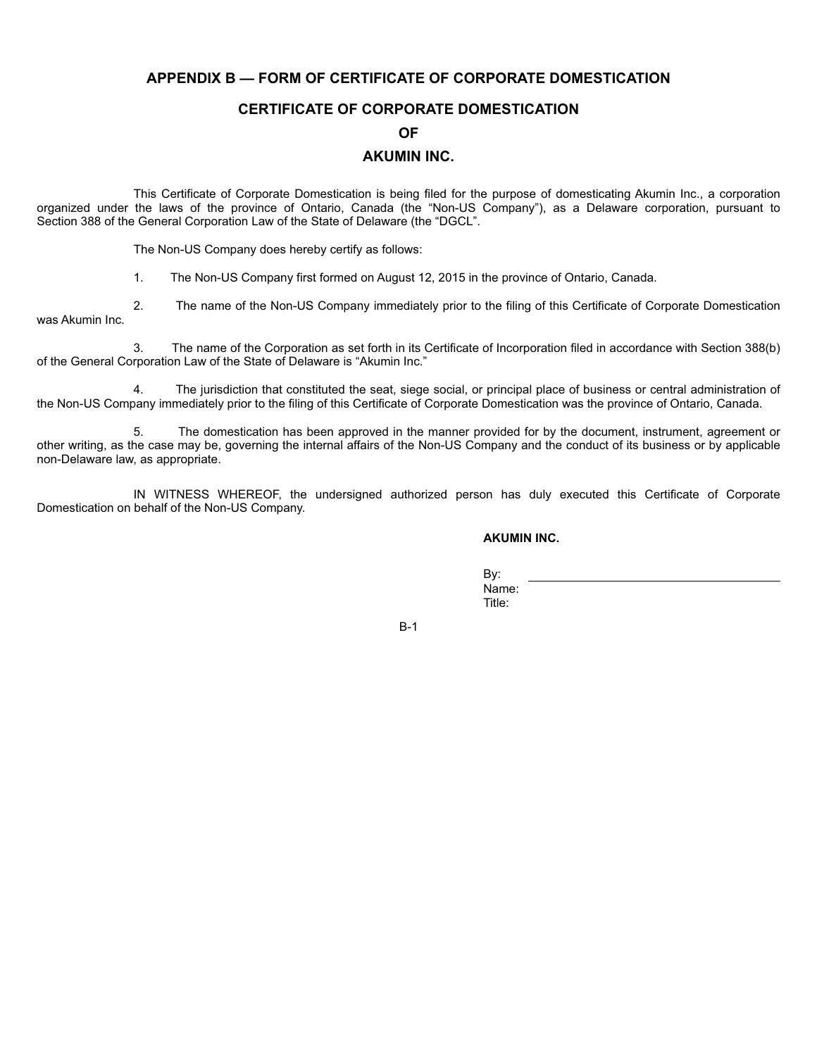# APPENDIX B — FORM OF CERTIFICATE OF CORPORATE DOMESTICATION

## CERTIFICATE OF CORPORATE DOMESTICATION

## OF

## AKUMIN INC.

This Certificate of Corporate Domestication is being filed for the purpose of domesticating Akumin Inc., a corporation organized under the laws of the province of Ontario, Canada (the “Non-US Company”), as a Delaware corporation, pursuant to Section 388 of the General Corporation Law of the State of Delaware (the “DGCL”.

The Non-US Company does hereby certify as follows:

1. The Non-US Company first formed on August 12, 2015 in the province of Ontario, Canada.

2. The name of the Non-US Company immediately prior to the filing of this Certificate of Corporate Domestication was Akumin Inc.

3. The name of the Corporation as set forth in its Certificate of Incorporation filed in accordance with Section 388(b) of the General Corporation Law of the State of Delaware is “Akumin Inc.”

4. The jurisdiction that constituted the seat, siege social, or principal place of business or central administration of the Non-US Company immediately prior to the filing of this Certificate of Corporate Domestication was the province of Ontario, Canada.

5. The domestication has been approved in the manner provided for by the document, instrument, agreement or other writing, as the case may be, governing the internal affairs of the Non-US Company and the conduct of its business or by applicable non-Delaware law, as appropriate.

IN WITNESS WHEREOF, the undersigned authorized person has duly executed this Certificate of Corporate Domestication on behalf of the Non-US Company.

**AKUMIN INC.**

By: \_\_\_\_\_\_\_\_\_\_\_\_\_\_\_\_\_\_\_\_\_\_\_\_\_\_\_\_\_\_\_\_
Name:
Title: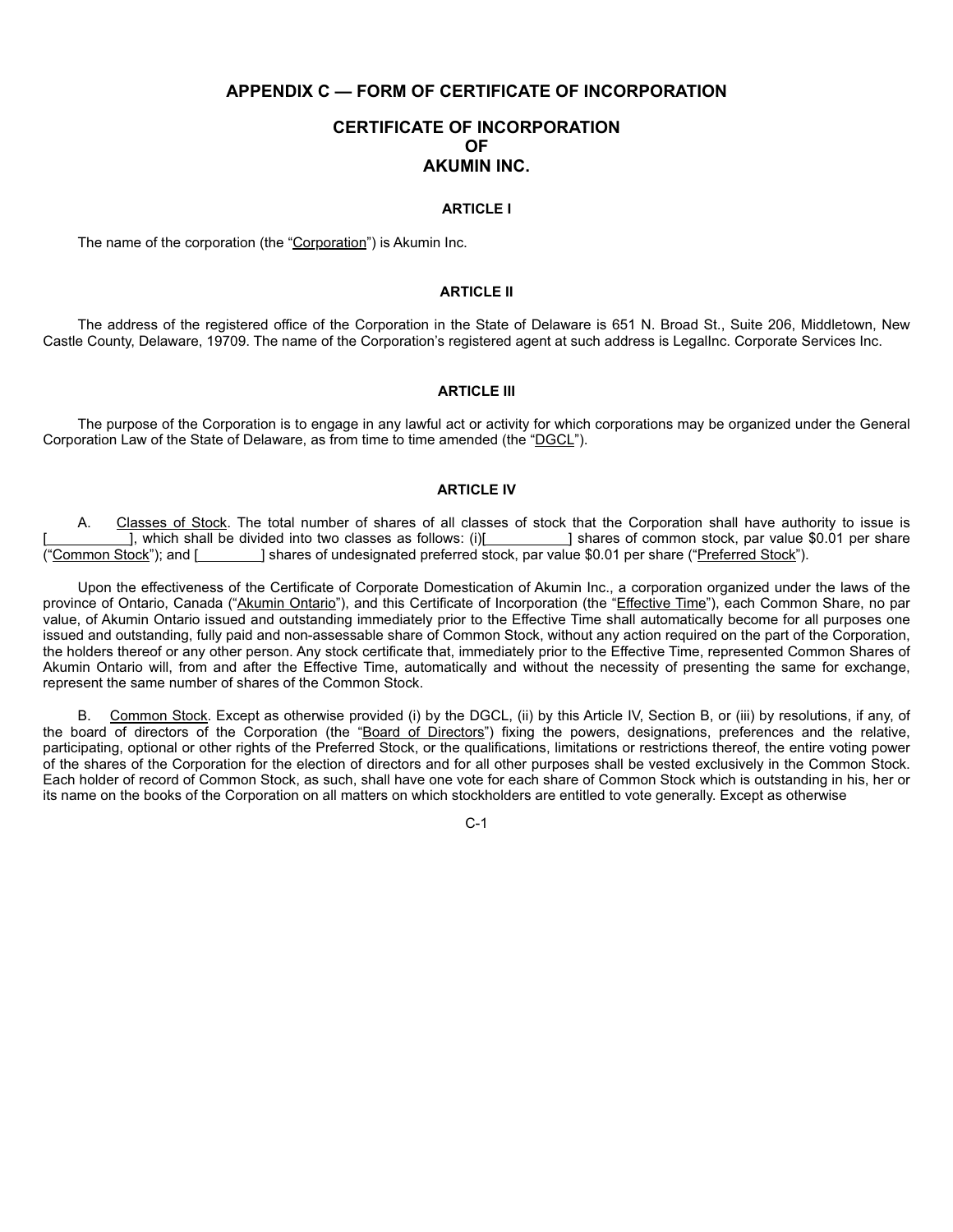# APPENDIX C — FORM OF CERTIFICATE OF INCORPORATION

## CERTIFICATE OF INCORPORATION OF AKUMIN INC.

### ARTICLE I

The name of the corporation (the "Corporation") is Akumin Inc.

### ARTICLE II

The address of the registered office of the Corporation in the State of Delaware is 651 N. Broad St., Suite 206, Middletown, New Castle County, Delaware, 19709. The name of the Corporation's registered agent at such address is LegalInc. Corporate Services Inc.

### ARTICLE III

The purpose of the Corporation is to engage in any lawful act or activity for which corporations may be organized under the General Corporation Law of the State of Delaware, as from time to time amended (the "DGCL").

### ARTICLE IV

A. Classes of Stock. The total number of shares of all classes of stock that the Corporation shall have authority to issue is [__________], which shall be divided into two classes as follows: (i)[__________] shares of common stock, par value $0.01 per share ("Common Stock"); and [________] shares of undesignated preferred stock, par value $0.01 per share ("Preferred Stock").

Upon the effectiveness of the Certificate of Corporate Domestication of Akumin Inc., a corporation organized under the laws of the province of Ontario, Canada ("Akumin Ontario"), and this Certificate of Incorporation (the "Effective Time"), each Common Share, no par value, of Akumin Ontario issued and outstanding immediately prior to the Effective Time shall automatically become for all purposes one issued and outstanding, fully paid and non-assessable share of Common Stock, without any action required on the part of the Corporation, the holders thereof or any other person. Any stock certificate that, immediately prior to the Effective Time, represented Common Shares of Akumin Ontario will, from and after the Effective Time, automatically and without the necessity of presenting the same for exchange, represent the same number of shares of the Common Stock.

B. Common Stock. Except as otherwise provided (i) by the DGCL, (ii) by this Article IV, Section B, or (iii) by resolutions, if any, of the board of directors of the Corporation (the "Board of Directors") fixing the powers, designations, preferences and the relative, participating, optional or other rights of the Preferred Stock, or the qualifications, limitations or restrictions thereof, the entire voting power of the shares of the Corporation for the election of directors and for all other purposes shall be vested exclusively in the Common Stock. Each holder of record of Common Stock, as such, shall have one vote for each share of Common Stock which is outstanding in his, her or its name on the books of the Corporation on all matters on which stockholders are entitled to vote generally. Except as otherwise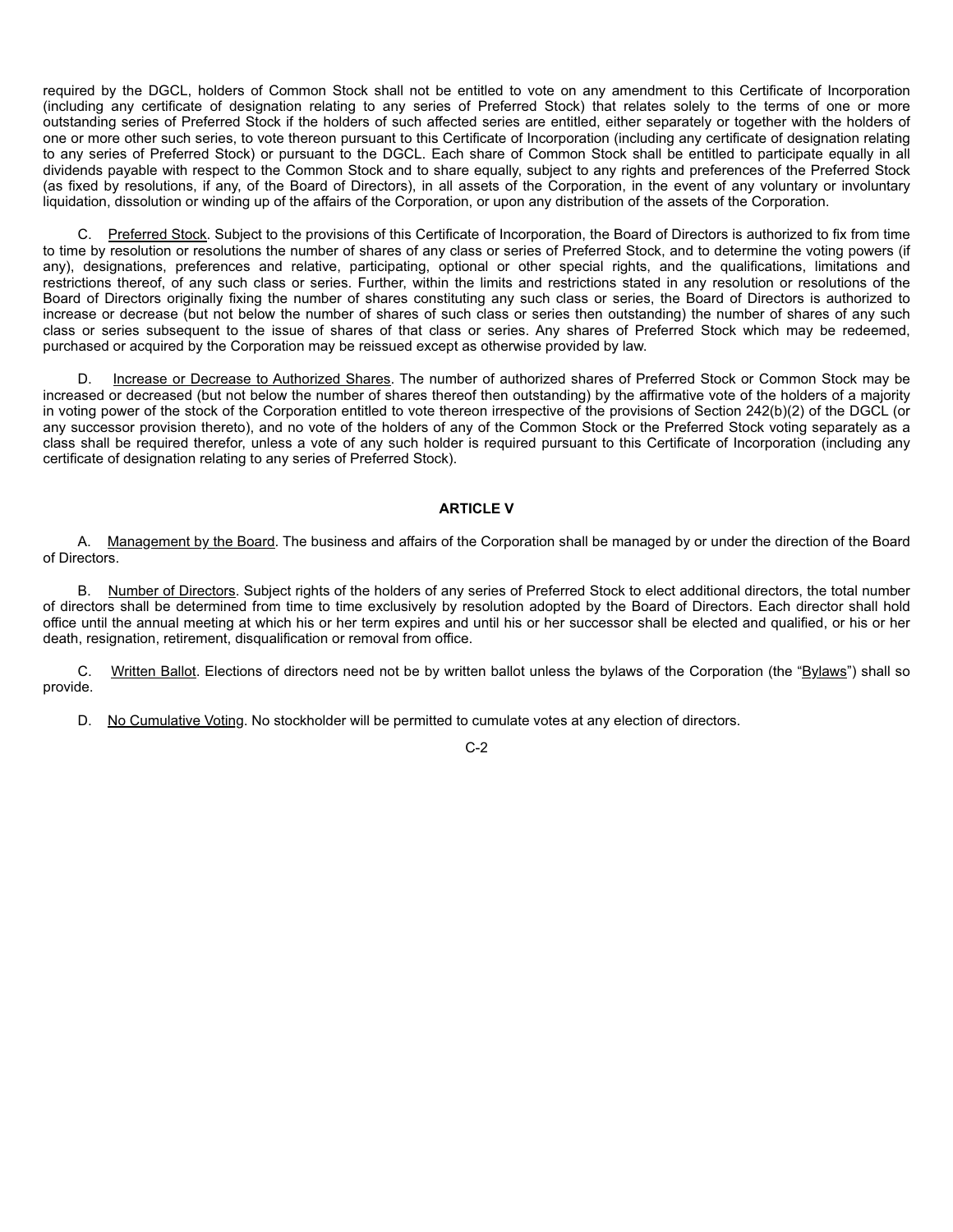required by the DGCL, holders of Common Stock shall not be entitled to vote on any amendment to this Certificate of Incorporation (including any certificate of designation relating to any series of Preferred Stock) that relates solely to the terms of one or more outstanding series of Preferred Stock if the holders of such affected series are entitled, either separately or together with the holders of one or more other such series, to vote thereon pursuant to this Certificate of Incorporation (including any certificate of designation relating to any series of Preferred Stock) or pursuant to the DGCL. Each share of Common Stock shall be entitled to participate equally in all dividends payable with respect to the Common Stock and to share equally, subject to any rights and preferences of the Preferred Stock (as fixed by resolutions, if any, of the Board of Directors), in all assets of the Corporation, in the event of any voluntary or involuntary liquidation, dissolution or winding up of the affairs of the Corporation, or upon any distribution of the assets of the Corporation.

C. Preferred Stock. Subject to the provisions of this Certificate of Incorporation, the Board of Directors is authorized to fix from time to time by resolution or resolutions the number of shares of any class or series of Preferred Stock, and to determine the voting powers (if any), designations, preferences and relative, participating, optional or other special rights, and the qualifications, limitations and restrictions thereof, of any such class or series. Further, within the limits and restrictions stated in any resolution or resolutions of the Board of Directors originally fixing the number of shares constituting any such class or series, the Board of Directors is authorized to increase or decrease (but not below the number of shares of such class or series then outstanding) the number of shares of any such class or series subsequent to the issue of shares of that class or series. Any shares of Preferred Stock which may be redeemed, purchased or acquired by the Corporation may be reissued except as otherwise provided by law.

D. Increase or Decrease to Authorized Shares. The number of authorized shares of Preferred Stock or Common Stock may be increased or decreased (but not below the number of shares thereof then outstanding) by the affirmative vote of the holders of a majority in voting power of the stock of the Corporation entitled to vote thereon irrespective of the provisions of Section 242(b)(2) of the DGCL (or any successor provision thereto), and no vote of the holders of any of the Common Stock or the Preferred Stock voting separately as a class shall be required therefor, unless a vote of any such holder is required pursuant to this Certificate of Incorporation (including any certificate of designation relating to any series of Preferred Stock).

**ARTICLE V**

A. Management by the Board. The business and affairs of the Corporation shall be managed by or under the direction of the Board of Directors.

B. Number of Directors. Subject rights of the holders of any series of Preferred Stock to elect additional directors, the total number of directors shall be determined from time to time exclusively by resolution adopted by the Board of Directors. Each director shall hold office until the annual meeting at which his or her term expires and until his or her successor shall be elected and qualified, or his or her death, resignation, retirement, disqualification or removal from office.

C. Written Ballot. Elections of directors need not be by written ballot unless the bylaws of the Corporation (the "Bylaws") shall so provide.

D. No Cumulative Voting. No stockholder will be permitted to cumulate votes at any election of directors.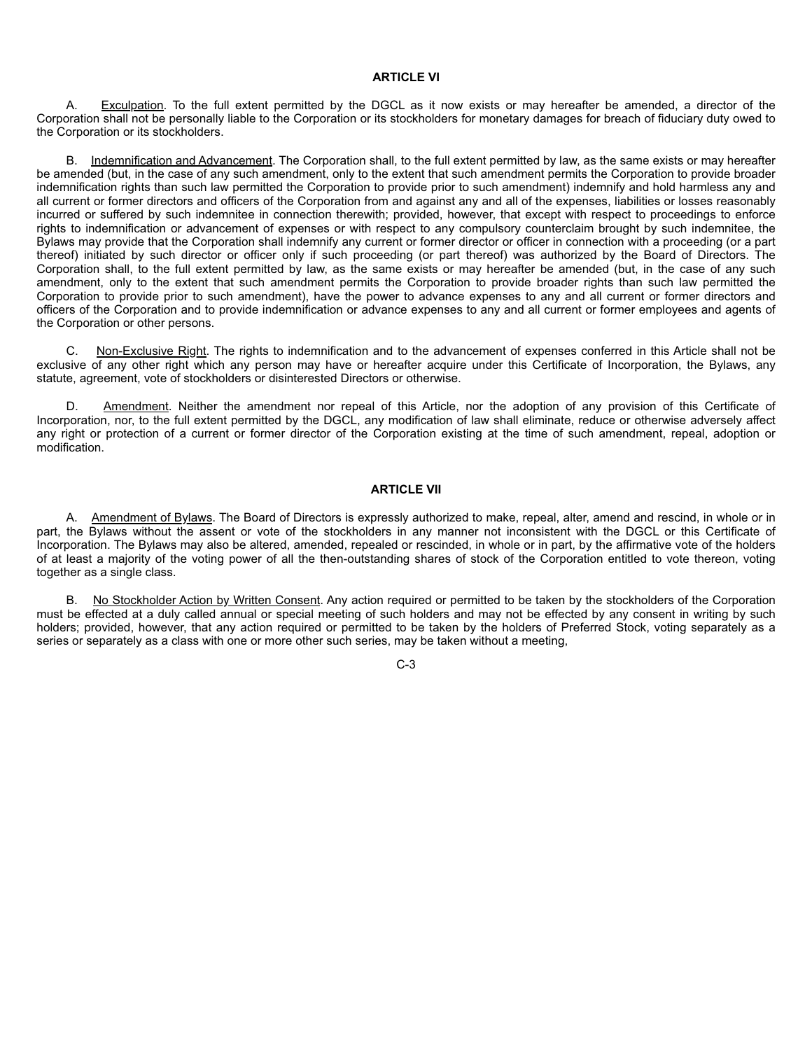## ARTICLE VI

A. Exculpation. To the full extent permitted by the DGCL as it now exists or may hereafter be amended, a director of the Corporation shall not be personally liable to the Corporation or its stockholders for monetary damages for breach of fiduciary duty owed to the Corporation or its stockholders.

B. Indemnification and Advancement. The Corporation shall, to the full extent permitted by law, as the same exists or may hereafter be amended (but, in the case of any such amendment, only to the extent that such amendment permits the Corporation to provide broader indemnification rights than such law permitted the Corporation to provide prior to such amendment) indemnify and hold harmless any and all current or former directors and officers of the Corporation from and against any and all of the expenses, liabilities or losses reasonably incurred or suffered by such indemnitee in connection therewith; provided, however, that except with respect to proceedings to enforce rights to indemnification or advancement of expenses or with respect to any compulsory counterclaim brought by such indemnitee, the Bylaws may provide that the Corporation shall indemnify any current or former director or officer in connection with a proceeding (or a part thereof) initiated by such director or officer only if such proceeding (or part thereof) was authorized by the Board of Directors. The Corporation shall, to the full extent permitted by law, as the same exists or may hereafter be amended (but, in the case of any such amendment, only to the extent that such amendment permits the Corporation to provide broader rights than such law permitted the Corporation to provide prior to such amendment), have the power to advance expenses to any and all current or former directors and officers of the Corporation and to provide indemnification or advance expenses to any and all current or former employees and agents of the Corporation or other persons.

C. Non-Exclusive Right. The rights to indemnification and to the advancement of expenses conferred in this Article shall not be exclusive of any other right which any person may have or hereafter acquire under this Certificate of Incorporation, the Bylaws, any statute, agreement, vote of stockholders or disinterested Directors or otherwise.

D. Amendment. Neither the amendment nor repeal of this Article, nor the adoption of any provision of this Certificate of Incorporation, nor, to the full extent permitted by the DGCL, any modification of law shall eliminate, reduce or otherwise adversely affect any right or protection of a current or former director of the Corporation existing at the time of such amendment, repeal, adoption or modification.

## ARTICLE VII

A. Amendment of Bylaws. The Board of Directors is expressly authorized to make, repeal, alter, amend and rescind, in whole or in part, the Bylaws without the assent or vote of the stockholders in any manner not inconsistent with the DGCL or this Certificate of Incorporation. The Bylaws may also be altered, amended, repealed or rescinded, in whole or in part, by the affirmative vote of the holders of at least a majority of the voting power of all the then-outstanding shares of stock of the Corporation entitled to vote thereon, voting together as a single class.

B. No Stockholder Action by Written Consent. Any action required or permitted to be taken by the stockholders of the Corporation must be effected at a duly called annual or special meeting of such holders and may not be effected by any consent in writing by such holders; provided, however, that any action required or permitted to be taken by the holders of Preferred Stock, voting separately as a series or separately as a class with one or more other such series, may be taken without a meeting,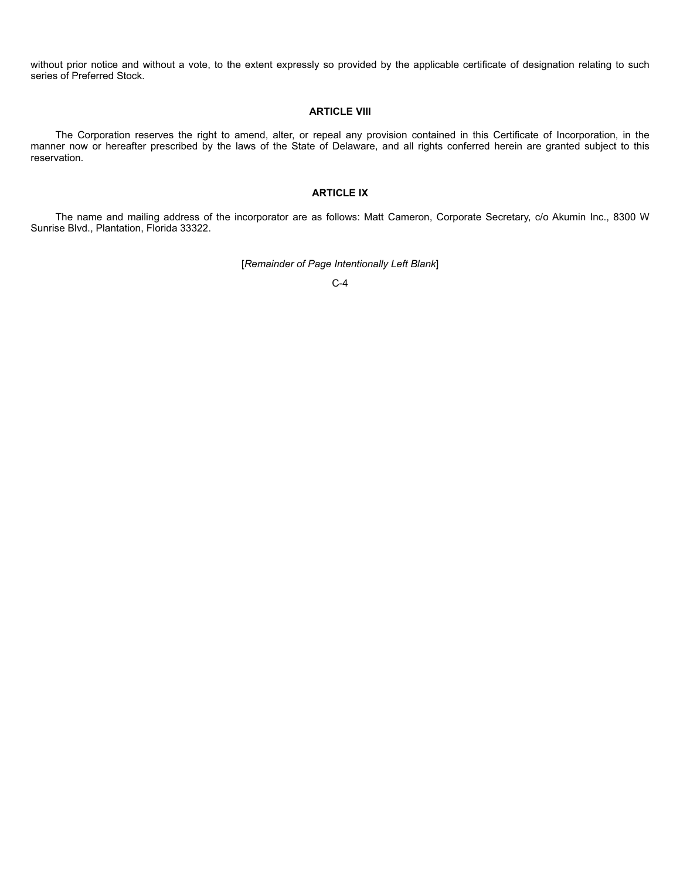without prior notice and without a vote, to the extent expressly so provided by the applicable certificate of designation relating to such series of Preferred Stock.

**ARTICLE VIII**

The Corporation reserves the right to amend, alter, or repeal any provision contained in this Certificate of Incorporation, in the manner now or hereafter prescribed by the laws of the State of Delaware, and all rights conferred herein are granted subject to this reservation.

**ARTICLE IX**

The name and mailing address of the incorporator are as follows: Matt Cameron, Corporate Secretary, c/o Akumin Inc., 8300 W Sunrise Blvd., Plantation, Florida 33322.

[*Remainder of Page Intentionally Left Blank*]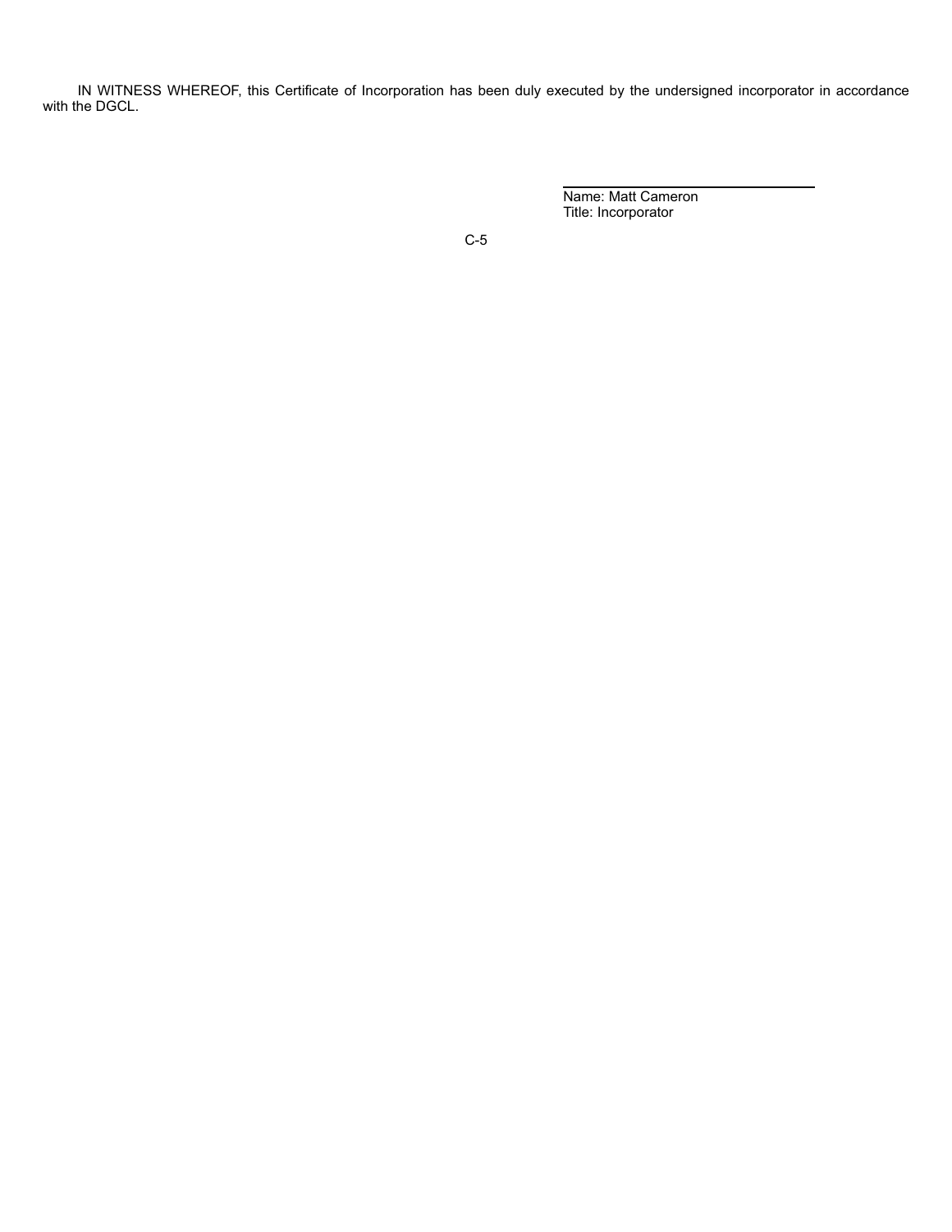IN WITNESS WHEREOF, this Certificate of Incorporation has been duly executed by the undersigned incorporator in accordance with the DGCL.

\_\_\_\_\_\_\_\_\_\_\_\_\_\_\_\_\_\_\_\_\_\_\_\_\_\_\_\_\_\_\_\_

Name: Matt Cameron
Title: Incorporator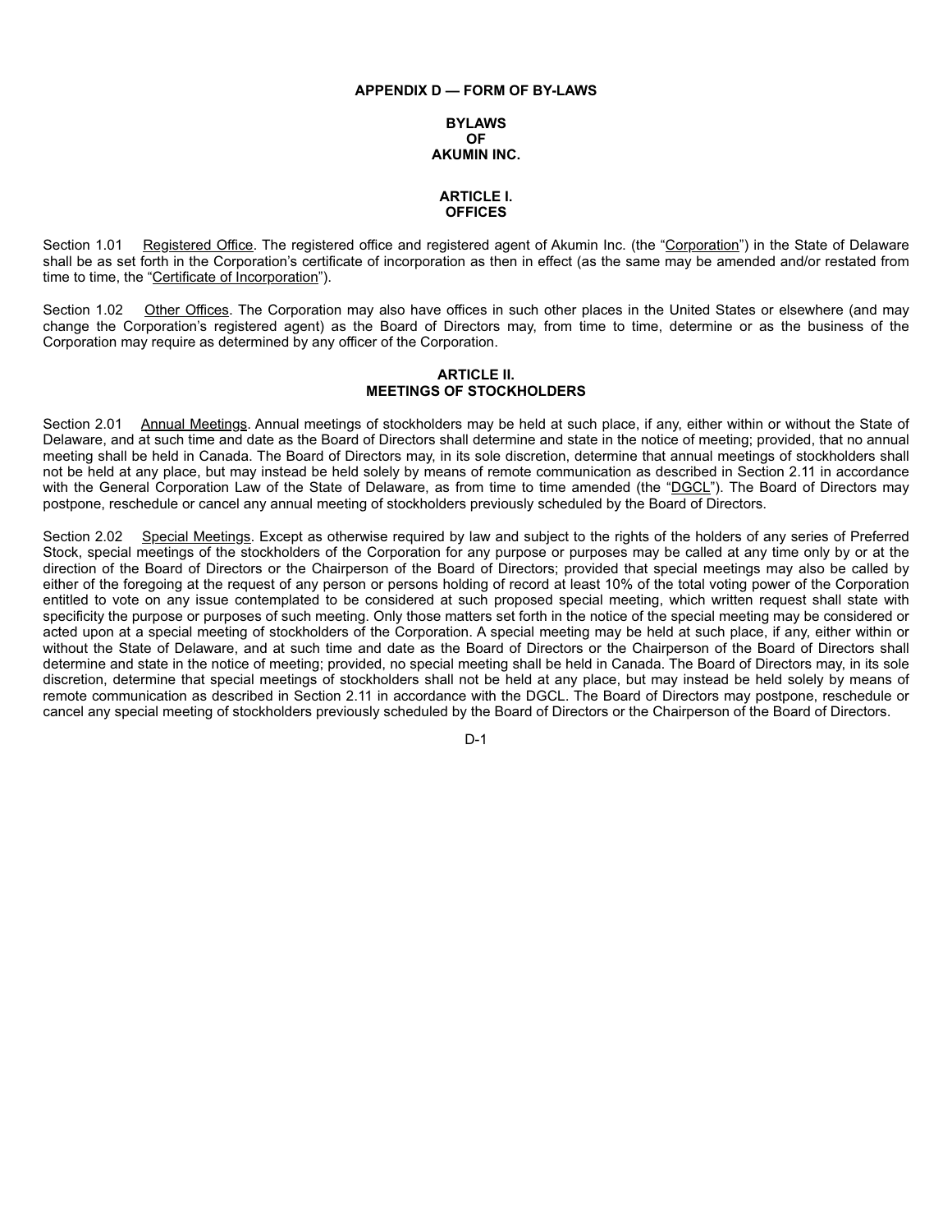**APPENDIX D — FORM OF BY-LAWS**

**BYLAWS**
**OF**
**AKUMIN INC.**

**ARTICLE I.**
**OFFICES**

Section 1.01 Registered Office. The registered office and registered agent of Akumin Inc. (the "Corporation") in the State of Delaware shall be as set forth in the Corporation's certificate of incorporation as then in effect (as the same may be amended and/or restated from time to time, the "Certificate of Incorporation").

Section 1.02 Other Offices. The Corporation may also have offices in such other places in the United States or elsewhere (and may change the Corporation's registered agent) as the Board of Directors may, from time to time, determine or as the business of the Corporation may require as determined by any officer of the Corporation.

**ARTICLE II.**
**MEETINGS OF STOCKHOLDERS**

Section 2.01 Annual Meetings. Annual meetings of stockholders may be held at such place, if any, either within or without the State of Delaware, and at such time and date as the Board of Directors shall determine and state in the notice of meeting; provided, that no annual meeting shall be held in Canada. The Board of Directors may, in its sole discretion, determine that annual meetings of stockholders shall not be held at any place, but may instead be held solely by means of remote communication as described in Section 2.11 in accordance with the General Corporation Law of the State of Delaware, as from time to time amended (the "DGCL"). The Board of Directors may postpone, reschedule or cancel any annual meeting of stockholders previously scheduled by the Board of Directors.

Section 2.02 Special Meetings. Except as otherwise required by law and subject to the rights of the holders of any series of Preferred Stock, special meetings of the stockholders of the Corporation for any purpose or purposes may be called at any time only by or at the direction of the Board of Directors or the Chairperson of the Board of Directors; provided that special meetings may also be called by either of the foregoing at the request of any person or persons holding of record at least 10% of the total voting power of the Corporation entitled to vote on any issue contemplated to be considered at such proposed special meeting, which written request shall state with specificity the purpose or purposes of such meeting. Only those matters set forth in the notice of the special meeting may be considered or acted upon at a special meeting of stockholders of the Corporation. A special meeting may be held at such place, if any, either within or without the State of Delaware, and at such time and date as the Board of Directors or the Chairperson of the Board of Directors shall determine and state in the notice of meeting; provided, no special meeting shall be held in Canada. The Board of Directors may, in its sole discretion, determine that special meetings of stockholders shall not be held at any place, but may instead be held solely by means of remote communication as described in Section 2.11 in accordance with the DGCL. The Board of Directors may postpone, reschedule or cancel any special meeting of stockholders previously scheduled by the Board of Directors or the Chairperson of the Board of Directors.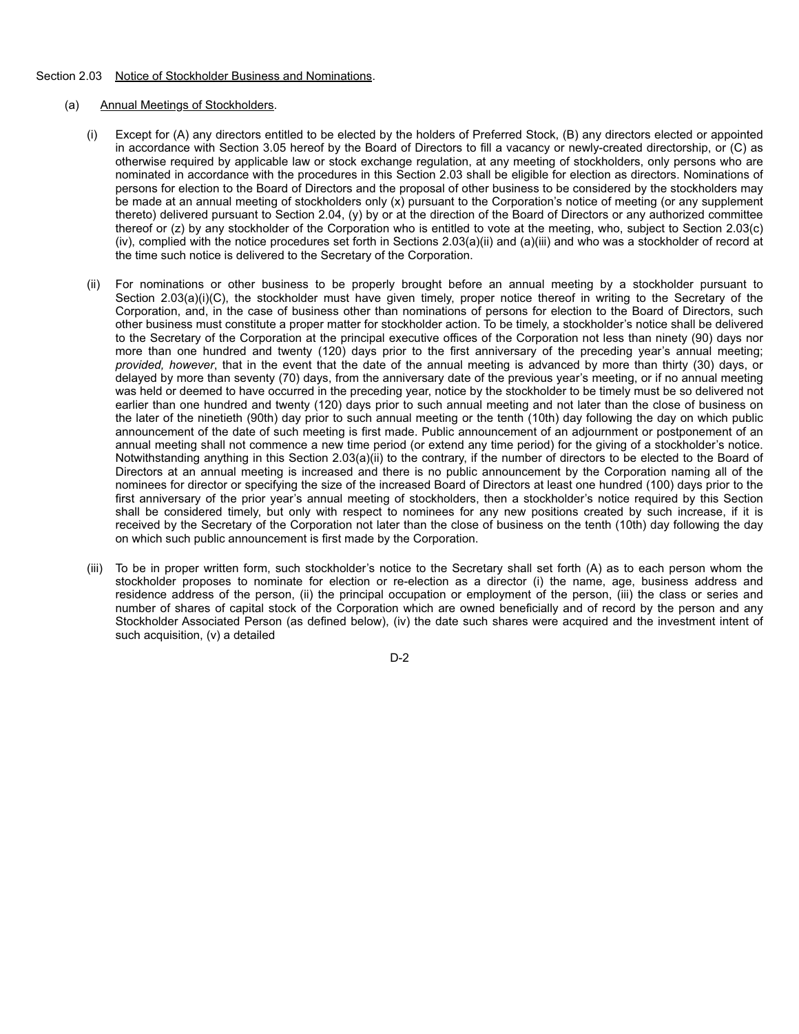Section 2.03 Notice of Stockholder Business and Nominations.

(a) Annual Meetings of Stockholders.

(i) Except for (A) any directors entitled to be elected by the holders of Preferred Stock, (B) any directors elected or appointed in accordance with Section 3.05 hereof by the Board of Directors to fill a vacancy or newly-created directorship, or (C) as otherwise required by applicable law or stock exchange regulation, at any meeting of stockholders, only persons who are nominated in accordance with the procedures in this Section 2.03 shall be eligible for election as directors. Nominations of persons for election to the Board of Directors and the proposal of other business to be considered by the stockholders may be made at an annual meeting of stockholders only (x) pursuant to the Corporation's notice of meeting (or any supplement thereto) delivered pursuant to Section 2.04, (y) by or at the direction of the Board of Directors or any authorized committee thereof or (z) by any stockholder of the Corporation who is entitled to vote at the meeting, who, subject to Section 2.03(c)(iv), complied with the notice procedures set forth in Sections 2.03(a)(ii) and (a)(iii) and who was a stockholder of record at the time such notice is delivered to the Secretary of the Corporation.

(ii) For nominations or other business to be properly brought before an annual meeting by a stockholder pursuant to Section 2.03(a)(i)(C), the stockholder must have given timely, proper notice thereof in writing to the Secretary of the Corporation, and, in the case of business other than nominations of persons for election to the Board of Directors, such other business must constitute a proper matter for stockholder action. To be timely, a stockholder's notice shall be delivered to the Secretary of the Corporation at the principal executive offices of the Corporation not less than ninety (90) days nor more than one hundred and twenty (120) days prior to the first anniversary of the preceding year's annual meeting; *provided, however*, that in the event that the date of the annual meeting is advanced by more than thirty (30) days, or delayed by more than seventy (70) days, from the anniversary date of the previous year's meeting, or if no annual meeting was held or deemed to have occurred in the preceding year, notice by the stockholder to be timely must be so delivered not earlier than one hundred and twenty (120) days prior to such annual meeting and not later than the close of business on the later of the ninetieth (90th) day prior to such annual meeting or the tenth (10th) day following the day on which public announcement of the date of such meeting is first made. Public announcement of an adjournment or postponement of an annual meeting shall not commence a new time period (or extend any time period) for the giving of a stockholder's notice. Notwithstanding anything in this Section 2.03(a)(ii) to the contrary, if the number of directors to be elected to the Board of Directors at an annual meeting is increased and there is no public announcement by the Corporation naming all of the nominees for director or specifying the size of the increased Board of Directors at least one hundred (100) days prior to the first anniversary of the prior year's annual meeting of stockholders, then a stockholder's notice required by this Section shall be considered timely, but only with respect to nominees for any new positions created by such increase, if it is received by the Secretary of the Corporation not later than the close of business on the tenth (10th) day following the day on which such public announcement is first made by the Corporation.

(iii) To be in proper written form, such stockholder's notice to the Secretary shall set forth (A) as to each person whom the stockholder proposes to nominate for election or re-election as a director (i) the name, age, business address and residence address of the person, (ii) the principal occupation or employment of the person, (iii) the class or series and number of shares of capital stock of the Corporation which are owned beneficially and of record by the person and any Stockholder Associated Person (as defined below), (iv) the date such shares were acquired and the investment intent of such acquisition, (v) a detailed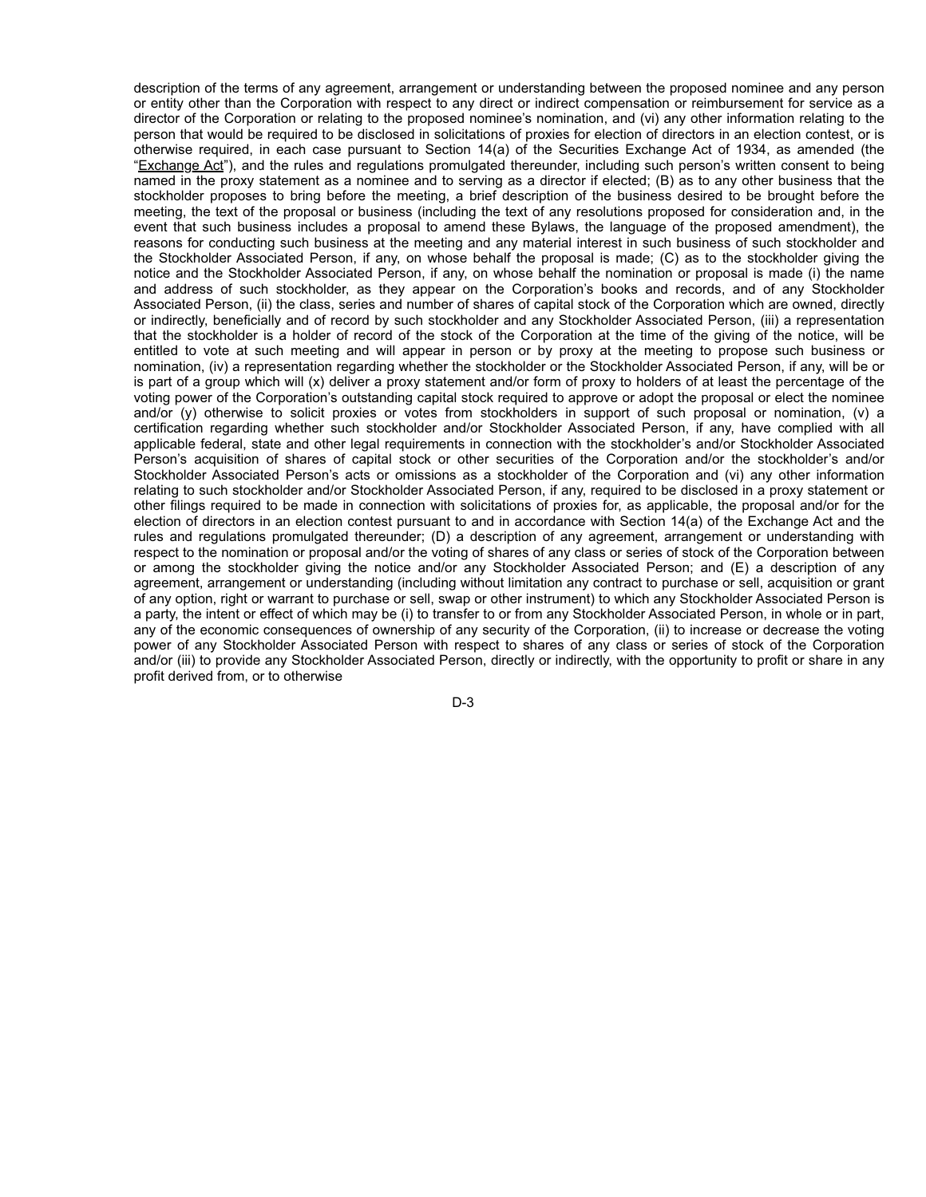description of the terms of any agreement, arrangement or understanding between the proposed nominee and any person or entity other than the Corporation with respect to any direct or indirect compensation or reimbursement for service as a director of the Corporation or relating to the proposed nominee's nomination, and (vi) any other information relating to the person that would be required to be disclosed in solicitations of proxies for election of directors in an election contest, or is otherwise required, in each case pursuant to Section 14(a) of the Securities Exchange Act of 1934, as amended (the "Exchange Act"), and the rules and regulations promulgated thereunder, including such person's written consent to being named in the proxy statement as a nominee and to serving as a director if elected; (B) as to any other business that the stockholder proposes to bring before the meeting, a brief description of the business desired to be brought before the meeting, the text of the proposal or business (including the text of any resolutions proposed for consideration and, in the event that such business includes a proposal to amend these Bylaws, the language of the proposed amendment), the reasons for conducting such business at the meeting and any material interest in such business of such stockholder and the Stockholder Associated Person, if any, on whose behalf the proposal is made; (C) as to the stockholder giving the notice and the Stockholder Associated Person, if any, on whose behalf the nomination or proposal is made (i) the name and address of such stockholder, as they appear on the Corporation's books and records, and of any Stockholder Associated Person, (ii) the class, series and number of shares of capital stock of the Corporation which are owned, directly or indirectly, beneficially and of record by such stockholder and any Stockholder Associated Person, (iii) a representation that the stockholder is a holder of record of the stock of the Corporation at the time of the giving of the notice, will be entitled to vote at such meeting and will appear in person or by proxy at the meeting to propose such business or nomination, (iv) a representation regarding whether the stockholder or the Stockholder Associated Person, if any, will be or is part of a group which will (x) deliver a proxy statement and/or form of proxy to holders of at least the percentage of the voting power of the Corporation's outstanding capital stock required to approve or adopt the proposal or elect the nominee and/or (y) otherwise to solicit proxies or votes from stockholders in support of such proposal or nomination, (v) a certification regarding whether such stockholder and/or Stockholder Associated Person, if any, have complied with all applicable federal, state and other legal requirements in connection with the stockholder's and/or Stockholder Associated Person's acquisition of shares of capital stock or other securities of the Corporation and/or the stockholder's and/or Stockholder Associated Person's acts or omissions as a stockholder of the Corporation and (vi) any other information relating to such stockholder and/or Stockholder Associated Person, if any, required to be disclosed in a proxy statement or other filings required to be made in connection with solicitations of proxies for, as applicable, the proposal and/or for the election of directors in an election contest pursuant to and in accordance with Section 14(a) of the Exchange Act and the rules and regulations promulgated thereunder; (D) a description of any agreement, arrangement or understanding with respect to the nomination or proposal and/or the voting of shares of any class or series of stock of the Corporation between or among the stockholder giving the notice and/or any Stockholder Associated Person; and (E) a description of any agreement, arrangement or understanding (including without limitation any contract to purchase or sell, acquisition or grant of any option, right or warrant to purchase or sell, swap or other instrument) to which any Stockholder Associated Person is a party, the intent or effect of which may be (i) to transfer to or from any Stockholder Associated Person, in whole or in part, any of the economic consequences of ownership of any security of the Corporation, (ii) to increase or decrease the voting power of any Stockholder Associated Person with respect to shares of any class or series of stock of the Corporation and/or (iii) to provide any Stockholder Associated Person, directly or indirectly, with the opportunity to profit or share in any profit derived from, or to otherwise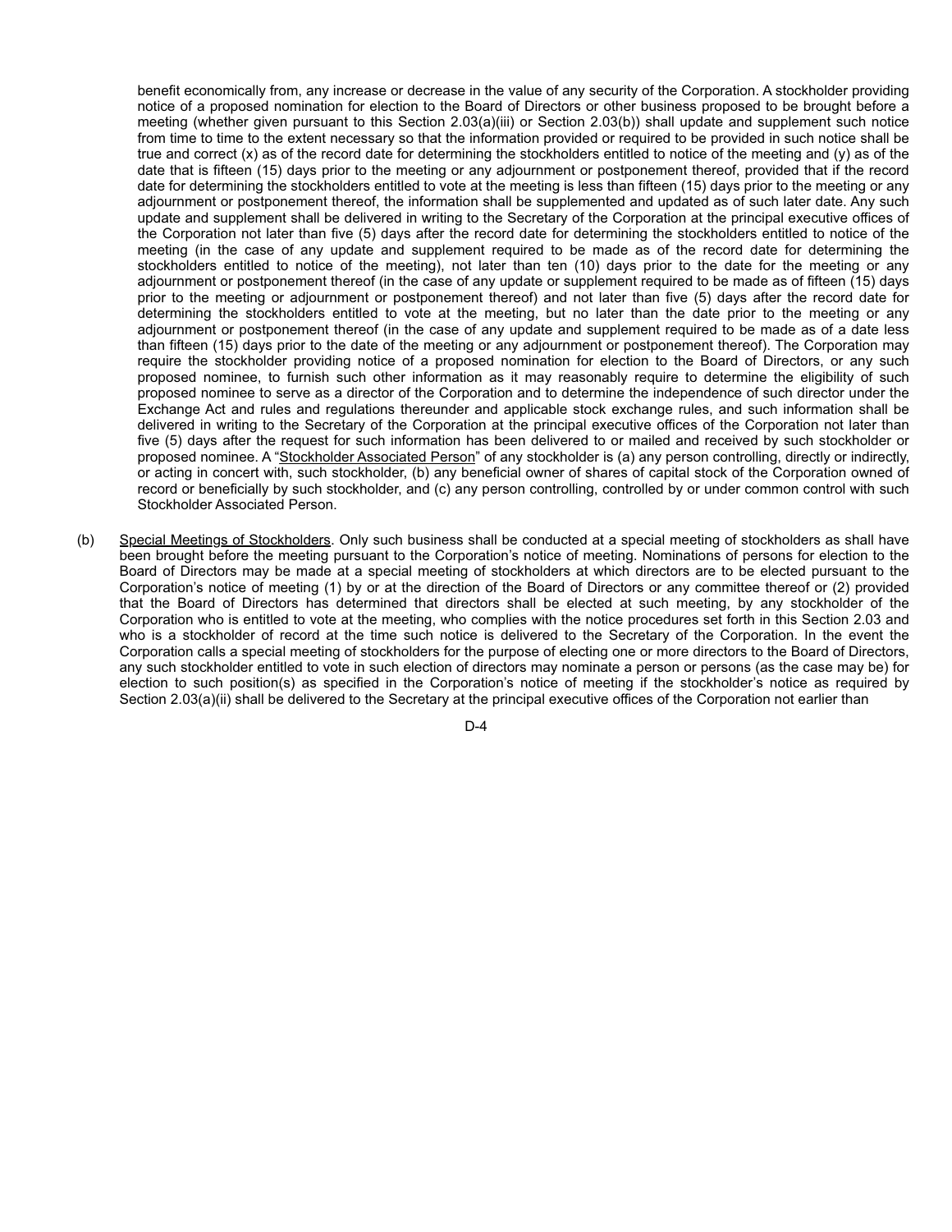benefit economically from, any increase or decrease in the value of any security of the Corporation. A stockholder providing notice of a proposed nomination for election to the Board of Directors or other business proposed to be brought before a meeting (whether given pursuant to this Section 2.03(a)(iii) or Section 2.03(b)) shall update and supplement such notice from time to time to the extent necessary so that the information provided or required to be provided in such notice shall be true and correct (x) as of the record date for determining the stockholders entitled to notice of the meeting and (y) as of the date that is fifteen (15) days prior to the meeting or any adjournment or postponement thereof, provided that if the record date for determining the stockholders entitled to vote at the meeting is less than fifteen (15) days prior to the meeting or any adjournment or postponement thereof, the information shall be supplemented and updated as of such later date. Any such update and supplement shall be delivered in writing to the Secretary of the Corporation at the principal executive offices of the Corporation not later than five (5) days after the record date for determining the stockholders entitled to notice of the meeting (in the case of any update and supplement required to be made as of the record date for determining the stockholders entitled to notice of the meeting), not later than ten (10) days prior to the date for the meeting or any adjournment or postponement thereof (in the case of any update or supplement required to be made as of fifteen (15) days prior to the meeting or adjournment or postponement thereof) and not later than five (5) days after the record date for determining the stockholders entitled to vote at the meeting, but no later than the date prior to the meeting or any adjournment or postponement thereof (in the case of any update and supplement required to be made as of a date less than fifteen (15) days prior to the date of the meeting or any adjournment or postponement thereof). The Corporation may require the stockholder providing notice of a proposed nomination for election to the Board of Directors, or any such proposed nominee, to furnish such other information as it may reasonably require to determine the eligibility of such proposed nominee to serve as a director of the Corporation and to determine the independence of such director under the Exchange Act and rules and regulations thereunder and applicable stock exchange rules, and such information shall be delivered in writing to the Secretary of the Corporation at the principal executive offices of the Corporation not later than five (5) days after the request for such information has been delivered to or mailed and received by such stockholder or proposed nominee. A "Stockholder Associated Person" of any stockholder is (a) any person controlling, directly or indirectly, or acting in concert with, such stockholder, (b) any beneficial owner of shares of capital stock of the Corporation owned of record or beneficially by such stockholder, and (c) any person controlling, controlled by or under common control with such Stockholder Associated Person.

(b) Special Meetings of Stockholders. Only such business shall be conducted at a special meeting of stockholders as shall have been brought before the meeting pursuant to the Corporation's notice of meeting. Nominations of persons for election to the Board of Directors may be made at a special meeting of stockholders at which directors are to be elected pursuant to the Corporation's notice of meeting (1) by or at the direction of the Board of Directors or any committee thereof or (2) provided that the Board of Directors has determined that directors shall be elected at such meeting, by any stockholder of the Corporation who is entitled to vote at the meeting, who complies with the notice procedures set forth in this Section 2.03 and who is a stockholder of record at the time such notice is delivered to the Secretary of the Corporation. In the event the Corporation calls a special meeting of stockholders for the purpose of electing one or more directors to the Board of Directors, any such stockholder entitled to vote in such election of directors may nominate a person or persons (as the case may be) for election to such position(s) as specified in the Corporation's notice of meeting if the stockholder's notice as required by Section 2.03(a)(ii) shall be delivered to the Secretary at the principal executive offices of the Corporation not earlier than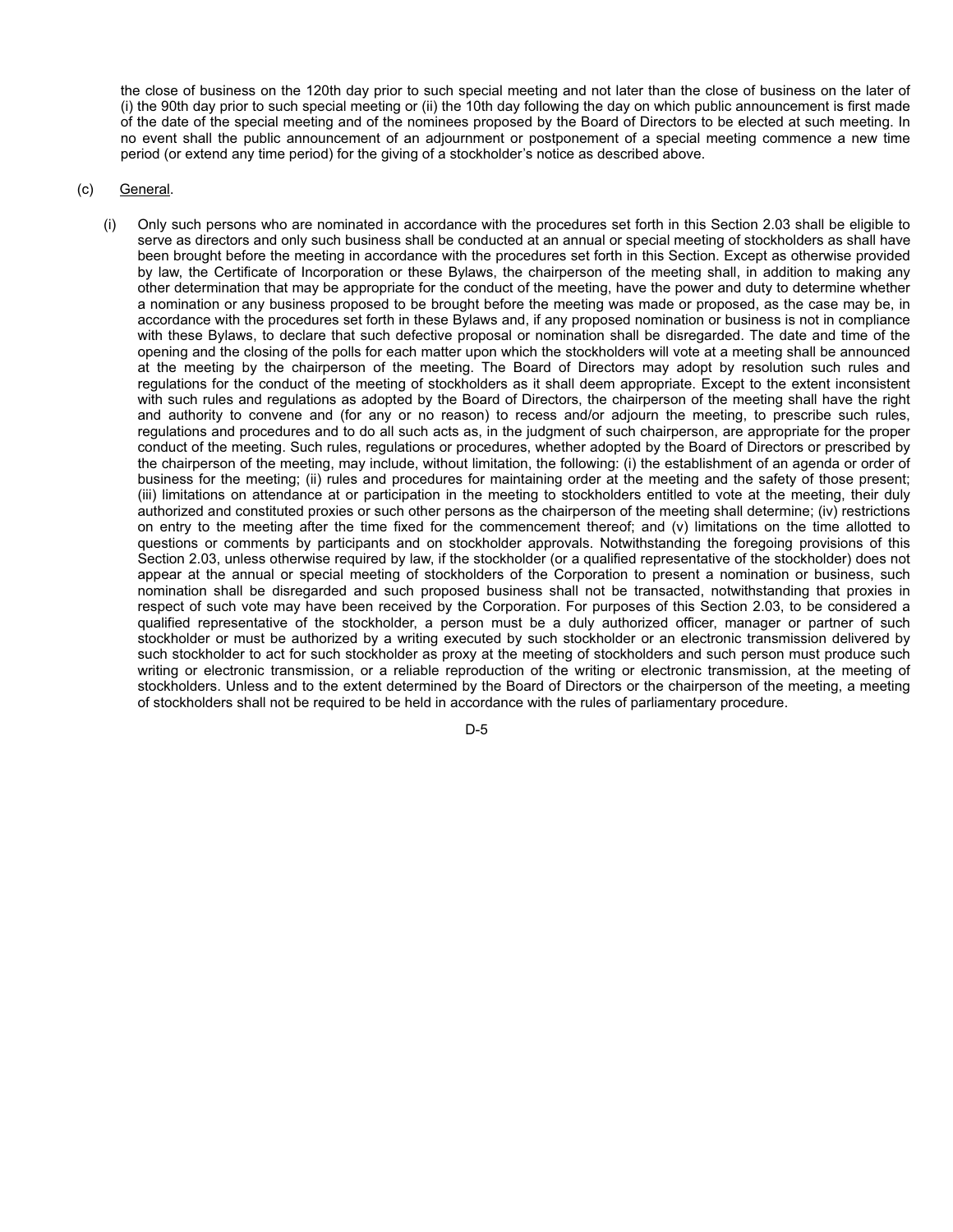the close of business on the 120th day prior to such special meeting and not later than the close of business on the later of (i) the 90th day prior to such special meeting or (ii) the 10th day following the day on which public announcement is first made of the date of the special meeting and of the nominees proposed by the Board of Directors to be elected at such meeting. In no event shall the public announcement of an adjournment or postponement of a special meeting commence a new time period (or extend any time period) for the giving of a stockholder's notice as described above.

(c) General.

(i) Only such persons who are nominated in accordance with the procedures set forth in this Section 2.03 shall be eligible to serve as directors and only such business shall be conducted at an annual or special meeting of stockholders as shall have been brought before the meeting in accordance with the procedures set forth in this Section. Except as otherwise provided by law, the Certificate of Incorporation or these Bylaws, the chairperson of the meeting shall, in addition to making any other determination that may be appropriate for the conduct of the meeting, have the power and duty to determine whether a nomination or any business proposed to be brought before the meeting was made or proposed, as the case may be, in accordance with the procedures set forth in these Bylaws and, if any proposed nomination or business is not in compliance with these Bylaws, to declare that such defective proposal or nomination shall be disregarded. The date and time of the opening and the closing of the polls for each matter upon which the stockholders will vote at a meeting shall be announced at the meeting by the chairperson of the meeting. The Board of Directors may adopt by resolution such rules and regulations for the conduct of the meeting of stockholders as it shall deem appropriate. Except to the extent inconsistent with such rules and regulations as adopted by the Board of Directors, the chairperson of the meeting shall have the right and authority to convene and (for any or no reason) to recess and/or adjourn the meeting, to prescribe such rules, regulations and procedures and to do all such acts as, in the judgment of such chairperson, are appropriate for the proper conduct of the meeting. Such rules, regulations or procedures, whether adopted by the Board of Directors or prescribed by the chairperson of the meeting, may include, without limitation, the following: (i) the establishment of an agenda or order of business for the meeting; (ii) rules and procedures for maintaining order at the meeting and the safety of those present; (iii) limitations on attendance at or participation in the meeting to stockholders entitled to vote at the meeting, their duly authorized and constituted proxies or such other persons as the chairperson of the meeting shall determine; (iv) restrictions on entry to the meeting after the time fixed for the commencement thereof; and (v) limitations on the time allotted to questions or comments by participants and on stockholder approvals. Notwithstanding the foregoing provisions of this Section 2.03, unless otherwise required by law, if the stockholder (or a qualified representative of the stockholder) does not appear at the annual or special meeting of stockholders of the Corporation to present a nomination or business, such nomination shall be disregarded and such proposed business shall not be transacted, notwithstanding that proxies in respect of such vote may have been received by the Corporation. For purposes of this Section 2.03, to be considered a qualified representative of the stockholder, a person must be a duly authorized officer, manager or partner of such stockholder or must be authorized by a writing executed by such stockholder or an electronic transmission delivered by such stockholder to act for such stockholder as proxy at the meeting of stockholders and such person must produce such writing or electronic transmission, or a reliable reproduction of the writing or electronic transmission, at the meeting of stockholders. Unless and to the extent determined by the Board of Directors or the chairperson of the meeting, a meeting of stockholders shall not be required to be held in accordance with the rules of parliamentary procedure.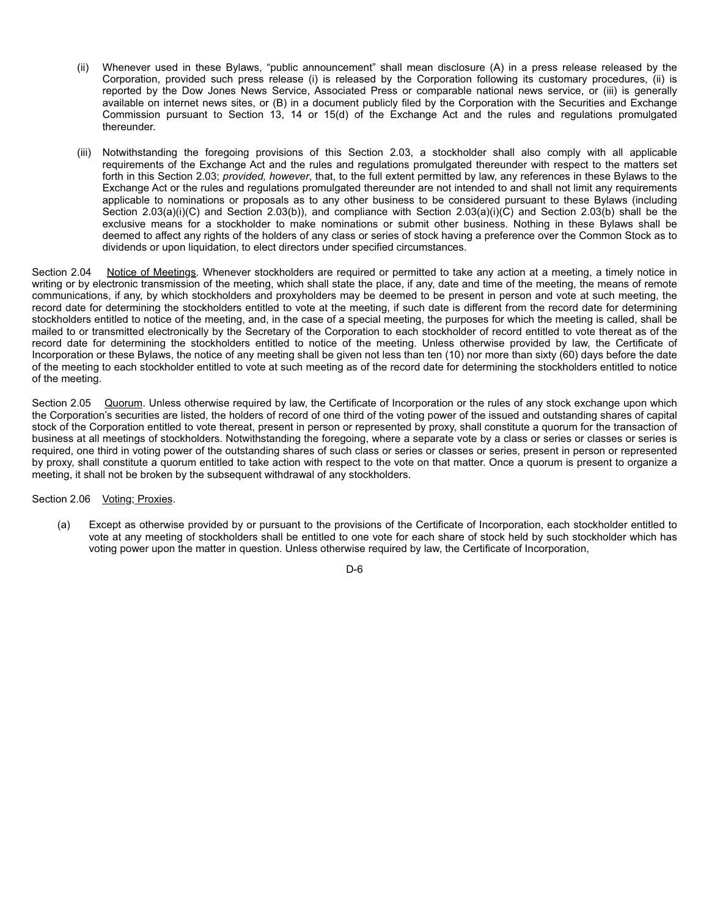(ii) Whenever used in these Bylaws, "public announcement" shall mean disclosure (A) in a press release released by the Corporation, provided such press release (i) is released by the Corporation following its customary procedures, (ii) is reported by the Dow Jones News Service, Associated Press or comparable national news service, or (iii) is generally available on internet news sites, or (B) in a document publicly filed by the Corporation with the Securities and Exchange Commission pursuant to Section 13, 14 or 15(d) of the Exchange Act and the rules and regulations promulgated thereunder.

(iii) Notwithstanding the foregoing provisions of this Section 2.03, a stockholder shall also comply with all applicable requirements of the Exchange Act and the rules and regulations promulgated thereunder with respect to the matters set forth in this Section 2.03; *provided, however*, that, to the full extent permitted by law, any references in these Bylaws to the Exchange Act or the rules and regulations promulgated thereunder are not intended to and shall not limit any requirements applicable to nominations or proposals as to any other business to be considered pursuant to these Bylaws (including Section 2.03(a)(i)(C) and Section 2.03(b)), and compliance with Section 2.03(a)(i)(C) and Section 2.03(b) shall be the exclusive means for a stockholder to make nominations or submit other business. Nothing in these Bylaws shall be deemed to affect any rights of the holders of any class or series of stock having a preference over the Common Stock as to dividends or upon liquidation, to elect directors under specified circumstances.

Section 2.04 Notice of Meetings. Whenever stockholders are required or permitted to take any action at a meeting, a timely notice in writing or by electronic transmission of the meeting, which shall state the place, if any, date and time of the meeting, the means of remote communications, if any, by which stockholders and proxyholders may be deemed to be present in person and vote at such meeting, the record date for determining the stockholders entitled to vote at the meeting, if such date is different from the record date for determining stockholders entitled to notice of the meeting, and, in the case of a special meeting, the purposes for which the meeting is called, shall be mailed to or transmitted electronically by the Secretary of the Corporation to each stockholder of record entitled to vote thereat as of the record date for determining the stockholders entitled to notice of the meeting. Unless otherwise provided by law, the Certificate of Incorporation or these Bylaws, the notice of any meeting shall be given not less than ten (10) nor more than sixty (60) days before the date of the meeting to each stockholder entitled to vote at such meeting as of the record date for determining the stockholders entitled to notice of the meeting.

Section 2.05 Quorum. Unless otherwise required by law, the Certificate of Incorporation or the rules of any stock exchange upon which the Corporation's securities are listed, the holders of record of one third of the voting power of the issued and outstanding shares of capital stock of the Corporation entitled to vote thereat, present in person or represented by proxy, shall constitute a quorum for the transaction of business at all meetings of stockholders. Notwithstanding the foregoing, where a separate vote by a class or series or classes or series is required, one third in voting power of the outstanding shares of such class or series or classes or series, present in person or represented by proxy, shall constitute a quorum entitled to take action with respect to the vote on that matter. Once a quorum is present to organize a meeting, it shall not be broken by the subsequent withdrawal of any stockholders.

Section 2.06 Voting; Proxies.

(a) Except as otherwise provided by or pursuant to the provisions of the Certificate of Incorporation, each stockholder entitled to vote at any meeting of stockholders shall be entitled to one vote for each share of stock held by such stockholder which has voting power upon the matter in question. Unless otherwise required by law, the Certificate of Incorporation,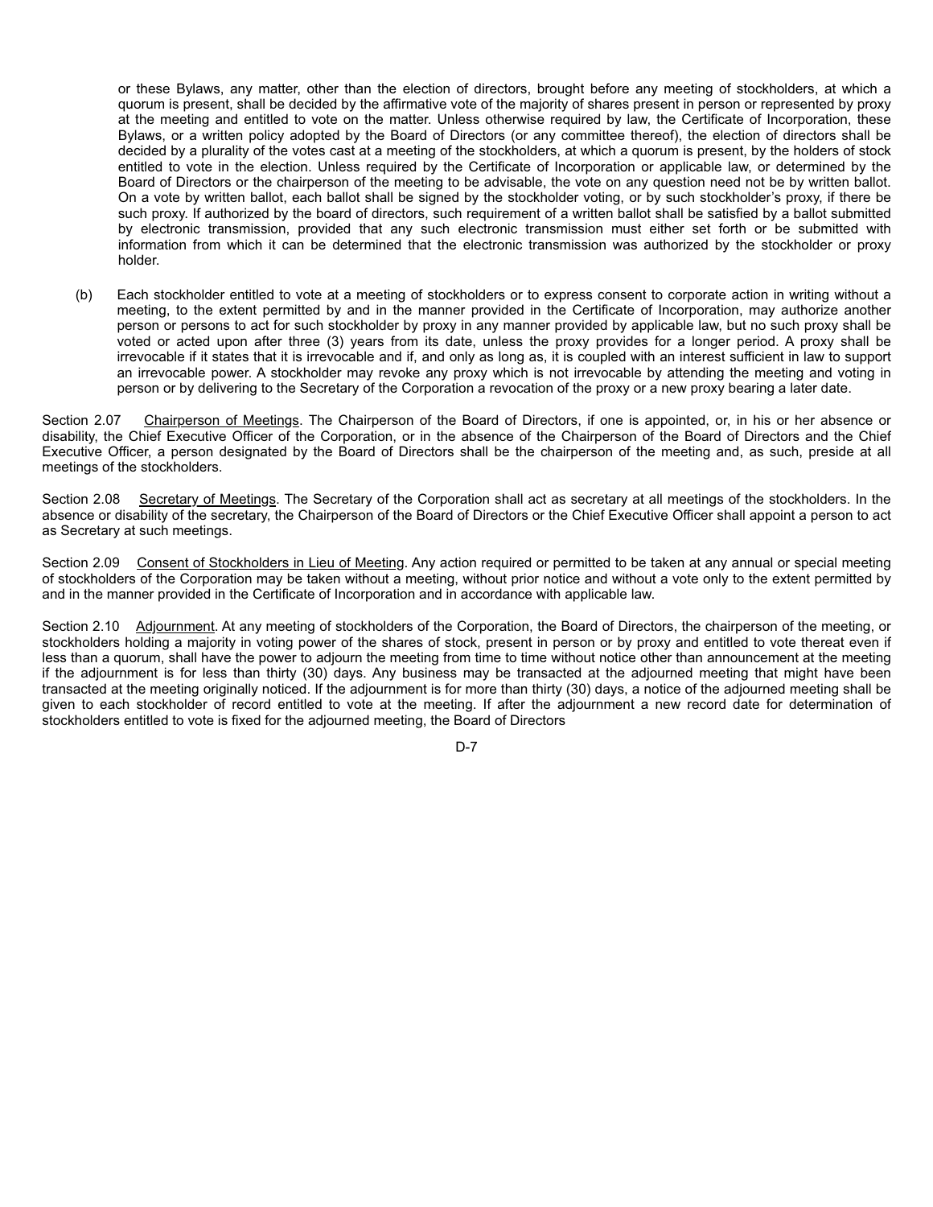or these Bylaws, any matter, other than the election of directors, brought before any meeting of stockholders, at which a quorum is present, shall be decided by the affirmative vote of the majority of shares present in person or represented by proxy at the meeting and entitled to vote on the matter. Unless otherwise required by law, the Certificate of Incorporation, these Bylaws, or a written policy adopted by the Board of Directors (or any committee thereof), the election of directors shall be decided by a plurality of the votes cast at a meeting of the stockholders, at which a quorum is present, by the holders of stock entitled to vote in the election. Unless required by the Certificate of Incorporation or applicable law, or determined by the Board of Directors or the chairperson of the meeting to be advisable, the vote on any question need not be by written ballot. On a vote by written ballot, each ballot shall be signed by the stockholder voting, or by such stockholder's proxy, if there be such proxy. If authorized by the board of directors, such requirement of a written ballot shall be satisfied by a ballot submitted by electronic transmission, provided that any such electronic transmission must either set forth or be submitted with information from which it can be determined that the electronic transmission was authorized by the stockholder or proxy holder.

(b) Each stockholder entitled to vote at a meeting of stockholders or to express consent to corporate action in writing without a meeting, to the extent permitted by and in the manner provided in the Certificate of Incorporation, may authorize another person or persons to act for such stockholder by proxy in any manner provided by applicable law, but no such proxy shall be voted or acted upon after three (3) years from its date, unless the proxy provides for a longer period. A proxy shall be irrevocable if it states that it is irrevocable and if, and only as long as, it is coupled with an interest sufficient in law to support an irrevocable power. A stockholder may revoke any proxy which is not irrevocable by attending the meeting and voting in person or by delivering to the Secretary of the Corporation a revocation of the proxy or a new proxy bearing a later date.

Section 2.07 Chairperson of Meetings. The Chairperson of the Board of Directors, if one is appointed, or, in his or her absence or disability, the Chief Executive Officer of the Corporation, or in the absence of the Chairperson of the Board of Directors and the Chief Executive Officer, a person designated by the Board of Directors shall be the chairperson of the meeting and, as such, preside at all meetings of the stockholders.

Section 2.08 Secretary of Meetings. The Secretary of the Corporation shall act as secretary at all meetings of the stockholders. In the absence or disability of the secretary, the Chairperson of the Board of Directors or the Chief Executive Officer shall appoint a person to act as Secretary at such meetings.

Section 2.09 Consent of Stockholders in Lieu of Meeting. Any action required or permitted to be taken at any annual or special meeting of stockholders of the Corporation may be taken without a meeting, without prior notice and without a vote only to the extent permitted by and in the manner provided in the Certificate of Incorporation and in accordance with applicable law.

Section 2.10 Adjournment. At any meeting of stockholders of the Corporation, the Board of Directors, the chairperson of the meeting, or stockholders holding a majority in voting power of the shares of stock, present in person or by proxy and entitled to vote thereat even if less than a quorum, shall have the power to adjourn the meeting from time to time without notice other than announcement at the meeting if the adjournment is for less than thirty (30) days. Any business may be transacted at the adjourned meeting that might have been transacted at the meeting originally noticed. If the adjournment is for more than thirty (30) days, a notice of the adjourned meeting shall be given to each stockholder of record entitled to vote at the meeting. If after the adjournment a new record date for determination of stockholders entitled to vote is fixed for the adjourned meeting, the Board of Directors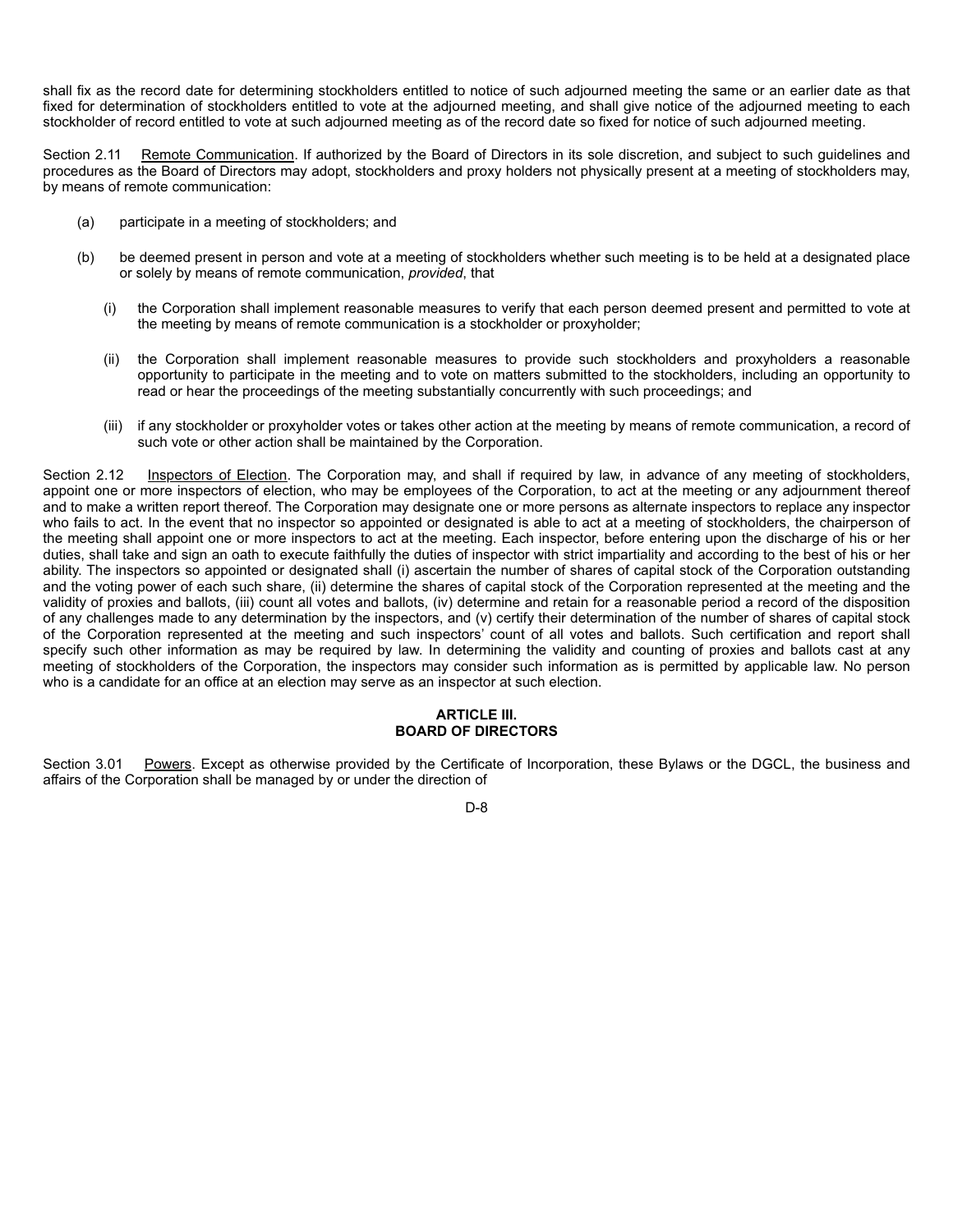shall fix as the record date for determining stockholders entitled to notice of such adjourned meeting the same or an earlier date as that fixed for determination of stockholders entitled to vote at the adjourned meeting, and shall give notice of the adjourned meeting to each stockholder of record entitled to vote at such adjourned meeting as of the record date so fixed for notice of such adjourned meeting.

Section 2.11 Remote Communication. If authorized by the Board of Directors in its sole discretion, and subject to such guidelines and procedures as the Board of Directors may adopt, stockholders and proxy holders not physically present at a meeting of stockholders may, by means of remote communication:

(a) participate in a meeting of stockholders; and

(b) be deemed present in person and vote at a meeting of stockholders whether such meeting is to be held at a designated place or solely by means of remote communication, *provided*, that

(i) the Corporation shall implement reasonable measures to verify that each person deemed present and permitted to vote at the meeting by means of remote communication is a stockholder or proxyholder;

(ii) the Corporation shall implement reasonable measures to provide such stockholders and proxyholders a reasonable opportunity to participate in the meeting and to vote on matters submitted to the stockholders, including an opportunity to read or hear the proceedings of the meeting substantially concurrently with such proceedings; and

(iii) if any stockholder or proxyholder votes or takes other action at the meeting by means of remote communication, a record of such vote or other action shall be maintained by the Corporation.

Section 2.12 Inspectors of Election. The Corporation may, and shall if required by law, in advance of any meeting of stockholders, appoint one or more inspectors of election, who may be employees of the Corporation, to act at the meeting or any adjournment thereof and to make a written report thereof. The Corporation may designate one or more persons as alternate inspectors to replace any inspector who fails to act. In the event that no inspector so appointed or designated is able to act at a meeting of stockholders, the chairperson of the meeting shall appoint one or more inspectors to act at the meeting. Each inspector, before entering upon the discharge of his or her duties, shall take and sign an oath to execute faithfully the duties of inspector with strict impartiality and according to the best of his or her ability. The inspectors so appointed or designated shall (i) ascertain the number of shares of capital stock of the Corporation outstanding and the voting power of each such share, (ii) determine the shares of capital stock of the Corporation represented at the meeting and the validity of proxies and ballots, (iii) count all votes and ballots, (iv) determine and retain for a reasonable period a record of the disposition of any challenges made to any determination by the inspectors, and (v) certify their determination of the number of shares of capital stock of the Corporation represented at the meeting and such inspectors' count of all votes and ballots. Such certification and report shall specify such other information as may be required by law. In determining the validity and counting of proxies and ballots cast at any meeting of stockholders of the Corporation, the inspectors may consider such information as is permitted by applicable law. No person who is a candidate for an office at an election may serve as an inspector at such election.

## ARTICLE III.
## BOARD OF DIRECTORS

Section 3.01 Powers. Except as otherwise provided by the Certificate of Incorporation, these Bylaws or the DGCL, the business and affairs of the Corporation shall be managed by or under the direction of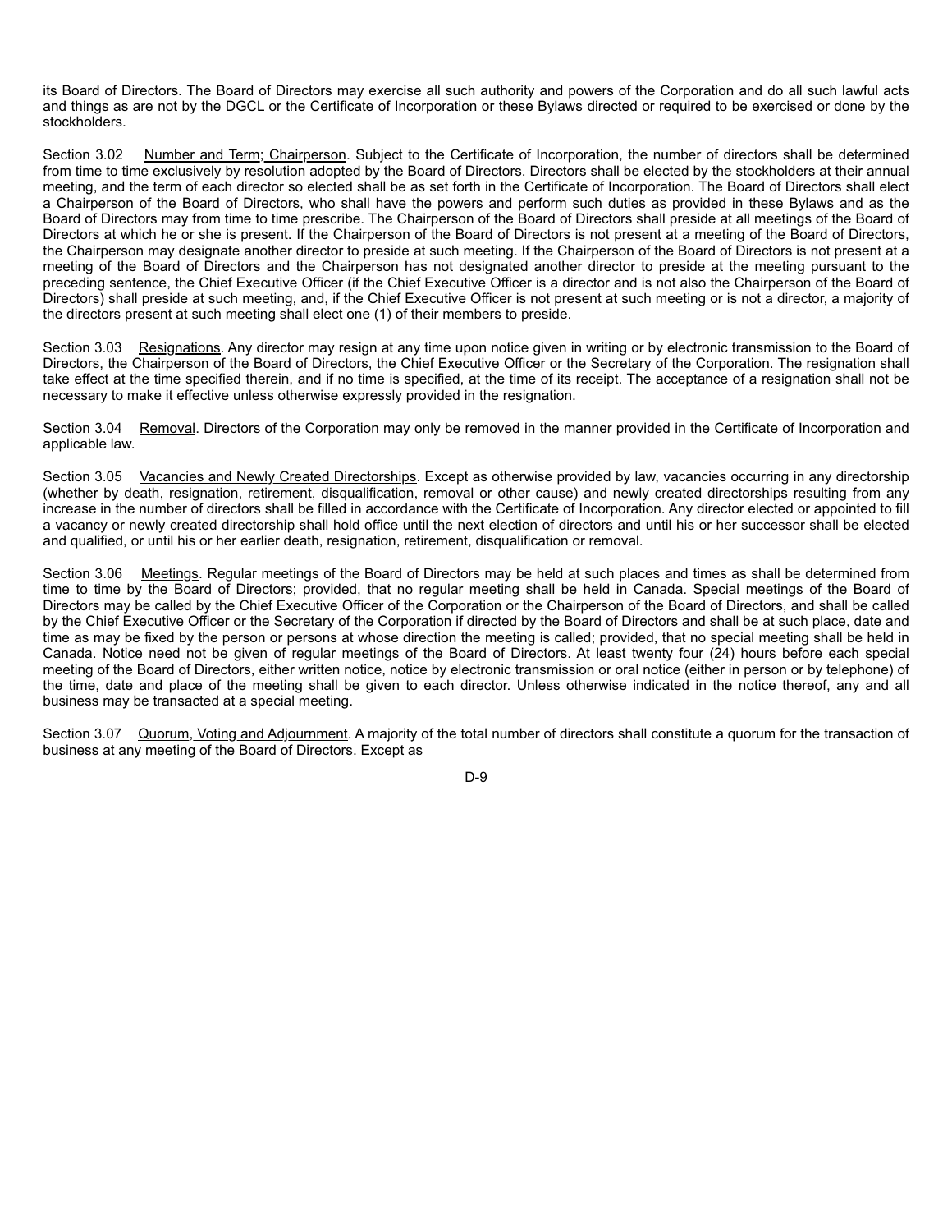its Board of Directors. The Board of Directors may exercise all such authority and powers of the Corporation and do all such lawful acts and things as are not by the DGCL or the Certificate of Incorporation or these Bylaws directed or required to be exercised or done by the stockholders.

Section 3.02 Number and Term; Chairperson. Subject to the Certificate of Incorporation, the number of directors shall be determined from time to time exclusively by resolution adopted by the Board of Directors. Directors shall be elected by the stockholders at their annual meeting, and the term of each director so elected shall be as set forth in the Certificate of Incorporation. The Board of Directors shall elect a Chairperson of the Board of Directors, who shall have the powers and perform such duties as provided in these Bylaws and as the Board of Directors may from time to time prescribe. The Chairperson of the Board of Directors shall preside at all meetings of the Board of Directors at which he or she is present. If the Chairperson of the Board of Directors is not present at a meeting of the Board of Directors, the Chairperson may designate another director to preside at such meeting. If the Chairperson of the Board of Directors is not present at a meeting of the Board of Directors and the Chairperson has not designated another director to preside at the meeting pursuant to the preceding sentence, the Chief Executive Officer (if the Chief Executive Officer is a director and is not also the Chairperson of the Board of Directors) shall preside at such meeting, and, if the Chief Executive Officer is not present at such meeting or is not a director, a majority of the directors present at such meeting shall elect one (1) of their members to preside.

Section 3.03 Resignations. Any director may resign at any time upon notice given in writing or by electronic transmission to the Board of Directors, the Chairperson of the Board of Directors, the Chief Executive Officer or the Secretary of the Corporation. The resignation shall take effect at the time specified therein, and if no time is specified, at the time of its receipt. The acceptance of a resignation shall not be necessary to make it effective unless otherwise expressly provided in the resignation.

Section 3.04 Removal. Directors of the Corporation may only be removed in the manner provided in the Certificate of Incorporation and applicable law.

Section 3.05 Vacancies and Newly Created Directorships. Except as otherwise provided by law, vacancies occurring in any directorship (whether by death, resignation, retirement, disqualification, removal or other cause) and newly created directorships resulting from any increase in the number of directors shall be filled in accordance with the Certificate of Incorporation. Any director elected or appointed to fill a vacancy or newly created directorship shall hold office until the next election of directors and until his or her successor shall be elected and qualified, or until his or her earlier death, resignation, retirement, disqualification or removal.

Section 3.06 Meetings. Regular meetings of the Board of Directors may be held at such places and times as shall be determined from time to time by the Board of Directors; provided, that no regular meeting shall be held in Canada. Special meetings of the Board of Directors may be called by the Chief Executive Officer of the Corporation or the Chairperson of the Board of Directors, and shall be called by the Chief Executive Officer or the Secretary of the Corporation if directed by the Board of Directors and shall be at such place, date and time as may be fixed by the person or persons at whose direction the meeting is called; provided, that no special meeting shall be held in Canada. Notice need not be given of regular meetings of the Board of Directors. At least twenty four (24) hours before each special meeting of the Board of Directors, either written notice, notice by electronic transmission or oral notice (either in person or by telephone) of the time, date and place of the meeting shall be given to each director. Unless otherwise indicated in the notice thereof, any and all business may be transacted at a special meeting.

Section 3.07 Quorum, Voting and Adjournment. A majority of the total number of directors shall constitute a quorum for the transaction of business at any meeting of the Board of Directors. Except as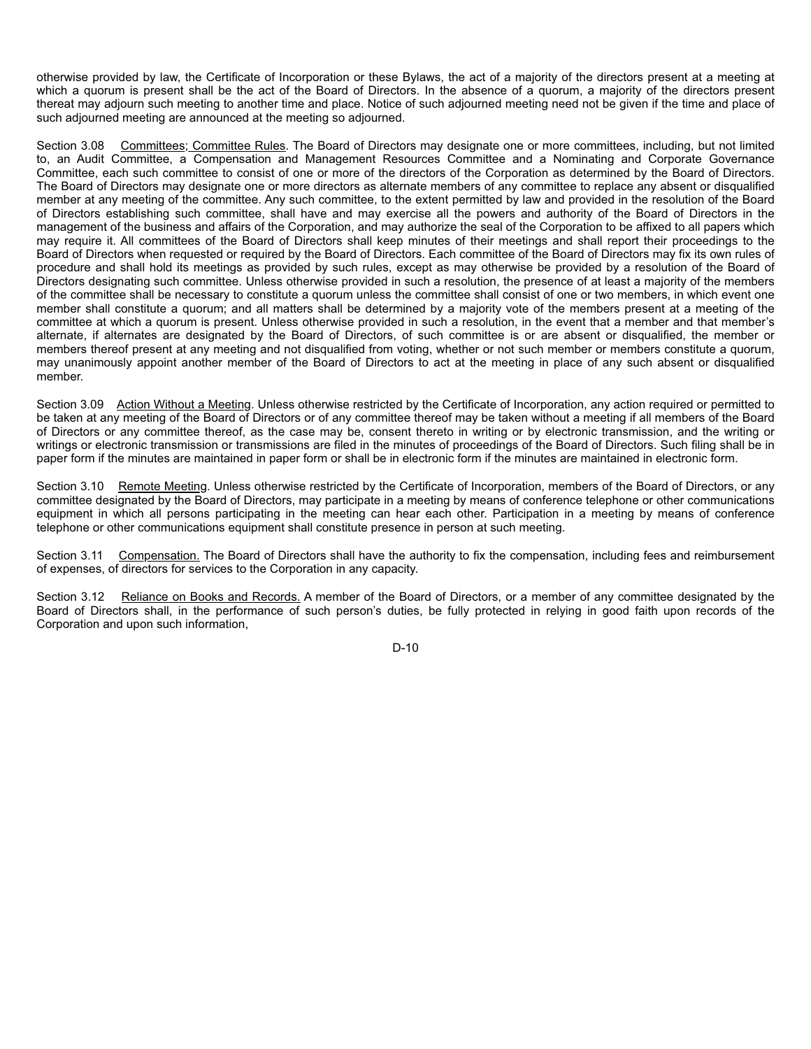otherwise provided by law, the Certificate of Incorporation or these Bylaws, the act of a majority of the directors present at a meeting at which a quorum is present shall be the act of the Board of Directors. In the absence of a quorum, a majority of the directors present thereat may adjourn such meeting to another time and place. Notice of such adjourned meeting need not be given if the time and place of such adjourned meeting are announced at the meeting so adjourned.

Section 3.08 Committees; Committee Rules. The Board of Directors may designate one or more committees, including, but not limited to, an Audit Committee, a Compensation and Management Resources Committee and a Nominating and Corporate Governance Committee, each such committee to consist of one or more of the directors of the Corporation as determined by the Board of Directors. The Board of Directors may designate one or more directors as alternate members of any committee to replace any absent or disqualified member at any meeting of the committee. Any such committee, to the extent permitted by law and provided in the resolution of the Board of Directors establishing such committee, shall have and may exercise all the powers and authority of the Board of Directors in the management of the business and affairs of the Corporation, and may authorize the seal of the Corporation to be affixed to all papers which may require it. All committees of the Board of Directors shall keep minutes of their meetings and shall report their proceedings to the Board of Directors when requested or required by the Board of Directors. Each committee of the Board of Directors may fix its own rules of procedure and shall hold its meetings as provided by such rules, except as may otherwise be provided by a resolution of the Board of Directors designating such committee. Unless otherwise provided in such a resolution, the presence of at least a majority of the members of the committee shall be necessary to constitute a quorum unless the committee shall consist of one or two members, in which event one member shall constitute a quorum; and all matters shall be determined by a majority vote of the members present at a meeting of the committee at which a quorum is present. Unless otherwise provided in such a resolution, in the event that a member and that member's alternate, if alternates are designated by the Board of Directors, of such committee is or are absent or disqualified, the member or members thereof present at any meeting and not disqualified from voting, whether or not such member or members constitute a quorum, may unanimously appoint another member of the Board of Directors to act at the meeting in place of any such absent or disqualified member.

Section 3.09 Action Without a Meeting. Unless otherwise restricted by the Certificate of Incorporation, any action required or permitted to be taken at any meeting of the Board of Directors or of any committee thereof may be taken without a meeting if all members of the Board of Directors or any committee thereof, as the case may be, consent thereto in writing or by electronic transmission, and the writing or writings or electronic transmission or transmissions are filed in the minutes of proceedings of the Board of Directors. Such filing shall be in paper form if the minutes are maintained in paper form or shall be in electronic form if the minutes are maintained in electronic form.

Section 3.10 Remote Meeting. Unless otherwise restricted by the Certificate of Incorporation, members of the Board of Directors, or any committee designated by the Board of Directors, may participate in a meeting by means of conference telephone or other communications equipment in which all persons participating in the meeting can hear each other. Participation in a meeting by means of conference telephone or other communications equipment shall constitute presence in person at such meeting.

Section 3.11 Compensation. The Board of Directors shall have the authority to fix the compensation, including fees and reimbursement of expenses, of directors for services to the Corporation in any capacity.

Section 3.12 Reliance on Books and Records. A member of the Board of Directors, or a member of any committee designated by the Board of Directors shall, in the performance of such person's duties, be fully protected in relying in good faith upon records of the Corporation and upon such information,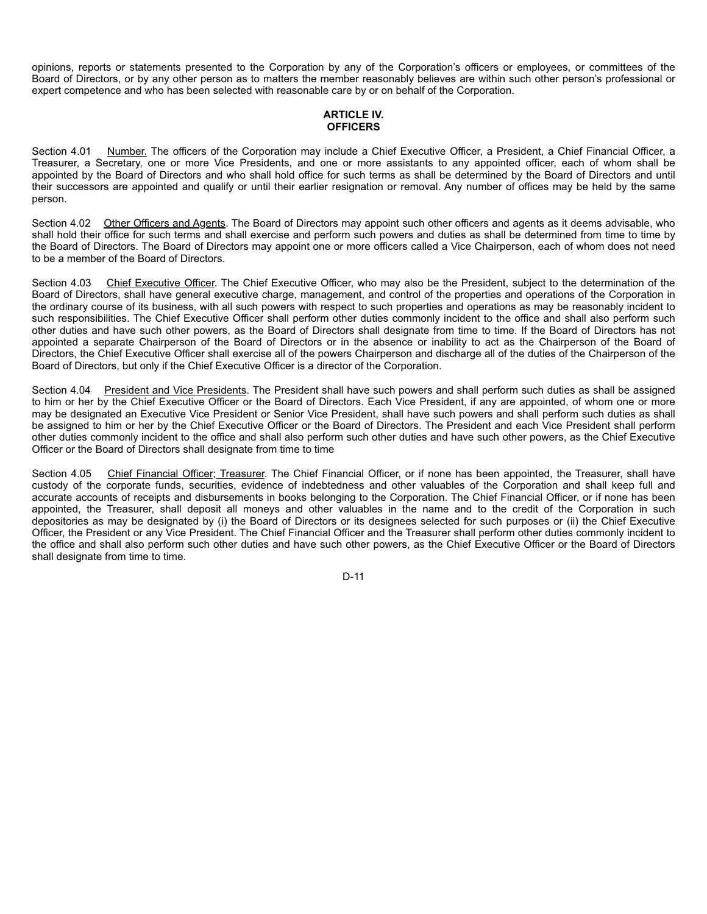opinions, reports or statements presented to the Corporation by any of the Corporation's officers or employees, or committees of the Board of Directors, or by any other person as to matters the member reasonably believes are within such other person's professional or expert competence and who has been selected with reasonable care by or on behalf of the Corporation.

## ARTICLE IV.
## OFFICERS

Section 4.01 Number. The officers of the Corporation may include a Chief Executive Officer, a President, a Chief Financial Officer, a Treasurer, a Secretary, one or more Vice Presidents, and one or more assistants to any appointed officer, each of whom shall be appointed by the Board of Directors and who shall hold office for such terms as shall be determined by the Board of Directors and until their successors are appointed and qualify or until their earlier resignation or removal. Any number of offices may be held by the same person.

Section 4.02 Other Officers and Agents. The Board of Directors may appoint such other officers and agents as it deems advisable, who shall hold their office for such terms and shall exercise and perform such powers and duties as shall be determined from time to time by the Board of Directors. The Board of Directors may appoint one or more officers called a Vice Chairperson, each of whom does not need to be a member of the Board of Directors.

Section 4.03 Chief Executive Officer. The Chief Executive Officer, who may also be the President, subject to the determination of the Board of Directors, shall have general executive charge, management, and control of the properties and operations of the Corporation in the ordinary course of its business, with all such powers with respect to such properties and operations as may be reasonably incident to such responsibilities. The Chief Executive Officer shall perform other duties commonly incident to the office and shall also perform such other duties and have such other powers, as the Board of Directors shall designate from time to time. If the Board of Directors has not appointed a separate Chairperson of the Board of Directors or in the absence or inability to act as the Chairperson of the Board of Directors, the Chief Executive Officer shall exercise all of the powers Chairperson and discharge all of the duties of the Chairperson of the Board of Directors, but only if the Chief Executive Officer is a director of the Corporation.

Section 4.04 President and Vice Presidents. The President shall have such powers and shall perform such duties as shall be assigned to him or her by the Chief Executive Officer or the Board of Directors. Each Vice President, if any are appointed, of whom one or more may be designated an Executive Vice President or Senior Vice President, shall have such powers and shall perform such duties as shall be assigned to him or her by the Chief Executive Officer or the Board of Directors. The President and each Vice President shall perform other duties commonly incident to the office and shall also perform such other duties and have such other powers, as the Chief Executive Officer or the Board of Directors shall designate from time to time

Section 4.05 Chief Financial Officer; Treasurer. The Chief Financial Officer, or if none has been appointed, the Treasurer, shall have custody of the corporate funds, securities, evidence of indebtedness and other valuables of the Corporation and shall keep full and accurate accounts of receipts and disbursements in books belonging to the Corporation. The Chief Financial Officer, or if none has been appointed, the Treasurer, shall deposit all moneys and other valuables in the name and to the credit of the Corporation in such depositories as may be designated by (i) the Board of Directors or its designees selected for such purposes or (ii) the Chief Executive Officer, the President or any Vice President. The Chief Financial Officer and the Treasurer shall perform other duties commonly incident to the office and shall also perform such other duties and have such other powers, as the Chief Executive Officer or the Board of Directors shall designate from time to time.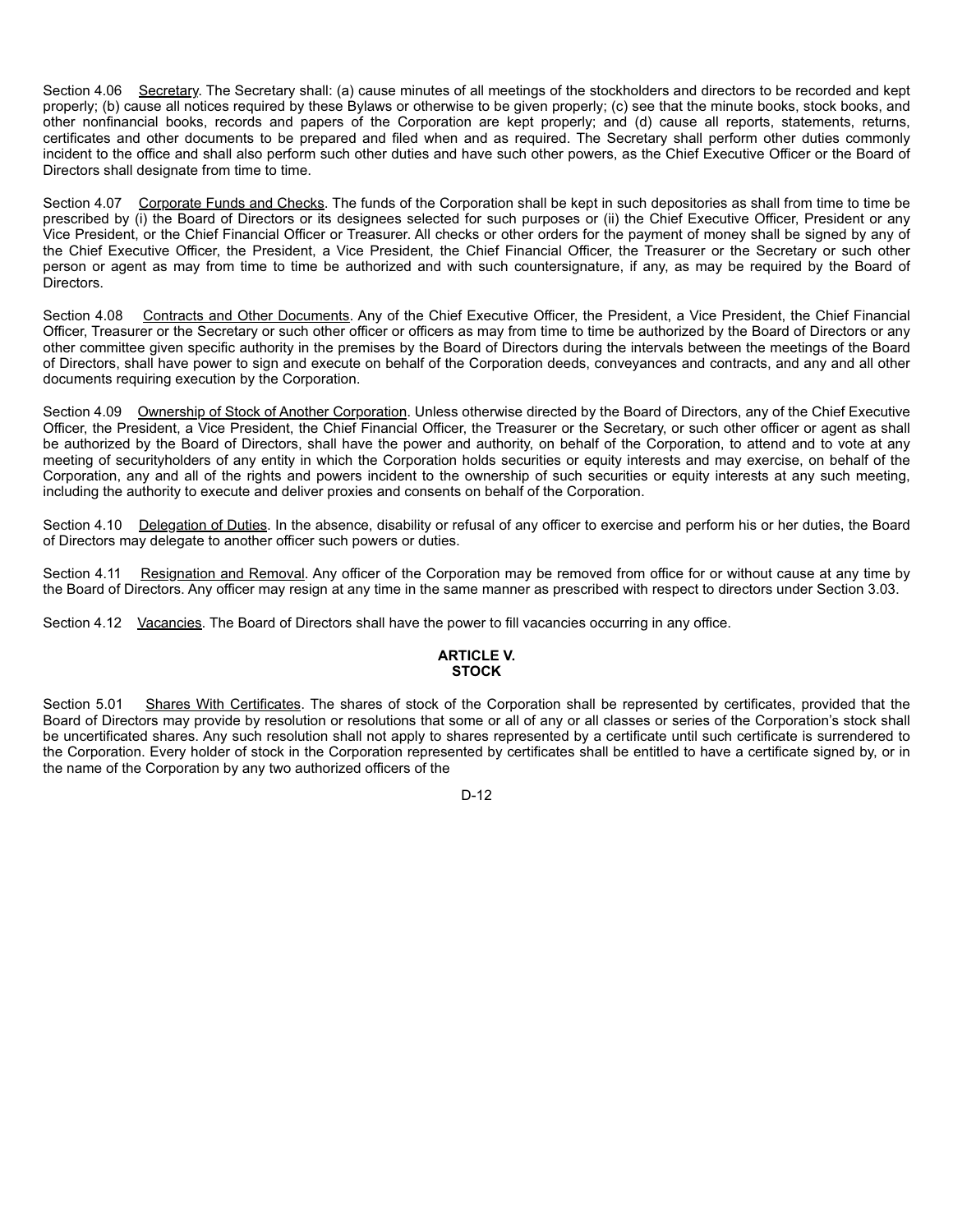Section 4.06 Secretary. The Secretary shall: (a) cause minutes of all meetings of the stockholders and directors to be recorded and kept properly; (b) cause all notices required by these Bylaws or otherwise to be given properly; (c) see that the minute books, stock books, and other nonfinancial books, records and papers of the Corporation are kept properly; and (d) cause all reports, statements, returns, certificates and other documents to be prepared and filed when and as required. The Secretary shall perform other duties commonly incident to the office and shall also perform such other duties and have such other powers, as the Chief Executive Officer or the Board of Directors shall designate from time to time.

Section 4.07 Corporate Funds and Checks. The funds of the Corporation shall be kept in such depositories as shall from time to time be prescribed by (i) the Board of Directors or its designees selected for such purposes or (ii) the Chief Executive Officer, President or any Vice President, or the Chief Financial Officer or Treasurer. All checks or other orders for the payment of money shall be signed by any of the Chief Executive Officer, the President, a Vice President, the Chief Financial Officer, the Treasurer or the Secretary or such other person or agent as may from time to time be authorized and with such countersignature, if any, as may be required by the Board of Directors.

Section 4.08 Contracts and Other Documents. Any of the Chief Executive Officer, the President, a Vice President, the Chief Financial Officer, Treasurer or the Secretary or such other officer or officers as may from time to time be authorized by the Board of Directors or any other committee given specific authority in the premises by the Board of Directors during the intervals between the meetings of the Board of Directors, shall have power to sign and execute on behalf of the Corporation deeds, conveyances and contracts, and any and all other documents requiring execution by the Corporation.

Section 4.09 Ownership of Stock of Another Corporation. Unless otherwise directed by the Board of Directors, any of the Chief Executive Officer, the President, a Vice President, the Chief Financial Officer, the Treasurer or the Secretary, or such other officer or agent as shall be authorized by the Board of Directors, shall have the power and authority, on behalf of the Corporation, to attend and to vote at any meeting of securityholders of any entity in which the Corporation holds securities or equity interests and may exercise, on behalf of the Corporation, any and all of the rights and powers incident to the ownership of such securities or equity interests at any such meeting, including the authority to execute and deliver proxies and consents on behalf of the Corporation.

Section 4.10 Delegation of Duties. In the absence, disability or refusal of any officer to exercise and perform his or her duties, the Board of Directors may delegate to another officer such powers or duties.

Section 4.11 Resignation and Removal. Any officer of the Corporation may be removed from office for or without cause at any time by the Board of Directors. Any officer may resign at any time in the same manner as prescribed with respect to directors under Section 3.03.

Section 4.12 Vacancies. The Board of Directors shall have the power to fill vacancies occurring in any office.

## ARTICLE V.
## STOCK

Section 5.01 Shares With Certificates. The shares of stock of the Corporation shall be represented by certificates, provided that the Board of Directors may provide by resolution or resolutions that some or all of any or all classes or series of the Corporation's stock shall be uncertificated shares. Any such resolution shall not apply to shares represented by a certificate until such certificate is surrendered to the Corporation. Every holder of stock in the Corporation represented by certificates shall be entitled to have a certificate signed by, or in the name of the Corporation by any two authorized officers of the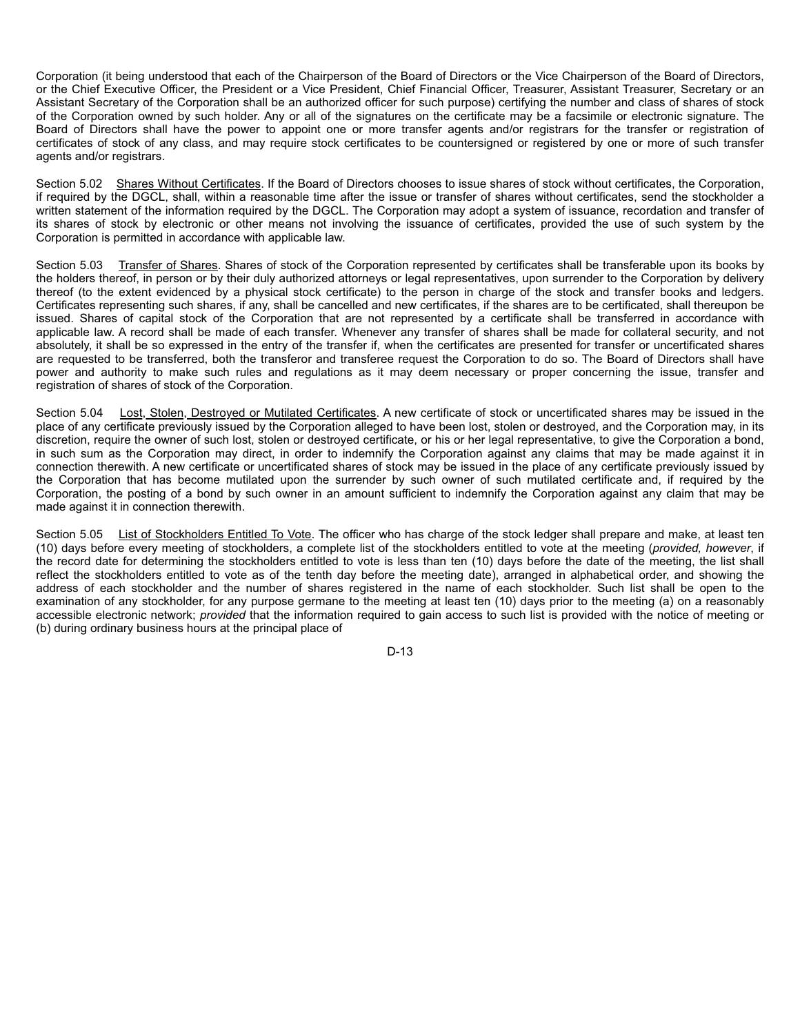Corporation (it being understood that each of the Chairperson of the Board of Directors or the Vice Chairperson of the Board of Directors, or the Chief Executive Officer, the President or a Vice President, Chief Financial Officer, Treasurer, Assistant Treasurer, Secretary or an Assistant Secretary of the Corporation shall be an authorized officer for such purpose) certifying the number and class of shares of stock of the Corporation owned by such holder. Any or all of the signatures on the certificate may be a facsimile or electronic signature. The Board of Directors shall have the power to appoint one or more transfer agents and/or registrars for the transfer or registration of certificates of stock of any class, and may require stock certificates to be countersigned or registered by one or more of such transfer agents and/or registrars.

Section 5.02 Shares Without Certificates. If the Board of Directors chooses to issue shares of stock without certificates, the Corporation, if required by the DGCL, shall, within a reasonable time after the issue or transfer of shares without certificates, send the stockholder a written statement of the information required by the DGCL. The Corporation may adopt a system of issuance, recordation and transfer of its shares of stock by electronic or other means not involving the issuance of certificates, provided the use of such system by the Corporation is permitted in accordance with applicable law.

Section 5.03 Transfer of Shares. Shares of stock of the Corporation represented by certificates shall be transferable upon its books by the holders thereof, in person or by their duly authorized attorneys or legal representatives, upon surrender to the Corporation by delivery thereof (to the extent evidenced by a physical stock certificate) to the person in charge of the stock and transfer books and ledgers. Certificates representing such shares, if any, shall be cancelled and new certificates, if the shares are to be certificated, shall thereupon be issued. Shares of capital stock of the Corporation that are not represented by a certificate shall be transferred in accordance with applicable law. A record shall be made of each transfer. Whenever any transfer of shares shall be made for collateral security, and not absolutely, it shall be so expressed in the entry of the transfer if, when the certificates are presented for transfer or uncertificated shares are requested to be transferred, both the transferor and transferee request the Corporation to do so. The Board of Directors shall have power and authority to make such rules and regulations as it may deem necessary or proper concerning the issue, transfer and registration of shares of stock of the Corporation.

Section 5.04 Lost, Stolen, Destroyed or Mutilated Certificates. A new certificate of stock or uncertificated shares may be issued in the place of any certificate previously issued by the Corporation alleged to have been lost, stolen or destroyed, and the Corporation may, in its discretion, require the owner of such lost, stolen or destroyed certificate, or his or her legal representative, to give the Corporation a bond, in such sum as the Corporation may direct, in order to indemnify the Corporation against any claims that may be made against it in connection therewith. A new certificate or uncertificated shares of stock may be issued in the place of any certificate previously issued by the Corporation that has become mutilated upon the surrender by such owner of such mutilated certificate and, if required by the Corporation, the posting of a bond by such owner in an amount sufficient to indemnify the Corporation against any claim that may be made against it in connection therewith.

Section 5.05 List of Stockholders Entitled To Vote. The officer who has charge of the stock ledger shall prepare and make, at least ten (10) days before every meeting of stockholders, a complete list of the stockholders entitled to vote at the meeting (*provided, however*, if the record date for determining the stockholders entitled to vote is less than ten (10) days before the date of the meeting, the list shall reflect the stockholders entitled to vote as of the tenth day before the meeting date), arranged in alphabetical order, and showing the address of each stockholder and the number of shares registered in the name of each stockholder. Such list shall be open to the examination of any stockholder, for any purpose germane to the meeting at least ten (10) days prior to the meeting (a) on a reasonably accessible electronic network; *provided* that the information required to gain access to such list is provided with the notice of meeting or (b) during ordinary business hours at the principal place of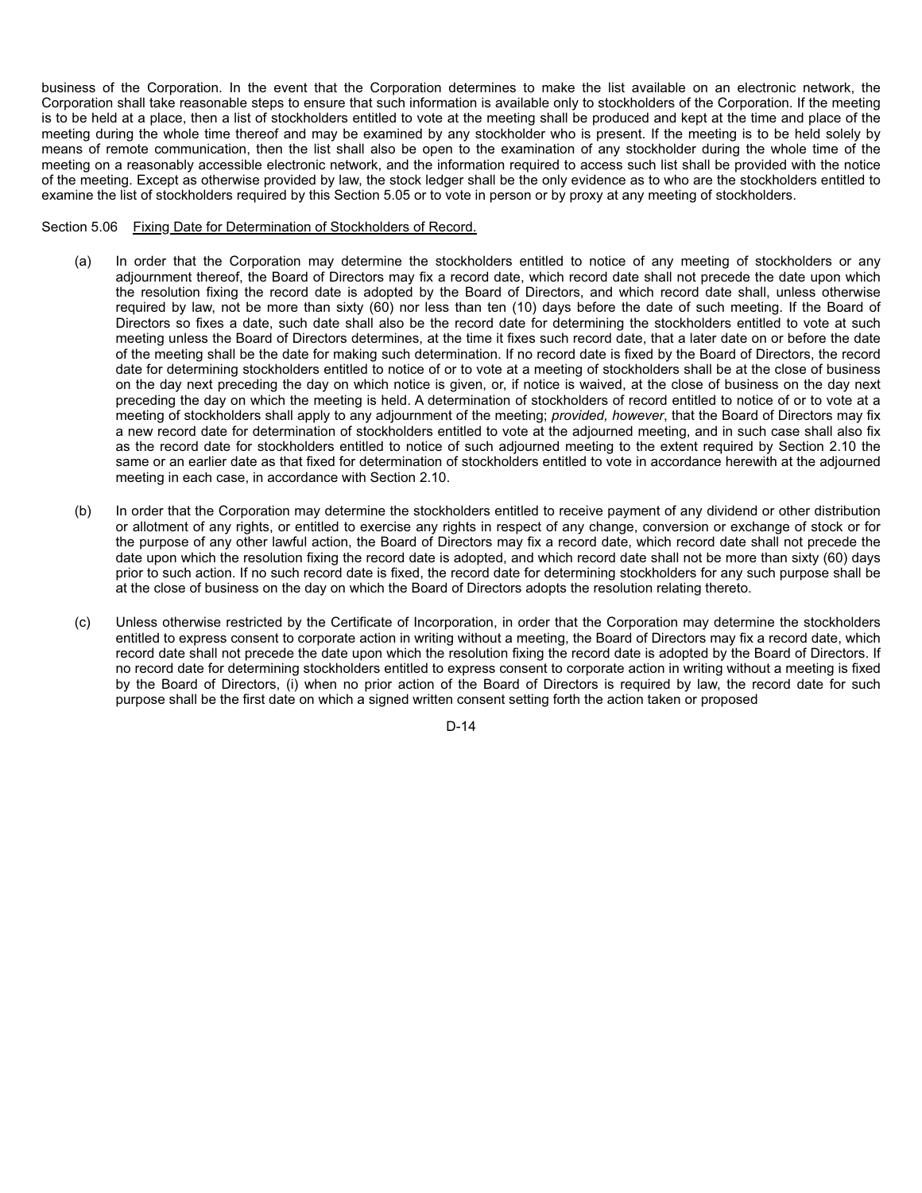business of the Corporation. In the event that the Corporation determines to make the list available on an electronic network, the Corporation shall take reasonable steps to ensure that such information is available only to stockholders of the Corporation. If the meeting is to be held at a place, then a list of stockholders entitled to vote at the meeting shall be produced and kept at the time and place of the meeting during the whole time thereof and may be examined by any stockholder who is present. If the meeting is to be held solely by means of remote communication, then the list shall also be open to the examination of any stockholder during the whole time of the meeting on a reasonably accessible electronic network, and the information required to access such list shall be provided with the notice of the meeting. Except as otherwise provided by law, the stock ledger shall be the only evidence as to who are the stockholders entitled to examine the list of stockholders required by this Section 5.05 or to vote in person or by proxy at any meeting of stockholders.

Section 5.06 Fixing Date for Determination of Stockholders of Record.

(a) In order that the Corporation may determine the stockholders entitled to notice of any meeting of stockholders or any adjournment thereof, the Board of Directors may fix a record date, which record date shall not precede the date upon which the resolution fixing the record date is adopted by the Board of Directors, and which record date shall, unless otherwise required by law, not be more than sixty (60) nor less than ten (10) days before the date of such meeting. If the Board of Directors so fixes a date, such date shall also be the record date for determining the stockholders entitled to vote at such meeting unless the Board of Directors determines, at the time it fixes such record date, that a later date on or before the date of the meeting shall be the date for making such determination. If no record date is fixed by the Board of Directors, the record date for determining stockholders entitled to notice of or to vote at a meeting of stockholders shall be at the close of business on the day next preceding the day on which notice is given, or, if notice is waived, at the close of business on the day next preceding the day on which the meeting is held. A determination of stockholders of record entitled to notice of or to vote at a meeting of stockholders shall apply to any adjournment of the meeting; *provided, however*, that the Board of Directors may fix a new record date for determination of stockholders entitled to vote at the adjourned meeting, and in such case shall also fix as the record date for stockholders entitled to notice of such adjourned meeting to the extent required by Section 2.10 the same or an earlier date as that fixed for determination of stockholders entitled to vote in accordance herewith at the adjourned meeting in each case, in accordance with Section 2.10.

(b) In order that the Corporation may determine the stockholders entitled to receive payment of any dividend or other distribution or allotment of any rights, or entitled to exercise any rights in respect of any change, conversion or exchange of stock or for the purpose of any other lawful action, the Board of Directors may fix a record date, which record date shall not precede the date upon which the resolution fixing the record date is adopted, and which record date shall not be more than sixty (60) days prior to such action. If no such record date is fixed, the record date for determining stockholders for any such purpose shall be at the close of business on the day on which the Board of Directors adopts the resolution relating thereto.

(c) Unless otherwise restricted by the Certificate of Incorporation, in order that the Corporation may determine the stockholders entitled to express consent to corporate action in writing without a meeting, the Board of Directors may fix a record date, which record date shall not precede the date upon which the resolution fixing the record date is adopted by the Board of Directors. If no record date for determining stockholders entitled to express consent to corporate action in writing without a meeting is fixed by the Board of Directors, (i) when no prior action of the Board of Directors is required by law, the record date for such purpose shall be the first date on which a signed written consent setting forth the action taken or proposed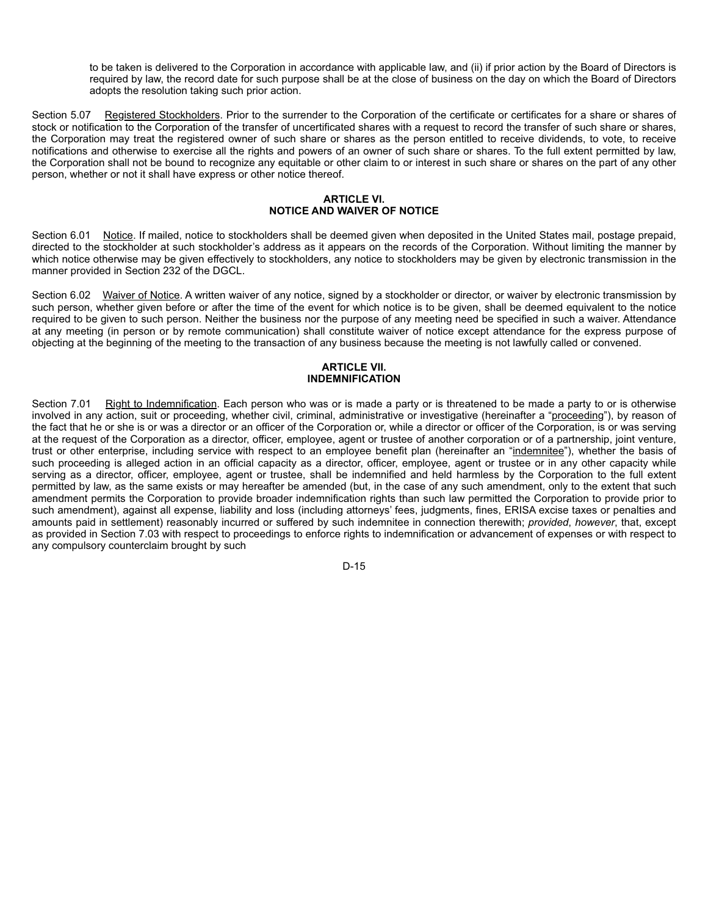to be taken is delivered to the Corporation in accordance with applicable law, and (ii) if prior action by the Board of Directors is required by law, the record date for such purpose shall be at the close of business on the day on which the Board of Directors adopts the resolution taking such prior action.

Section 5.07 Registered Stockholders. Prior to the surrender to the Corporation of the certificate or certificates for a share or shares of stock or notification to the Corporation of the transfer of uncertificated shares with a request to record the transfer of such share or shares, the Corporation may treat the registered owner of such share or shares as the person entitled to receive dividends, to vote, to receive notifications and otherwise to exercise all the rights and powers of an owner of such share or shares. To the full extent permitted by law, the Corporation shall not be bound to recognize any equitable or other claim to or interest in such share or shares on the part of any other person, whether or not it shall have express or other notice thereof.

## ARTICLE VI. NOTICE AND WAIVER OF NOTICE

Section 6.01 Notice. If mailed, notice to stockholders shall be deemed given when deposited in the United States mail, postage prepaid, directed to the stockholder at such stockholder's address as it appears on the records of the Corporation. Without limiting the manner by which notice otherwise may be given effectively to stockholders, any notice to stockholders may be given by electronic transmission in the manner provided in Section 232 of the DGCL.

Section 6.02 Waiver of Notice. A written waiver of any notice, signed by a stockholder or director, or waiver by electronic transmission by such person, whether given before or after the time of the event for which notice is to be given, shall be deemed equivalent to the notice required to be given to such person. Neither the business nor the purpose of any meeting need be specified in such a waiver. Attendance at any meeting (in person or by remote communication) shall constitute waiver of notice except attendance for the express purpose of objecting at the beginning of the meeting to the transaction of any business because the meeting is not lawfully called or convened.

## ARTICLE VII. INDEMNIFICATION

Section 7.01 Right to Indemnification. Each person who was or is made a party or is threatened to be made a party to or is otherwise involved in any action, suit or proceeding, whether civil, criminal, administrative or investigative (hereinafter a "proceeding"), by reason of the fact that he or she is or was a director or an officer of the Corporation or, while a director or officer of the Corporation, is or was serving at the request of the Corporation as a director, officer, employee, agent or trustee of another corporation or of a partnership, joint venture, trust or other enterprise, including service with respect to an employee benefit plan (hereinafter an "indemnitee"), whether the basis of such proceeding is alleged action in an official capacity as a director, officer, employee, agent or trustee or in any other capacity while serving as a director, officer, employee, agent or trustee, shall be indemnified and held harmless by the Corporation to the full extent permitted by law, as the same exists or may hereafter be amended (but, in the case of any such amendment, only to the extent that such amendment permits the Corporation to provide broader indemnification rights than such law permitted the Corporation to provide prior to such amendment), against all expense, liability and loss (including attorneys' fees, judgments, fines, ERISA excise taxes or penalties and amounts paid in settlement) reasonably incurred or suffered by such indemnitee in connection therewith; *provided*, *however*, that, except as provided in Section 7.03 with respect to proceedings to enforce rights to indemnification or advancement of expenses or with respect to any compulsory counterclaim brought by such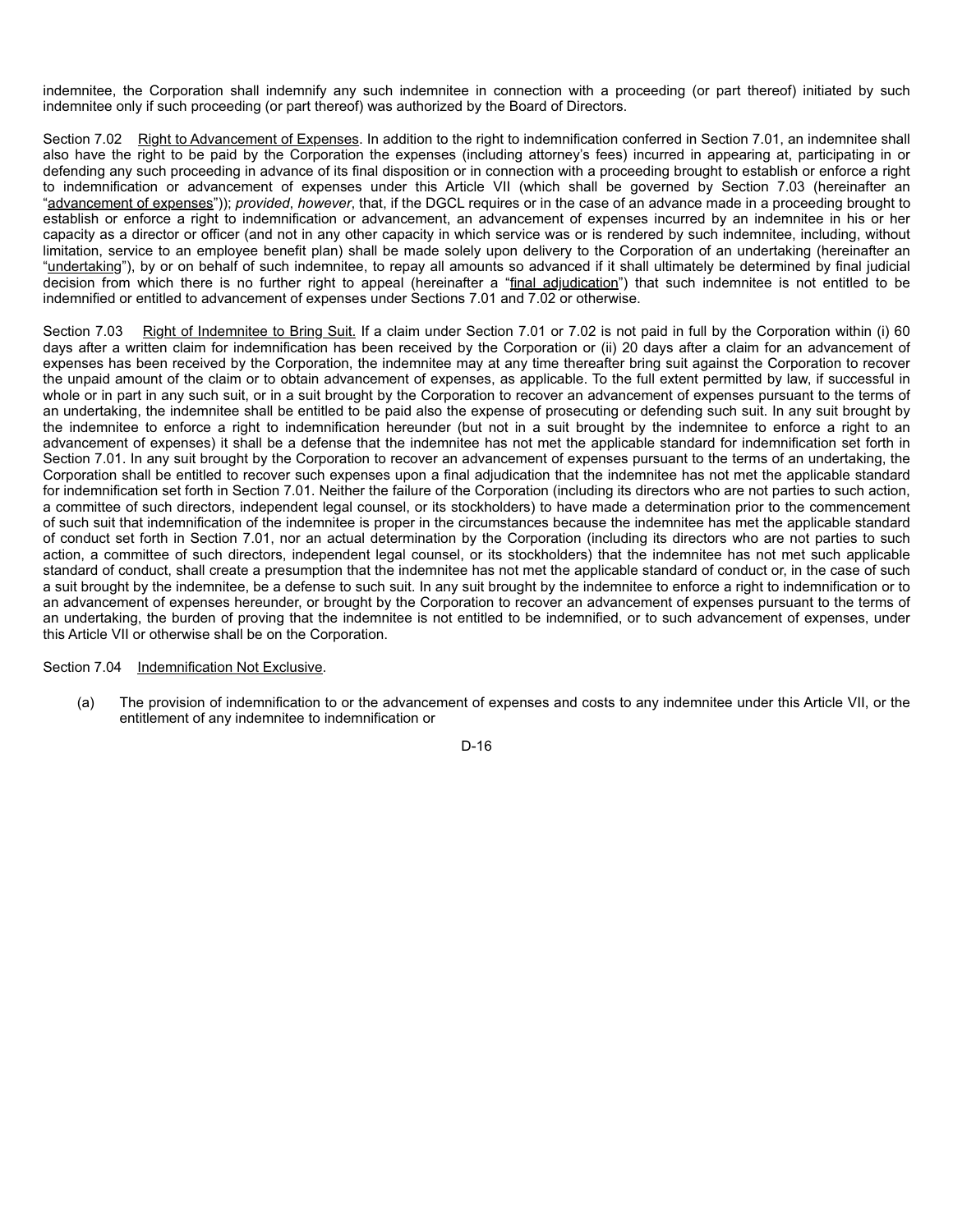indemnitee, the Corporation shall indemnify any such indemnitee in connection with a proceeding (or part thereof) initiated by such indemnitee only if such proceeding (or part thereof) was authorized by the Board of Directors.

Section 7.02 Right to Advancement of Expenses. In addition to the right to indemnification conferred in Section 7.01, an indemnitee shall also have the right to be paid by the Corporation the expenses (including attorney's fees) incurred in appearing at, participating in or defending any such proceeding in advance of its final disposition or in connection with a proceeding brought to establish or enforce a right to indemnification or advancement of expenses under this Article VII (which shall be governed by Section 7.03 (hereinafter an "advancement of expenses")); *provided*, *however*, that, if the DGCL requires or in the case of an advance made in a proceeding brought to establish or enforce a right to indemnification or advancement, an advancement of expenses incurred by an indemnitee in his or her capacity as a director or officer (and not in any other capacity in which service was or is rendered by such indemnitee, including, without limitation, service to an employee benefit plan) shall be made solely upon delivery to the Corporation of an undertaking (hereinafter an "undertaking"), by or on behalf of such indemnitee, to repay all amounts so advanced if it shall ultimately be determined by final judicial decision from which there is no further right to appeal (hereinafter a "final adjudication") that such indemnitee is not entitled to be indemnified or entitled to advancement of expenses under Sections 7.01 and 7.02 or otherwise.

Section 7.03 Right of Indemnitee to Bring Suit. If a claim under Section 7.01 or 7.02 is not paid in full by the Corporation within (i) 60 days after a written claim for indemnification has been received by the Corporation or (ii) 20 days after a claim for an advancement of expenses has been received by the Corporation, the indemnitee may at any time thereafter bring suit against the Corporation to recover the unpaid amount of the claim or to obtain advancement of expenses, as applicable. To the full extent permitted by law, if successful in whole or in part in any such suit, or in a suit brought by the Corporation to recover an advancement of expenses pursuant to the terms of an undertaking, the indemnitee shall be entitled to be paid also the expense of prosecuting or defending such suit. In any suit brought by the indemnitee to enforce a right to indemnification hereunder (but not in a suit brought by the indemnitee to enforce a right to an advancement of expenses) it shall be a defense that the indemnitee has not met the applicable standard for indemnification set forth in Section 7.01. In any suit brought by the Corporation to recover an advancement of expenses pursuant to the terms of an undertaking, the Corporation shall be entitled to recover such expenses upon a final adjudication that the indemnitee has not met the applicable standard for indemnification set forth in Section 7.01. Neither the failure of the Corporation (including its directors who are not parties to such action, a committee of such directors, independent legal counsel, or its stockholders) to have made a determination prior to the commencement of such suit that indemnification of the indemnitee is proper in the circumstances because the indemnitee has met the applicable standard of conduct set forth in Section 7.01, nor an actual determination by the Corporation (including its directors who are not parties to such action, a committee of such directors, independent legal counsel, or its stockholders) that the indemnitee has not met such applicable standard of conduct, shall create a presumption that the indemnitee has not met the applicable standard of conduct or, in the case of such a suit brought by the indemnitee, be a defense to such suit. In any suit brought by the indemnitee to enforce a right to indemnification or to an advancement of expenses hereunder, or brought by the Corporation to recover an advancement of expenses pursuant to the terms of an undertaking, the burden of proving that the indemnitee is not entitled to be indemnified, or to such advancement of expenses, under this Article VII or otherwise shall be on the Corporation.

Section 7.04 Indemnification Not Exclusive.

(a) The provision of indemnification to or the advancement of expenses and costs to any indemnitee under this Article VII, or the entitlement of any indemnitee to indemnification or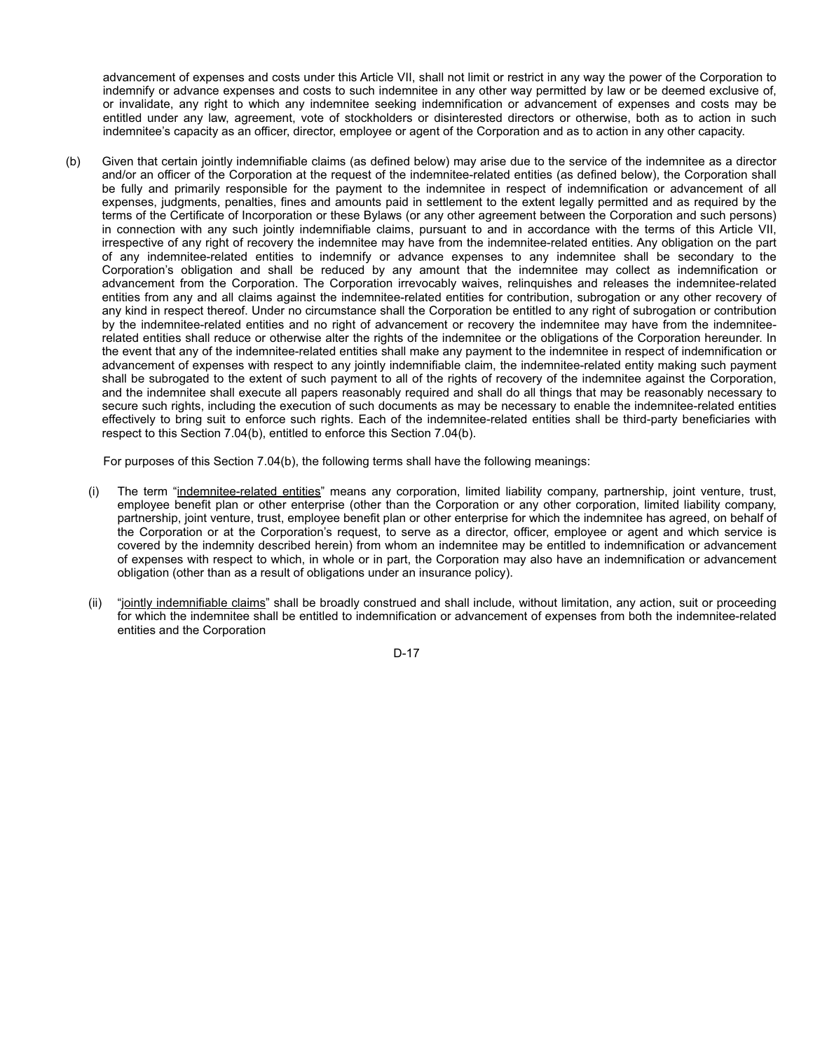advancement of expenses and costs under this Article VII, shall not limit or restrict in any way the power of the Corporation to indemnify or advance expenses and costs to such indemnitee in any other way permitted by law or be deemed exclusive of, or invalidate, any right to which any indemnitee seeking indemnification or advancement of expenses and costs may be entitled under any law, agreement, vote of stockholders or disinterested directors or otherwise, both as to action in such indemnitee's capacity as an officer, director, employee or agent of the Corporation and as to action in any other capacity.

(b) Given that certain jointly indemnifiable claims (as defined below) may arise due to the service of the indemnitee as a director and/or an officer of the Corporation at the request of the indemnitee-related entities (as defined below), the Corporation shall be fully and primarily responsible for the payment to the indemnitee in respect of indemnification or advancement of all expenses, judgments, penalties, fines and amounts paid in settlement to the extent legally permitted and as required by the terms of the Certificate of Incorporation or these Bylaws (or any other agreement between the Corporation and such persons) in connection with any such jointly indemnifiable claims, pursuant to and in accordance with the terms of this Article VII, irrespective of any right of recovery the indemnitee may have from the indemnitee-related entities. Any obligation on the part of any indemnitee-related entities to indemnify or advance expenses to any indemnitee shall be secondary to the Corporation's obligation and shall be reduced by any amount that the indemnitee may collect as indemnification or advancement from the Corporation. The Corporation irrevocably waives, relinquishes and releases the indemnitee-related entities from any and all claims against the indemnitee-related entities for contribution, subrogation or any other recovery of any kind in respect thereof. Under no circumstance shall the Corporation be entitled to any right of subrogation or contribution by the indemnitee-related entities and no right of advancement or recovery the indemnitee may have from the indemnitee-related entities shall reduce or otherwise alter the rights of the indemnitee or the obligations of the Corporation hereunder. In the event that any of the indemnitee-related entities shall make any payment to the indemnitee in respect of indemnification or advancement of expenses with respect to any jointly indemnifiable claim, the indemnitee-related entity making such payment shall be subrogated to the extent of such payment to all of the rights of recovery of the indemnitee against the Corporation, and the indemnitee shall execute all papers reasonably required and shall do all things that may be reasonably necessary to secure such rights, including the execution of such documents as may be necessary to enable the indemnitee-related entities effectively to bring suit to enforce such rights. Each of the indemnitee-related entities shall be third-party beneficiaries with respect to this Section 7.04(b), entitled to enforce this Section 7.04(b).

For purposes of this Section 7.04(b), the following terms shall have the following meanings:

(i) The term "indemnitee-related entities" means any corporation, limited liability company, partnership, joint venture, trust, employee benefit plan or other enterprise (other than the Corporation or any other corporation, limited liability company, partnership, joint venture, trust, employee benefit plan or other enterprise for which the indemnitee has agreed, on behalf of the Corporation or at the Corporation's request, to serve as a director, officer, employee or agent and which service is covered by the indemnity described herein) from whom an indemnitee may be entitled to indemnification or advancement of expenses with respect to which, in whole or in part, the Corporation may also have an indemnification or advancement obligation (other than as a result of obligations under an insurance policy).

(ii) "jointly indemnifiable claims" shall be broadly construed and shall include, without limitation, any action, suit or proceeding for which the indemnitee shall be entitled to indemnification or advancement of expenses from both the indemnitee-related entities and the Corporation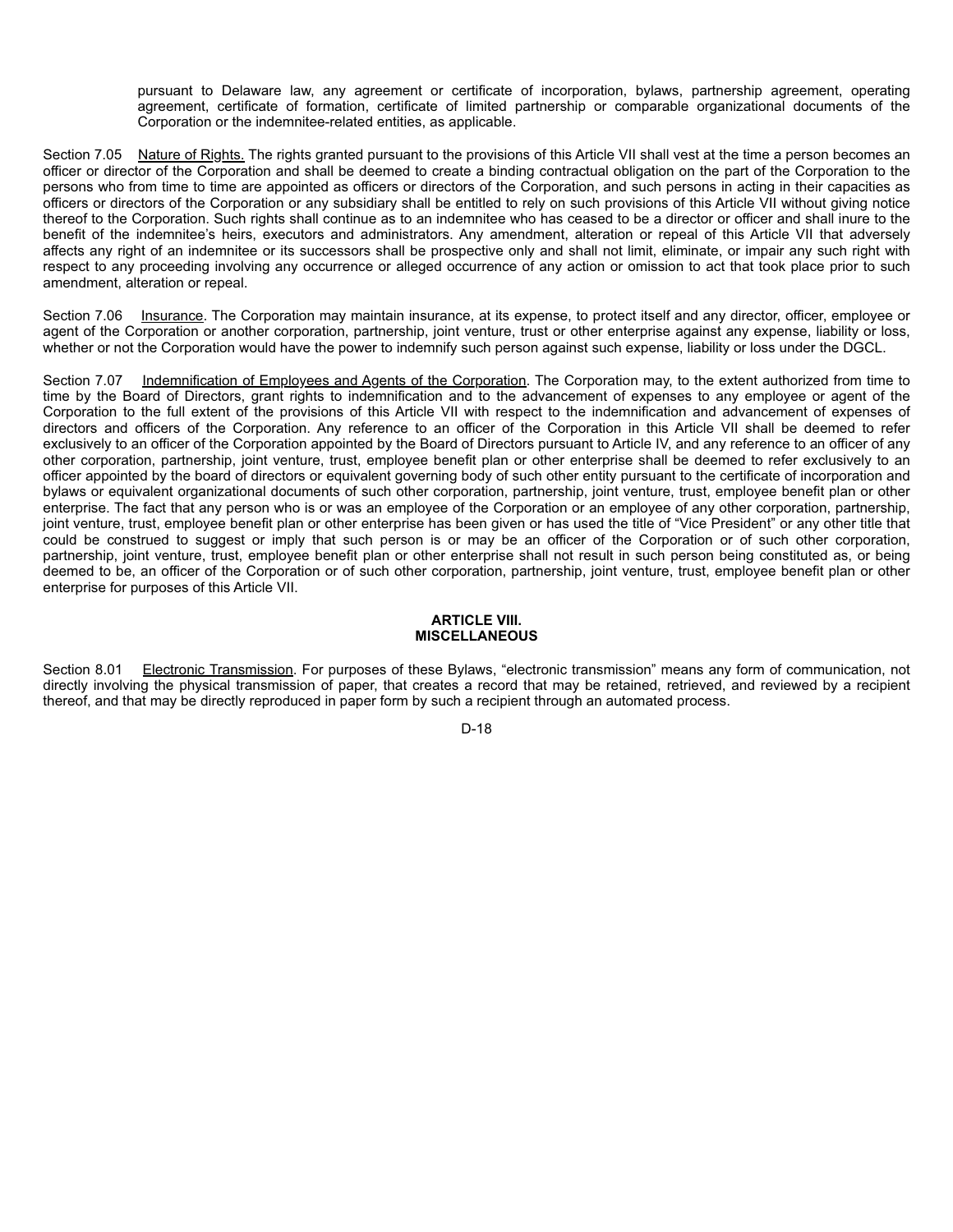pursuant to Delaware law, any agreement or certificate of incorporation, bylaws, partnership agreement, operating agreement, certificate of formation, certificate of limited partnership or comparable organizational documents of the Corporation or the indemnitee-related entities, as applicable.

Section 7.05 Nature of Rights. The rights granted pursuant to the provisions of this Article VII shall vest at the time a person becomes an officer or director of the Corporation and shall be deemed to create a binding contractual obligation on the part of the Corporation to the persons who from time to time are appointed as officers or directors of the Corporation, and such persons in acting in their capacities as officers or directors of the Corporation or any subsidiary shall be entitled to rely on such provisions of this Article VII without giving notice thereof to the Corporation. Such rights shall continue as to an indemnitee who has ceased to be a director or officer and shall inure to the benefit of the indemnitee's heirs, executors and administrators. Any amendment, alteration or repeal of this Article VII that adversely affects any right of an indemnitee or its successors shall be prospective only and shall not limit, eliminate, or impair any such right with respect to any proceeding involving any occurrence or alleged occurrence of any action or omission to act that took place prior to such amendment, alteration or repeal.

Section 7.06 Insurance. The Corporation may maintain insurance, at its expense, to protect itself and any director, officer, employee or agent of the Corporation or another corporation, partnership, joint venture, trust or other enterprise against any expense, liability or loss, whether or not the Corporation would have the power to indemnify such person against such expense, liability or loss under the DGCL.

Section 7.07 Indemnification of Employees and Agents of the Corporation. The Corporation may, to the extent authorized from time to time by the Board of Directors, grant rights to indemnification and to the advancement of expenses to any employee or agent of the Corporation to the full extent of the provisions of this Article VII with respect to the indemnification and advancement of expenses of directors and officers of the Corporation. Any reference to an officer of the Corporation in this Article VII shall be deemed to refer exclusively to an officer of the Corporation appointed by the Board of Directors pursuant to Article IV, and any reference to an officer of any other corporation, partnership, joint venture, trust, employee benefit plan or other enterprise shall be deemed to refer exclusively to an officer appointed by the board of directors or equivalent governing body of such other entity pursuant to the certificate of incorporation and bylaws or equivalent organizational documents of such other corporation, partnership, joint venture, trust, employee benefit plan or other enterprise. The fact that any person who is or was an employee of the Corporation or an employee of any other corporation, partnership, joint venture, trust, employee benefit plan or other enterprise has been given or has used the title of "Vice President" or any other title that could be construed to suggest or imply that such person is or may be an officer of the Corporation or of such other corporation, partnership, joint venture, trust, employee benefit plan or other enterprise shall not result in such person being constituted as, or being deemed to be, an officer of the Corporation or of such other corporation, partnership, joint venture, trust, employee benefit plan or other enterprise for purposes of this Article VII.

## ARTICLE VIII.
## MISCELLANEOUS

Section 8.01 Electronic Transmission. For purposes of these Bylaws, "electronic transmission" means any form of communication, not directly involving the physical transmission of paper, that creates a record that may be retained, retrieved, and reviewed by a recipient thereof, and that may be directly reproduced in paper form by such a recipient through an automated process.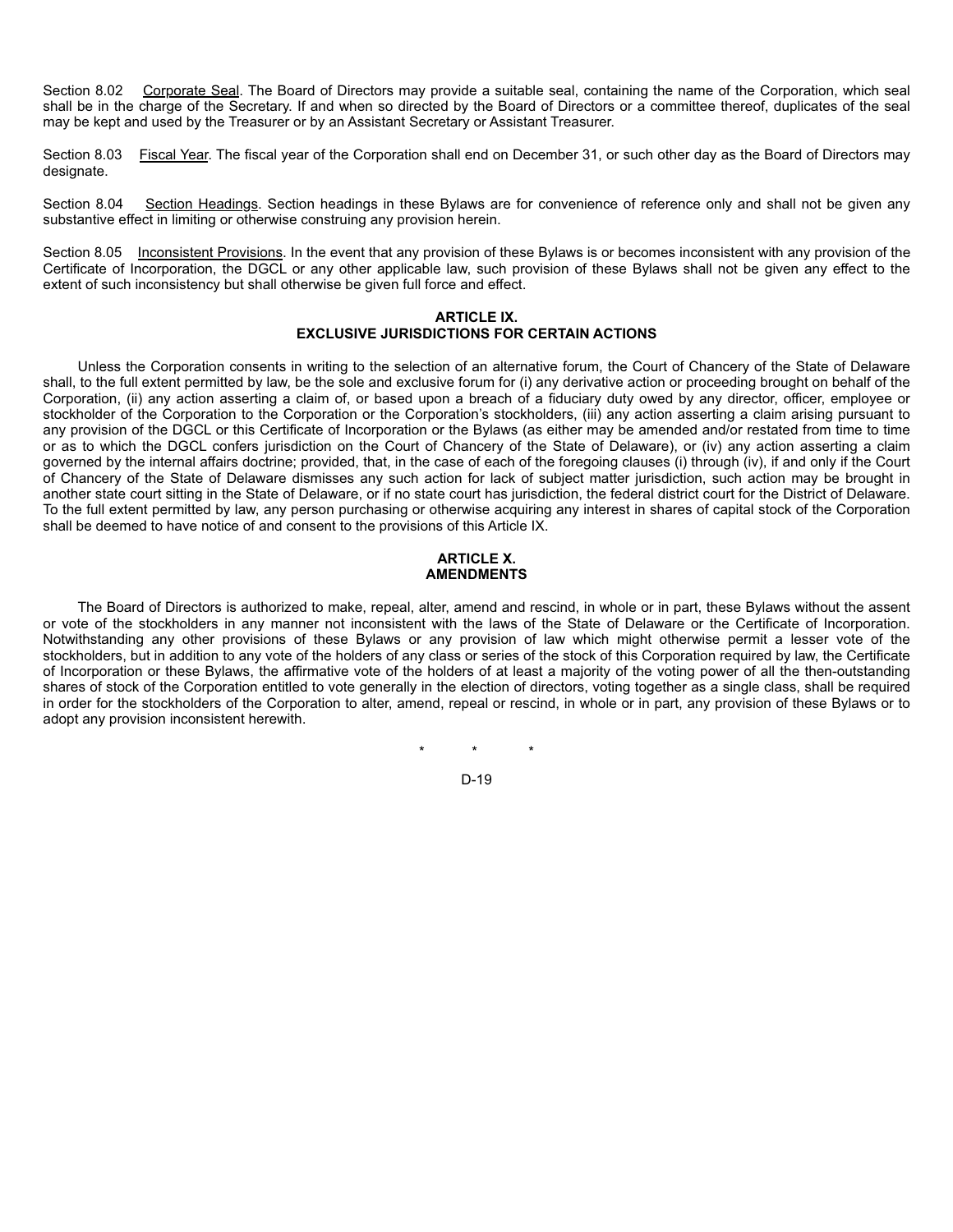Section 8.02 Corporate Seal. The Board of Directors may provide a suitable seal, containing the name of the Corporation, which seal shall be in the charge of the Secretary. If and when so directed by the Board of Directors or a committee thereof, duplicates of the seal may be kept and used by the Treasurer or by an Assistant Secretary or Assistant Treasurer.

Section 8.03 Fiscal Year. The fiscal year of the Corporation shall end on December 31, or such other day as the Board of Directors may designate.

Section 8.04 Section Headings. Section headings in these Bylaws are for convenience of reference only and shall not be given any substantive effect in limiting or otherwise construing any provision herein.

Section 8.05 Inconsistent Provisions. In the event that any provision of these Bylaws is or becomes inconsistent with any provision of the Certificate of Incorporation, the DGCL or any other applicable law, such provision of these Bylaws shall not be given any effect to the extent of such inconsistency but shall otherwise be given full force and effect.

## ARTICLE IX. EXCLUSIVE JURISDICTIONS FOR CERTAIN ACTIONS

Unless the Corporation consents in writing to the selection of an alternative forum, the Court of Chancery of the State of Delaware shall, to the full extent permitted by law, be the sole and exclusive forum for (i) any derivative action or proceeding brought on behalf of the Corporation, (ii) any action asserting a claim of, or based upon a breach of a fiduciary duty owed by any director, officer, employee or stockholder of the Corporation to the Corporation or the Corporation's stockholders, (iii) any action asserting a claim arising pursuant to any provision of the DGCL or this Certificate of Incorporation or the Bylaws (as either may be amended and/or restated from time to time or as to which the DGCL confers jurisdiction on the Court of Chancery of the State of Delaware), or (iv) any action asserting a claim governed by the internal affairs doctrine; provided, that, in the case of each of the foregoing clauses (i) through (iv), if and only if the Court of Chancery of the State of Delaware dismisses any such action for lack of subject matter jurisdiction, such action may be brought in another state court sitting in the State of Delaware, or if no state court has jurisdiction, the federal district court for the District of Delaware. To the full extent permitted by law, any person purchasing or otherwise acquiring any interest in shares of capital stock of the Corporation shall be deemed to have notice of and consent to the provisions of this Article IX.

## ARTICLE X. AMENDMENTS

The Board of Directors is authorized to make, repeal, alter, amend and rescind, in whole or in part, these Bylaws without the assent or vote of the stockholders in any manner not inconsistent with the laws of the State of Delaware or the Certificate of Incorporation. Notwithstanding any other provisions of these Bylaws or any provision of law which might otherwise permit a lesser vote of the stockholders, but in addition to any vote of the holders of any class or series of the stock of this Corporation required by law, the Certificate of Incorporation or these Bylaws, the affirmative vote of the holders of at least a majority of the voting power of all the then-outstanding shares of stock of the Corporation entitled to vote generally in the election of directors, voting together as a single class, shall be required in order for the stockholders of the Corporation to alter, amend, repeal or rescind, in whole or in part, any provision of these Bylaws or to adopt any provision inconsistent herewith.

\* \* \*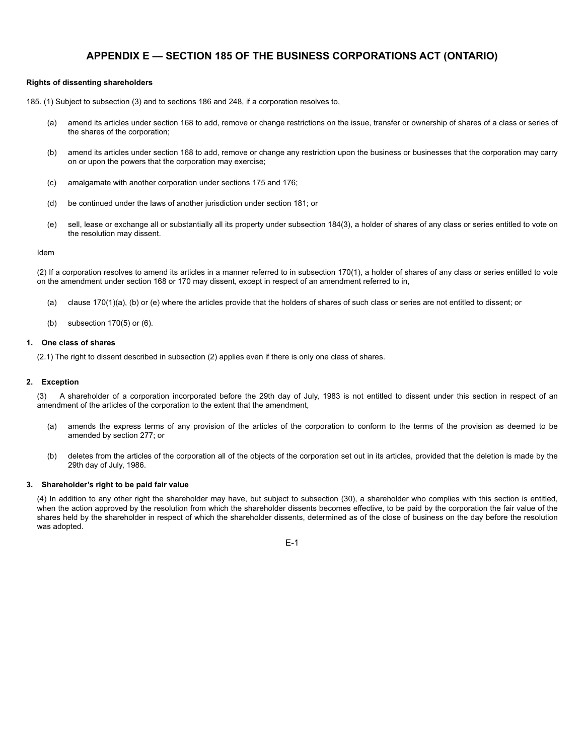# APPENDIX E — SECTION 185 OF THE BUSINESS CORPORATIONS ACT (ONTARIO)

**Rights of dissenting shareholders**

185. (1) Subject to subsection (3) and to sections 186 and 248, if a corporation resolves to,

(a) amend its articles under section 168 to add, remove or change restrictions on the issue, transfer or ownership of shares of a class or series of the shares of the corporation;

(b) amend its articles under section 168 to add, remove or change any restriction upon the business or businesses that the corporation may carry on or upon the powers that the corporation may exercise;

(c) amalgamate with another corporation under sections 175 and 176;

(d) be continued under the laws of another jurisdiction under section 181; or

(e) sell, lease or exchange all or substantially all its property under subsection 184(3), a holder of shares of any class or series entitled to vote on the resolution may dissent.

Idem

(2) If a corporation resolves to amend its articles in a manner referred to in subsection 170(1), a holder of shares of any class or series entitled to vote on the amendment under section 168 or 170 may dissent, except in respect of an amendment referred to in,

(a) clause 170(1)(a), (b) or (e) where the articles provide that the holders of shares of such class or series are not entitled to dissent; or

(b) subsection 170(5) or (6).

**1. One class of shares**

(2.1) The right to dissent described in subsection (2) applies even if there is only one class of shares.

**2. Exception**

(3) A shareholder of a corporation incorporated before the 29th day of July, 1983 is not entitled to dissent under this section in respect of an amendment of the articles of the corporation to the extent that the amendment,

(a) amends the express terms of any provision of the articles of the corporation to conform to the terms of the provision as deemed to be amended by section 277; or

(b) deletes from the articles of the corporation all of the objects of the corporation set out in its articles, provided that the deletion is made by the 29th day of July, 1986.

**3. Shareholder's right to be paid fair value**

(4) In addition to any other right the shareholder may have, but subject to subsection (30), a shareholder who complies with this section is entitled, when the action approved by the resolution from which the shareholder dissents becomes effective, to be paid by the corporation the fair value of the shares held by the shareholder in respect of which the shareholder dissents, determined as of the close of business on the day before the resolution was adopted.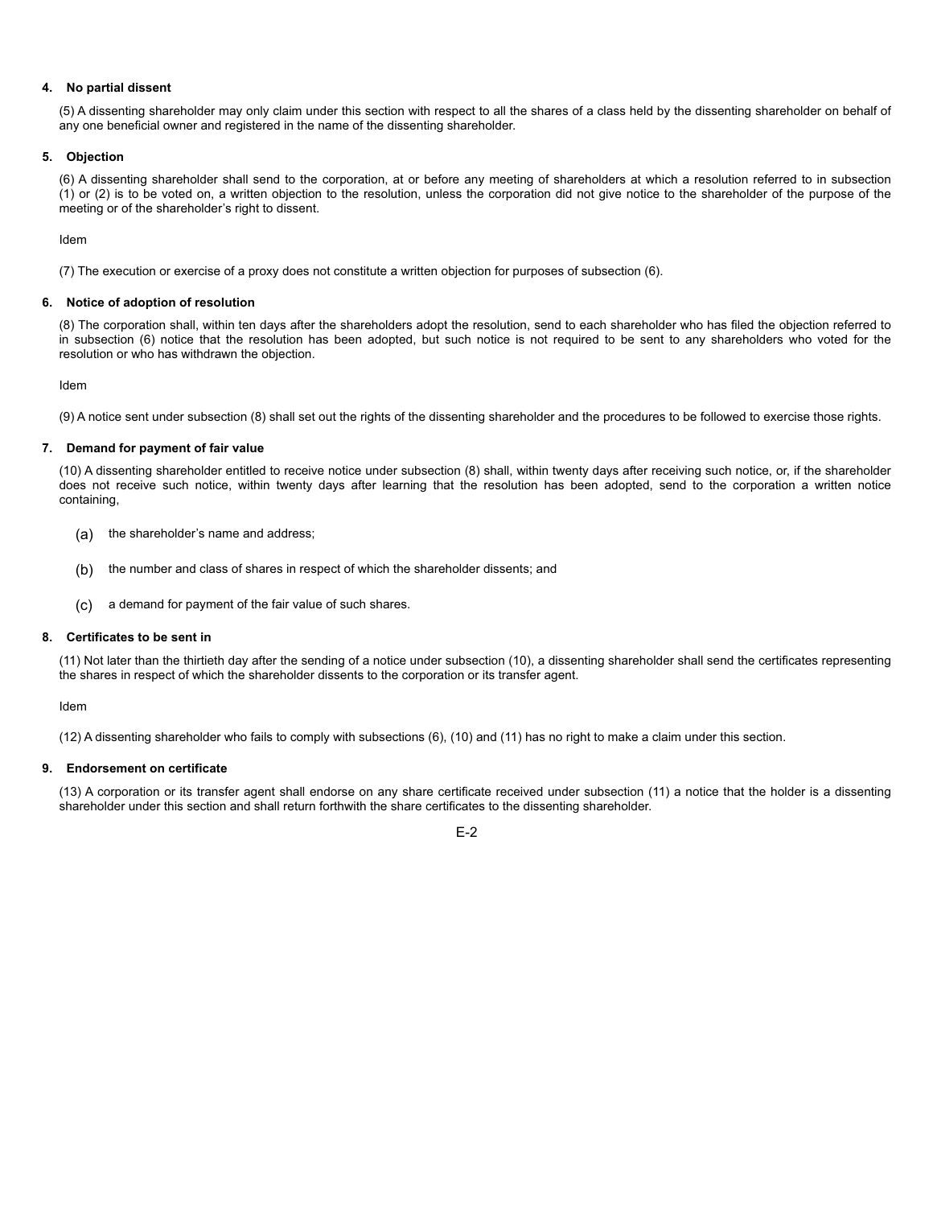#### 4. No partial dissent

(5) A dissenting shareholder may only claim under this section with respect to all the shares of a class held by the dissenting shareholder on behalf of any one beneficial owner and registered in the name of the dissenting shareholder.

#### 5. Objection

(6) A dissenting shareholder shall send to the corporation, at or before any meeting of shareholders at which a resolution referred to in subsection (1) or (2) is to be voted on, a written objection to the resolution, unless the corporation did not give notice to the shareholder of the purpose of the meeting or of the shareholder's right to dissent.

Idem

(7) The execution or exercise of a proxy does not constitute a written objection for purposes of subsection (6).

#### 6. Notice of adoption of resolution

(8) The corporation shall, within ten days after the shareholders adopt the resolution, send to each shareholder who has filed the objection referred to in subsection (6) notice that the resolution has been adopted, but such notice is not required to be sent to any shareholders who voted for the resolution or who has withdrawn the objection.

Idem

(9) A notice sent under subsection (8) shall set out the rights of the dissenting shareholder and the procedures to be followed to exercise those rights.

#### 7. Demand for payment of fair value

(10) A dissenting shareholder entitled to receive notice under subsection (8) shall, within twenty days after receiving such notice, or, if the shareholder does not receive such notice, within twenty days after learning that the resolution has been adopted, send to the corporation a written notice containing,

(a) the shareholder's name and address;

(b) the number and class of shares in respect of which the shareholder dissents; and

(c) a demand for payment of the fair value of such shares.

#### 8. Certificates to be sent in

(11) Not later than the thirtieth day after the sending of a notice under subsection (10), a dissenting shareholder shall send the certificates representing the shares in respect of which the shareholder dissents to the corporation or its transfer agent.

Idem

(12) A dissenting shareholder who fails to comply with subsections (6), (10) and (11) has no right to make a claim under this section.

#### 9. Endorsement on certificate

(13) A corporation or its transfer agent shall endorse on any share certificate received under subsection (11) a notice that the holder is a dissenting shareholder under this section and shall return forthwith the share certificates to the dissenting shareholder.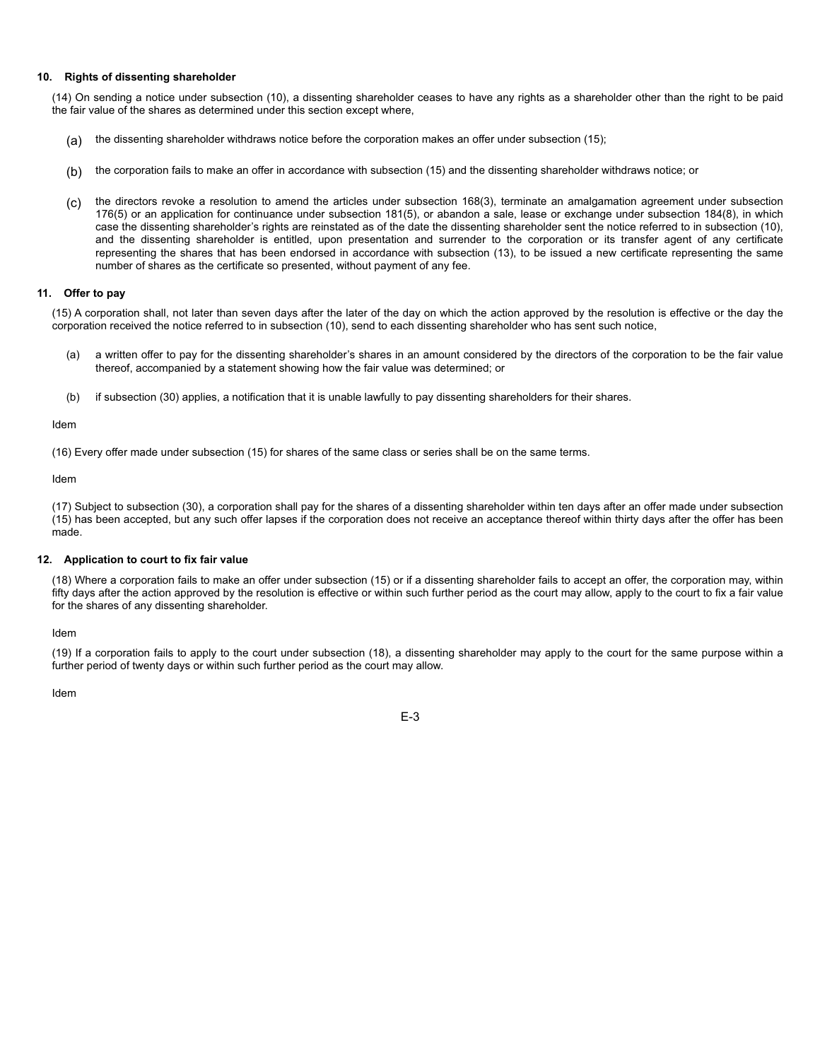#### 10. Rights of dissenting shareholder

(14) On sending a notice under subsection (10), a dissenting shareholder ceases to have any rights as a shareholder other than the right to be paid the fair value of the shares as determined under this section except where,

(a) the dissenting shareholder withdraws notice before the corporation makes an offer under subsection (15);

(b) the corporation fails to make an offer in accordance with subsection (15) and the dissenting shareholder withdraws notice; or

(c) the directors revoke a resolution to amend the articles under subsection 168(3), terminate an amalgamation agreement under subsection 176(5) or an application for continuance under subsection 181(5), or abandon a sale, lease or exchange under subsection 184(8), in which case the dissenting shareholder's rights are reinstated as of the date the dissenting shareholder sent the notice referred to in subsection (10), and the dissenting shareholder is entitled, upon presentation and surrender to the corporation or its transfer agent of any certificate representing the shares that has been endorsed in accordance with subsection (13), to be issued a new certificate representing the same number of shares as the certificate so presented, without payment of any fee.

#### 11. Offer to pay

(15) A corporation shall, not later than seven days after the later of the day on which the action approved by the resolution is effective or the day the corporation received the notice referred to in subsection (10), send to each dissenting shareholder who has sent such notice,

(a) a written offer to pay for the dissenting shareholder's shares in an amount considered by the directors of the corporation to be the fair value thereof, accompanied by a statement showing how the fair value was determined; or

(b) if subsection (30) applies, a notification that it is unable lawfully to pay dissenting shareholders for their shares.

Idem

(16) Every offer made under subsection (15) for shares of the same class or series shall be on the same terms.

Idem

(17) Subject to subsection (30), a corporation shall pay for the shares of a dissenting shareholder within ten days after an offer made under subsection (15) has been accepted, but any such offer lapses if the corporation does not receive an acceptance thereof within thirty days after the offer has been made.

#### 12. Application to court to fix fair value

(18) Where a corporation fails to make an offer under subsection (15) or if a dissenting shareholder fails to accept an offer, the corporation may, within fifty days after the action approved by the resolution is effective or within such further period as the court may allow, apply to the court to fix a fair value for the shares of any dissenting shareholder.

Idem

(19) If a corporation fails to apply to the court under subsection (18), a dissenting shareholder may apply to the court for the same purpose within a further period of twenty days or within such further period as the court may allow.

Idem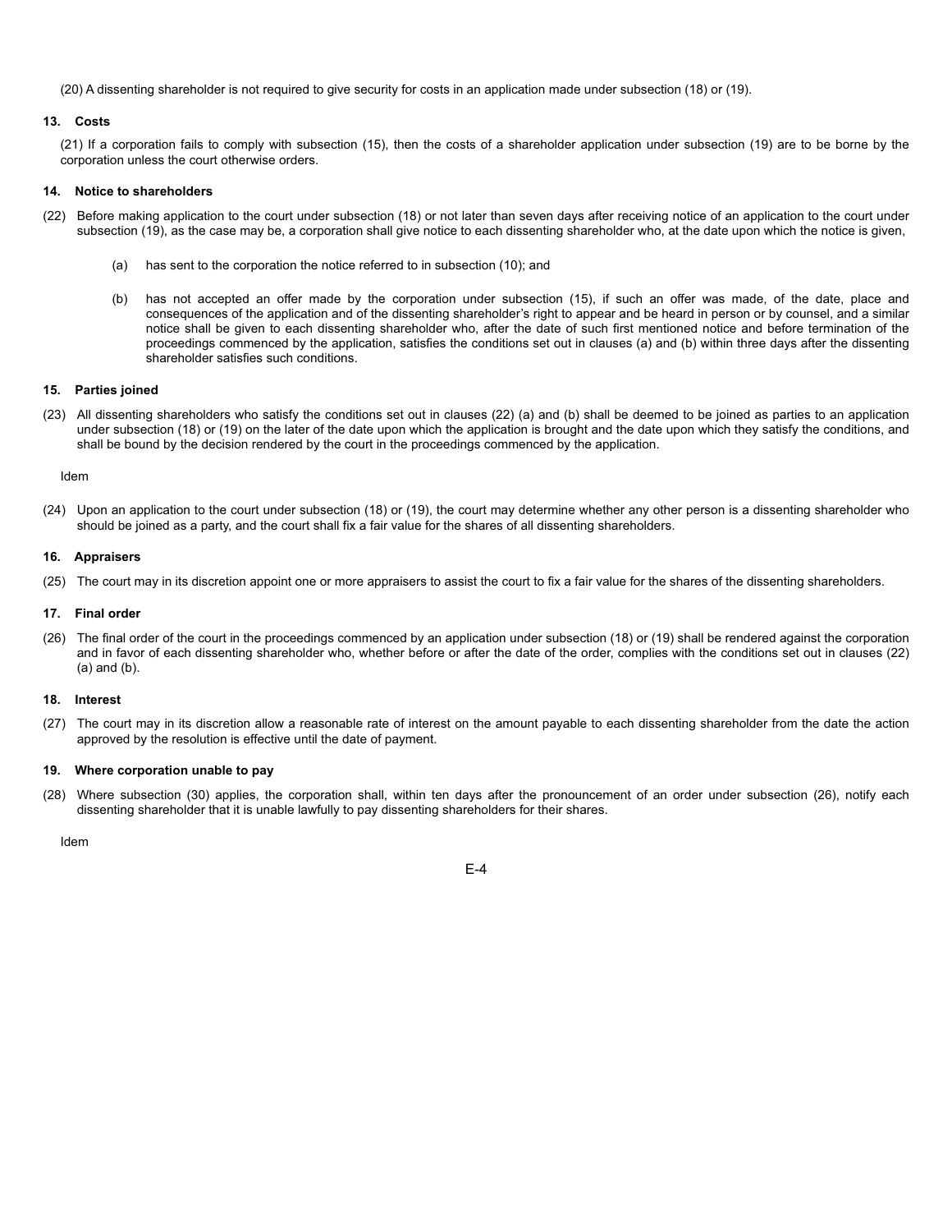(20) A dissenting shareholder is not required to give security for costs in an application made under subsection (18) or (19).

**13. Costs**

(21) If a corporation fails to comply with subsection (15), then the costs of a shareholder application under subsection (19) are to be borne by the corporation unless the court otherwise orders.

**14. Notice to shareholders**

(22) Before making application to the court under subsection (18) or not later than seven days after receiving notice of an application to the court under subsection (19), as the case may be, a corporation shall give notice to each dissenting shareholder who, at the date upon which the notice is given,

(a) has sent to the corporation the notice referred to in subsection (10); and

(b) has not accepted an offer made by the corporation under subsection (15), if such an offer was made, of the date, place and consequences of the application and of the dissenting shareholder's right to appear and be heard in person or by counsel, and a similar notice shall be given to each dissenting shareholder who, after the date of such first mentioned notice and before termination of the proceedings commenced by the application, satisfies the conditions set out in clauses (a) and (b) within three days after the dissenting shareholder satisfies such conditions.

**15. Parties joined**

(23) All dissenting shareholders who satisfy the conditions set out in clauses (22) (a) and (b) shall be deemed to be joined as parties to an application under subsection (18) or (19) on the later of the date upon which the application is brought and the date upon which they satisfy the conditions, and shall be bound by the decision rendered by the court in the proceedings commenced by the application.

Idem

(24) Upon an application to the court under subsection (18) or (19), the court may determine whether any other person is a dissenting shareholder who should be joined as a party, and the court shall fix a fair value for the shares of all dissenting shareholders.

**16. Appraisers**

(25) The court may in its discretion appoint one or more appraisers to assist the court to fix a fair value for the shares of the dissenting shareholders.

**17. Final order**

(26) The final order of the court in the proceedings commenced by an application under subsection (18) or (19) shall be rendered against the corporation and in favor of each dissenting shareholder who, whether before or after the date of the order, complies with the conditions set out in clauses (22) (a) and (b).

**18. Interest**

(27) The court may in its discretion allow a reasonable rate of interest on the amount payable to each dissenting shareholder from the date the action approved by the resolution is effective until the date of payment.

**19. Where corporation unable to pay**

(28) Where subsection (30) applies, the corporation shall, within ten days after the pronouncement of an order under subsection (26), notify each dissenting shareholder that it is unable lawfully to pay dissenting shareholders for their shares.

Idem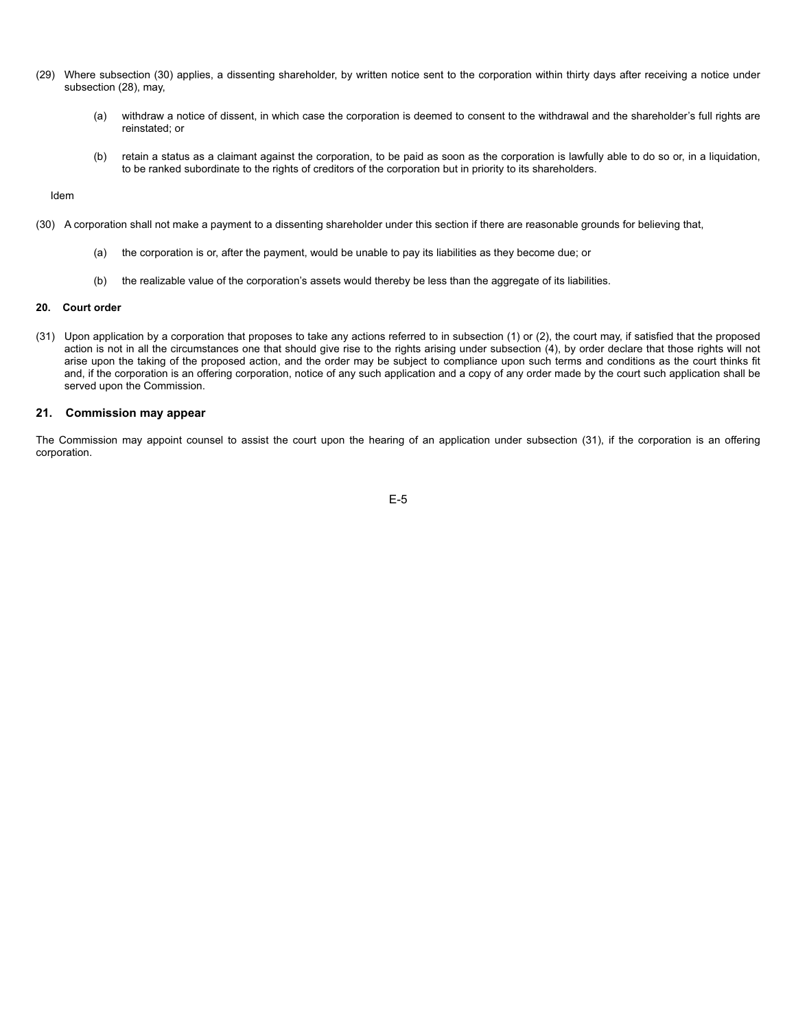(29) Where subsection (30) applies, a dissenting shareholder, by written notice sent to the corporation within thirty days after receiving a notice under subsection (28), may,

(a) withdraw a notice of dissent, in which case the corporation is deemed to consent to the withdrawal and the shareholder's full rights are reinstated; or

(b) retain a status as a claimant against the corporation, to be paid as soon as the corporation is lawfully able to do so or, in a liquidation, to be ranked subordinate to the rights of creditors of the corporation but in priority to its shareholders.

Idem

(30) A corporation shall not make a payment to a dissenting shareholder under this section if there are reasonable grounds for believing that,

(a) the corporation is or, after the payment, would be unable to pay its liabilities as they become due; or

(b) the realizable value of the corporation's assets would thereby be less than the aggregate of its liabilities.

**20. Court order**

(31) Upon application by a corporation that proposes to take any actions referred to in subsection (1) or (2), the court may, if satisfied that the proposed action is not in all the circumstances one that should give rise to the rights arising under subsection (4), by order declare that those rights will not arise upon the taking of the proposed action, and the order may be subject to compliance upon such terms and conditions as the court thinks fit and, if the corporation is an offering corporation, notice of any such application and a copy of any order made by the court such application shall be served upon the Commission.

## 21. Commission may appear

The Commission may appoint counsel to assist the court upon the hearing of an application under subsection (31), if the corporation is an offering corporation.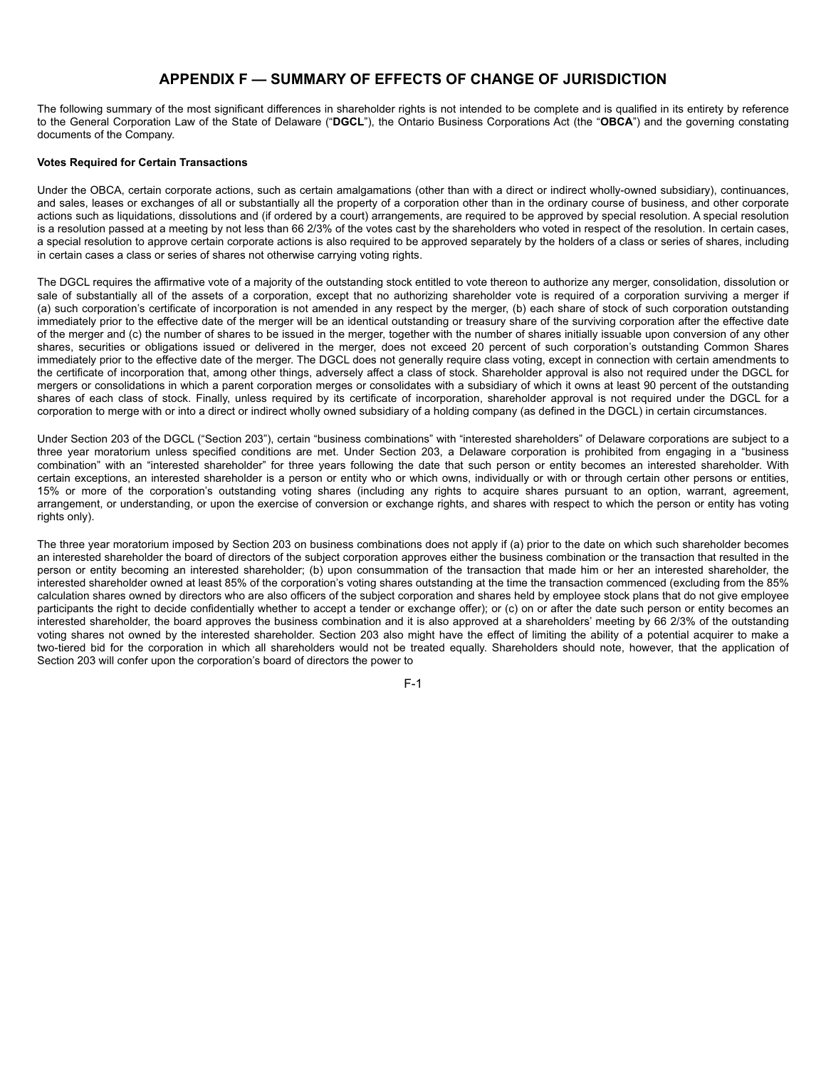# APPENDIX F — SUMMARY OF EFFECTS OF CHANGE OF JURISDICTION

The following summary of the most significant differences in shareholder rights is not intended to be complete and is qualified in its entirety by reference to the General Corporation Law of the State of Delaware ("**DGCL**"), the Ontario Business Corporations Act (the "**OBCA**") and the governing constating documents of the Company.

**Votes Required for Certain Transactions**

Under the OBCA, certain corporate actions, such as certain amalgamations (other than with a direct or indirect wholly-owned subsidiary), continuances, and sales, leases or exchanges of all or substantially all the property of a corporation other than in the ordinary course of business, and other corporate actions such as liquidations, dissolutions and (if ordered by a court) arrangements, are required to be approved by special resolution. A special resolution is a resolution passed at a meeting by not less than 66 2/3% of the votes cast by the shareholders who voted in respect of the resolution. In certain cases, a special resolution to approve certain corporate actions is also required to be approved separately by the holders of a class or series of shares, including in certain cases a class or series of shares not otherwise carrying voting rights.

The DGCL requires the affirmative vote of a majority of the outstanding stock entitled to vote thereon to authorize any merger, consolidation, dissolution or sale of substantially all of the assets of a corporation, except that no authorizing shareholder vote is required of a corporation surviving a merger if (a) such corporation's certificate of incorporation is not amended in any respect by the merger, (b) each share of stock of such corporation outstanding immediately prior to the effective date of the merger will be an identical outstanding or treasury share of the surviving corporation after the effective date of the merger and (c) the number of shares to be issued in the merger, together with the number of shares initially issuable upon conversion of any other shares, securities or obligations issued or delivered in the merger, does not exceed 20 percent of such corporation's outstanding Common Shares immediately prior to the effective date of the merger. The DGCL does not generally require class voting, except in connection with certain amendments to the certificate of incorporation that, among other things, adversely affect a class of stock. Shareholder approval is also not required under the DGCL for mergers or consolidations in which a parent corporation merges or consolidates with a subsidiary of which it owns at least 90 percent of the outstanding shares of each class of stock. Finally, unless required by its certificate of incorporation, shareholder approval is not required under the DGCL for a corporation to merge with or into a direct or indirect wholly owned subsidiary of a holding company (as defined in the DGCL) in certain circumstances.

Under Section 203 of the DGCL ("Section 203"), certain "business combinations" with "interested shareholders" of Delaware corporations are subject to a three year moratorium unless specified conditions are met. Under Section 203, a Delaware corporation is prohibited from engaging in a "business combination" with an "interested shareholder" for three years following the date that such person or entity becomes an interested shareholder. With certain exceptions, an interested shareholder is a person or entity who or which owns, individually or with or through certain other persons or entities, 15% or more of the corporation's outstanding voting shares (including any rights to acquire shares pursuant to an option, warrant, agreement, arrangement, or understanding, or upon the exercise of conversion or exchange rights, and shares with respect to which the person or entity has voting rights only).

The three year moratorium imposed by Section 203 on business combinations does not apply if (a) prior to the date on which such shareholder becomes an interested shareholder the board of directors of the subject corporation approves either the business combination or the transaction that resulted in the person or entity becoming an interested shareholder; (b) upon consummation of the transaction that made him or her an interested shareholder, the interested shareholder owned at least 85% of the corporation's voting shares outstanding at the time the transaction commenced (excluding from the 85% calculation shares owned by directors who are also officers of the subject corporation and shares held by employee stock plans that do not give employee participants the right to decide confidentially whether to accept a tender or exchange offer); or (c) on or after the date such person or entity becomes an interested shareholder, the board approves the business combination and it is also approved at a shareholders' meeting by 66 2/3% of the outstanding voting shares not owned by the interested shareholder. Section 203 also might have the effect of limiting the ability of a potential acquirer to make a two-tiered bid for the corporation in which all shareholders would not be treated equally. Shareholders should note, however, that the application of Section 203 will confer upon the corporation's board of directors the power to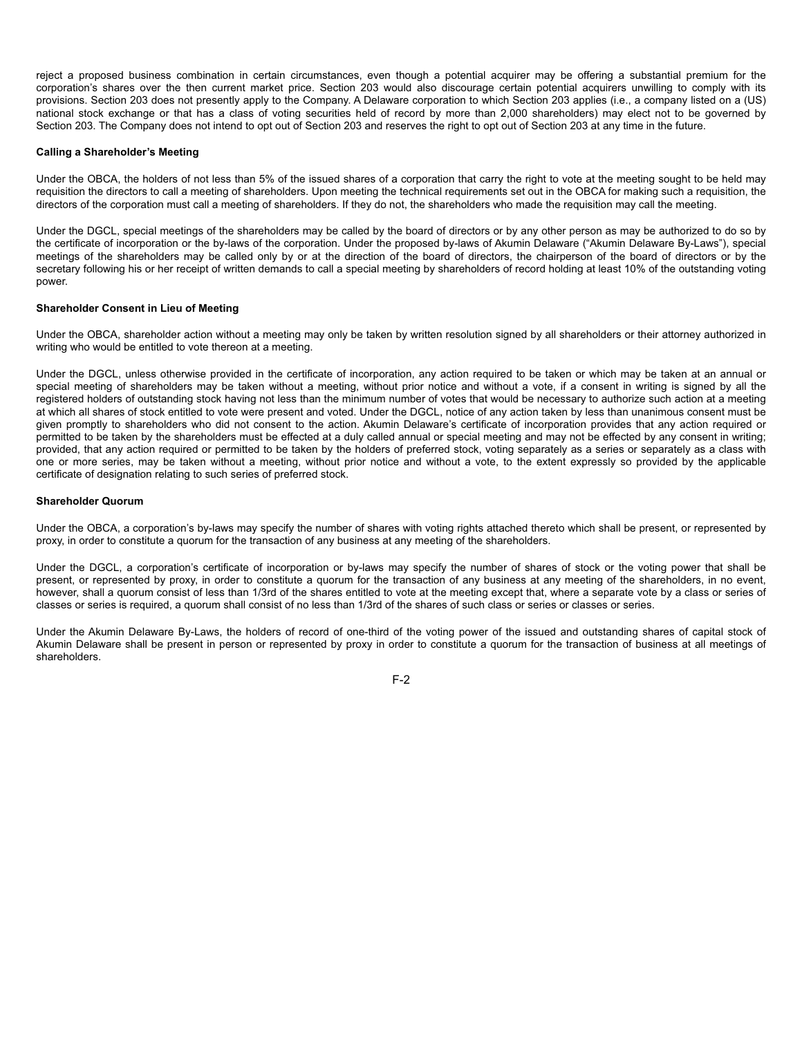reject a proposed business combination in certain circumstances, even though a potential acquirer may be offering a substantial premium for the corporation's shares over the then current market price. Section 203 would also discourage certain potential acquirers unwilling to comply with its provisions. Section 203 does not presently apply to the Company. A Delaware corporation to which Section 203 applies (i.e., a company listed on a (US) national stock exchange or that has a class of voting securities held of record by more than 2,000 shareholders) may elect not to be governed by Section 203. The Company does not intend to opt out of Section 203 and reserves the right to opt out of Section 203 at any time in the future.

**Calling a Shareholder's Meeting**

Under the OBCA, the holders of not less than 5% of the issued shares of a corporation that carry the right to vote at the meeting sought to be held may requisition the directors to call a meeting of shareholders. Upon meeting the technical requirements set out in the OBCA for making such a requisition, the directors of the corporation must call a meeting of shareholders. If they do not, the shareholders who made the requisition may call the meeting.

Under the DGCL, special meetings of the shareholders may be called by the board of directors or by any other person as may be authorized to do so by the certificate of incorporation or the by-laws of the corporation. Under the proposed by-laws of Akumin Delaware ("Akumin Delaware By-Laws"), special meetings of the shareholders may be called only by or at the direction of the board of directors, the chairperson of the board of directors or by the secretary following his or her receipt of written demands to call a special meeting by shareholders of record holding at least 10% of the outstanding voting power.

**Shareholder Consent in Lieu of Meeting**

Under the OBCA, shareholder action without a meeting may only be taken by written resolution signed by all shareholders or their attorney authorized in writing who would be entitled to vote thereon at a meeting.

Under the DGCL, unless otherwise provided in the certificate of incorporation, any action required to be taken or which may be taken at an annual or special meeting of shareholders may be taken without a meeting, without prior notice and without a vote, if a consent in writing is signed by all the registered holders of outstanding stock having not less than the minimum number of votes that would be necessary to authorize such action at a meeting at which all shares of stock entitled to vote were present and voted. Under the DGCL, notice of any action taken by less than unanimous consent must be given promptly to shareholders who did not consent to the action. Akumin Delaware's certificate of incorporation provides that any action required or permitted to be taken by the shareholders must be effected at a duly called annual or special meeting and may not be effected by any consent in writing; provided, that any action required or permitted to be taken by the holders of preferred stock, voting separately as a series or separately as a class with one or more series, may be taken without a meeting, without prior notice and without a vote, to the extent expressly so provided by the applicable certificate of designation relating to such series of preferred stock.

**Shareholder Quorum**

Under the OBCA, a corporation's by-laws may specify the number of shares with voting rights attached thereto which shall be present, or represented by proxy, in order to constitute a quorum for the transaction of any business at any meeting of the shareholders.

Under the DGCL, a corporation's certificate of incorporation or by-laws may specify the number of shares of stock or the voting power that shall be present, or represented by proxy, in order to constitute a quorum for the transaction of any business at any meeting of the shareholders, in no event, however, shall a quorum consist of less than 1/3rd of the shares entitled to vote at the meeting except that, where a separate vote by a class or series of classes or series is required, a quorum shall consist of no less than 1/3rd of the shares of such class or series or classes or series.

Under the Akumin Delaware By-Laws, the holders of record of one-third of the voting power of the issued and outstanding shares of capital stock of Akumin Delaware shall be present in person or represented by proxy in order to constitute a quorum for the transaction of business at all meetings of shareholders.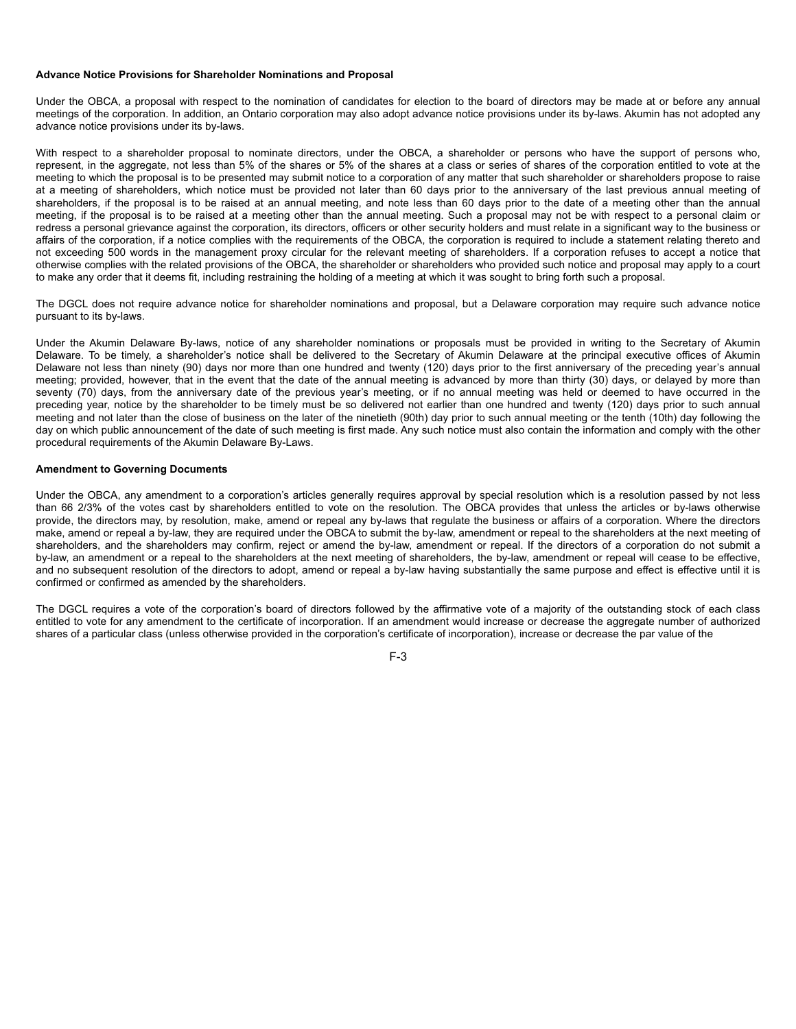**Advance Notice Provisions for Shareholder Nominations and Proposal**

Under the OBCA, a proposal with respect to the nomination of candidates for election to the board of directors may be made at or before any annual meetings of the corporation. In addition, an Ontario corporation may also adopt advance notice provisions under its by-laws. Akumin has not adopted any advance notice provisions under its by-laws.

With respect to a shareholder proposal to nominate directors, under the OBCA, a shareholder or persons who have the support of persons who, represent, in the aggregate, not less than 5% of the shares or 5% of the shares at a class or series of shares of the corporation entitled to vote at the meeting to which the proposal is to be presented may submit notice to a corporation of any matter that such shareholder or shareholders propose to raise at a meeting of shareholders, which notice must be provided not later than 60 days prior to the anniversary of the last previous annual meeting of shareholders, if the proposal is to be raised at an annual meeting, and note less than 60 days prior to the date of a meeting other than the annual meeting, if the proposal is to be raised at a meeting other than the annual meeting. Such a proposal may not be with respect to a personal claim or redress a personal grievance against the corporation, its directors, officers or other security holders and must relate in a significant way to the business or affairs of the corporation, if a notice complies with the requirements of the OBCA, the corporation is required to include a statement relating thereto and not exceeding 500 words in the management proxy circular for the relevant meeting of shareholders. If a corporation refuses to accept a notice that otherwise complies with the related provisions of the OBCA, the shareholder or shareholders who provided such notice and proposal may apply to a court to make any order that it deems fit, including restraining the holding of a meeting at which it was sought to bring forth such a proposal.

The DGCL does not require advance notice for shareholder nominations and proposal, but a Delaware corporation may require such advance notice pursuant to its by-laws.

Under the Akumin Delaware By-laws, notice of any shareholder nominations or proposals must be provided in writing to the Secretary of Akumin Delaware. To be timely, a shareholder's notice shall be delivered to the Secretary of Akumin Delaware at the principal executive offices of Akumin Delaware not less than ninety (90) days nor more than one hundred and twenty (120) days prior to the first anniversary of the preceding year's annual meeting; provided, however, that in the event that the date of the annual meeting is advanced by more than thirty (30) days, or delayed by more than seventy (70) days, from the anniversary date of the previous year's meeting, or if no annual meeting was held or deemed to have occurred in the preceding year, notice by the shareholder to be timely must be so delivered not earlier than one hundred and twenty (120) days prior to such annual meeting and not later than the close of business on the later of the ninetieth (90th) day prior to such annual meeting or the tenth (10th) day following the day on which public announcement of the date of such meeting is first made. Any such notice must also contain the information and comply with the other procedural requirements of the Akumin Delaware By-Laws.

**Amendment to Governing Documents**

Under the OBCA, any amendment to a corporation's articles generally requires approval by special resolution which is a resolution passed by not less than 66 2/3% of the votes cast by shareholders entitled to vote on the resolution. The OBCA provides that unless the articles or by-laws otherwise provide, the directors may, by resolution, make, amend or repeal any by-laws that regulate the business or affairs of a corporation. Where the directors make, amend or repeal a by-law, they are required under the OBCA to submit the by-law, amendment or repeal to the shareholders at the next meeting of shareholders, and the shareholders may confirm, reject or amend the by-law, amendment or repeal. If the directors of a corporation do not submit a by-law, an amendment or a repeal to the shareholders at the next meeting of shareholders, the by-law, amendment or repeal will cease to be effective, and no subsequent resolution of the directors to adopt, amend or repeal a by-law having substantially the same purpose and effect is effective until it is confirmed or confirmed as amended by the shareholders.

The DGCL requires a vote of the corporation's board of directors followed by the affirmative vote of a majority of the outstanding stock of each class entitled to vote for any amendment to the certificate of incorporation. If an amendment would increase or decrease the aggregate number of authorized shares of a particular class (unless otherwise provided in the corporation's certificate of incorporation), increase or decrease the par value of the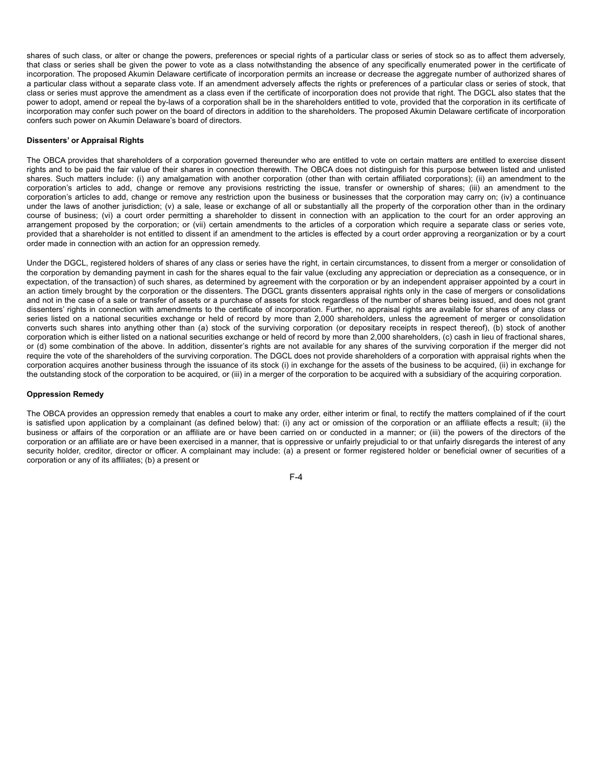shares of such class, or alter or change the powers, preferences or special rights of a particular class or series of stock so as to affect them adversely, that class or series shall be given the power to vote as a class notwithstanding the absence of any specifically enumerated power in the certificate of incorporation. The proposed Akumin Delaware certificate of incorporation permits an increase or decrease the aggregate number of authorized shares of a particular class without a separate class vote. If an amendment adversely affects the rights or preferences of a particular class or series of stock, that class or series must approve the amendment as a class even if the certificate of incorporation does not provide that right. The DGCL also states that the power to adopt, amend or repeal the by-laws of a corporation shall be in the shareholders entitled to vote, provided that the corporation in its certificate of incorporation may confer such power on the board of directors in addition to the shareholders. The proposed Akumin Delaware certificate of incorporation confers such power on Akumin Delaware's board of directors.

**Dissenters' or Appraisal Rights**

The OBCA provides that shareholders of a corporation governed thereunder who are entitled to vote on certain matters are entitled to exercise dissent rights and to be paid the fair value of their shares in connection therewith. The OBCA does not distinguish for this purpose between listed and unlisted shares. Such matters include: (i) any amalgamation with another corporation (other than with certain affiliated corporations); (ii) an amendment to the corporation's articles to add, change or remove any provisions restricting the issue, transfer or ownership of shares; (iii) an amendment to the corporation's articles to add, change or remove any restriction upon the business or businesses that the corporation may carry on; (iv) a continuance under the laws of another jurisdiction; (v) a sale, lease or exchange of all or substantially all the property of the corporation other than in the ordinary course of business; (vi) a court order permitting a shareholder to dissent in connection with an application to the court for an order approving an arrangement proposed by the corporation; or (vii) certain amendments to the articles of a corporation which require a separate class or series vote, provided that a shareholder is not entitled to dissent if an amendment to the articles is effected by a court order approving a reorganization or by a court order made in connection with an action for an oppression remedy.

Under the DGCL, registered holders of shares of any class or series have the right, in certain circumstances, to dissent from a merger or consolidation of the corporation by demanding payment in cash for the shares equal to the fair value (excluding any appreciation or depreciation as a consequence, or in expectation, of the transaction) of such shares, as determined by agreement with the corporation or by an independent appraiser appointed by a court in an action timely brought by the corporation or the dissenters. The DGCL grants dissenters appraisal rights only in the case of mergers or consolidations and not in the case of a sale or transfer of assets or a purchase of assets for stock regardless of the number of shares being issued, and does not grant dissenters' rights in connection with amendments to the certificate of incorporation. Further, no appraisal rights are available for shares of any class or series listed on a national securities exchange or held of record by more than 2,000 shareholders, unless the agreement of merger or consolidation converts such shares into anything other than (a) stock of the surviving corporation (or depositary receipts in respect thereof), (b) stock of another corporation which is either listed on a national securities exchange or held of record by more than 2,000 shareholders, (c) cash in lieu of fractional shares, or (d) some combination of the above. In addition, dissenter's rights are not available for any shares of the surviving corporation if the merger did not require the vote of the shareholders of the surviving corporation. The DGCL does not provide shareholders of a corporation with appraisal rights when the corporation acquires another business through the issuance of its stock (i) in exchange for the assets of the business to be acquired, (ii) in exchange for the outstanding stock of the corporation to be acquired, or (iii) in a merger of the corporation to be acquired with a subsidiary of the acquiring corporation.

**Oppression Remedy**

The OBCA provides an oppression remedy that enables a court to make any order, either interim or final, to rectify the matters complained of if the court is satisfied upon application by a complainant (as defined below) that: (i) any act or omission of the corporation or an affiliate effects a result; (ii) the business or affairs of the corporation or an affiliate are or have been carried on or conducted in a manner; or (iii) the powers of the directors of the corporation or an affiliate are or have been exercised in a manner, that is oppressive or unfairly prejudicial to or that unfairly disregards the interest of any security holder, creditor, director or officer. A complainant may include: (a) a present or former registered holder or beneficial owner of securities of a corporation or any of its affiliates; (b) a present or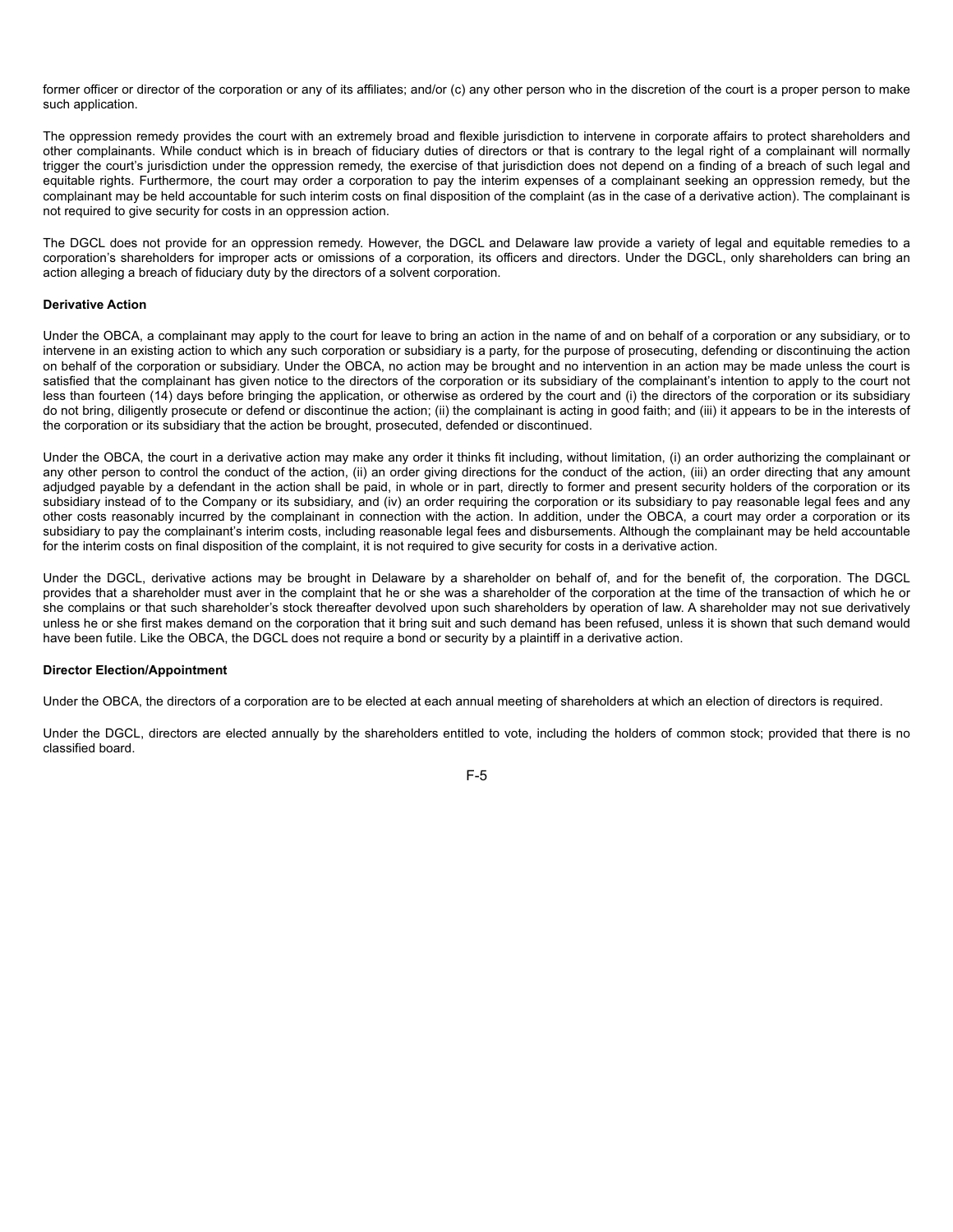former officer or director of the corporation or any of its affiliates; and/or (c) any other person who in the discretion of the court is a proper person to make such application.

The oppression remedy provides the court with an extremely broad and flexible jurisdiction to intervene in corporate affairs to protect shareholders and other complainants. While conduct which is in breach of fiduciary duties of directors or that is contrary to the legal right of a complainant will normally trigger the court's jurisdiction under the oppression remedy, the exercise of that jurisdiction does not depend on a finding of a breach of such legal and equitable rights. Furthermore, the court may order a corporation to pay the interim expenses of a complainant seeking an oppression remedy, but the complainant may be held accountable for such interim costs on final disposition of the complaint (as in the case of a derivative action). The complainant is not required to give security for costs in an oppression action.

The DGCL does not provide for an oppression remedy. However, the DGCL and Delaware law provide a variety of legal and equitable remedies to a corporation's shareholders for improper acts or omissions of a corporation, its officers and directors. Under the DGCL, only shareholders can bring an action alleging a breach of fiduciary duty by the directors of a solvent corporation.

**Derivative Action**

Under the OBCA, a complainant may apply to the court for leave to bring an action in the name of and on behalf of a corporation or any subsidiary, or to intervene in an existing action to which any such corporation or subsidiary is a party, for the purpose of prosecuting, defending or discontinuing the action on behalf of the corporation or subsidiary. Under the OBCA, no action may be brought and no intervention in an action may be made unless the court is satisfied that the complainant has given notice to the directors of the corporation or its subsidiary of the complainant's intention to apply to the court not less than fourteen (14) days before bringing the application, or otherwise as ordered by the court and (i) the directors of the corporation or its subsidiary do not bring, diligently prosecute or defend or discontinue the action; (ii) the complainant is acting in good faith; and (iii) it appears to be in the interests of the corporation or its subsidiary that the action be brought, prosecuted, defended or discontinued.

Under the OBCA, the court in a derivative action may make any order it thinks fit including, without limitation, (i) an order authorizing the complainant or any other person to control the conduct of the action, (ii) an order giving directions for the conduct of the action, (iii) an order directing that any amount adjudged payable by a defendant in the action shall be paid, in whole or in part, directly to former and present security holders of the corporation or its subsidiary instead of to the Company or its subsidiary, and (iv) an order requiring the corporation or its subsidiary to pay reasonable legal fees and any other costs reasonably incurred by the complainant in connection with the action. In addition, under the OBCA, a court may order a corporation or its subsidiary to pay the complainant's interim costs, including reasonable legal fees and disbursements. Although the complainant may be held accountable for the interim costs on final disposition of the complaint, it is not required to give security for costs in a derivative action.

Under the DGCL, derivative actions may be brought in Delaware by a shareholder on behalf of, and for the benefit of, the corporation. The DGCL provides that a shareholder must aver in the complaint that he or she was a shareholder of the corporation at the time of the transaction of which he or she complains or that such shareholder's stock thereafter devolved upon such shareholders by operation of law. A shareholder may not sue derivatively unless he or she first makes demand on the corporation that it bring suit and such demand has been refused, unless it is shown that such demand would have been futile. Like the OBCA, the DGCL does not require a bond or security by a plaintiff in a derivative action.

**Director Election/Appointment**

Under the OBCA, the directors of a corporation are to be elected at each annual meeting of shareholders at which an election of directors is required.

Under the DGCL, directors are elected annually by the shareholders entitled to vote, including the holders of common stock; provided that there is no classified board.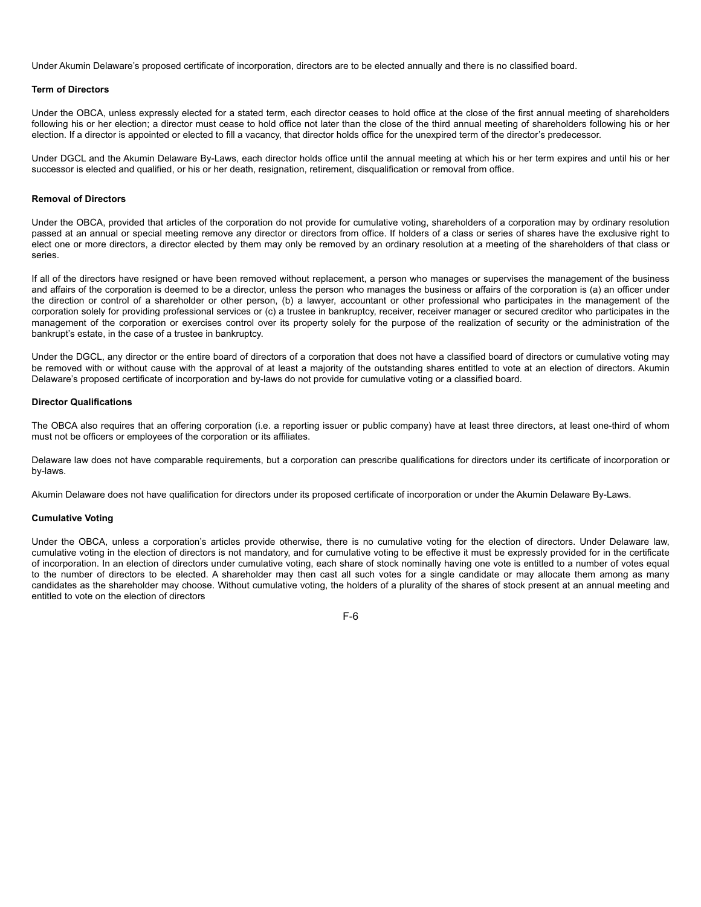Under Akumin Delaware's proposed certificate of incorporation, directors are to be elected annually and there is no classified board.

**Term of Directors**

Under the OBCA, unless expressly elected for a stated term, each director ceases to hold office at the close of the first annual meeting of shareholders following his or her election; a director must cease to hold office not later than the close of the third annual meeting of shareholders following his or her election. If a director is appointed or elected to fill a vacancy, that director holds office for the unexpired term of the director's predecessor.

Under DGCL and the Akumin Delaware By-Laws, each director holds office until the annual meeting at which his or her term expires and until his or her successor is elected and qualified, or his or her death, resignation, retirement, disqualification or removal from office.

**Removal of Directors**

Under the OBCA, provided that articles of the corporation do not provide for cumulative voting, shareholders of a corporation may by ordinary resolution passed at an annual or special meeting remove any director or directors from office. If holders of a class or series of shares have the exclusive right to elect one or more directors, a director elected by them may only be removed by an ordinary resolution at a meeting of the shareholders of that class or series.

If all of the directors have resigned or have been removed without replacement, a person who manages or supervises the management of the business and affairs of the corporation is deemed to be a director, unless the person who manages the business or affairs of the corporation is (a) an officer under the direction or control of a shareholder or other person, (b) a lawyer, accountant or other professional who participates in the management of the corporation solely for providing professional services or (c) a trustee in bankruptcy, receiver, receiver manager or secured creditor who participates in the management of the corporation or exercises control over its property solely for the purpose of the realization of security or the administration of the bankrupt's estate, in the case of a trustee in bankruptcy.

Under the DGCL, any director or the entire board of directors of a corporation that does not have a classified board of directors or cumulative voting may be removed with or without cause with the approval of at least a majority of the outstanding shares entitled to vote at an election of directors. Akumin Delaware's proposed certificate of incorporation and by-laws do not provide for cumulative voting or a classified board.

**Director Qualifications**

The OBCA also requires that an offering corporation (i.e. a reporting issuer or public company) have at least three directors, at least one-third of whom must not be officers or employees of the corporation or its affiliates.

Delaware law does not have comparable requirements, but a corporation can prescribe qualifications for directors under its certificate of incorporation or by-laws.

Akumin Delaware does not have qualification for directors under its proposed certificate of incorporation or under the Akumin Delaware By-Laws.

**Cumulative Voting**

Under the OBCA, unless a corporation's articles provide otherwise, there is no cumulative voting for the election of directors. Under Delaware law, cumulative voting in the election of directors is not mandatory, and for cumulative voting to be effective it must be expressly provided for in the certificate of incorporation. In an election of directors under cumulative voting, each share of stock nominally having one vote is entitled to a number of votes equal to the number of directors to be elected. A shareholder may then cast all such votes for a single candidate or may allocate them among as many candidates as the shareholder may choose. Without cumulative voting, the holders of a plurality of the shares of stock present at an annual meeting and entitled to vote on the election of directors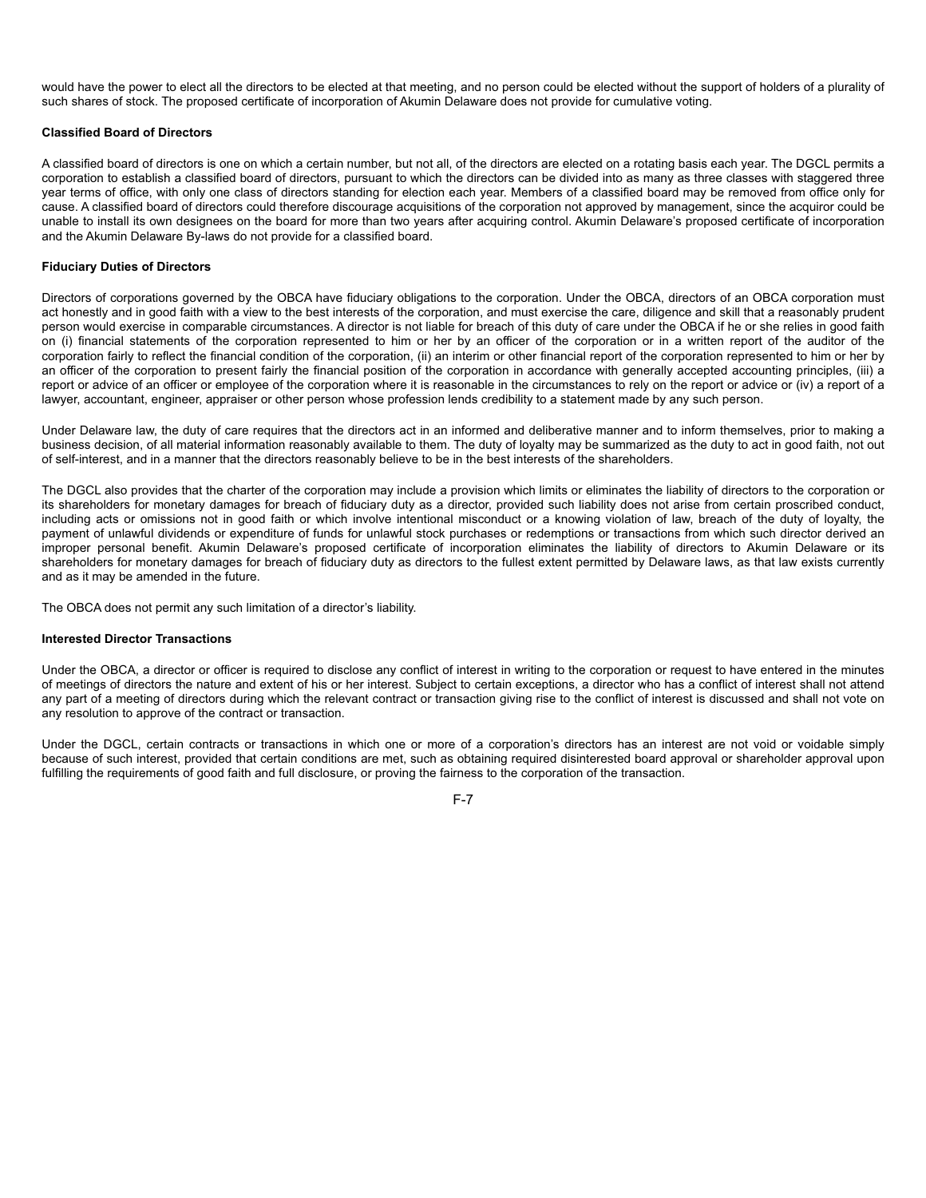would have the power to elect all the directors to be elected at that meeting, and no person could be elected without the support of holders of a plurality of such shares of stock. The proposed certificate of incorporation of Akumin Delaware does not provide for cumulative voting.

**Classified Board of Directors**

A classified board of directors is one on which a certain number, but not all, of the directors are elected on a rotating basis each year. The DGCL permits a corporation to establish a classified board of directors, pursuant to which the directors can be divided into as many as three classes with staggered three year terms of office, with only one class of directors standing for election each year. Members of a classified board may be removed from office only for cause. A classified board of directors could therefore discourage acquisitions of the corporation not approved by management, since the acquiror could be unable to install its own designees on the board for more than two years after acquiring control. Akumin Delaware's proposed certificate of incorporation and the Akumin Delaware By-laws do not provide for a classified board.

**Fiduciary Duties of Directors**

Directors of corporations governed by the OBCA have fiduciary obligations to the corporation. Under the OBCA, directors of an OBCA corporation must act honestly and in good faith with a view to the best interests of the corporation, and must exercise the care, diligence and skill that a reasonably prudent person would exercise in comparable circumstances. A director is not liable for breach of this duty of care under the OBCA if he or she relies in good faith on (i) financial statements of the corporation represented to him or her by an officer of the corporation or in a written report of the auditor of the corporation fairly to reflect the financial condition of the corporation, (ii) an interim or other financial report of the corporation represented to him or her by an officer of the corporation to present fairly the financial position of the corporation in accordance with generally accepted accounting principles, (iii) a report or advice of an officer or employee of the corporation where it is reasonable in the circumstances to rely on the report or advice or (iv) a report of a lawyer, accountant, engineer, appraiser or other person whose profession lends credibility to a statement made by any such person.

Under Delaware law, the duty of care requires that the directors act in an informed and deliberative manner and to inform themselves, prior to making a business decision, of all material information reasonably available to them. The duty of loyalty may be summarized as the duty to act in good faith, not out of self-interest, and in a manner that the directors reasonably believe to be in the best interests of the shareholders.

The DGCL also provides that the charter of the corporation may include a provision which limits or eliminates the liability of directors to the corporation or its shareholders for monetary damages for breach of fiduciary duty as a director, provided such liability does not arise from certain proscribed conduct, including acts or omissions not in good faith or which involve intentional misconduct or a knowing violation of law, breach of the duty of loyalty, the payment of unlawful dividends or expenditure of funds for unlawful stock purchases or redemptions or transactions from which such director derived an improper personal benefit. Akumin Delaware's proposed certificate of incorporation eliminates the liability of directors to Akumin Delaware or its shareholders for monetary damages for breach of fiduciary duty as directors to the fullest extent permitted by Delaware laws, as that law exists currently and as it may be amended in the future.

The OBCA does not permit any such limitation of a director's liability.

**Interested Director Transactions**

Under the OBCA, a director or officer is required to disclose any conflict of interest in writing to the corporation or request to have entered in the minutes of meetings of directors the nature and extent of his or her interest. Subject to certain exceptions, a director who has a conflict of interest shall not attend any part of a meeting of directors during which the relevant contract or transaction giving rise to the conflict of interest is discussed and shall not vote on any resolution to approve of the contract or transaction.

Under the DGCL, certain contracts or transactions in which one or more of a corporation's directors has an interest are not void or voidable simply because of such interest, provided that certain conditions are met, such as obtaining required disinterested board approval or shareholder approval upon fulfilling the requirements of good faith and full disclosure, or proving the fairness to the corporation of the transaction.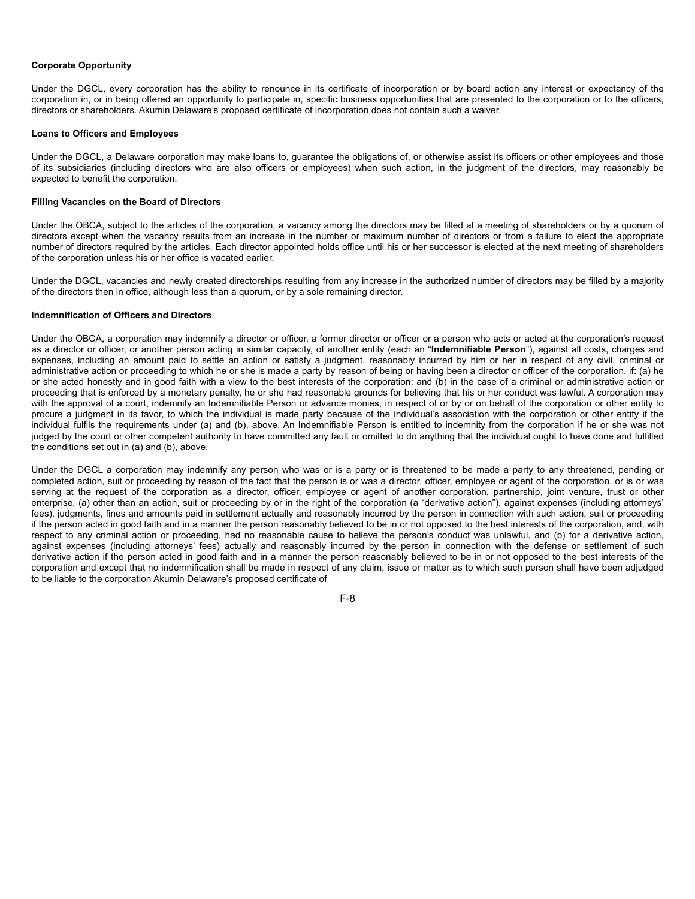**Corporate Opportunity**

Under the DGCL, every corporation has the ability to renounce in its certificate of incorporation or by board action any interest or expectancy of the corporation in, or in being offered an opportunity to participate in, specific business opportunities that are presented to the corporation or to the officers, directors or shareholders. Akumin Delaware's proposed certificate of incorporation does not contain such a waiver.

**Loans to Officers and Employees**

Under the DGCL, a Delaware corporation may make loans to, guarantee the obligations of, or otherwise assist its officers or other employees and those of its subsidiaries (including directors who are also officers or employees) when such action, in the judgment of the directors, may reasonably be expected to benefit the corporation.

**Filling Vacancies on the Board of Directors**

Under the OBCA, subject to the articles of the corporation, a vacancy among the directors may be filled at a meeting of shareholders or by a quorum of directors except when the vacancy results from an increase in the number or maximum number of directors or from a failure to elect the appropriate number of directors required by the articles. Each director appointed holds office until his or her successor is elected at the next meeting of shareholders of the corporation unless his or her office is vacated earlier.

Under the DGCL, vacancies and newly created directorships resulting from any increase in the authorized number of directors may be filled by a majority of the directors then in office, although less than a quorum, or by a sole remaining director.

**Indemnification of Officers and Directors**

Under the OBCA, a corporation may indemnify a director or officer, a former director or officer or a person who acts or acted at the corporation's request as a director or officer, or another person acting in similar capacity, of another entity (each an "**Indemnifiable Person**"), against all costs, charges and expenses, including an amount paid to settle an action or satisfy a judgment, reasonably incurred by him or her in respect of any civil, criminal or administrative action or proceeding to which he or she is made a party by reason of being or having been a director or officer of the corporation, if: (a) he or she acted honestly and in good faith with a view to the best interests of the corporation; and (b) in the case of a criminal or administrative action or proceeding that is enforced by a monetary penalty, he or she had reasonable grounds for believing that his or her conduct was lawful. A corporation may with the approval of a court, indemnify an Indemnifiable Person or advance monies, in respect of or by or on behalf of the corporation or other entity to procure a judgment in its favor, to which the individual is made party because of the individual's association with the corporation or other entity if the individual fulfils the requirements under (a) and (b), above. An Indemnifiable Person is entitled to indemnity from the corporation if he or she was not judged by the court or other competent authority to have committed any fault or omitted to do anything that the individual ought to have done and fulfilled the conditions set out in (a) and (b), above.

Under the DGCL a corporation may indemnify any person who was or is a party or is threatened to be made a party to any threatened, pending or completed action, suit or proceeding by reason of the fact that the person is or was a director, officer, employee or agent of the corporation, or is or was serving at the request of the corporation as a director, officer, employee or agent of another corporation, partnership, joint venture, trust or other enterprise, (a) other than an action, suit or proceeding by or in the right of the corporation (a "derivative action"), against expenses (including attorneys' fees), judgments, fines and amounts paid in settlement actually and reasonably incurred by the person in connection with such action, suit or proceeding if the person acted in good faith and in a manner the person reasonably believed to be in or not opposed to the best interests of the corporation, and, with respect to any criminal action or proceeding, had no reasonable cause to believe the person's conduct was unlawful, and (b) for a derivative action, against expenses (including attorneys' fees) actually and reasonably incurred by the person in connection with the defense or settlement of such derivative action if the person acted in good faith and in a manner the person reasonably believed to be in or not opposed to the best interests of the corporation and except that no indemnification shall be made in respect of any claim, issue or matter as to which such person shall have been adjudged to be liable to the corporation Akumin Delaware's proposed certificate of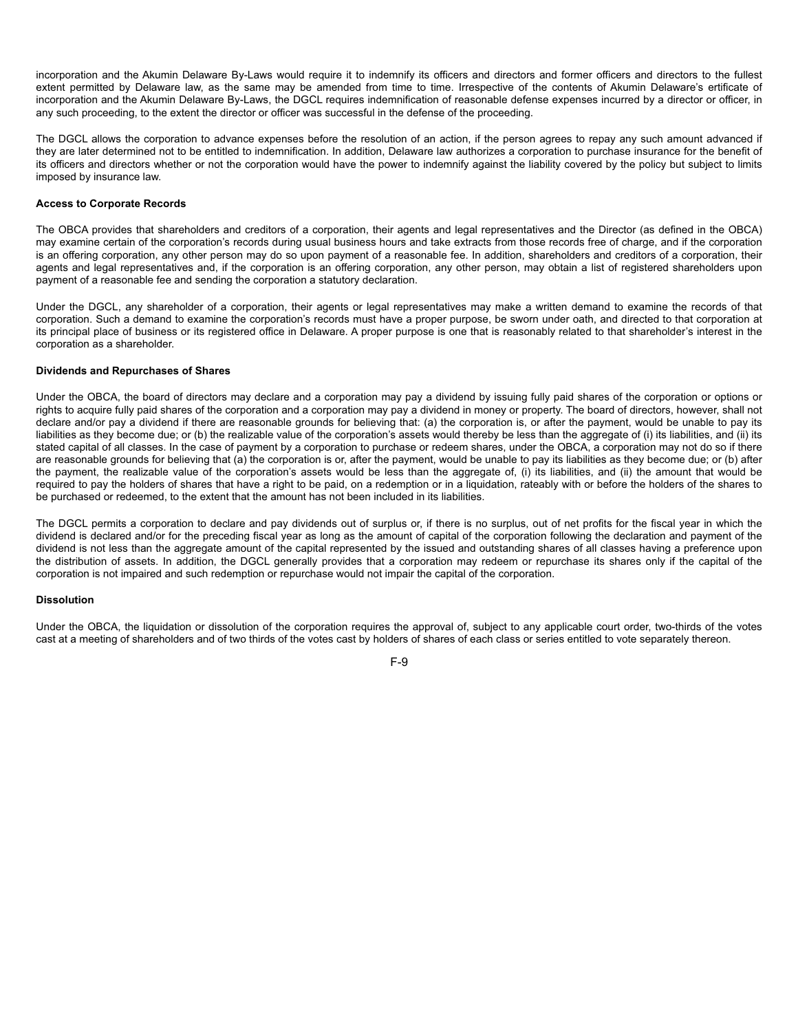incorporation and the Akumin Delaware By-Laws would require it to indemnify its officers and directors and former officers and directors to the fullest extent permitted by Delaware law, as the same may be amended from time to time. Irrespective of the contents of Akumin Delaware's ertificate of incorporation and the Akumin Delaware By-Laws, the DGCL requires indemnification of reasonable defense expenses incurred by a director or officer, in any such proceeding, to the extent the director or officer was successful in the defense of the proceeding.

The DGCL allows the corporation to advance expenses before the resolution of an action, if the person agrees to repay any such amount advanced if they are later determined not to be entitled to indemnification. In addition, Delaware law authorizes a corporation to purchase insurance for the benefit of its officers and directors whether or not the corporation would have the power to indemnify against the liability covered by the policy but subject to limits imposed by insurance law.

**Access to Corporate Records**

The OBCA provides that shareholders and creditors of a corporation, their agents and legal representatives and the Director (as defined in the OBCA) may examine certain of the corporation's records during usual business hours and take extracts from those records free of charge, and if the corporation is an offering corporation, any other person may do so upon payment of a reasonable fee. In addition, shareholders and creditors of a corporation, their agents and legal representatives and, if the corporation is an offering corporation, any other person, may obtain a list of registered shareholders upon payment of a reasonable fee and sending the corporation a statutory declaration.

Under the DGCL, any shareholder of a corporation, their agents or legal representatives may make a written demand to examine the records of that corporation. Such a demand to examine the corporation's records must have a proper purpose, be sworn under oath, and directed to that corporation at its principal place of business or its registered office in Delaware. A proper purpose is one that is reasonably related to that shareholder's interest in the corporation as a shareholder.

**Dividends and Repurchases of Shares**

Under the OBCA, the board of directors may declare and a corporation may pay a dividend by issuing fully paid shares of the corporation or options or rights to acquire fully paid shares of the corporation and a corporation may pay a dividend in money or property. The board of directors, however, shall not declare and/or pay a dividend if there are reasonable grounds for believing that: (a) the corporation is, or after the payment, would be unable to pay its liabilities as they become due; or (b) the realizable value of the corporation's assets would thereby be less than the aggregate of (i) its liabilities, and (ii) its stated capital of all classes. In the case of payment by a corporation to purchase or redeem shares, under the OBCA, a corporation may not do so if there are reasonable grounds for believing that (a) the corporation is or, after the payment, would be unable to pay its liabilities as they become due; or (b) after the payment, the realizable value of the corporation's assets would be less than the aggregate of, (i) its liabilities, and (ii) the amount that would be required to pay the holders of shares that have a right to be paid, on a redemption or in a liquidation, rateably with or before the holders of the shares to be purchased or redeemed, to the extent that the amount has not been included in its liabilities.

The DGCL permits a corporation to declare and pay dividends out of surplus or, if there is no surplus, out of net profits for the fiscal year in which the dividend is declared and/or for the preceding fiscal year as long as the amount of capital of the corporation following the declaration and payment of the dividend is not less than the aggregate amount of the capital represented by the issued and outstanding shares of all classes having a preference upon the distribution of assets. In addition, the DGCL generally provides that a corporation may redeem or repurchase its shares only if the capital of the corporation is not impaired and such redemption or repurchase would not impair the capital of the corporation.

**Dissolution**

Under the OBCA, the liquidation or dissolution of the corporation requires the approval of, subject to any applicable court order, two-thirds of the votes cast at a meeting of shareholders and of two thirds of the votes cast by holders of shares of each class or series entitled to vote separately thereon.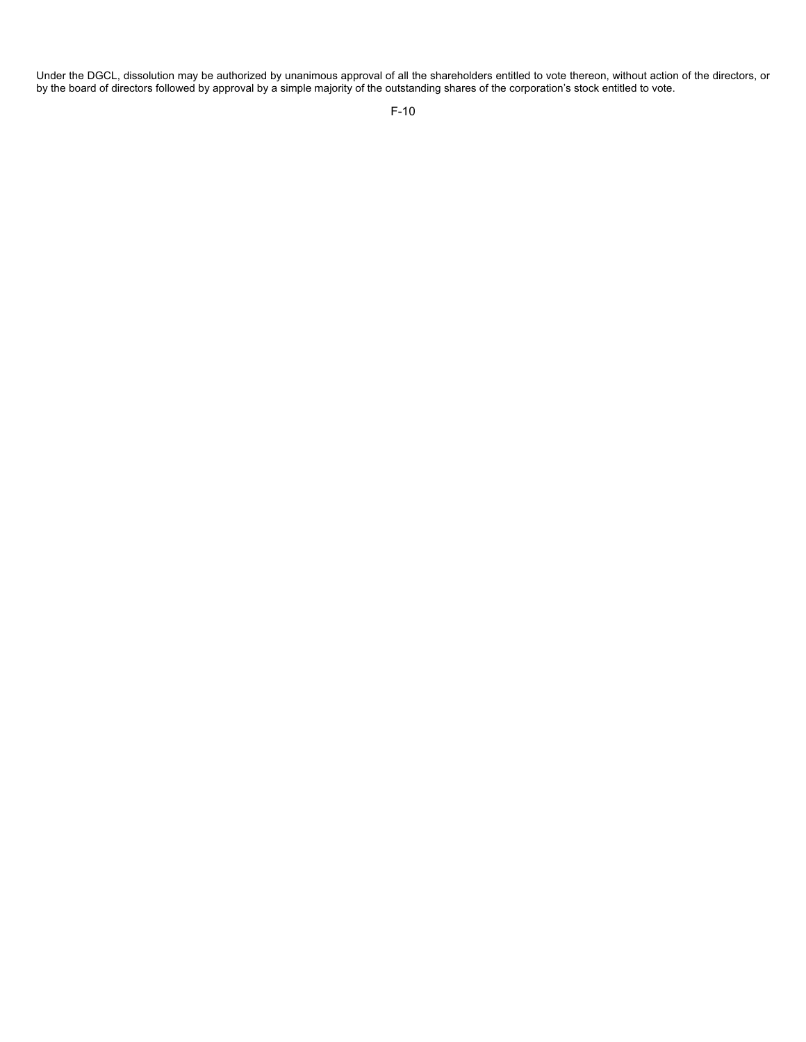Under the DGCL, dissolution may be authorized by unanimous approval of all the shareholders entitled to vote thereon, without action of the directors, or by the board of directors followed by approval by a simple majority of the outstanding shares of the corporation's stock entitled to vote.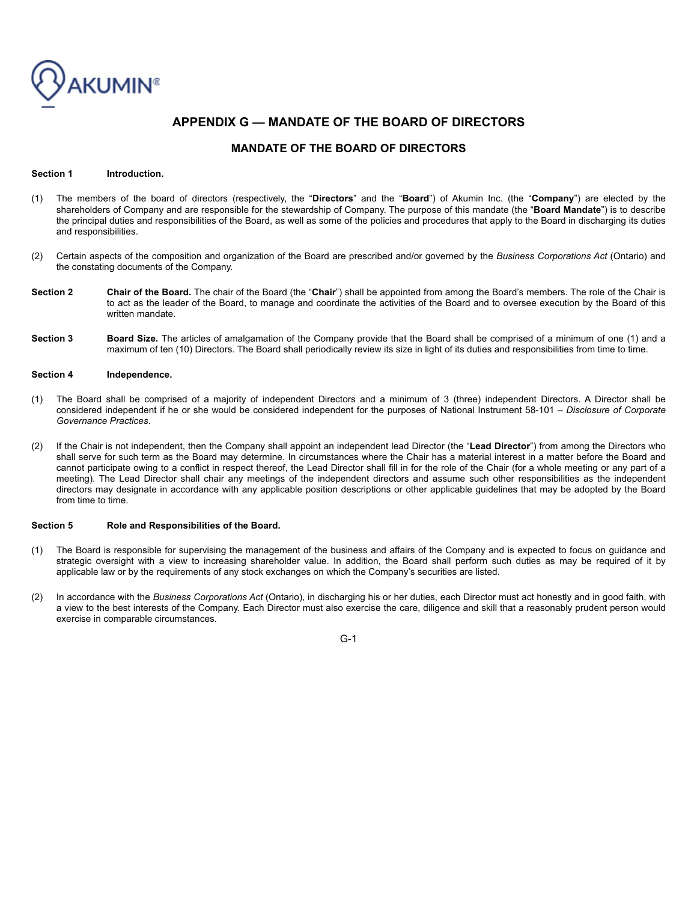## APPENDIX G — MANDATE OF THE BOARD OF DIRECTORS

### MANDATE OF THE BOARD OF DIRECTORS

**Section 1 Introduction.**

(1) The members of the board of directors (respectively, the "**Directors**" and the "**Board**") of Akumin Inc. (the "**Company**") are elected by the shareholders of Company and are responsible for the stewardship of Company. The purpose of this mandate (the "**Board Mandate**") is to describe the principal duties and responsibilities of the Board, as well as some of the policies and procedures that apply to the Board in discharging its duties and responsibilities.

(2) Certain aspects of the composition and organization of the Board are prescribed and/or governed by the *Business Corporations Act* (Ontario) and the constating documents of the Company.

**Section 2 Chair of the Board.** The chair of the Board (the "**Chair**") shall be appointed from among the Board's members. The role of the Chair is to act as the leader of the Board, to manage and coordinate the activities of the Board and to oversee execution by the Board of this written mandate.

**Section 3 Board Size.** The articles of amalgamation of the Company provide that the Board shall be comprised of a minimum of one (1) and a maximum of ten (10) Directors. The Board shall periodically review its size in light of its duties and responsibilities from time to time.

**Section 4 Independence.**

(1) The Board shall be comprised of a majority of independent Directors and a minimum of 3 (three) independent Directors. A Director shall be considered independent if he or she would be considered independent for the purposes of National Instrument 58-101 – *Disclosure of Corporate Governance Practices*.

(2) If the Chair is not independent, then the Company shall appoint an independent lead Director (the "**Lead Director**") from among the Directors who shall serve for such term as the Board may determine. In circumstances where the Chair has a material interest in a matter before the Board and cannot participate owing to a conflict in respect thereof, the Lead Director shall fill in for the role of the Chair (for a whole meeting or any part of a meeting). The Lead Director shall chair any meetings of the independent directors and assume such other responsibilities as the independent directors may designate in accordance with any applicable position descriptions or other applicable guidelines that may be adopted by the Board from time to time.

**Section 5 Role and Responsibilities of the Board.**

(1) The Board is responsible for supervising the management of the business and affairs of the Company and is expected to focus on guidance and strategic oversight with a view to increasing shareholder value. In addition, the Board shall perform such duties as may be required of it by applicable law or by the requirements of any stock exchanges on which the Company's securities are listed.

(2) In accordance with the *Business Corporations Act* (Ontario), in discharging his or her duties, each Director must act honestly and in good faith, with a view to the best interests of the Company. Each Director must also exercise the care, diligence and skill that a reasonably prudent person would exercise in comparable circumstances.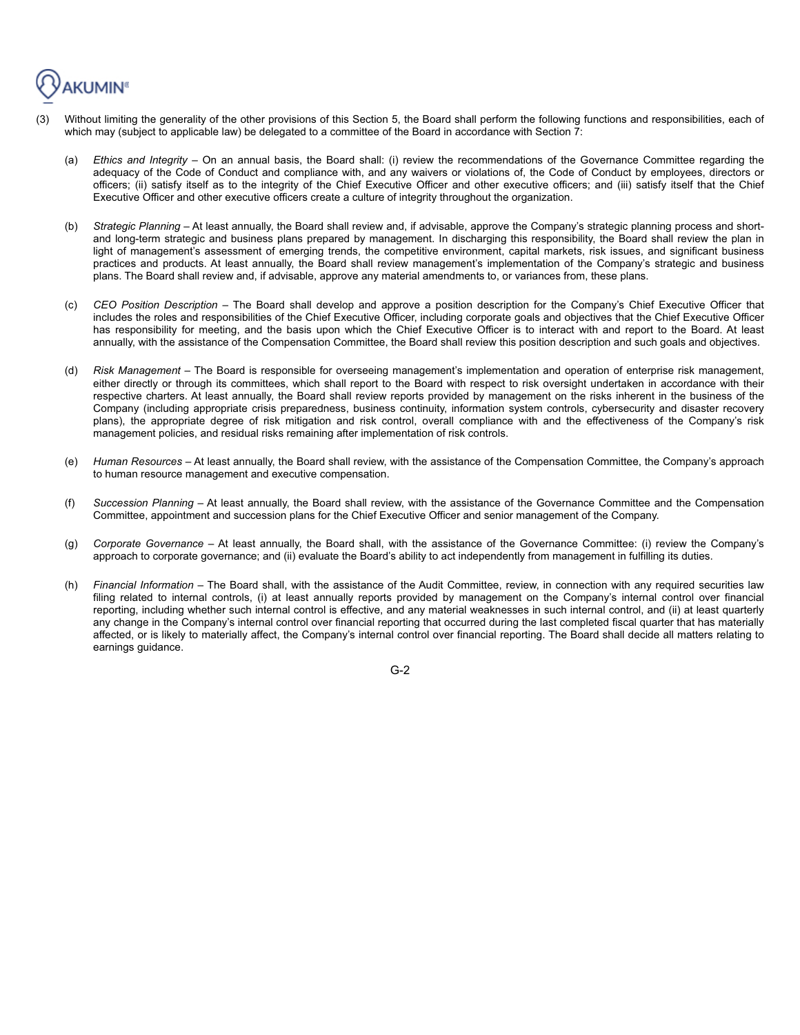(3) Without limiting the generality of the other provisions of this Section 5, the Board shall perform the following functions and responsibilities, each of which may (subject to applicable law) be delegated to a committee of the Board in accordance with Section 7:

(a) *Ethics and Integrity* – On an annual basis, the Board shall: (i) review the recommendations of the Governance Committee regarding the adequacy of the Code of Conduct and compliance with, and any waivers or violations of, the Code of Conduct by employees, directors or officers; (ii) satisfy itself as to the integrity of the Chief Executive Officer and other executive officers; and (iii) satisfy itself that the Chief Executive Officer and other executive officers create a culture of integrity throughout the organization.

(b) *Strategic Planning* – At least annually, the Board shall review and, if advisable, approve the Company's strategic planning process and short- and long-term strategic and business plans prepared by management. In discharging this responsibility, the Board shall review the plan in light of management's assessment of emerging trends, the competitive environment, capital markets, risk issues, and significant business practices and products. At least annually, the Board shall review management's implementation of the Company's strategic and business plans. The Board shall review and, if advisable, approve any material amendments to, or variances from, these plans.

(c) *CEO Position Description* – The Board shall develop and approve a position description for the Company's Chief Executive Officer that includes the roles and responsibilities of the Chief Executive Officer, including corporate goals and objectives that the Chief Executive Officer has responsibility for meeting, and the basis upon which the Chief Executive Officer is to interact with and report to the Board. At least annually, with the assistance of the Compensation Committee, the Board shall review this position description and such goals and objectives.

(d) *Risk Management* – The Board is responsible for overseeing management's implementation and operation of enterprise risk management, either directly or through its committees, which shall report to the Board with respect to risk oversight undertaken in accordance with their respective charters. At least annually, the Board shall review reports provided by management on the risks inherent in the business of the Company (including appropriate crisis preparedness, business continuity, information system controls, cybersecurity and disaster recovery plans), the appropriate degree of risk mitigation and risk control, overall compliance with and the effectiveness of the Company's risk management policies, and residual risks remaining after implementation of risk controls.

(e) *Human Resources* – At least annually, the Board shall review, with the assistance of the Compensation Committee, the Company's approach to human resource management and executive compensation.

(f) *Succession Planning* – At least annually, the Board shall review, with the assistance of the Governance Committee and the Compensation Committee, appointment and succession plans for the Chief Executive Officer and senior management of the Company.

(g) *Corporate Governance* – At least annually, the Board shall, with the assistance of the Governance Committee: (i) review the Company's approach to corporate governance; and (ii) evaluate the Board's ability to act independently from management in fulfilling its duties.

(h) *Financial Information* – The Board shall, with the assistance of the Audit Committee, review, in connection with any required securities law filing related to internal controls, (i) at least annually reports provided by management on the Company's internal control over financial reporting, including whether such internal control is effective, and any material weaknesses in such internal control, and (ii) at least quarterly any change in the Company's internal control over financial reporting that occurred during the last completed fiscal quarter that has materially affected, or is likely to materially affect, the Company's internal control over financial reporting. The Board shall decide all matters relating to earnings guidance.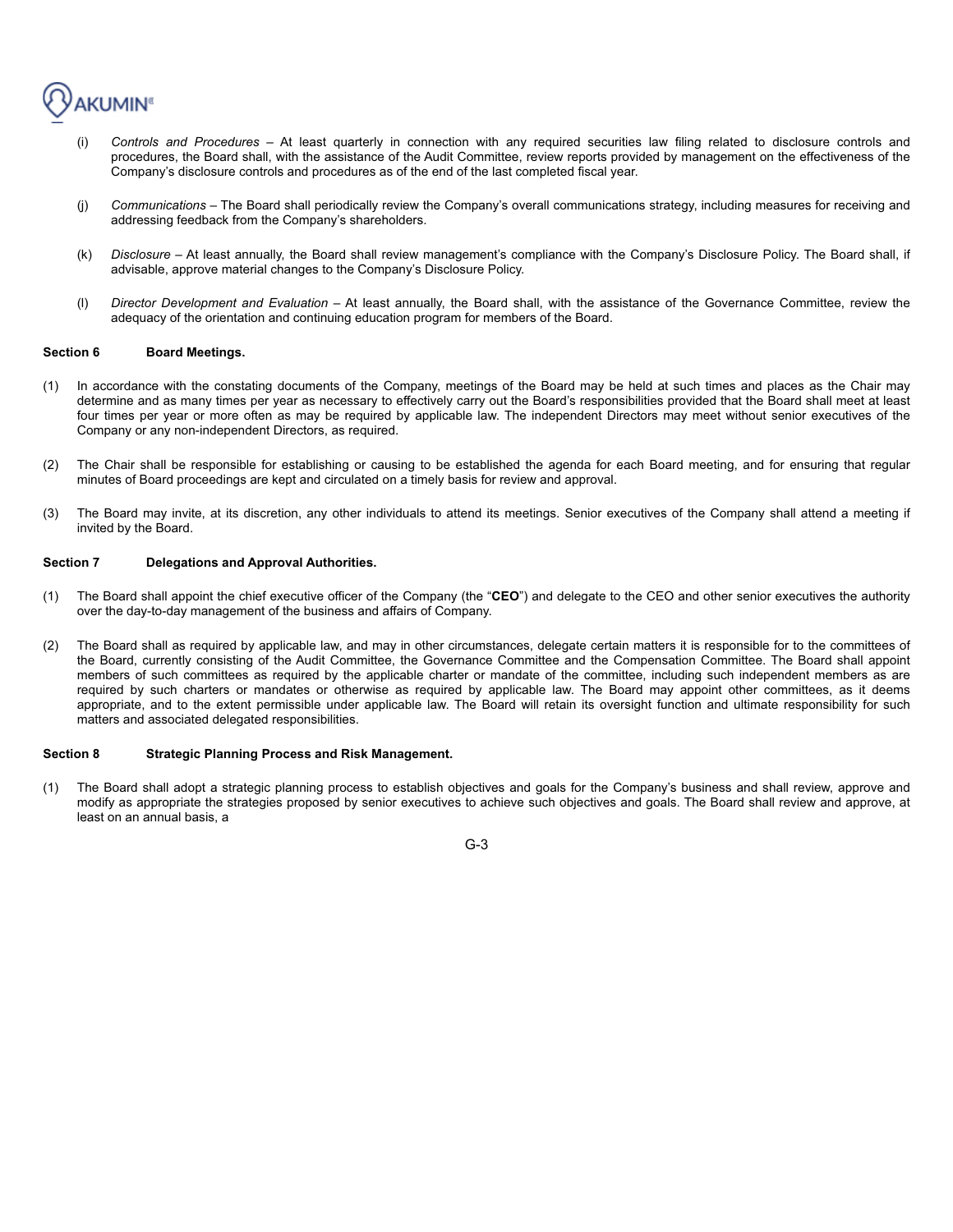(i) *Controls and Procedures* – At least quarterly in connection with any required securities law filing related to disclosure controls and procedures, the Board shall, with the assistance of the Audit Committee, review reports provided by management on the effectiveness of the Company's disclosure controls and procedures as of the end of the last completed fiscal year.

(j) *Communications* – The Board shall periodically review the Company's overall communications strategy, including measures for receiving and addressing feedback from the Company's shareholders.

(k) *Disclosure* – At least annually, the Board shall review management's compliance with the Company's Disclosure Policy. The Board shall, if advisable, approve material changes to the Company's Disclosure Policy.

(l) *Director Development and Evaluation* – At least annually, the Board shall, with the assistance of the Governance Committee, review the adequacy of the orientation and continuing education program for members of the Board.

**Section 6 Board Meetings.**

(1) In accordance with the constating documents of the Company, meetings of the Board may be held at such times and places as the Chair may determine and as many times per year as necessary to effectively carry out the Board's responsibilities provided that the Board shall meet at least four times per year or more often as may be required by applicable law. The independent Directors may meet without senior executives of the Company or any non-independent Directors, as required.

(2) The Chair shall be responsible for establishing or causing to be established the agenda for each Board meeting, and for ensuring that regular minutes of Board proceedings are kept and circulated on a timely basis for review and approval.

(3) The Board may invite, at its discretion, any other individuals to attend its meetings. Senior executives of the Company shall attend a meeting if invited by the Board.

**Section 7 Delegations and Approval Authorities.**

(1) The Board shall appoint the chief executive officer of the Company (the "**CEO**") and delegate to the CEO and other senior executives the authority over the day-to-day management of the business and affairs of Company.

(2) The Board shall as required by applicable law, and may in other circumstances, delegate certain matters it is responsible for to the committees of the Board, currently consisting of the Audit Committee, the Governance Committee and the Compensation Committee. The Board shall appoint members of such committees as required by the applicable charter or mandate of the committee, including such independent members as are required by such charters or mandates or otherwise as required by applicable law. The Board may appoint other committees, as it deems appropriate, and to the extent permissible under applicable law. The Board will retain its oversight function and ultimate responsibility for such matters and associated delegated responsibilities.

**Section 8 Strategic Planning Process and Risk Management.**

(1) The Board shall adopt a strategic planning process to establish objectives and goals for the Company's business and shall review, approve and modify as appropriate the strategies proposed by senior executives to achieve such objectives and goals. The Board shall review and approve, at least on an annual basis, a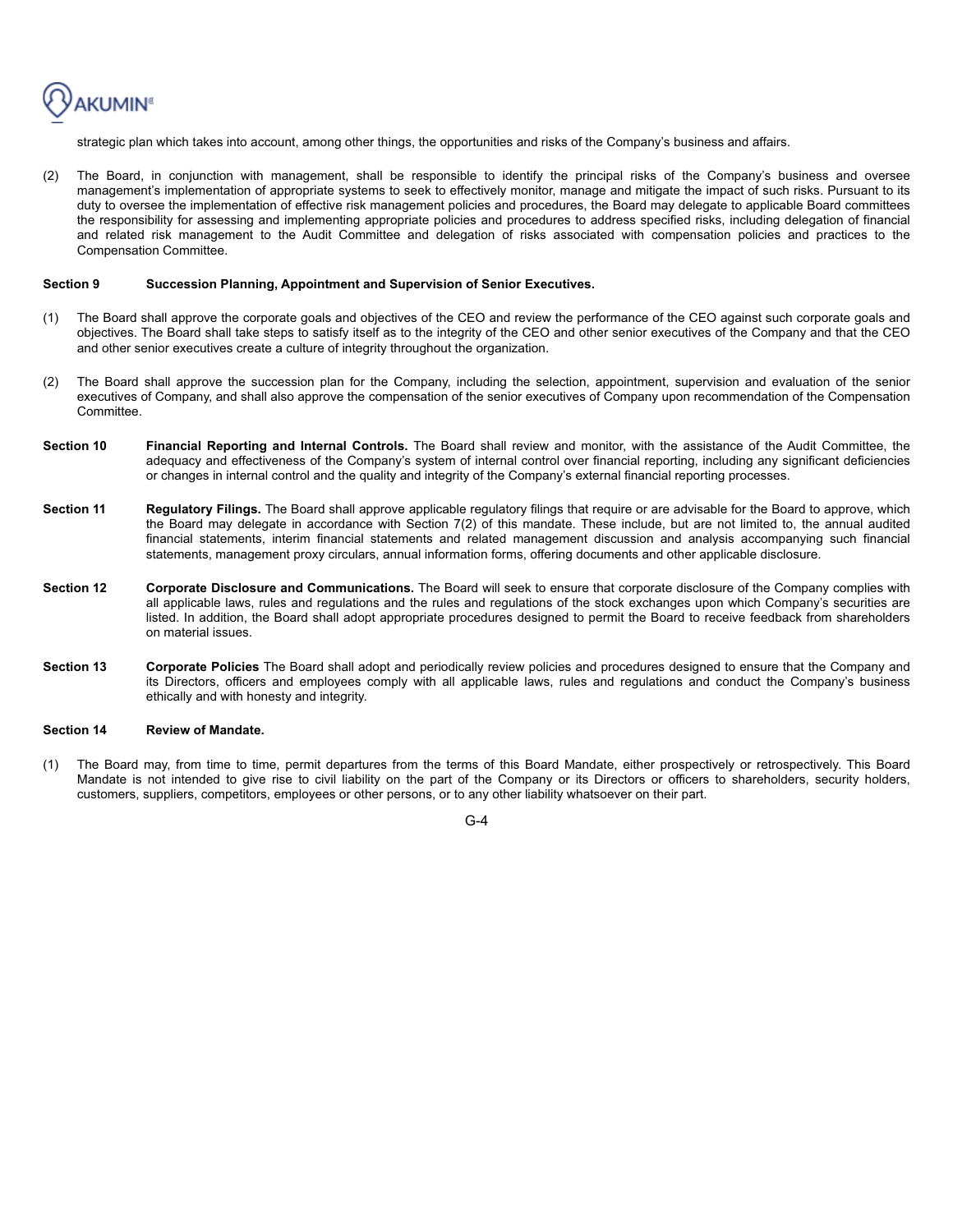strategic plan which takes into account, among other things, the opportunities and risks of the Company's business and affairs.

(2) The Board, in conjunction with management, shall be responsible to identify the principal risks of the Company's business and oversee management's implementation of appropriate systems to seek to effectively monitor, manage and mitigate the impact of such risks. Pursuant to its duty to oversee the implementation of effective risk management policies and procedures, the Board may delegate to applicable Board committees the responsibility for assessing and implementing appropriate policies and procedures to address specified risks, including delegation of financial and related risk management to the Audit Committee and delegation of risks associated with compensation policies and practices to the Compensation Committee.

**Section 9 Succession Planning, Appointment and Supervision of Senior Executives.**

(1) The Board shall approve the corporate goals and objectives of the CEO and review the performance of the CEO against such corporate goals and objectives. The Board shall take steps to satisfy itself as to the integrity of the CEO and other senior executives of the Company and that the CEO and other senior executives create a culture of integrity throughout the organization.

(2) The Board shall approve the succession plan for the Company, including the selection, appointment, supervision and evaluation of the senior executives of Company, and shall also approve the compensation of the senior executives of Company upon recommendation of the Compensation Committee.

**Section 10 Financial Reporting and Internal Controls.** The Board shall review and monitor, with the assistance of the Audit Committee, the adequacy and effectiveness of the Company's system of internal control over financial reporting, including any significant deficiencies or changes in internal control and the quality and integrity of the Company's external financial reporting processes.

**Section 11 Regulatory Filings.** The Board shall approve applicable regulatory filings that require or are advisable for the Board to approve, which the Board may delegate in accordance with Section 7(2) of this mandate. These include, but are not limited to, the annual audited financial statements, interim financial statements and related management discussion and analysis accompanying such financial statements, management proxy circulars, annual information forms, offering documents and other applicable disclosure.

**Section 12 Corporate Disclosure and Communications.** The Board will seek to ensure that corporate disclosure of the Company complies with all applicable laws, rules and regulations and the rules and regulations of the stock exchanges upon which Company's securities are listed. In addition, the Board shall adopt appropriate procedures designed to permit the Board to receive feedback from shareholders on material issues.

**Section 13 Corporate Policies** The Board shall adopt and periodically review policies and procedures designed to ensure that the Company and its Directors, officers and employees comply with all applicable laws, rules and regulations and conduct the Company's business ethically and with honesty and integrity.

**Section 14 Review of Mandate.**

(1) The Board may, from time to time, permit departures from the terms of this Board Mandate, either prospectively or retrospectively. This Board Mandate is not intended to give rise to civil liability on the part of the Company or its Directors or officers to shareholders, security holders, customers, suppliers, competitors, employees or other persons, or to any other liability whatsoever on their part.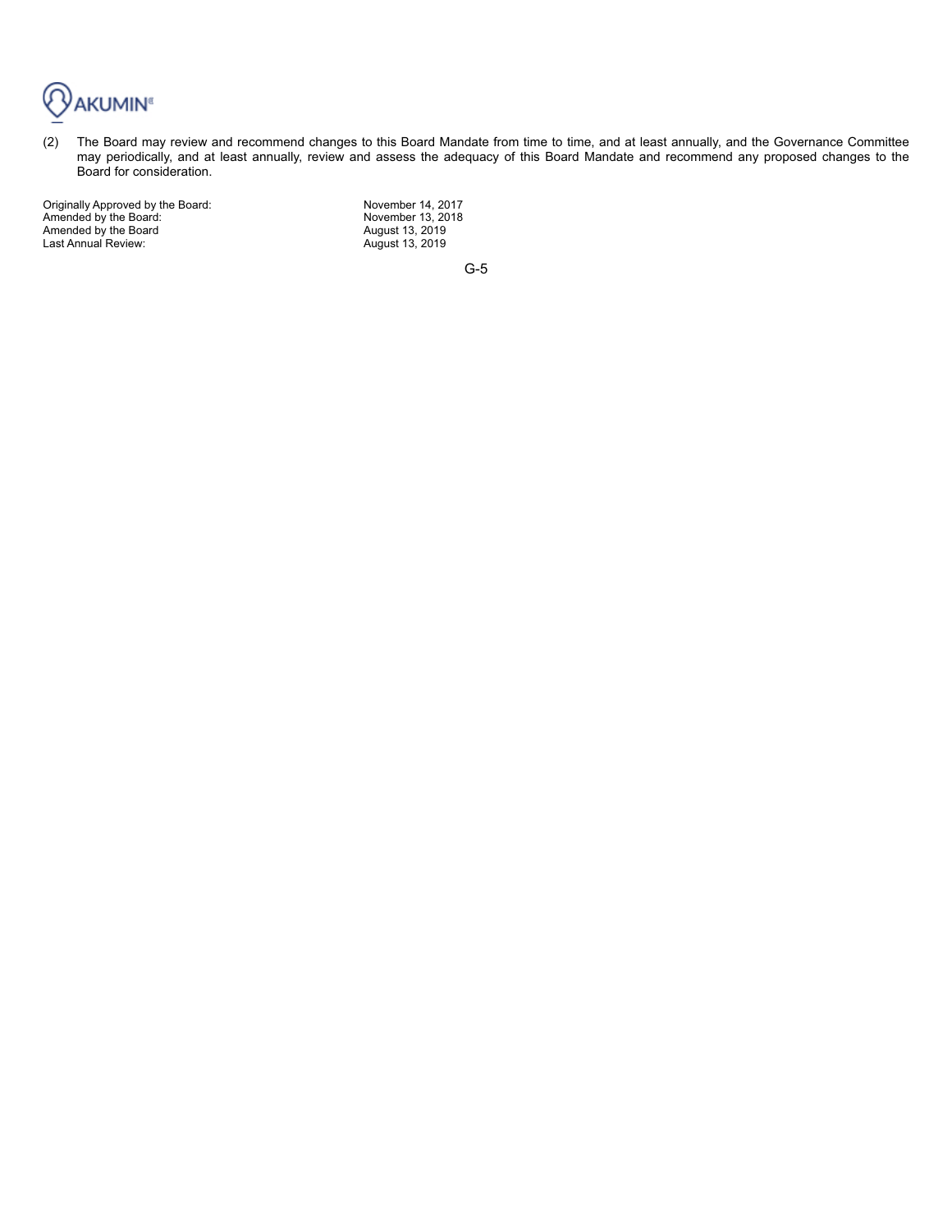(2) The Board may review and recommend changes to this Board Mandate from time to time, and at least annually, and the Governance Committee may periodically, and at least annually, review and assess the adequacy of this Board Mandate and recommend any proposed changes to the Board for consideration.

| | |
|---|---|
| Originally Approved by the Board: | November 14, 2017 |
| Amended by the Board: | November 13, 2018 |
| Amended by the Board | August 13, 2019 |
| Last Annual Review: | August 13, 2019 |